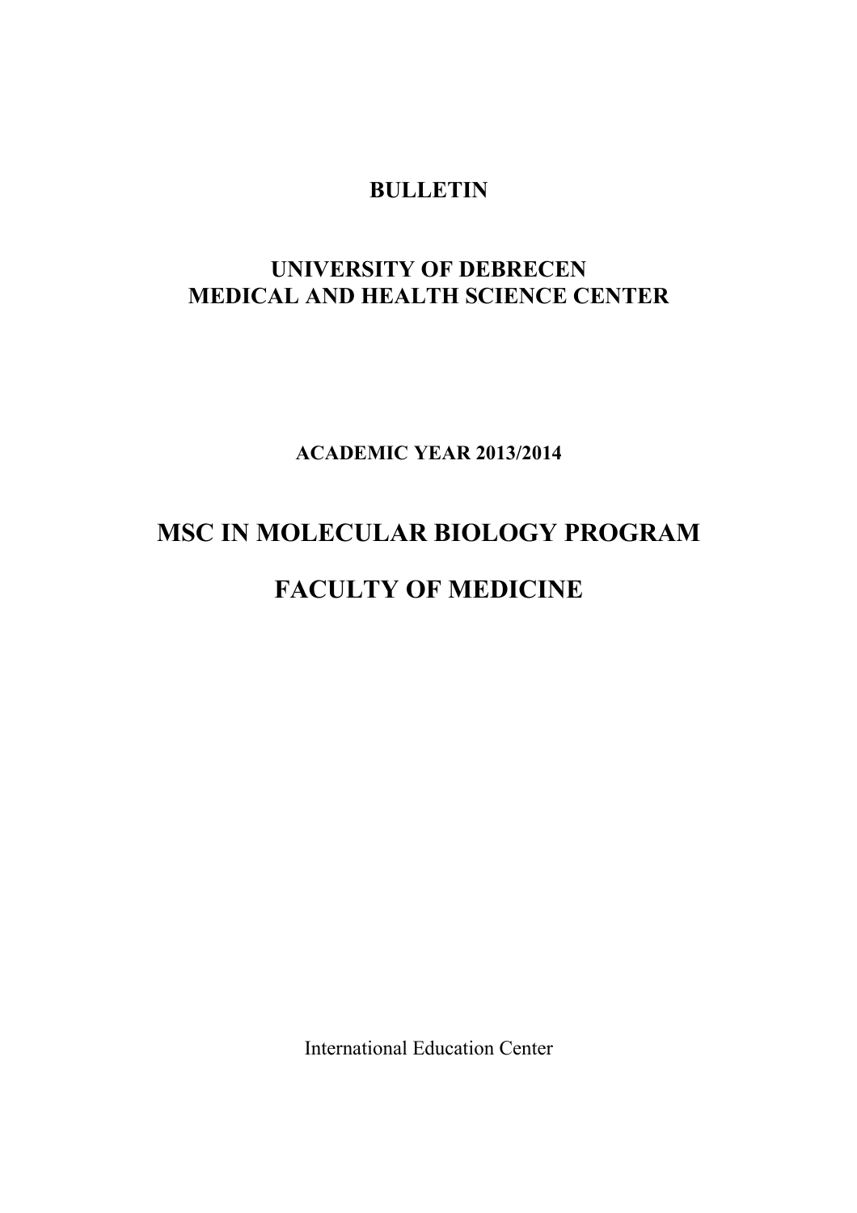# BULLETIN

## UNIVERSITY OF DEBRECEN
## MEDICAL AND HEALTH SCIENCE CENTER

**ACADEMIC YEAR 2013/2014**

# MSC IN MOLECULAR BIOLOGY PROGRAM

# FACULTY OF MEDICINE

International Education Center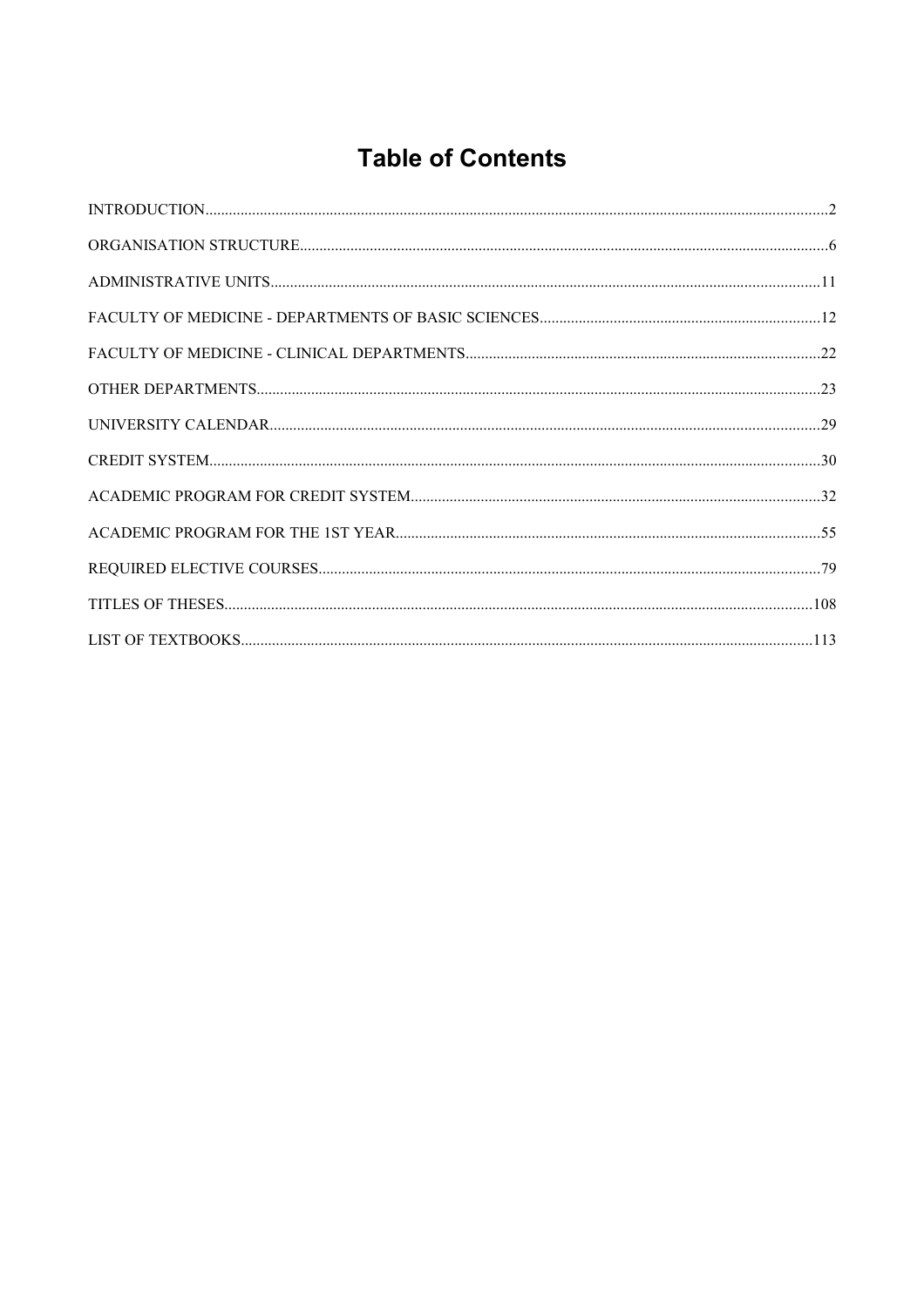# Table of Contents

INTRODUCTION.....2

ORGANISATION STRUCTURE.....6

ADMINISTRATIVE UNITS.....11

FACULTY OF MEDICINE - DEPARTMENTS OF BASIC SCIENCES.....12

FACULTY OF MEDICINE - CLINICAL DEPARTMENTS.....22

OTHER DEPARTMENTS.....23

UNIVERSITY CALENDAR.....29

CREDIT SYSTEM.....30

ACADEMIC PROGRAM FOR CREDIT SYSTEM.....32

ACADEMIC PROGRAM FOR THE 1ST YEAR.....55

REQUIRED ELECTIVE COURSES.....79

TITLES OF THESES.....108

LIST OF TEXTBOOKS.....113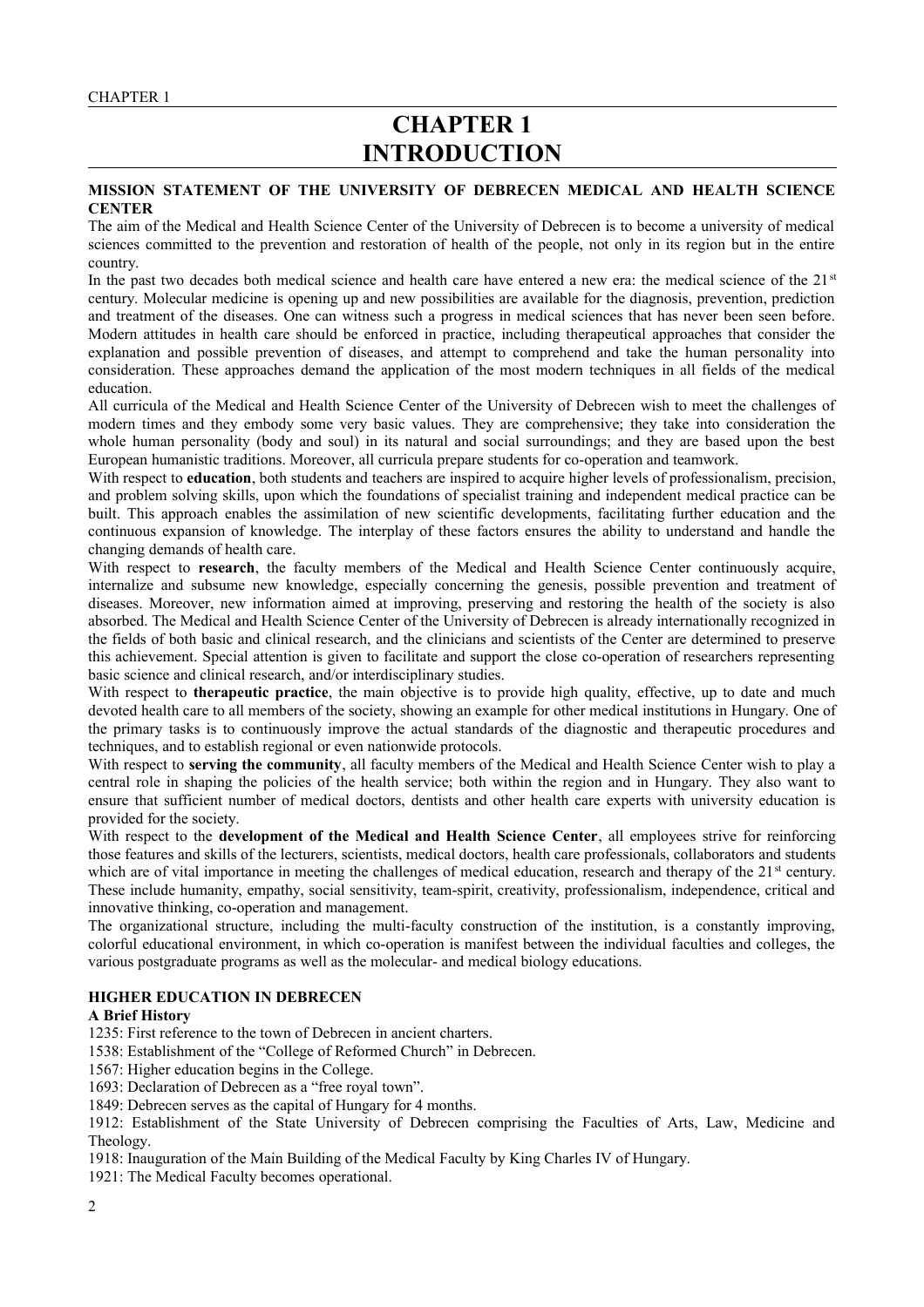# CHAPTER 1
# INTRODUCTION

**MISSION STATEMENT OF THE UNIVERSITY OF DEBRECEN MEDICAL AND HEALTH SCIENCE CENTER**

The aim of the Medical and Health Science Center of the University of Debrecen is to become a university of medical sciences committed to the prevention and restoration of health of the people, not only in its region but in the entire country.

In the past two decades both medical science and health care have entered a new era: the medical science of the 21st century. Molecular medicine is opening up and new possibilities are available for the diagnosis, prevention, prediction and treatment of the diseases. One can witness such a progress in medical sciences that has never been seen before. Modern attitudes in health care should be enforced in practice, including therapeutical approaches that consider the explanation and possible prevention of diseases, and attempt to comprehend and take the human personality into consideration. These approaches demand the application of the most modern techniques in all fields of the medical education.

All curricula of the Medical and Health Science Center of the University of Debrecen wish to meet the challenges of modern times and they embody some very basic values. They are comprehensive; they take into consideration the whole human personality (body and soul) in its natural and social surroundings; and they are based upon the best European humanistic traditions. Moreover, all curricula prepare students for co-operation and teamwork.

With respect to **education**, both students and teachers are inspired to acquire higher levels of professionalism, precision, and problem solving skills, upon which the foundations of specialist training and independent medical practice can be built. This approach enables the assimilation of new scientific developments, facilitating further education and the continuous expansion of knowledge. The interplay of these factors ensures the ability to understand and handle the changing demands of health care.

With respect to **research**, the faculty members of the Medical and Health Science Center continuously acquire, internalize and subsume new knowledge, especially concerning the genesis, possible prevention and treatment of diseases. Moreover, new information aimed at improving, preserving and restoring the health of the society is also absorbed. The Medical and Health Science Center of the University of Debrecen is already internationally recognized in the fields of both basic and clinical research, and the clinicians and scientists of the Center are determined to preserve this achievement. Special attention is given to facilitate and support the close co-operation of researchers representing basic science and clinical research, and/or interdisciplinary studies.

With respect to **therapeutic practice**, the main objective is to provide high quality, effective, up to date and much devoted health care to all members of the society, showing an example for other medical institutions in Hungary. One of the primary tasks is to continuously improve the actual standards of the diagnostic and therapeutic procedures and techniques, and to establish regional or even nationwide protocols.

With respect to **serving the community**, all faculty members of the Medical and Health Science Center wish to play a central role in shaping the policies of the health service; both within the region and in Hungary. They also want to ensure that sufficient number of medical doctors, dentists and other health care experts with university education is provided for the society.

With respect to the **development of the Medical and Health Science Center**, all employees strive for reinforcing those features and skills of the lecturers, scientists, medical doctors, health care professionals, collaborators and students which are of vital importance in meeting the challenges of medical education, research and therapy of the 21st century. These include humanity, empathy, social sensitivity, team-spirit, creativity, professionalism, independence, critical and innovative thinking, co-operation and management.

The organizational structure, including the multi-faculty construction of the institution, is a constantly improving, colorful educational environment, in which co-operation is manifest between the individual faculties and colleges, the various postgraduate programs as well as the molecular- and medical biology educations.

**HIGHER EDUCATION IN DEBRECEN**

**A Brief History**

1235: First reference to the town of Debrecen in ancient charters.

1538: Establishment of the "College of Reformed Church" in Debrecen.

1567: Higher education begins in the College.

1693: Declaration of Debrecen as a "free royal town".

1849: Debrecen serves as the capital of Hungary for 4 months.

1912: Establishment of the State University of Debrecen comprising the Faculties of Arts, Law, Medicine and Theology.

1918: Inauguration of the Main Building of the Medical Faculty by King Charles IV of Hungary.

1921: The Medical Faculty becomes operational.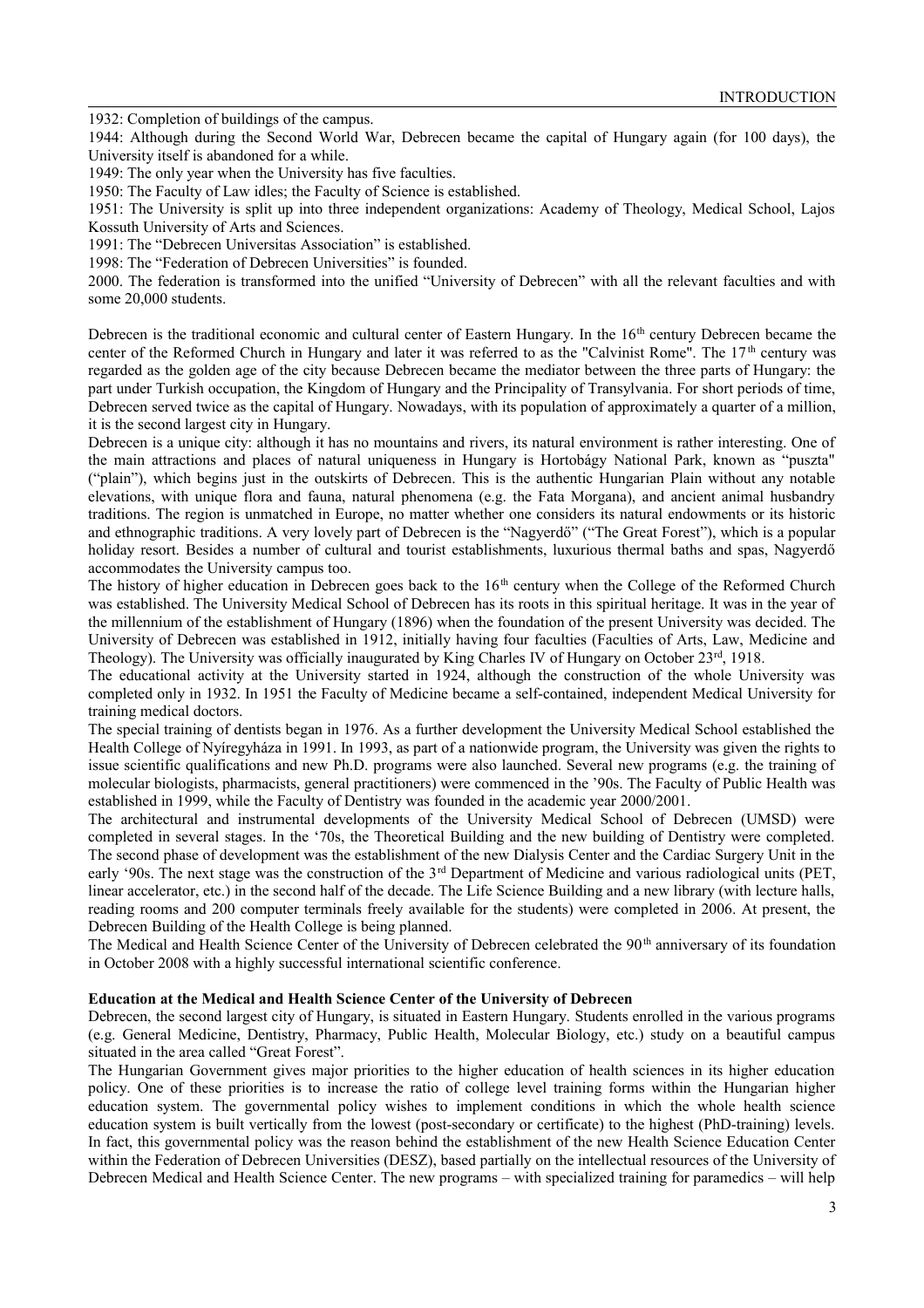1932: Completion of buildings of the campus.

1944: Although during the Second World War, Debrecen became the capital of Hungary again (for 100 days), the University itself is abandoned for a while.

1949: The only year when the University has five faculties.

1950: The Faculty of Law idles; the Faculty of Science is established.

1951: The University is split up into three independent organizations: Academy of Theology, Medical School, Lajos Kossuth University of Arts and Sciences.

1991: The "Debrecen Universitas Association" is established.

1998: The "Federation of Debrecen Universities" is founded.

2000. The federation is transformed into the unified "University of Debrecen" with all the relevant faculties and with some 20,000 students.

Debrecen is the traditional economic and cultural center of Eastern Hungary. In the 16th century Debrecen became the center of the Reformed Church in Hungary and later it was referred to as the "Calvinist Rome". The 17th century was regarded as the golden age of the city because Debrecen became the mediator between the three parts of Hungary: the part under Turkish occupation, the Kingdom of Hungary and the Principality of Transylvania. For short periods of time, Debrecen served twice as the capital of Hungary. Nowadays, with its population of approximately a quarter of a million, it is the second largest city in Hungary.

Debrecen is a unique city: although it has no mountains and rivers, its natural environment is rather interesting. One of the main attractions and places of natural uniqueness in Hungary is Hortobágy National Park, known as "puszta" ("plain"), which begins just in the outskirts of Debrecen. This is the authentic Hungarian Plain without any notable elevations, with unique flora and fauna, natural phenomena (e.g. the Fata Morgana), and ancient animal husbandry traditions. The region is unmatched in Europe, no matter whether one considers its natural endowments or its historic and ethnographic traditions. A very lovely part of Debrecen is the "Nagyerdő" ("The Great Forest"), which is a popular holiday resort. Besides a number of cultural and tourist establishments, luxurious thermal baths and spas, Nagyerdő accommodates the University campus too.

The history of higher education in Debrecen goes back to the 16th century when the College of the Reformed Church was established. The University Medical School of Debrecen has its roots in this spiritual heritage. It was in the year of the millennium of the establishment of Hungary (1896) when the foundation of the present University was decided. The University of Debrecen was established in 1912, initially having four faculties (Faculties of Arts, Law, Medicine and Theology). The University was officially inaugurated by King Charles IV of Hungary on October 23rd, 1918.

The educational activity at the University started in 1924, although the construction of the whole University was completed only in 1932. In 1951 the Faculty of Medicine became a self-contained, independent Medical University for training medical doctors.

The special training of dentists began in 1976. As a further development the University Medical School established the Health College of Nyíregyháza in 1991. In 1993, as part of a nationwide program, the University was given the rights to issue scientific qualifications and new Ph.D. programs were also launched. Several new programs (e.g. the training of molecular biologists, pharmacists, general practitioners) were commenced in the '90s. The Faculty of Public Health was established in 1999, while the Faculty of Dentistry was founded in the academic year 2000/2001.

The architectural and instrumental developments of the University Medical School of Debrecen (UMSD) were completed in several stages. In the '70s, the Theoretical Building and the new building of Dentistry were completed. The second phase of development was the establishment of the new Dialysis Center and the Cardiac Surgery Unit in the early '90s. The next stage was the construction of the 3rd Department of Medicine and various radiological units (PET, linear accelerator, etc.) in the second half of the decade. The Life Science Building and a new library (with lecture halls, reading rooms and 200 computer terminals freely available for the students) were completed in 2006. At present, the Debrecen Building of the Health College is being planned.

The Medical and Health Science Center of the University of Debrecen celebrated the 90th anniversary of its foundation in October 2008 with a highly successful international scientific conference.

**Education at the Medical and Health Science Center of the University of Debrecen**

Debrecen, the second largest city of Hungary, is situated in Eastern Hungary. Students enrolled in the various programs (e.g. General Medicine, Dentistry, Pharmacy, Public Health, Molecular Biology, etc.) study on a beautiful campus situated in the area called "Great Forest".

The Hungarian Government gives major priorities to the higher education of health sciences in its higher education policy. One of these priorities is to increase the ratio of college level training forms within the Hungarian higher education system. The governmental policy wishes to implement conditions in which the whole health science education system is built vertically from the lowest (post-secondary or certificate) to the highest (PhD-training) levels. In fact, this governmental policy was the reason behind the establishment of the new Health Science Education Center within the Federation of Debrecen Universities (DESZ), based partially on the intellectual resources of the University of Debrecen Medical and Health Science Center. The new programs – with specialized training for paramedics – will help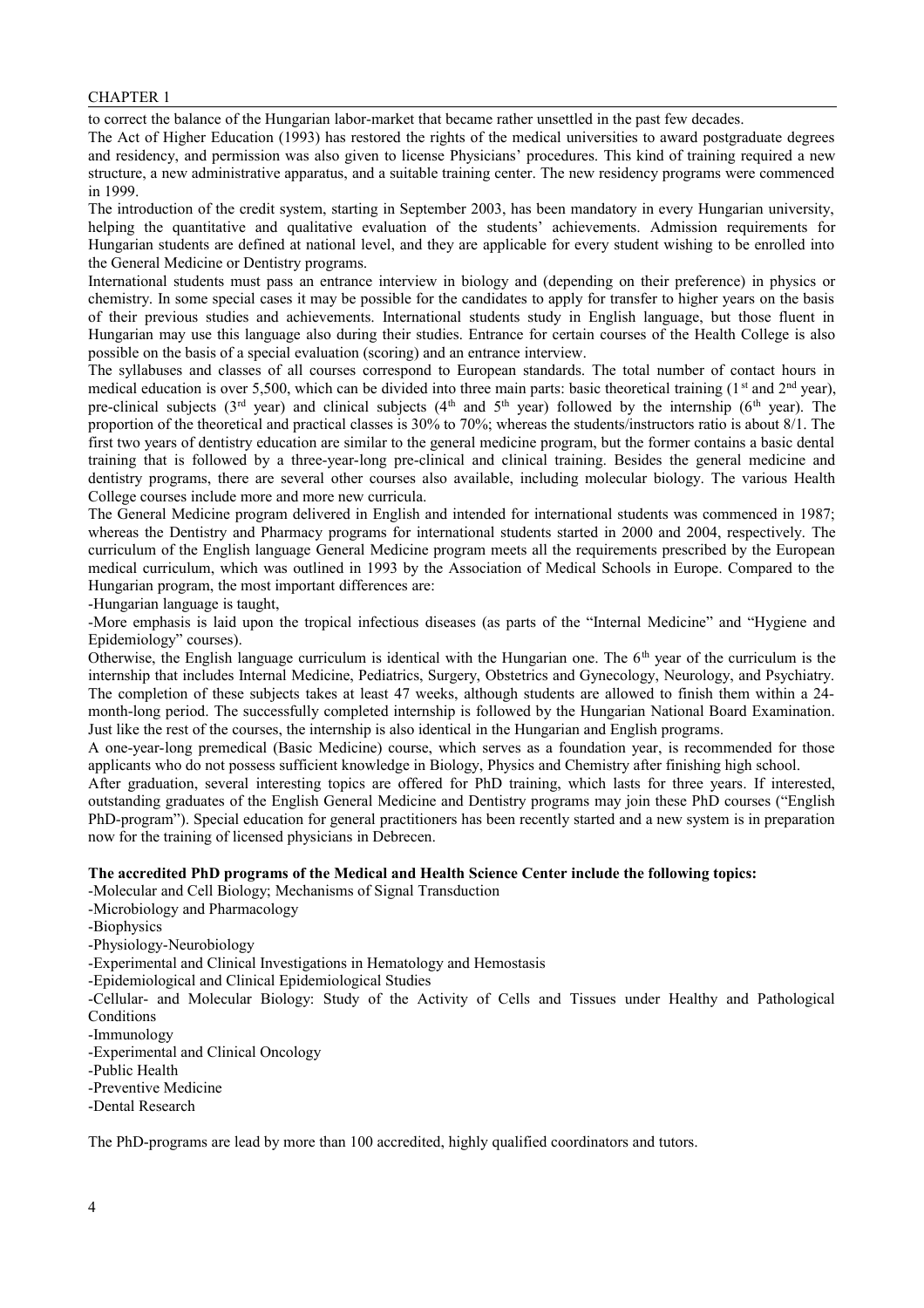to correct the balance of the Hungarian labor-market that became rather unsettled in the past few decades.

The Act of Higher Education (1993) has restored the rights of the medical universities to award postgraduate degrees and residency, and permission was also given to license Physicians' procedures. This kind of training required a new structure, a new administrative apparatus, and a suitable training center. The new residency programs were commenced in 1999.

The introduction of the credit system, starting in September 2003, has been mandatory in every Hungarian university, helping the quantitative and qualitative evaluation of the students' achievements. Admission requirements for Hungarian students are defined at national level, and they are applicable for every student wishing to be enrolled into the General Medicine or Dentistry programs.

International students must pass an entrance interview in biology and (depending on their preference) in physics or chemistry. In some special cases it may be possible for the candidates to apply for transfer to higher years on the basis of their previous studies and achievements. International students study in English language, but those fluent in Hungarian may use this language also during their studies. Entrance for certain courses of the Health College is also possible on the basis of a special evaluation (scoring) and an entrance interview.

The syllabuses and classes of all courses correspond to European standards. The total number of contact hours in medical education is over 5,500, which can be divided into three main parts: basic theoretical training (1st and 2nd year), pre-clinical subjects (3rd year) and clinical subjects (4th and 5th year) followed by the internship (6th year). The proportion of the theoretical and practical classes is 30% to 70%; whereas the students/instructors ratio is about 8/1. The first two years of dentistry education are similar to the general medicine program, but the former contains a basic dental training that is followed by a three-year-long pre-clinical and clinical training. Besides the general medicine and dentistry programs, there are several other courses also available, including molecular biology. The various Health College courses include more and more new curricula.

The General Medicine program delivered in English and intended for international students was commenced in 1987; whereas the Dentistry and Pharmacy programs for international students started in 2000 and 2004, respectively. The curriculum of the English language General Medicine program meets all the requirements prescribed by the European medical curriculum, which was outlined in 1993 by the Association of Medical Schools in Europe. Compared to the Hungarian program, the most important differences are:

-Hungarian language is taught,

-More emphasis is laid upon the tropical infectious diseases (as parts of the "Internal Medicine" and "Hygiene and Epidemiology" courses).

Otherwise, the English language curriculum is identical with the Hungarian one. The 6th year of the curriculum is the internship that includes Internal Medicine, Pediatrics, Surgery, Obstetrics and Gynecology, Neurology, and Psychiatry. The completion of these subjects takes at least 47 weeks, although students are allowed to finish them within a 24-month-long period. The successfully completed internship is followed by the Hungarian National Board Examination. Just like the rest of the courses, the internship is also identical in the Hungarian and English programs.

A one-year-long premedical (Basic Medicine) course, which serves as a foundation year, is recommended for those applicants who do not possess sufficient knowledge in Biology, Physics and Chemistry after finishing high school.

After graduation, several interesting topics are offered for PhD training, which lasts for three years. If interested, outstanding graduates of the English General Medicine and Dentistry programs may join these PhD courses ("English PhD-program"). Special education for general practitioners has been recently started and a new system is in preparation now for the training of licensed physicians in Debrecen.

**The accredited PhD programs of the Medical and Health Science Center include the following topics:**

-Molecular and Cell Biology; Mechanisms of Signal Transduction
-Microbiology and Pharmacology
-Biophysics
-Physiology-Neurobiology
-Experimental and Clinical Investigations in Hematology and Hemostasis
-Epidemiological and Clinical Epidemiological Studies
-Cellular- and Molecular Biology: Study of the Activity of Cells and Tissues under Healthy and Pathological Conditions
-Immunology
-Experimental and Clinical Oncology
-Public Health
-Preventive Medicine
-Dental Research

The PhD-programs are lead by more than 100 accredited, highly qualified coordinators and tutors.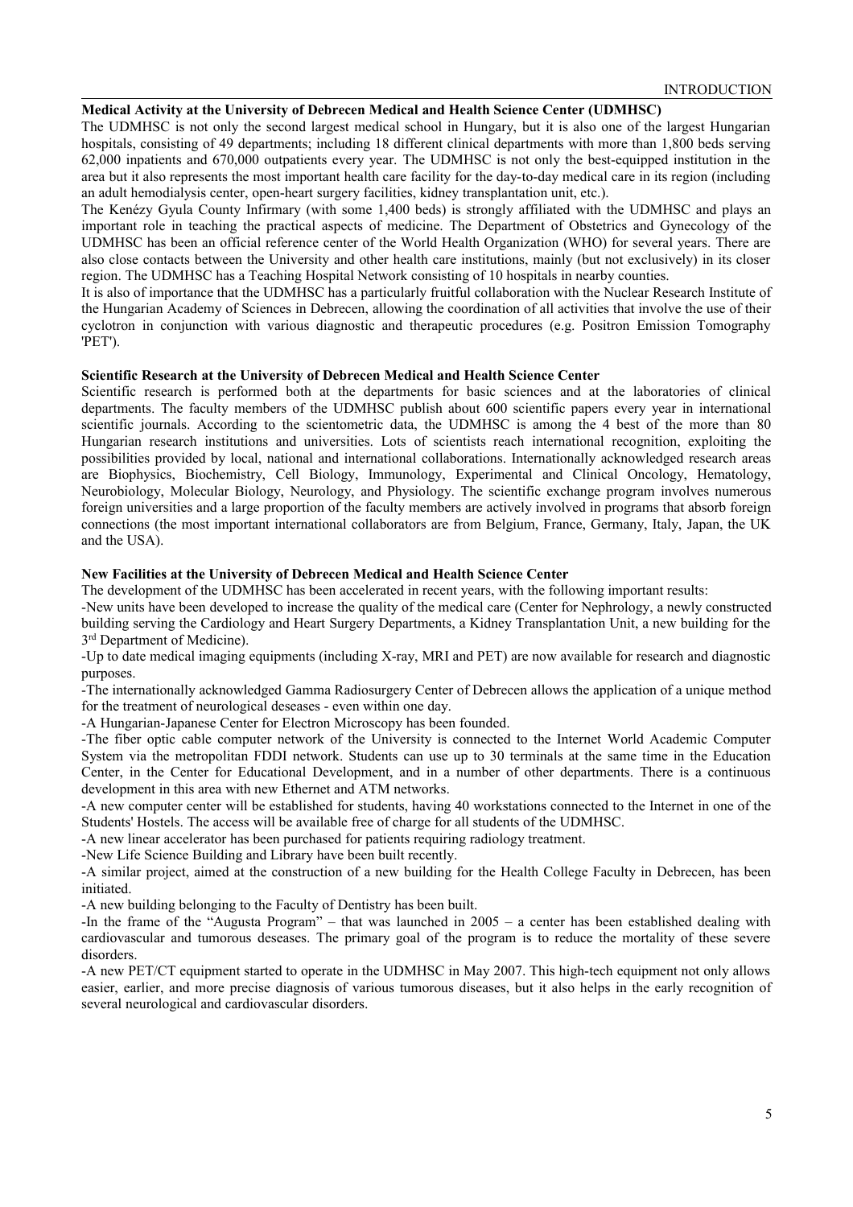**Medical Activity at the University of Debrecen Medical and Health Science Center (UDMHSC)**

The UDMHSC is not only the second largest medical school in Hungary, but it is also one of the largest Hungarian hospitals, consisting of 49 departments; including 18 different clinical departments with more than 1,800 beds serving 62,000 inpatients and 670,000 outpatients every year. The UDMHSC is not only the best-equipped institution in the area but it also represents the most important health care facility for the day-to-day medical care in its region (including an adult hemodialysis center, open-heart surgery facilities, kidney transplantation unit, etc.).

The Kenézy Gyula County Infirmary (with some 1,400 beds) is strongly affiliated with the UDMHSC and plays an important role in teaching the practical aspects of medicine. The Department of Obstetrics and Gynecology of the UDMHSC has been an official reference center of the World Health Organization (WHO) for several years. There are also close contacts between the University and other health care institutions, mainly (but not exclusively) in its closer region. The UDMHSC has a Teaching Hospital Network consisting of 10 hospitals in nearby counties.

It is also of importance that the UDMHSC has a particularly fruitful collaboration with the Nuclear Research Institute of the Hungarian Academy of Sciences in Debrecen, allowing the coordination of all activities that involve the use of their cyclotron in conjunction with various diagnostic and therapeutic procedures (e.g. Positron Emission Tomography 'PET').

**Scientific Research at the University of Debrecen Medical and Health Science Center**

Scientific research is performed both at the departments for basic sciences and at the laboratories of clinical departments. The faculty members of the UDMHSC publish about 600 scientific papers every year in international scientific journals. According to the scientometric data, the UDMHSC is among the 4 best of the more than 80 Hungarian research institutions and universities. Lots of scientists reach international recognition, exploiting the possibilities provided by local, national and international collaborations. Internationally acknowledged research areas are Biophysics, Biochemistry, Cell Biology, Immunology, Experimental and Clinical Oncology, Hematology, Neurobiology, Molecular Biology, Neurology, and Physiology. The scientific exchange program involves numerous foreign universities and a large proportion of the faculty members are actively involved in programs that absorb foreign connections (the most important international collaborators are from Belgium, France, Germany, Italy, Japan, the UK and the USA).

**New Facilities at the University of Debrecen Medical and Health Science Center**

The development of the UDMHSC has been accelerated in recent years, with the following important results:

-New units have been developed to increase the quality of the medical care (Center for Nephrology, a newly constructed building serving the Cardiology and Heart Surgery Departments, a Kidney Transplantation Unit, a new building for the 3rd Department of Medicine).

-Up to date medical imaging equipments (including X-ray, MRI and PET) are now available for research and diagnostic purposes.

-The internationally acknowledged Gamma Radiosurgery Center of Debrecen allows the application of a unique method for the treatment of neurological deseases - even within one day.

-A Hungarian-Japanese Center for Electron Microscopy has been founded.

-The fiber optic cable computer network of the University is connected to the Internet World Academic Computer System via the metropolitan FDDI network. Students can use up to 30 terminals at the same time in the Education Center, in the Center for Educational Development, and in a number of other departments. There is a continuous development in this area with new Ethernet and ATM networks.

-A new computer center will be established for students, having 40 workstations connected to the Internet in one of the Students' Hostels. The access will be available free of charge for all students of the UDMHSC.

-A new linear accelerator has been purchased for patients requiring radiology treatment.

-New Life Science Building and Library have been built recently.

-A similar project, aimed at the construction of a new building for the Health College Faculty in Debrecen, has been initiated.

-A new building belonging to the Faculty of Dentistry has been built.

-In the frame of the "Augusta Program" – that was launched in 2005 – a center has been established dealing with cardiovascular and tumorous deseases. The primary goal of the program is to reduce the mortality of these severe disorders.

-A new PET/CT equipment started to operate in the UDMHSC in May 2007. This high-tech equipment not only allows easier, earlier, and more precise diagnosis of various tumorous diseases, but it also helps in the early recognition of several neurological and cardiovascular disorders.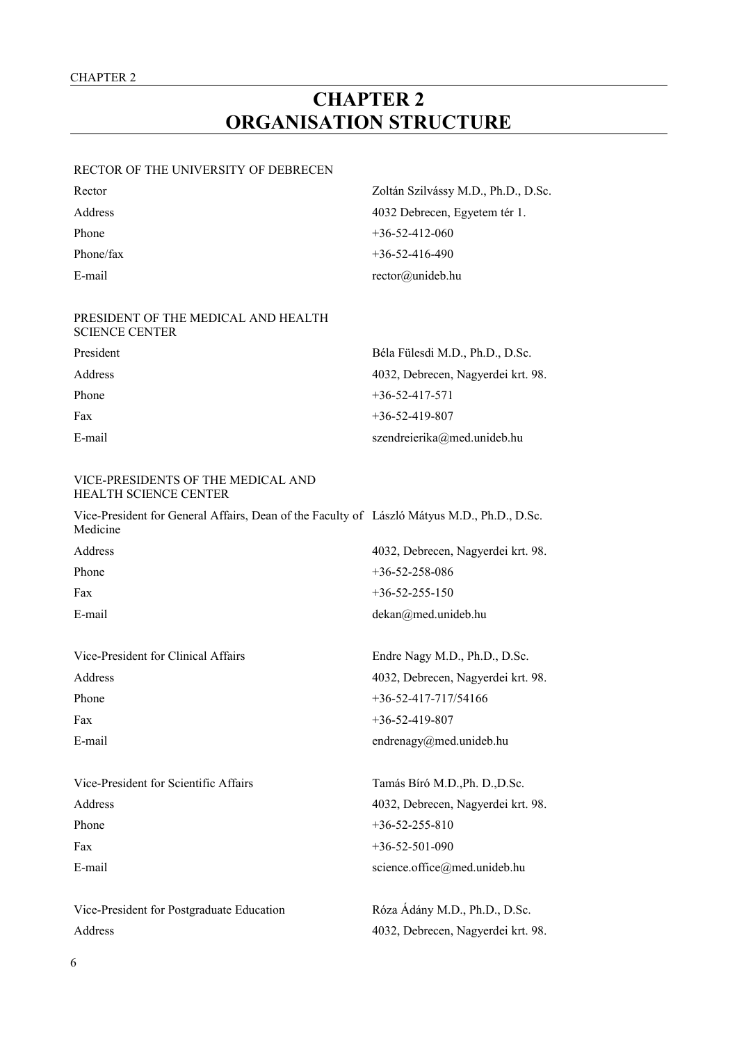# CHAPTER 2
# ORGANISATION STRUCTURE

RECTOR OF THE UNIVERSITY OF DEBRECEN

| | |
|---|---|
| Rector | Zoltán Szilvássy M.D., Ph.D., D.Sc. |
| Address | 4032 Debrecen, Egyetem tér 1. |
| Phone | +36-52-412-060 |
| Phone/fax | +36-52-416-490 |
| E-mail | rector@unideb.hu |

PRESIDENT OF THE MEDICAL AND HEALTH SCIENCE CENTER

| | |
|---|---|
| President | Béla Fülesdi M.D., Ph.D., D.Sc. |
| Address | 4032, Debrecen, Nagyerdei krt. 98. |
| Phone | +36-52-417-571 |
| Fax | +36-52-419-807 |
| E-mail | szendreierika@med.unideb.hu |

VICE-PRESIDENTS OF THE MEDICAL AND HEALTH SCIENCE CENTER

| | |
|---|---|
| Vice-President for General Affairs, Dean of the Faculty of Medicine | László Mátyus M.D., Ph.D., D.Sc. |
| Address | 4032, Debrecen, Nagyerdei krt. 98. |
| Phone | +36-52-258-086 |
| Fax | +36-52-255-150 |
| E-mail | dekan@med.unideb.hu |

| | |
|---|---|
| Vice-President for Clinical Affairs | Endre Nagy M.D., Ph.D., D.Sc. |
| Address | 4032, Debrecen, Nagyerdei krt. 98. |
| Phone | +36-52-417-717/54166 |
| Fax | +36-52-419-807 |
| E-mail | endrenagy@med.unideb.hu |

| | |
|---|---|
| Vice-President for Scientific Affairs | Tamás Bíró M.D.,Ph. D.,D.Sc. |
| Address | 4032, Debrecen, Nagyerdei krt. 98. |
| Phone | +36-52-255-810 |
| Fax | +36-52-501-090 |
| E-mail | science.office@med.unideb.hu |

| | |
|---|---|
| Vice-President for Postgraduate Education | Róza Ádány M.D., Ph.D., D.Sc. |
| Address | 4032, Debrecen, Nagyerdei krt. 98. |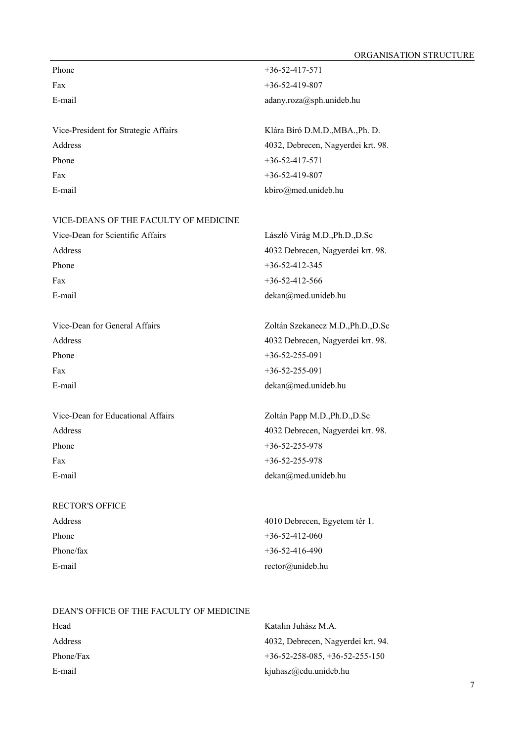| | |
|---|---|
| Phone | +36-52-417-571 |
| Fax | +36-52-419-807 |
| E-mail | adany.roza@sph.unideb.hu |

| | |
|---|---|
| Vice-President for Strategic Affairs | Klára Bíró D.M.D.,MBA.,Ph. D. |
| Address | 4032, Debrecen, Nagyerdei krt. 98. |
| Phone | +36-52-417-571 |
| Fax | +36-52-419-807 |
| E-mail | kbiro@med.unideb.hu |

## VICE-DEANS OF THE FACULTY OF MEDICINE

| | |
|---|---|
| Vice-Dean for Scientific Affairs | László Virág M.D.,Ph.D.,D.Sc |
| Address | 4032 Debrecen, Nagyerdei krt. 98. |
| Phone | +36-52-412-345 |
| Fax | +36-52-412-566 |
| E-mail | dekan@med.unideb.hu |

| | |
|---|---|
| Vice-Dean for General Affairs | Zoltán Szekanecz M.D.,Ph.D.,D.Sc |
| Address | 4032 Debrecen, Nagyerdei krt. 98. |
| Phone | +36-52-255-091 |
| Fax | +36-52-255-091 |
| E-mail | dekan@med.unideb.hu |

| | |
|---|---|
| Vice-Dean for Educational Affairs | Zoltán Papp M.D.,Ph.D.,D.Sc |
| Address | 4032 Debrecen, Nagyerdei krt. 98. |
| Phone | +36-52-255-978 |
| Fax | +36-52-255-978 |
| E-mail | dekan@med.unideb.hu |

## RECTOR'S OFFICE

| | |
|---|---|
| Address | 4010 Debrecen, Egyetem tér 1. |
| Phone | +36-52-412-060 |
| Phone/fax | +36-52-416-490 |
| E-mail | rector@unideb.hu |

## DEAN'S OFFICE OF THE FACULTY OF MEDICINE

| | |
|---|---|
| Head | Katalin Juhász M.A. |
| Address | 4032, Debrecen, Nagyerdei krt. 94. |
| Phone/Fax | +36-52-258-085, +36-52-255-150 |
| E-mail | kjuhasz@edu.unideb.hu |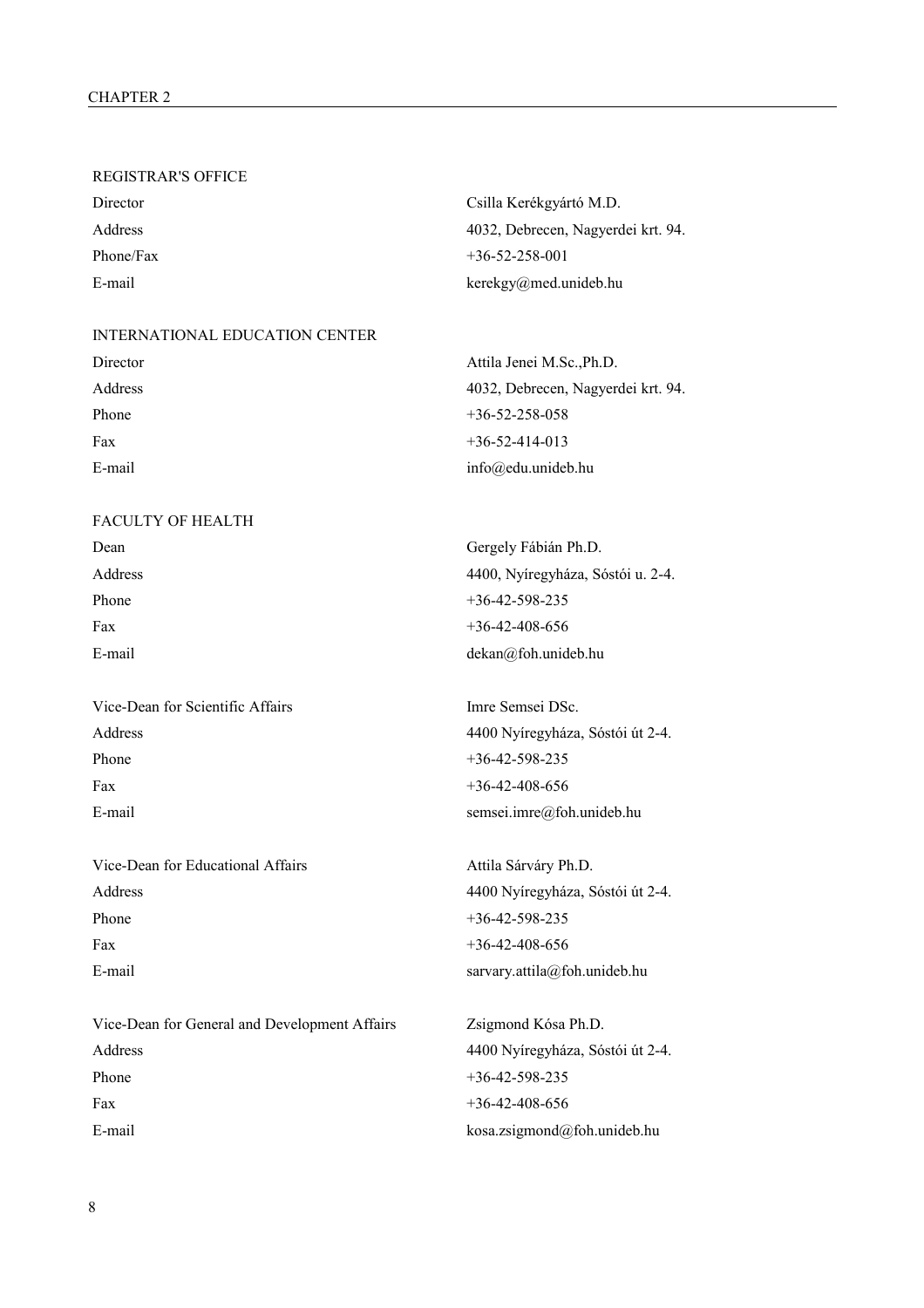## REGISTRAR'S OFFICE

| | |
|---|---|
| Director | Csilla Kerékgyártó M.D. |
| Address | 4032, Debrecen, Nagyerdei krt. 94. |
| Phone/Fax | +36-52-258-001 |
| E-mail | kerekgy@med.unideb.hu |

## INTERNATIONAL EDUCATION CENTER

| | |
|---|---|
| Director | Attila Jenei M.Sc.,Ph.D. |
| Address | 4032, Debrecen, Nagyerdei krt. 94. |
| Phone | +36-52-258-058 |
| Fax | +36-52-414-013 |
| E-mail | info@edu.unideb.hu |

## FACULTY OF HEALTH

| | |
|---|---|
| Dean | Gergely Fábián Ph.D. |
| Address | 4400, Nyíregyháza, Sóstói u. 2-4. |
| Phone | +36-42-598-235 |
| Fax | +36-42-408-656 |
| E-mail | dekan@foh.unideb.hu |

| | |
|---|---|
| Vice-Dean for Scientific Affairs | Imre Semsei DSc. |
| Address | 4400 Nyíregyháza, Sóstói út 2-4. |
| Phone | +36-42-598-235 |
| Fax | +36-42-408-656 |
| E-mail | semsei.imre@foh.unideb.hu |

| | |
|---|---|
| Vice-Dean for Educational Affairs | Attila Sárváry Ph.D. |
| Address | 4400 Nyíregyháza, Sóstói út 2-4. |
| Phone | +36-42-598-235 |
| Fax | +36-42-408-656 |
| E-mail | sarvary.attila@foh.unideb.hu |

| | |
|---|---|
| Vice-Dean for General and Development Affairs | Zsigmond Kósa Ph.D. |
| Address | 4400 Nyíregyháza, Sóstói út 2-4. |
| Phone | +36-42-598-235 |
| Fax | +36-42-408-656 |
| E-mail | kosa.zsigmond@foh.unideb.hu |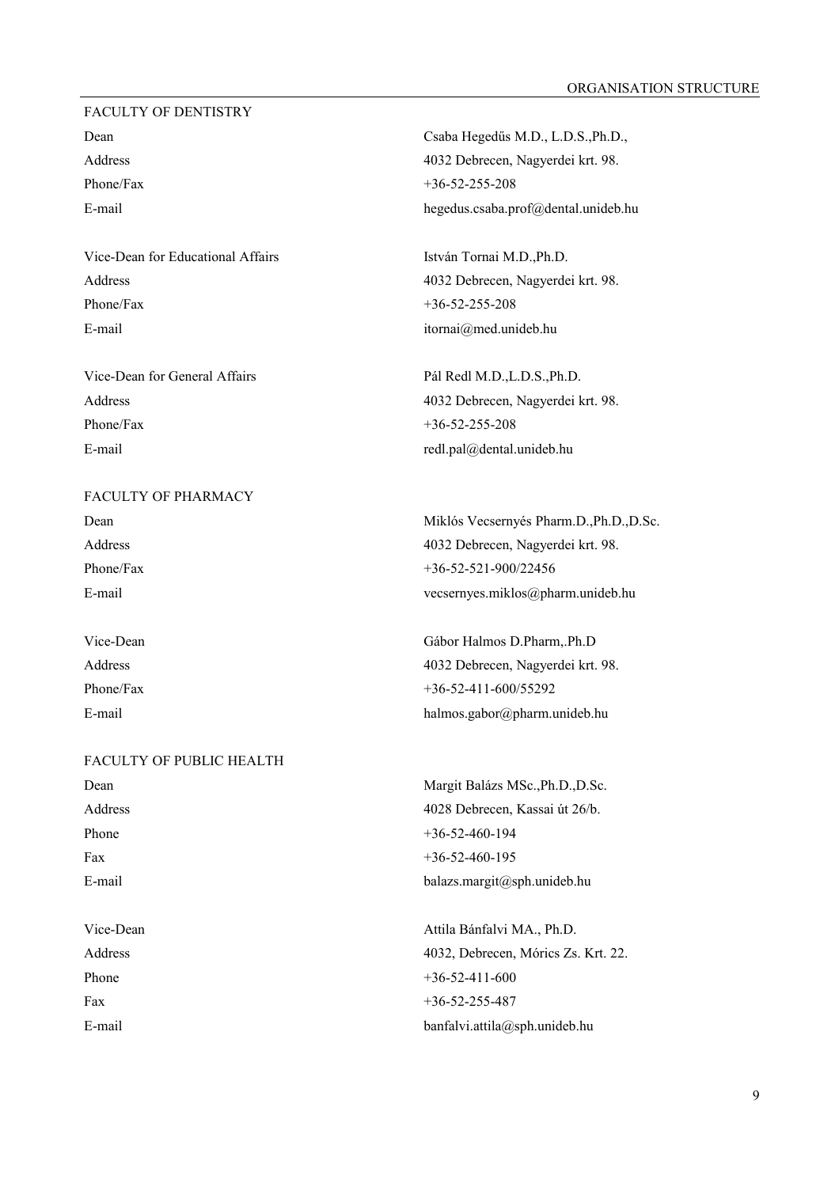## FACULTY OF DENTISTRY

| | |
|---|---|
| Dean | Csaba Hegedűs M.D., L.D.S.,Ph.D., |
| Address | 4032 Debrecen, Nagyerdei krt. 98. |
| Phone/Fax | +36-52-255-208 |
| E-mail | hegedus.csaba.prof@dental.unideb.hu |

| | |
|---|---|
| Vice-Dean for Educational Affairs | István Tornai M.D.,Ph.D. |
| Address | 4032 Debrecen, Nagyerdei krt. 98. |
| Phone/Fax | +36-52-255-208 |
| E-mail | itornai@med.unideb.hu |

| | |
|---|---|
| Vice-Dean for General Affairs | Pál Redl M.D.,L.D.S.,Ph.D. |
| Address | 4032 Debrecen, Nagyerdei krt. 98. |
| Phone/Fax | +36-52-255-208 |
| E-mail | redl.pal@dental.unideb.hu |

## FACULTY OF PHARMACY

| | |
|---|---|
| Dean | Miklós Vecsernyés Pharm.D.,Ph.D.,D.Sc. |
| Address | 4032 Debrecen, Nagyerdei krt. 98. |
| Phone/Fax | +36-52-521-900/22456 |
| E-mail | vecsernyes.miklos@pharm.unideb.hu |

| | |
|---|---|
| Vice-Dean | Gábor Halmos D.Pharm,.Ph.D |
| Address | 4032 Debrecen, Nagyerdei krt. 98. |
| Phone/Fax | +36-52-411-600/55292 |
| E-mail | halmos.gabor@pharm.unideb.hu |

## FACULTY OF PUBLIC HEALTH

| | |
|---|---|
| Dean | Margit Balázs MSc.,Ph.D.,D.Sc. |
| Address | 4028 Debrecen, Kassai út 26/b. |
| Phone | +36-52-460-194 |
| Fax | +36-52-460-195 |
| E-mail | balazs.margit@sph.unideb.hu |

| | |
|---|---|
| Vice-Dean | Attila Bánfalvi MA., Ph.D. |
| Address | 4032, Debrecen, Móricz Zs. Krt. 22. |
| Phone | +36-52-411-600 |
| Fax | +36-52-255-487 |
| E-mail | banfalvi.attila@sph.unideb.hu |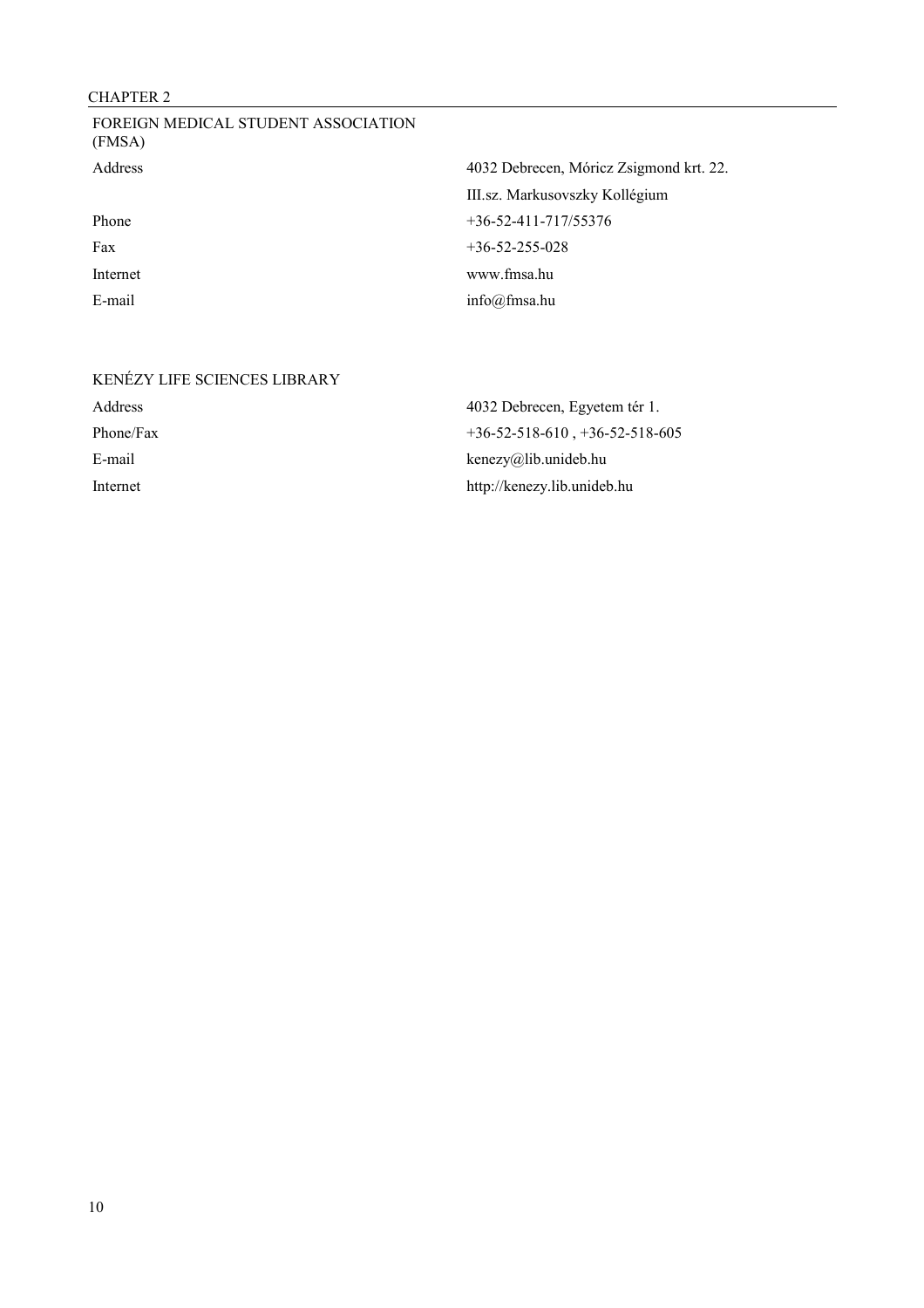## FOREIGN MEDICAL STUDENT ASSOCIATION (FMSA)

| | |
|---|---|
| Address | 4032 Debrecen, Móricz Zsigmond krt. 22. |
| | III.sz. Markusovszky Kollégium |
| Phone | +36-52-411-717/55376 |
| Fax | +36-52-255-028 |
| Internet | www.fmsa.hu |
| E-mail | info@fmsa.hu |

## KENÉZY LIFE SCIENCES LIBRARY

| | |
|---|---|
| Address | 4032 Debrecen, Egyetem tér 1. |
| Phone/Fax | +36-52-518-610 , +36-52-518-605 |
| E-mail | kenezy@lib.unideb.hu |
| Internet | http://kenezy.lib.unideb.hu |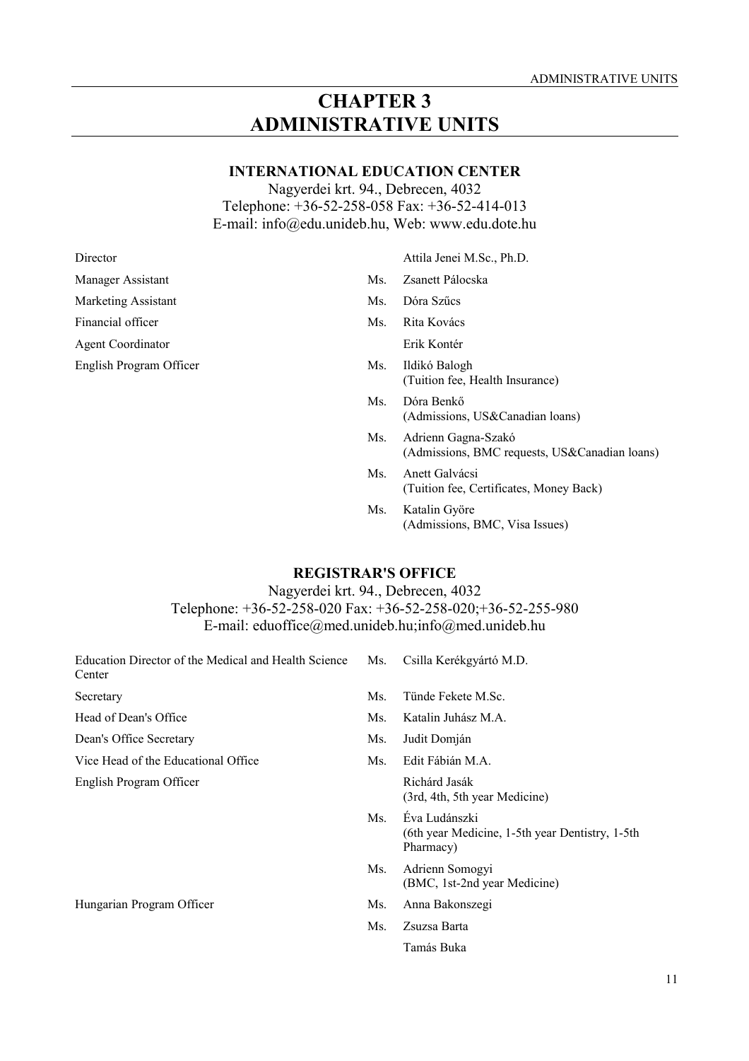# CHAPTER 3
# ADMINISTRATIVE UNITS

## INTERNATIONAL EDUCATION CENTER

Nagyerdei krt. 94., Debrecen, 4032
Telephone: +36-52-258-058 Fax: +36-52-414-013
E-mail: info@edu.unideb.hu, Web: www.edu.dote.hu

| | | |
|---|---|---|
| Director | | Attila Jenei M.Sc., Ph.D. |
| Manager Assistant | Ms. | Zsanett Pálocska |
| Marketing Assistant | Ms. | Dóra Szűcs |
| Financial officer | Ms. | Rita Kovács |
| Agent Coordinator | | Erik Kontér |
| English Program Officer | Ms. | Ildikó Balogh (Tuition fee, Health Insurance) |
| | Ms. | Dóra Benkő (Admissions, US&Canadian loans) |
| | Ms. | Adrienn Gagna-Szakó (Admissions, BMC requests, US&Canadian loans) |
| | Ms. | Anett Galvácsi (Tuition fee, Certificates, Money Back) |
| | Ms. | Katalin Györe (Admissions, BMC, Visa Issues) |

## REGISTRAR'S OFFICE

Nagyerdei krt. 94., Debrecen, 4032
Telephone: +36-52-258-020 Fax: +36-52-258-020;+36-52-255-980
E-mail: eduoffice@med.unideb.hu;info@med.unideb.hu

| | | |
|---|---|---|
| Education Director of the Medical and Health Science Center | Ms. | Csilla Kerékgyártó M.D. |
| Secretary | Ms. | Tünde Fekete M.Sc. |
| Head of Dean's Office | Ms. | Katalin Juhász M.A. |
| Dean's Office Secretary | Ms. | Judit Domján |
| Vice Head of the Educational Office | Ms. | Edit Fábián M.A. |
| English Program Officer | | Richárd Jasák (3rd, 4th, 5th year Medicine) |
| | Ms. | Éva Ludánszki (6th year Medicine, 1-5th year Dentistry, 1-5th Pharmacy) |
| | Ms. | Adrienn Somogyi (BMC, 1st-2nd year Medicine) |
| Hungarian Program Officer | Ms. | Anna Bakonszegi |
| | Ms. | Zsuzsa Barta |
| | | Tamás Buka |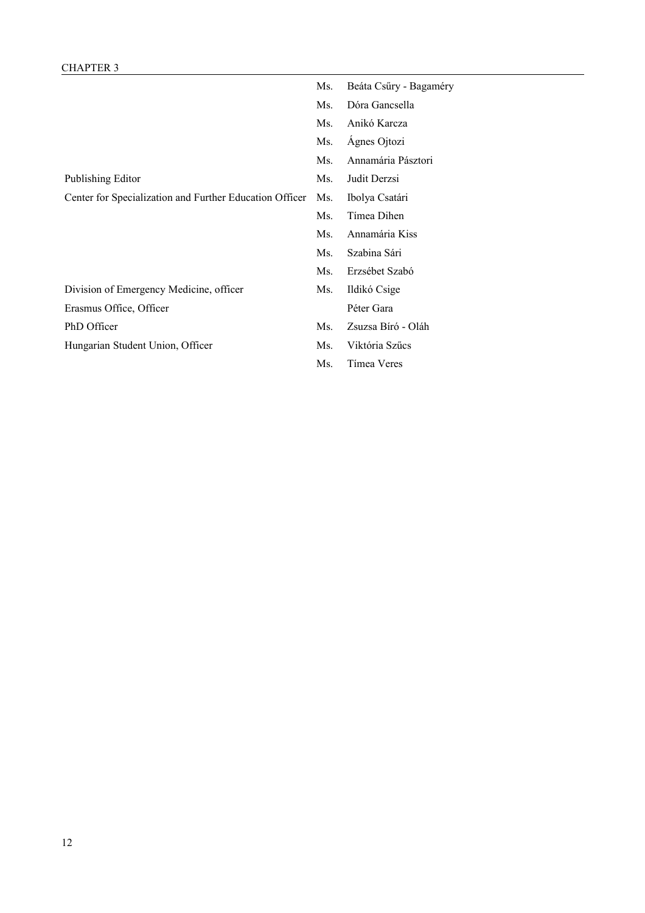| | | |
|---|---|---|
| | Ms. | Beáta Csűry - Bagaméry |
| | Ms. | Dóra Gancsella |
| | Ms. | Anikó Karcza |
| | Ms. | Ágnes Ojtozi |
| | Ms. | Annamária Pásztori |
| Publishing Editor | Ms. | Judit Derzsi |
| Center for Specialization and Further Education Officer | Ms. | Ibolya Csatári |
| | Ms. | Tímea Dihen |
| | Ms. | Annamária Kiss |
| | Ms. | Szabina Sári |
| | Ms. | Erzsébet Szabó |
| Division of Emergency Medicine, officer | Ms. | Ildikó Csige |
| Erasmus Office, Officer | | Péter Gara |
| PhD Officer | Ms. | Zsuzsa Bíró - Oláh |
| Hungarian Student Union, Officer | Ms. | Viktória Szűcs |
| | Ms. | Tímea Veres |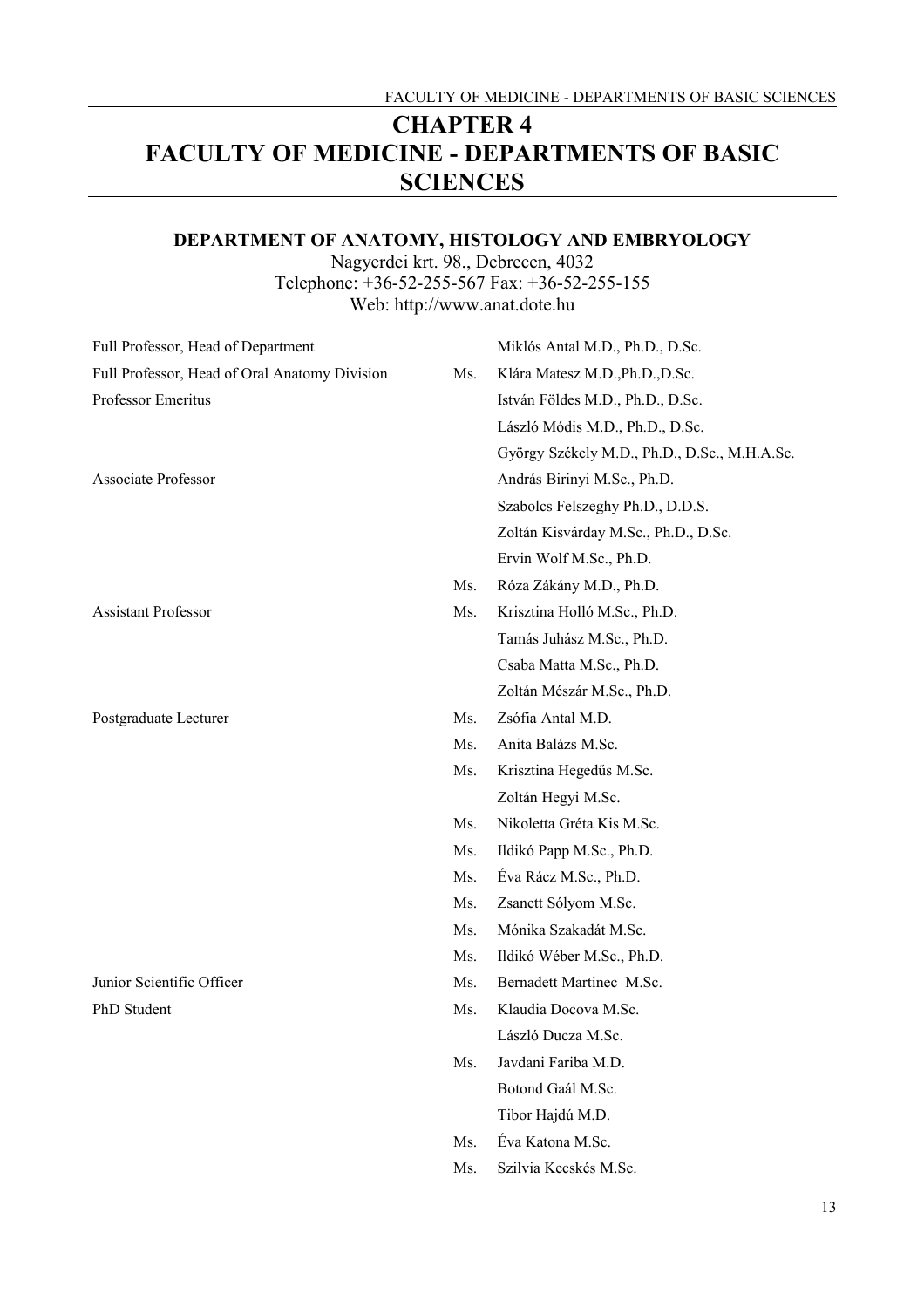# CHAPTER 4
# FACULTY OF MEDICINE - DEPARTMENTS OF BASIC SCIENCES

## DEPARTMENT OF ANATOMY, HISTOLOGY AND EMBRYOLOGY

Nagyerdei krt. 98., Debrecen, 4032
Telephone: +36-52-255-567 Fax: +36-52-255-155
Web: http://www.anat.dote.hu

| | | |
|---|---|---|
| Full Professor, Head of Department | | Miklós Antal M.D., Ph.D., D.Sc. |
| Full Professor, Head of Oral Anatomy Division | Ms. | Klára Matesz M.D.,Ph.D.,D.Sc. |
| Professor Emeritus | | István Földes M.D., Ph.D., D.Sc. |
| | | László Módis M.D., Ph.D., D.Sc. |
| | | György Székely M.D., Ph.D., D.Sc., M.H.A.Sc. |
| Associate Professor | | András Birinyi M.Sc., Ph.D. |
| | | Szabolcs Felszeghy Ph.D., D.D.S. |
| | | Zoltán Kisvárday M.Sc., Ph.D., D.Sc. |
| | | Ervin Wolf M.Sc., Ph.D. |
| | Ms. | Róza Zákány M.D., Ph.D. |
| Assistant Professor | Ms. | Krisztina Holló M.Sc., Ph.D. |
| | | Tamás Juhász M.Sc., Ph.D. |
| | | Csaba Matta M.Sc., Ph.D. |
| | | Zoltán Mészár M.Sc., Ph.D. |
| Postgraduate Lecturer | Ms. | Zsófia Antal M.D. |
| | Ms. | Anita Balázs M.Sc. |
| | Ms. | Krisztina Hegedűs M.Sc. |
| | | Zoltán Hegyi M.Sc. |
| | Ms. | Nikoletta Gréta Kis M.Sc. |
| | Ms. | Ildikó Papp M.Sc., Ph.D. |
| | Ms. | Éva Rácz M.Sc., Ph.D. |
| | Ms. | Zsanett Sólyom M.Sc. |
| | Ms. | Mónika Szakadát M.Sc. |
| | Ms. | Ildikó Wéber M.Sc., Ph.D. |
| Junior Scientific Officer | Ms. | Bernadett Martinec M.Sc. |
| PhD Student | Ms. | Klaudia Docova M.Sc. |
| | | László Ducza M.Sc. |
| | Ms. | Javdani Fariba M.D. |
| | | Botond Gaál M.Sc. |
| | | Tibor Hajdú M.D. |
| | Ms. | Éva Katona M.Sc. |
| | Ms. | Szilvia Kecskés M.Sc. |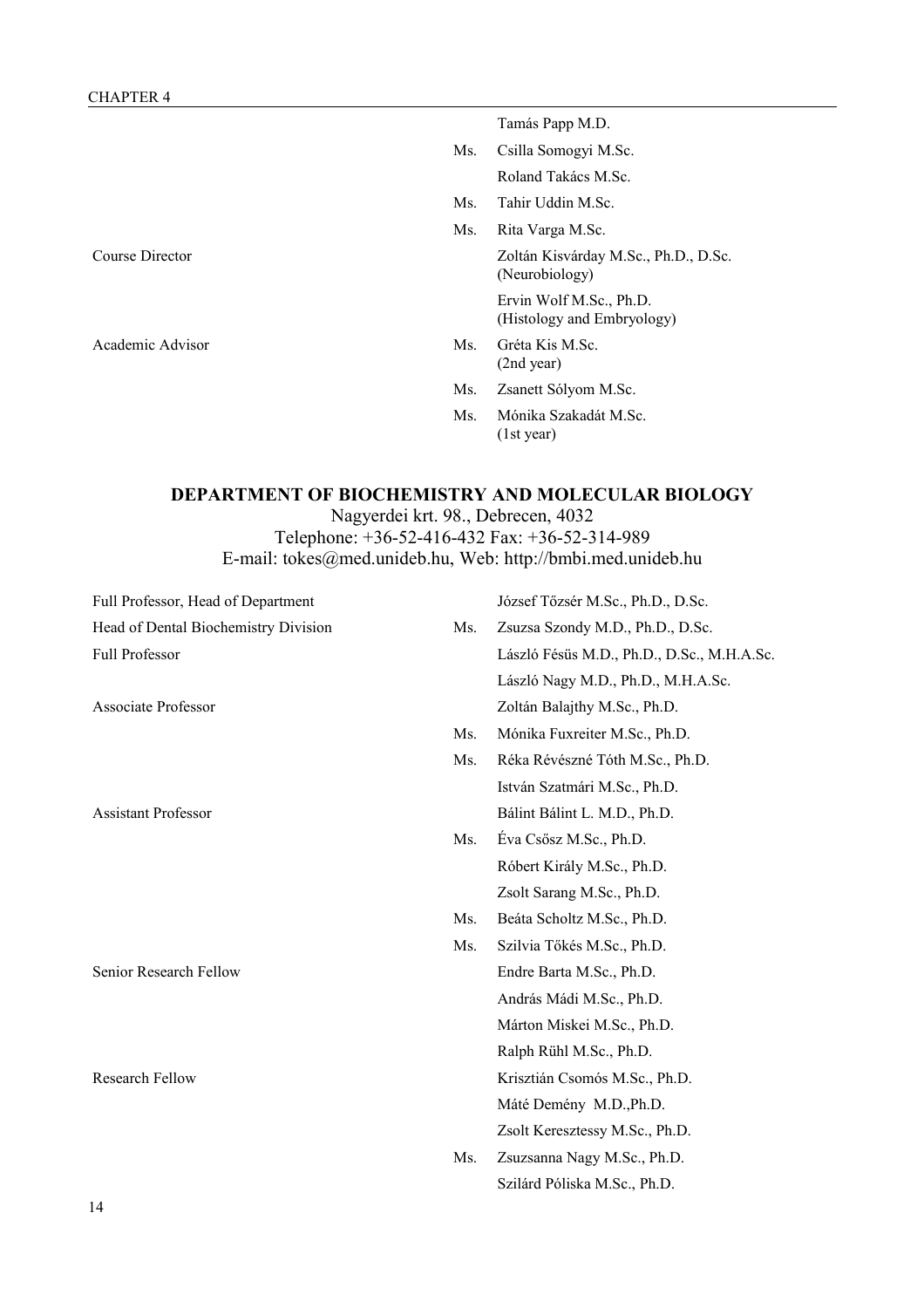| | | |
|---|---|---|
| | | Tamás Papp M.D. |
| | Ms. | Csilla Somogyi M.Sc. |
| | | Roland Takács M.Sc. |
| | Ms. | Tahir Uddin M.Sc. |
| | Ms. | Rita Varga M.Sc. |
| Course Director | | Zoltán Kisvárday M.Sc., Ph.D., D.Sc. (Neurobiology) |
| | | Ervin Wolf M.Sc., Ph.D. (Histology and Embryology) |
| Academic Advisor | Ms. | Gréta Kis M.Sc. (2nd year) |
| | Ms. | Zsanett Sólyom M.Sc. |
| | Ms. | Mónika Szakadát M.Sc. (1st year) |

## DEPARTMENT OF BIOCHEMISTRY AND MOLECULAR BIOLOGY

Nagyerdei krt. 98., Debrecen, 4032
Telephone: +36-52-416-432 Fax: +36-52-314-989
E-mail: tokes@med.unideb.hu, Web: http://bmbi.med.unideb.hu

| | | |
|---|---|---|
| Full Professor, Head of Department | | József Tőzsér M.Sc., Ph.D., D.Sc. |
| Head of Dental Biochemistry Division | Ms. | Zsuzsa Szondy M.D., Ph.D., D.Sc. |
| Full Professor | | László Fésüs M.D., Ph.D., D.Sc., M.H.A.Sc. |
| | | László Nagy M.D., Ph.D., M.H.A.Sc. |
| Associate Professor | | Zoltán Balajthy M.Sc., Ph.D. |
| | Ms. | Mónika Fuxreiter M.Sc., Ph.D. |
| | Ms. | Réka Révészné Tóth M.Sc., Ph.D. |
| | | István Szatmári M.Sc., Ph.D. |
| Assistant Professor | | Bálint Bálint L. M.D., Ph.D. |
| | Ms. | Éva Csősz M.Sc., Ph.D. |
| | | Róbert Király M.Sc., Ph.D. |
| | | Zsolt Sarang M.Sc., Ph.D. |
| | Ms. | Beáta Scholtz M.Sc., Ph.D. |
| | Ms. | Szilvia Tőkés M.Sc., Ph.D. |
| Senior Research Fellow | | Endre Barta M.Sc., Ph.D. |
| | | András Mádi M.Sc., Ph.D. |
| | | Márton Miskei M.Sc., Ph.D. |
| | | Ralph Rühl M.Sc., Ph.D. |
| Research Fellow | | Krisztián Csomós M.Sc., Ph.D. |
| | | Máté Demény M.D.,Ph.D. |
| | | Zsolt Keresztessy M.Sc., Ph.D. |
| | Ms. | Zsuzsanna Nagy M.Sc., Ph.D. |
| | | Szilárd Póliska M.Sc., Ph.D. |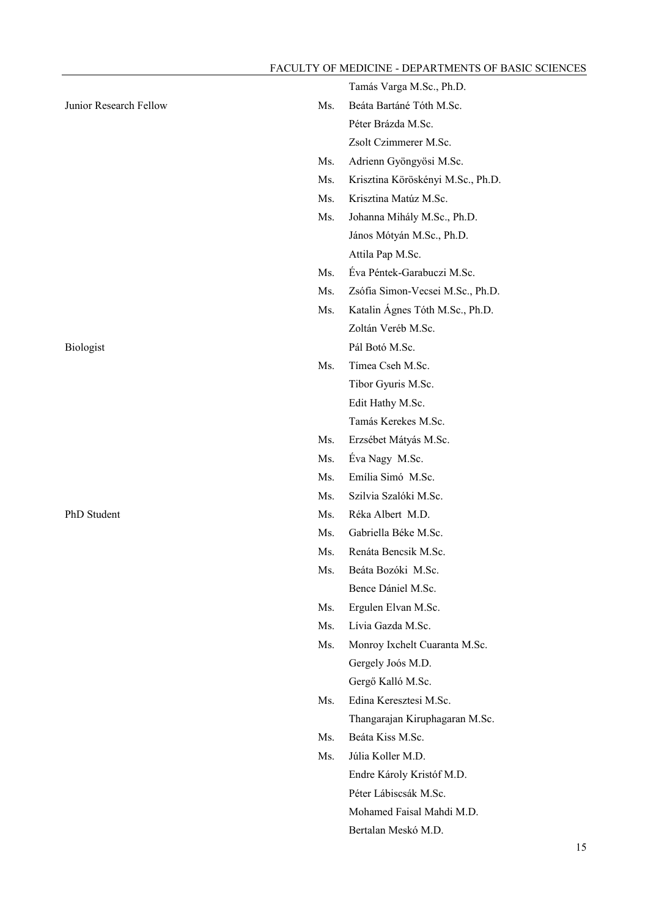| | | |
|---|---|---|
| | | Tamás Varga M.Sc., Ph.D. |
| Junior Research Fellow | Ms. | Beáta Bartáné Tóth M.Sc. |
| | | Péter Brázda M.Sc. |
| | | Zsolt Czimmerer M.Sc. |
| | Ms. | Adrienn Gyöngyösi M.Sc. |
| | Ms. | Krisztina Köröskényi M.Sc., Ph.D. |
| | Ms. | Krisztina Matúz M.Sc. |
| | Ms. | Johanna Mihály M.Sc., Ph.D. |
| | | János Mótyán M.Sc., Ph.D. |
| | | Attila Pap M.Sc. |
| | Ms. | Éva Péntek-Garabuczi M.Sc. |
| | Ms. | Zsófia Simon-Vecsei M.Sc., Ph.D. |
| | Ms. | Katalin Ágnes Tóth M.Sc., Ph.D. |
| | | Zoltán Veréb M.Sc. |
| Biologist | | Pál Botó M.Sc. |
| | Ms. | Tímea Cseh M.Sc. |
| | | Tibor Gyuris M.Sc. |
| | | Edit Hathy M.Sc. |
| | | Tamás Kerekes M.Sc. |
| | Ms. | Erzsébet Mátyás M.Sc. |
| | Ms. | Éva Nagy M.Sc. |
| | Ms. | Emília Simó M.Sc. |
| | Ms. | Szilvia Szalóki M.Sc. |
| PhD Student | Ms. | Réka Albert M.D. |
| | Ms. | Gabriella Béke M.Sc. |
| | Ms. | Renáta Bencsik M.Sc. |
| | Ms. | Beáta Bozóki M.Sc. |
| | | Bence Dániel M.Sc. |
| | Ms. | Ergulen Elvan M.Sc. |
| | Ms. | Lívia Gazda M.Sc. |
| | Ms. | Monroy Ixchelt Cuaranta M.Sc. |
| | | Gergely Joós M.D. |
| | | Gergő Kalló M.Sc. |
| | Ms. | Edina Keresztesi M.Sc. |
| | | Thangarajan Kiruphagaran M.Sc. |
| | Ms. | Beáta Kiss M.Sc. |
| | Ms. | Júlia Koller M.D. |
| | | Endre Károly Kristóf M.D. |
| | | Péter Lábiscsák M.Sc. |
| | | Mohamed Faisal Mahdi M.D. |
| | | Bertalan Meskó M.D. |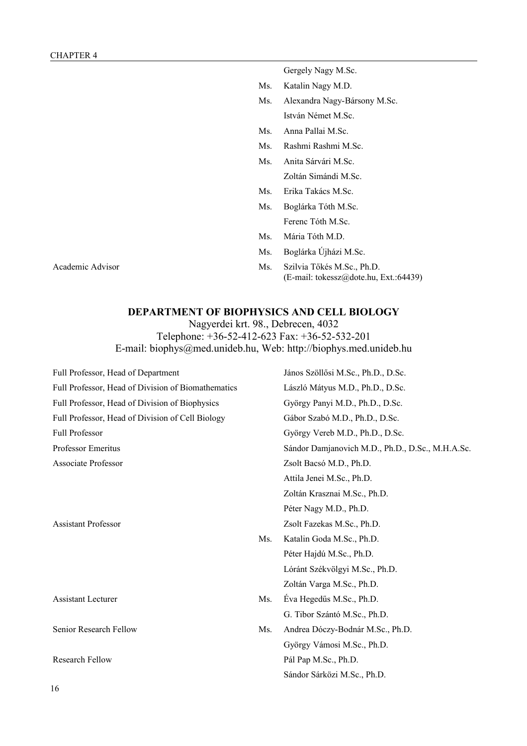| | | |
|---|---|---|
| | | Gergely Nagy M.Sc. |
| | Ms. | Katalin Nagy M.D. |
| | Ms. | Alexandra Nagy-Bársony M.Sc. |
| | | István Német M.Sc. |
| | Ms. | Anna Pallai M.Sc. |
| | Ms. | Rashmi Rashmi M.Sc. |
| | Ms. | Anita Sárvári M.Sc. |
| | | Zoltán Simándi M.Sc. |
| | Ms. | Erika Takács M.Sc. |
| | Ms. | Boglárka Tóth M.Sc. |
| | | Ferenc Tóth M.Sc. |
| | Ms. | Mária Tóth M.D. |
| | Ms. | Boglárka Újházi M.Sc. |
| Academic Advisor | Ms. | Szilvia Tőkés M.Sc., Ph.D. (E-mail: tokessz@dote.hu, Ext.:64439) |

## DEPARTMENT OF BIOPHYSICS AND CELL BIOLOGY

Nagyerdei krt. 98., Debrecen, 4032
Telephone: +36-52-412-623 Fax: +36-52-532-201
E-mail: biophys@med.unideb.hu, Web: http://biophys.med.unideb.hu

| | | |
|---|---|---|
| Full Professor, Head of Department | | János Szöllősi M.Sc., Ph.D., D.Sc. |
| Full Professor, Head of Division of Biomathematics | | László Mátyus M.D., Ph.D., D.Sc. |
| Full Professor, Head of Division of Biophysics | | György Panyi M.D., Ph.D., D.Sc. |
| Full Professor, Head of Division of Cell Biology | | Gábor Szabó M.D., Ph.D., D.Sc. |
| Full Professor | | György Vereb M.D., Ph.D., D.Sc. |
| Professor Emeritus | | Sándor Damjanovich M.D., Ph.D., D.Sc., M.H.A.Sc. |
| Associate Professor | | Zsolt Bacsó M.D., Ph.D. |
| | | Attila Jenei M.Sc., Ph.D. |
| | | Zoltán Krasznai M.Sc., Ph.D. |
| | | Péter Nagy M.D., Ph.D. |
| Assistant Professor | | Zsolt Fazekas M.Sc., Ph.D. |
| | Ms. | Katalin Goda M.Sc., Ph.D. |
| | | Péter Hajdú M.Sc., Ph.D. |
| | | Lóránt Székvölgyi M.Sc., Ph.D. |
| | | Zoltán Varga M.Sc., Ph.D. |
| Assistant Lecturer | Ms. | Éva Hegedűs M.Sc., Ph.D. |
| | | G. Tibor Szántó M.Sc., Ph.D. |
| Senior Research Fellow | Ms. | Andrea Dóczy-Bodnár M.Sc., Ph.D. |
| | | György Vámosi M.Sc., Ph.D. |
| Research Fellow | | Pál Pap M.Sc., Ph.D. |
| | | Sándor Sárközi M.Sc., Ph.D. |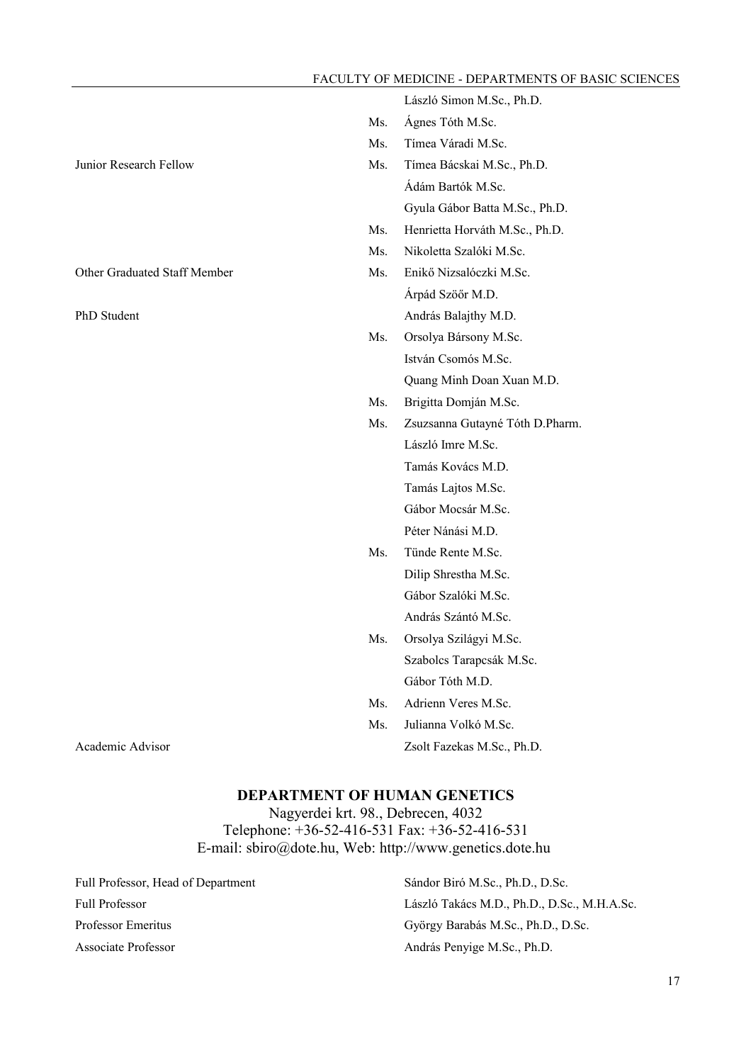| | | |
|---|---|---|
| | | László Simon M.Sc., Ph.D. |
| | Ms. | Ágnes Tóth M.Sc. |
| | Ms. | Tímea Váradi M.Sc. |
| Junior Research Fellow | Ms. | Tímea Bácskai M.Sc., Ph.D. |
| | | Ádám Bartók M.Sc. |
| | | Gyula Gábor Batta M.Sc., Ph.D. |
| | Ms. | Henrietta Horváth M.Sc., Ph.D. |
| | Ms. | Nikoletta Szalóki M.Sc. |
| Other Graduated Staff Member | Ms. | Enikő Nizsalóczki M.Sc. |
| | | Árpád Szöőr M.D. |
| PhD Student | | András Balajthy M.D. |
| | Ms. | Orsolya Bársony M.Sc. |
| | | István Csomós M.Sc. |
| | | Quang Minh Doan Xuan M.D. |
| | Ms. | Brigitta Domján M.Sc. |
| | Ms. | Zsuzsanna Gutayné Tóth D.Pharm. |
| | | László Imre M.Sc. |
| | | Tamás Kovács M.D. |
| | | Tamás Lajtos M.Sc. |
| | | Gábor Mocsár M.Sc. |
| | | Péter Nánási M.D. |
| | Ms. | Tünde Rente M.Sc. |
| | | Dilip Shrestha M.Sc. |
| | | Gábor Szalóki M.Sc. |
| | | András Szántó M.Sc. |
| | Ms. | Orsolya Szilágyi M.Sc. |
| | | Szabolcs Tarapcsák M.Sc. |
| | | Gábor Tóth M.D. |
| | Ms. | Adrienn Veres M.Sc. |
| | Ms. | Julianna Volkó M.Sc. |
| Academic Advisor | | Zsolt Fazekas M.Sc., Ph.D. |

## DEPARTMENT OF HUMAN GENETICS

Nagyerdei krt. 98., Debrecen, 4032
Telephone: +36-52-416-531 Fax: +36-52-416-531
E-mail: sbiro@dote.hu, Web: http://www.genetics.dote.hu

| | |
|---|---|
| Full Professor, Head of Department | Sándor Biró M.Sc., Ph.D., D.Sc. |
| Full Professor | László Takács M.D., Ph.D., D.Sc., M.H.A.Sc. |
| Professor Emeritus | György Barabás M.Sc., Ph.D., D.Sc. |
| Associate Professor | András Penyige M.Sc., Ph.D. |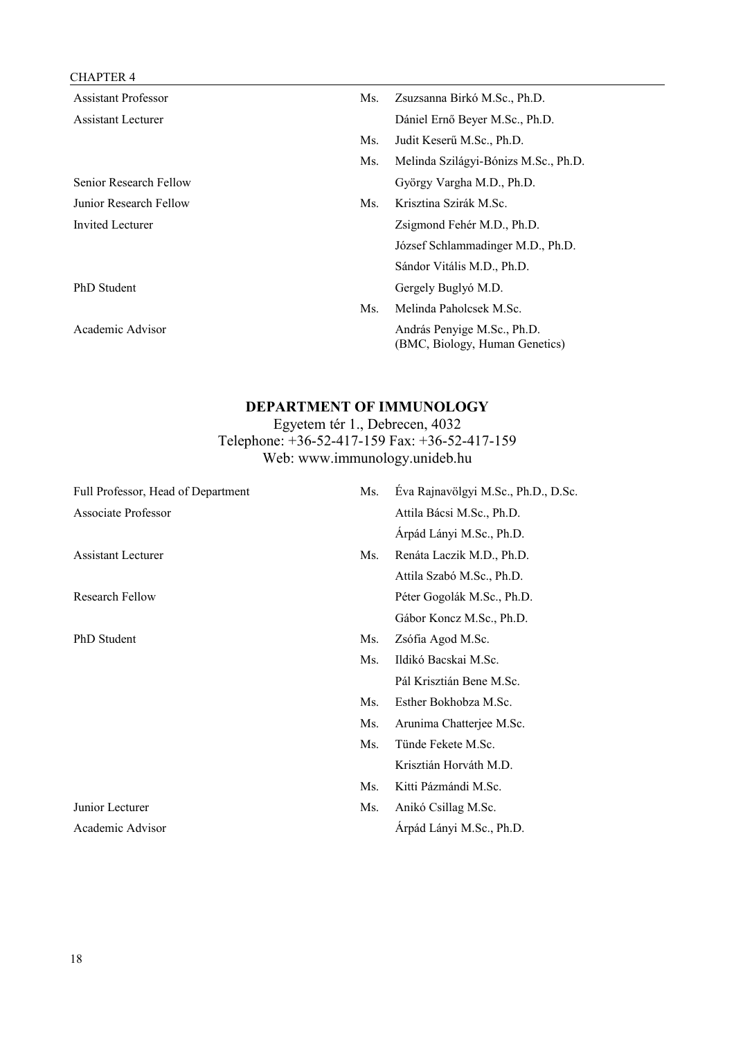| | | |
|---|---|---|
| Assistant Professor | Ms. | Zsuzsanna Birkó M.Sc., Ph.D. |
| Assistant Lecturer | | Dániel Ernő Beyer M.Sc., Ph.D. |
| | Ms. | Judit Keserű M.Sc., Ph.D. |
| | Ms. | Melinda Szilágyi-Bónizs M.Sc., Ph.D. |
| Senior Research Fellow | | György Vargha M.D., Ph.D. |
| Junior Research Fellow | Ms. | Krisztina Szirák M.Sc. |
| Invited Lecturer | | Zsigmond Fehér M.D., Ph.D. |
| | | József Schlammadinger M.D., Ph.D. |
| | | Sándor Vitális M.D., Ph.D. |
| PhD Student | | Gergely Buglyó M.D. |
| | Ms. | Melinda Paholcsek M.Sc. |
| Academic Advisor | | András Penyige M.Sc., Ph.D. (BMC, Biology, Human Genetics) |

## DEPARTMENT OF IMMUNOLOGY

Egyetem tér 1., Debrecen, 4032
Telephone: +36-52-417-159 Fax: +36-52-417-159
Web: www.immunology.unideb.hu

| | | |
|---|---|---|
| Full Professor, Head of Department | Ms. | Éva Rajnavölgyi M.Sc., Ph.D., D.Sc. |
| Associate Professor | | Attila Bácsi M.Sc., Ph.D. |
| | | Árpád Lányi M.Sc., Ph.D. |
| Assistant Lecturer | Ms. | Renáta Laczik M.D., Ph.D. |
| | | Attila Szabó M.Sc., Ph.D. |
| Research Fellow | | Péter Gogolák M.Sc., Ph.D. |
| | | Gábor Koncz M.Sc., Ph.D. |
| PhD Student | Ms. | Zsófia Agod M.Sc. |
| | Ms. | Ildikó Bacskai M.Sc. |
| | | Pál Krisztián Bene M.Sc. |
| | Ms. | Esther Bokhobza M.Sc. |
| | Ms. | Arunima Chatterjee M.Sc. |
| | Ms. | Tünde Fekete M.Sc. |
| | | Krisztián Horváth M.D. |
| | Ms. | Kitti Pázmándi M.Sc. |
| Junior Lecturer | Ms. | Anikó Csillag M.Sc. |
| Academic Advisor | | Árpád Lányi M.Sc., Ph.D. |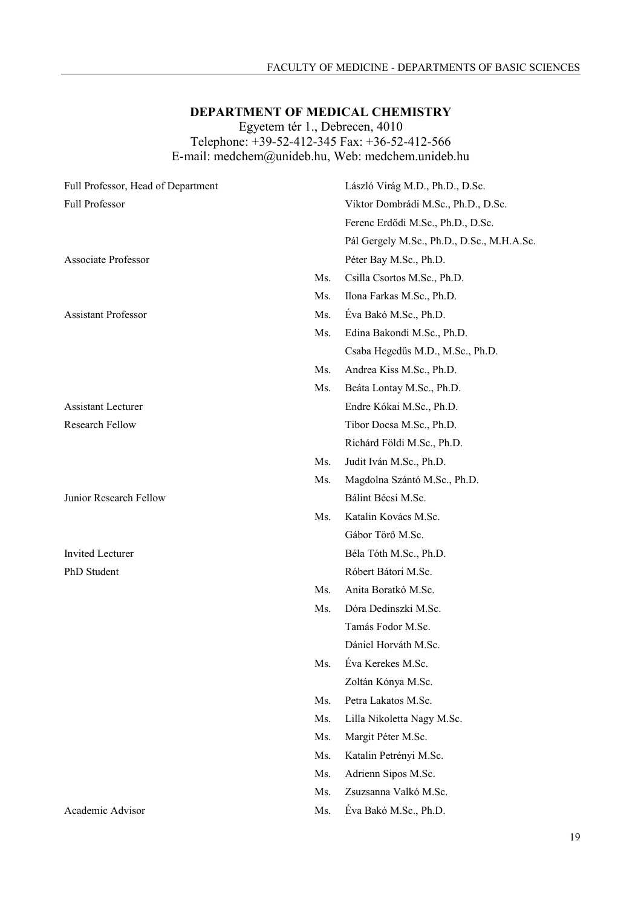## DEPARTMENT OF MEDICAL CHEMISTRY

Egyetem tér 1., Debrecen, 4010
Telephone: +39-52-412-345 Fax: +36-52-412-566
E-mail: medchem@unideb.hu, Web: medchem.unideb.hu

| | | |
|---|---|---|
| Full Professor, Head of Department | | László Virág M.D., Ph.D., D.Sc. |
| Full Professor | | Viktor Dombrádi M.Sc., Ph.D., D.Sc. |
| | | Ferenc Erdődi M.Sc., Ph.D., D.Sc. |
| | | Pál Gergely M.Sc., Ph.D., D.Sc., M.H.A.Sc. |
| Associate Professor | | Péter Bay M.Sc., Ph.D. |
| | Ms. | Csilla Csortos M.Sc., Ph.D. |
| | Ms. | Ilona Farkas M.Sc., Ph.D. |
| Assistant Professor | Ms. | Éva Bakó M.Sc., Ph.D. |
| | Ms. | Edina Bakondi M.Sc., Ph.D. |
| | | Csaba Hegedűs M.D., M.Sc., Ph.D. |
| | Ms. | Andrea Kiss M.Sc., Ph.D. |
| | Ms. | Beáta Lontay M.Sc., Ph.D. |
| Assistant Lecturer | | Endre Kókai M.Sc., Ph.D. |
| Research Fellow | | Tibor Docsa M.Sc., Ph.D. |
| | | Richárd Földi M.Sc., Ph.D. |
| | Ms. | Judit Iván M.Sc., Ph.D. |
| | Ms. | Magdolna Szántó M.Sc., Ph.D. |
| Junior Research Fellow | | Bálint Bécsi M.Sc. |
| | Ms. | Katalin Kovács M.Sc. |
| | | Gábor Törő M.Sc. |
| Invited Lecturer | | Béla Tóth M.Sc., Ph.D. |
| PhD Student | | Róbert Bátori M.Sc. |
| | Ms. | Anita Boratkó M.Sc. |
| | Ms. | Dóra Dedinszki M.Sc. |
| | | Tamás Fodor M.Sc. |
| | | Dániel Horváth M.Sc. |
| | Ms. | Éva Kerekes M.Sc. |
| | | Zoltán Kónya M.Sc. |
| | Ms. | Petra Lakatos M.Sc. |
| | Ms. | Lilla Nikoletta Nagy M.Sc. |
| | Ms. | Margit Péter M.Sc. |
| | Ms. | Katalin Petrényi M.Sc. |
| | Ms. | Adrienn Sipos M.Sc. |
| | Ms. | Zsuzsanna Valkó M.Sc. |
| Academic Advisor | Ms. | Éva Bakó M.Sc., Ph.D. |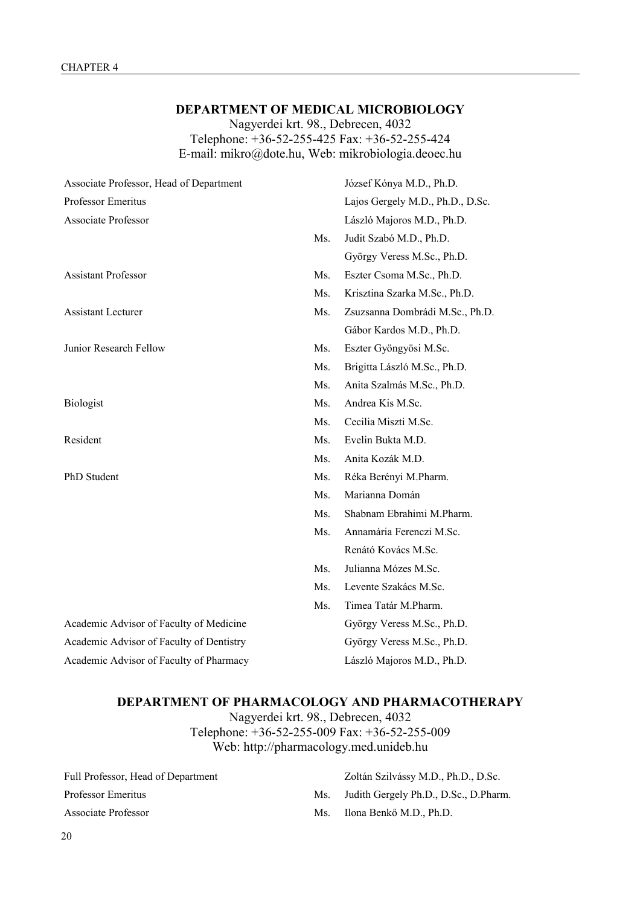## DEPARTMENT OF MEDICAL MICROBIOLOGY

Nagyerdei krt. 98., Debrecen, 4032
Telephone: +36-52-255-425 Fax: +36-52-255-424
E-mail: mikro@dote.hu, Web: mikrobiologia.deoec.hu

| | | |
|---|---|---|
| Associate Professor, Head of Department | | József Kónya M.D., Ph.D. |
| Professor Emeritus | | Lajos Gergely M.D., Ph.D., D.Sc. |
| Associate Professor | | László Majoros M.D., Ph.D. |
| | Ms. | Judit Szabó M.D., Ph.D. |
| | | György Veress M.Sc., Ph.D. |
| Assistant Professor | Ms. | Eszter Csoma M.Sc., Ph.D. |
| | Ms. | Krisztina Szarka M.Sc., Ph.D. |
| Assistant Lecturer | Ms. | Zsuzsanna Dombrádi M.Sc., Ph.D. |
| | | Gábor Kardos M.D., Ph.D. |
| Junior Research Fellow | Ms. | Eszter Gyöngyösi M.Sc. |
| | Ms. | Brigitta László M.Sc., Ph.D. |
| | Ms. | Anita Szalmás M.Sc., Ph.D. |
| Biologist | Ms. | Andrea Kis M.Sc. |
| | Ms. | Cecilia Miszti M.Sc. |
| Resident | Ms. | Evelin Bukta M.D. |
| | Ms. | Anita Kozák M.D. |
| PhD Student | Ms. | Réka Berényi M.Pharm. |
| | Ms. | Marianna Domán |
| | Ms. | Shabnam Ebrahimi M.Pharm. |
| | Ms. | Annamária Ferenczi M.Sc. |
| | | Renátó Kovács M.Sc. |
| | Ms. | Julianna Mózes M.Sc. |
| | Ms. | Levente Szakács M.Sc. |
| | Ms. | Timea Tatár M.Pharm. |
| Academic Advisor of Faculty of Medicine | | György Veress M.Sc., Ph.D. |
| Academic Advisor of Faculty of Dentistry | | György Veress M.Sc., Ph.D. |
| Academic Advisor of Faculty of Pharmacy | | László Majoros M.D., Ph.D. |

## DEPARTMENT OF PHARMACOLOGY AND PHARMACOTHERAPY

Nagyerdei krt. 98., Debrecen, 4032
Telephone: +36-52-255-009 Fax: +36-52-255-009
Web: http://pharmacology.med.unideb.hu

| | | |
|---|---|---|
| Full Professor, Head of Department | | Zoltán Szilvássy M.D., Ph.D., D.Sc. |
| Professor Emeritus | Ms. | Judith Gergely Ph.D., D.Sc., D.Pharm. |
| Associate Professor | Ms. | Ilona Benkő M.D., Ph.D. |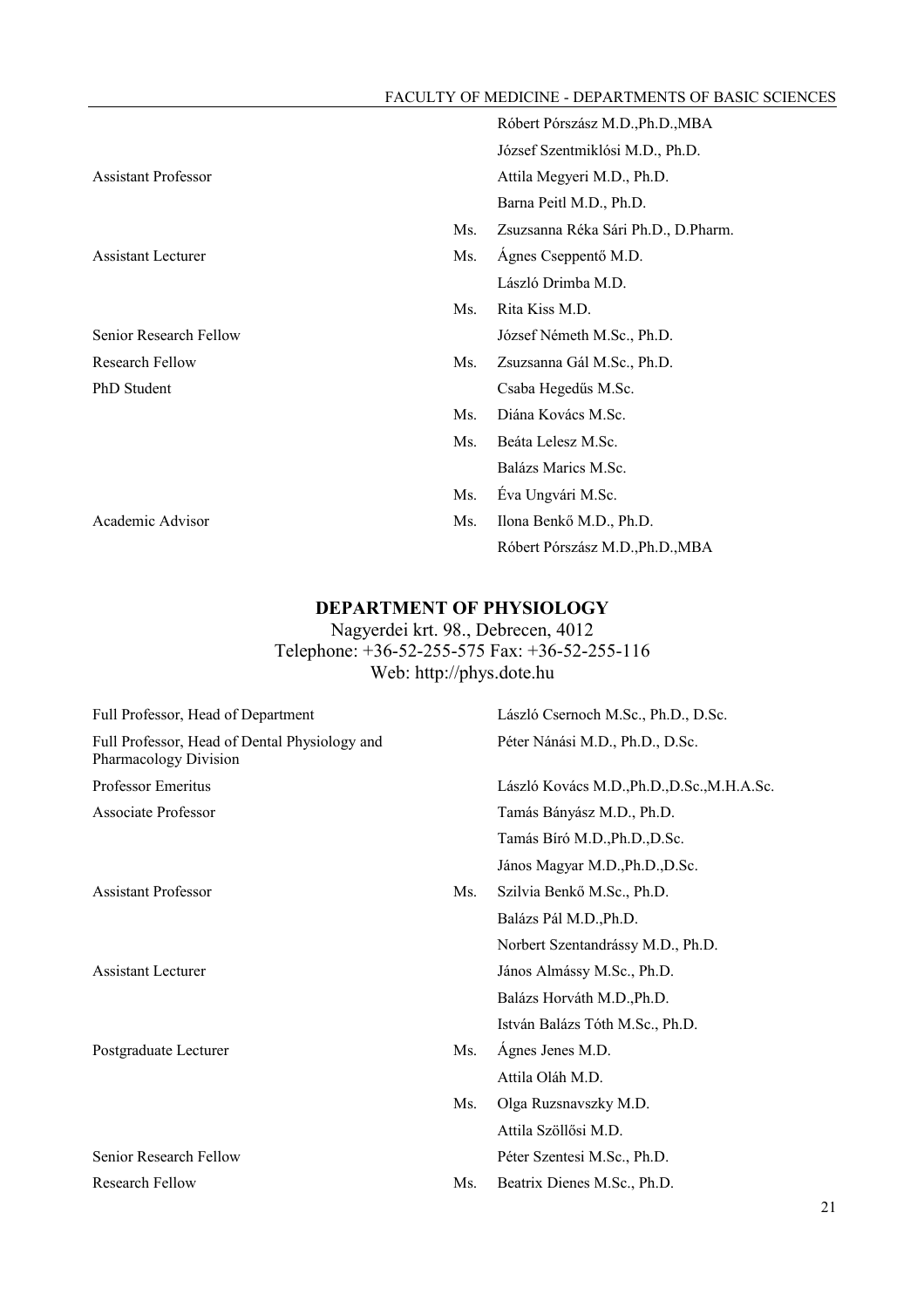| | | |
|---|---|---|
| | | Róbert Pórszász M.D.,Ph.D.,MBA |
| | | József Szentmiklósi M.D., Ph.D. |
| Assistant Professor | | Attila Megyeri M.D., Ph.D. |
| | | Barna Peitl M.D., Ph.D. |
| | Ms. | Zsuzsanna Réka Sári Ph.D., D.Pharm. |
| Assistant Lecturer | Ms. | Ágnes Cseppentő M.D. |
| | | László Drimba M.D. |
| | Ms. | Rita Kiss M.D. |
| Senior Research Fellow | | József Németh M.Sc., Ph.D. |
| Research Fellow | Ms. | Zsuzsanna Gál M.Sc., Ph.D. |
| PhD Student | | Csaba Hegedűs M.Sc. |
| | Ms. | Diána Kovács M.Sc. |
| | Ms. | Beáta Lelesz M.Sc. |
| | | Balázs Marics M.Sc. |
| | Ms. | Éva Ungvári M.Sc. |
| Academic Advisor | Ms. | Ilona Benkő M.D., Ph.D. |
| | | Róbert Pórszász M.D.,Ph.D.,MBA |

## DEPARTMENT OF PHYSIOLOGY

Nagyerdei krt. 98., Debrecen, 4012
Telephone: +36-52-255-575 Fax: +36-52-255-116
Web: http://phys.dote.hu

| | | |
|---|---|---|
| Full Professor, Head of Department | | László Csernoch M.Sc., Ph.D., D.Sc. |
| Full Professor, Head of Dental Physiology and Pharmacology Division | | Péter Nánási M.D., Ph.D., D.Sc. |
| Professor Emeritus | | László Kovács M.D.,Ph.D.,D.Sc.,M.H.A.Sc. |
| Associate Professor | | Tamás Bányász M.D., Ph.D. |
| | | Tamás Bíró M.D.,Ph.D.,D.Sc. |
| | | János Magyar M.D.,Ph.D.,D.Sc. |
| Assistant Professor | Ms. | Szilvia Benkő M.Sc., Ph.D. |
| | | Balázs Pál M.D.,Ph.D. |
| | | Norbert Szentandrássy M.D., Ph.D. |
| Assistant Lecturer | | János Almássy M.Sc., Ph.D. |
| | | Balázs Horváth M.D.,Ph.D. |
| | | István Balázs Tóth M.Sc., Ph.D. |
| Postgraduate Lecturer | Ms. | Ágnes Jenes M.D. |
| | | Attila Oláh M.D. |
| | Ms. | Olga Ruzsnavszky M.D. |
| | | Attila Szöllősi M.D. |
| Senior Research Fellow | | Péter Szentesi M.Sc., Ph.D. |
| Research Fellow | Ms. | Beatrix Dienes M.Sc., Ph.D. |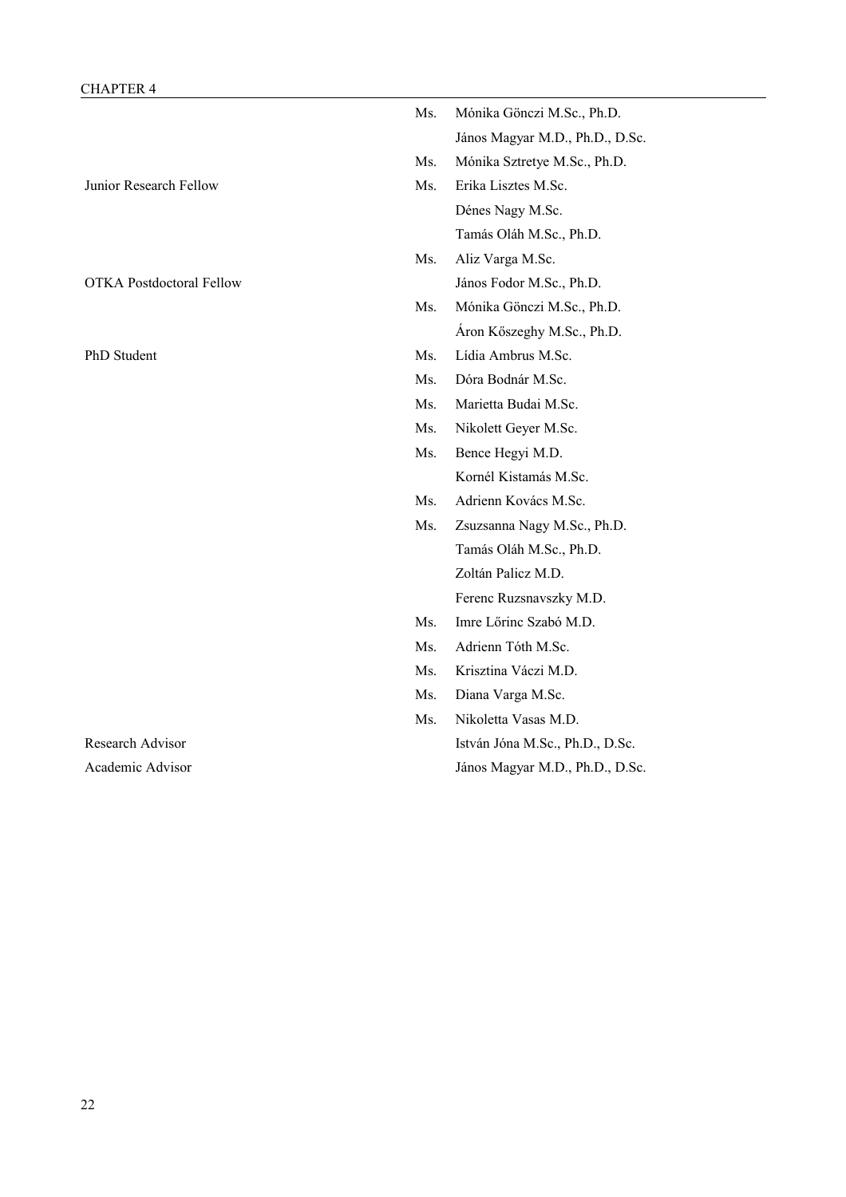| | | |
|---|---|---|
| | Ms. | Mónika Gönczi M.Sc., Ph.D. |
| | | János Magyar M.D., Ph.D., D.Sc. |
| | Ms. | Mónika Sztretye M.Sc., Ph.D. |
| Junior Research Fellow | Ms. | Erika Lisztes M.Sc. |
| | | Dénes Nagy M.Sc. |
| | | Tamás Oláh M.Sc., Ph.D. |
| | Ms. | Aliz Varga M.Sc. |
| OTKA Postdoctoral Fellow | | János Fodor M.Sc., Ph.D. |
| | Ms. | Mónika Gönczi M.Sc., Ph.D. |
| | | Áron Kőszeghy M.Sc., Ph.D. |
| PhD Student | Ms. | Lídia Ambrus M.Sc. |
| | Ms. | Dóra Bodnár M.Sc. |
| | Ms. | Marietta Budai M.Sc. |
| | Ms. | Nikolett Geyer M.Sc. |
| | Ms. | Bence Hegyi M.D. |
| | | Kornél Kistamás M.Sc. |
| | Ms. | Adrienn Kovács M.Sc. |
| | Ms. | Zsuzsanna Nagy M.Sc., Ph.D. |
| | | Tamás Oláh M.Sc., Ph.D. |
| | | Zoltán Palicz M.D. |
| | | Ferenc Ruzsnavszky M.D. |
| | Ms. | Imre Lőrinc Szabó M.D. |
| | Ms. | Adrienn Tóth M.Sc. |
| | Ms. | Krisztina Váczi M.D. |
| | Ms. | Diana Varga M.Sc. |
| | Ms. | Nikoletta Vasas M.D. |
| Research Advisor | | István Jóna M.Sc., Ph.D., D.Sc. |
| Academic Advisor | | János Magyar M.D., Ph.D., D.Sc. |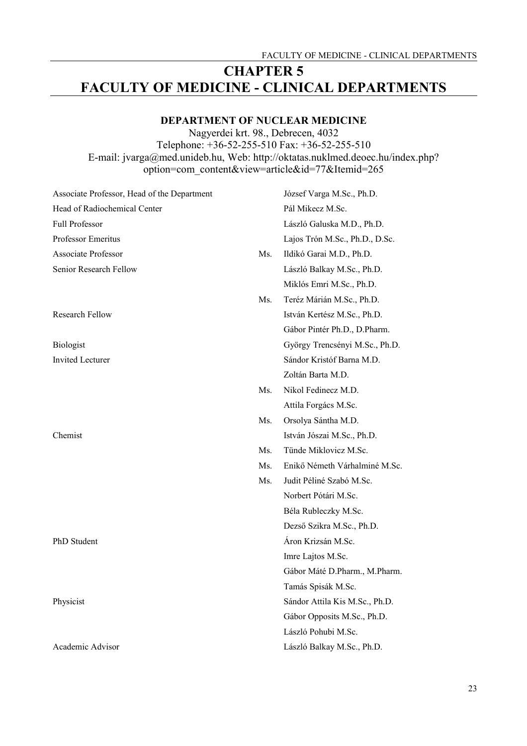# CHAPTER 5
# FACULTY OF MEDICINE - CLINICAL DEPARTMENTS

## DEPARTMENT OF NUCLEAR MEDICINE

Nagyerdei krt. 98., Debrecen, 4032
Telephone: +36-52-255-510 Fax: +36-52-255-510
E-mail: jvarga@med.unideb.hu, Web: http://oktatas.nuklmed.deoec.hu/index.php?option=com_content&view=article&id=77&Itemid=265

| | | |
|---|---|---|
| Associate Professor, Head of the Department | | József Varga M.Sc., Ph.D. |
| Head of Radiochemical Center | | Pál Mikecz M.Sc. |
| Full Professor | | László Galuska M.D., Ph.D. |
| Professor Emeritus | | Lajos Trón M.Sc., Ph.D., D.Sc. |
| Associate Professor | Ms. | Ildikó Garai M.D., Ph.D. |
| Senior Research Fellow | | László Balkay M.Sc., Ph.D. |
| | | Miklós Emri M.Sc., Ph.D. |
| | Ms. | Teréz Márián M.Sc., Ph.D. |
| Research Fellow | | István Kertész M.Sc., Ph.D. |
| | | Gábor Pintér Ph.D., D.Pharm. |
| Biologist | | György Trencsényi M.Sc., Ph.D. |
| Invited Lecturer | | Sándor Kristóf Barna M.D. |
| | | Zoltán Barta M.D. |
| | Ms. | Nikol Fedinecz M.D. |
| | | Attila Forgács M.Sc. |
| | Ms. | Orsolya Sántha M.D. |
| Chemist | | István Jószai M.Sc., Ph.D. |
| | Ms. | Tünde Miklovicz M.Sc. |
| | Ms. | Enikő Németh Várhalminé M.Sc. |
| | Ms. | Judit Péliné Szabó M.Sc. |
| | | Norbert Pótári M.Sc. |
| | | Béla Rubleczky M.Sc. |
| | | Dezső Szikra M.Sc., Ph.D. |
| PhD Student | | Áron Krizsán M.Sc. |
| | | Imre Lajtos M.Sc. |
| | | Gábor Máté D.Pharm., M.Pharm. |
| | | Tamás Spisák M.Sc. |
| Physicist | | Sándor Attila Kis M.Sc., Ph.D. |
| | | Gábor Opposits M.Sc., Ph.D. |
| | | László Pohubi M.Sc. |
| Academic Advisor | | László Balkay M.Sc., Ph.D. |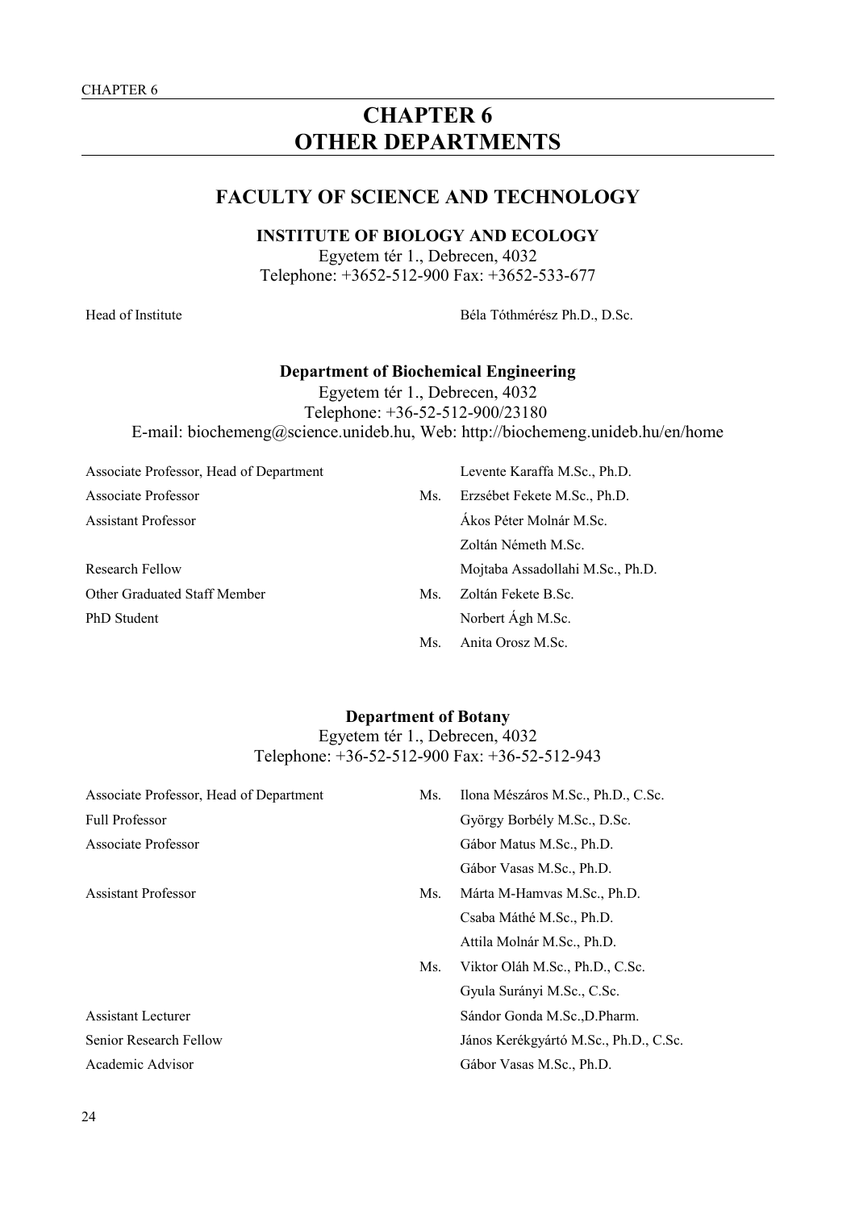# CHAPTER 6
# OTHER DEPARTMENTS

## FACULTY OF SCIENCE AND TECHNOLOGY

### INSTITUTE OF BIOLOGY AND ECOLOGY

Egyetem tér 1., Debrecen, 4032
Telephone: +3652-512-900 Fax: +3652-533-677

| | | |
|---|---|---|
| Head of Institute | | Béla Tóthmérész Ph.D., D.Sc. |

### Department of Biochemical Engineering

Egyetem tér 1., Debrecen, 4032
Telephone: +36-52-512-900/23180
E-mail: biochemeng@science.unideb.hu, Web: http://biochemeng.unideb.hu/en/home

| | | |
|---|---|---|
| Associate Professor, Head of Department | | Levente Karaffa M.Sc., Ph.D. |
| Associate Professor | Ms. | Erzsébet Fekete M.Sc., Ph.D. |
| Assistant Professor | | Ákos Péter Molnár M.Sc. |
| | | Zoltán Németh M.Sc. |
| Research Fellow | | Mojtaba Assadollahi M.Sc., Ph.D. |
| Other Graduated Staff Member | Ms. | Zoltán Fekete B.Sc. |
| PhD Student | | Norbert Ágh M.Sc. |
| | Ms. | Anita Orosz M.Sc. |

### Department of Botany

Egyetem tér 1., Debrecen, 4032
Telephone: +36-52-512-900 Fax: +36-52-512-943

| | | |
|---|---|---|
| Associate Professor, Head of Department | Ms. | Ilona Mészáros M.Sc., Ph.D., C.Sc. |
| Full Professor | | György Borbély M.Sc., D.Sc. |
| Associate Professor | | Gábor Matus M.Sc., Ph.D. |
| | | Gábor Vasas M.Sc., Ph.D. |
| Assistant Professor | Ms. | Márta M-Hamvas M.Sc., Ph.D. |
| | | Csaba Máthé M.Sc., Ph.D. |
| | | Attila Molnár M.Sc., Ph.D. |
| | Ms. | Viktor Oláh M.Sc., Ph.D., C.Sc. |
| | | Gyula Surányi M.Sc., C.Sc. |
| Assistant Lecturer | | Sándor Gonda M.Sc.,D.Pharm. |
| Senior Research Fellow | | János Kerékgyártó M.Sc., Ph.D., C.Sc. |
| Academic Advisor | | Gábor Vasas M.Sc., Ph.D. |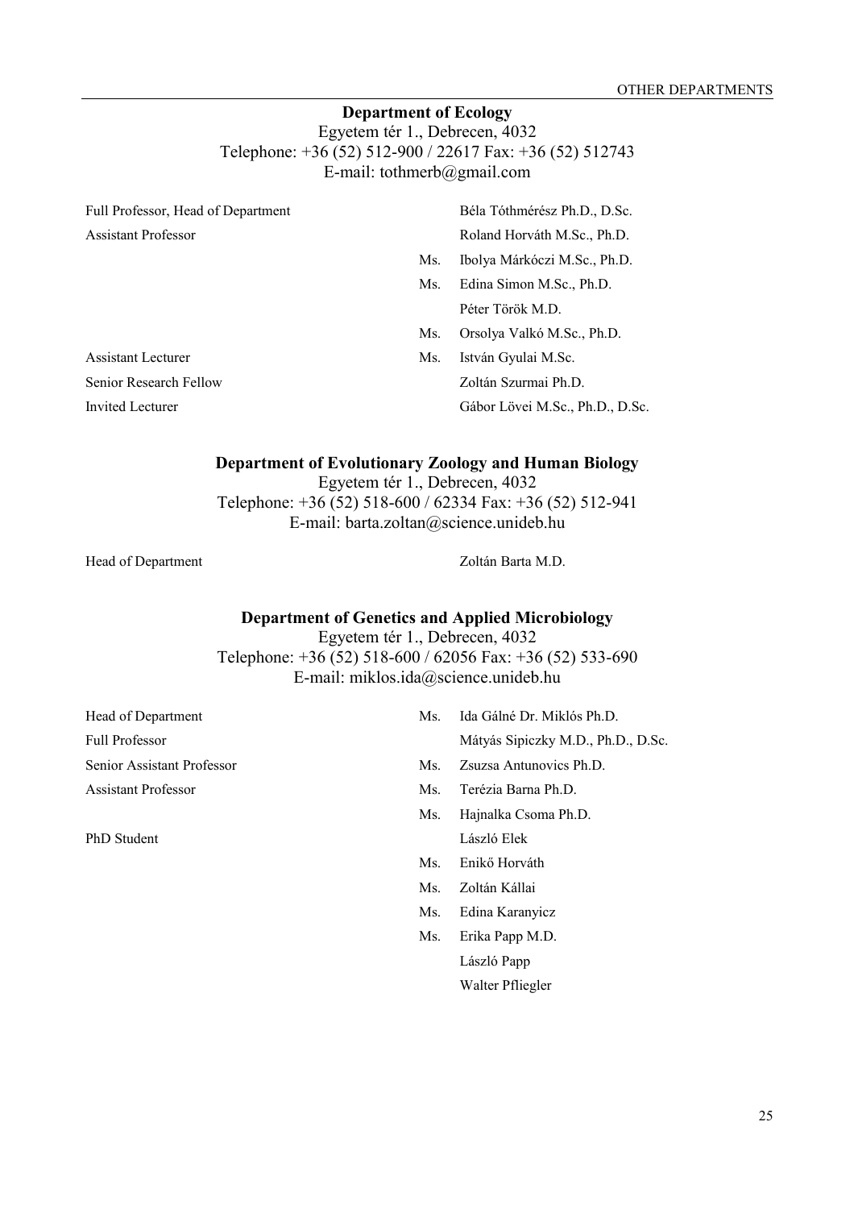## Department of Ecology

Egyetem tér 1., Debrecen, 4032
Telephone: +36 (52) 512-900 / 22617 Fax: +36 (52) 512743
E-mail: tothmerb@gmail.com

| | | |
|---|---|---|
| Full Professor, Head of Department | | Béla Tóthmérész Ph.D., D.Sc. |
| Assistant Professor | | Roland Horváth M.Sc., Ph.D. |
| | Ms. | Ibolya Márkóczi M.Sc., Ph.D. |
| | Ms. | Edina Simon M.Sc., Ph.D. |
| | | Péter Török M.D. |
| | Ms. | Orsolya Valkó M.Sc., Ph.D. |
| Assistant Lecturer | Ms. | István Gyulai M.Sc. |
| Senior Research Fellow | | Zoltán Szurmai Ph.D. |
| Invited Lecturer | | Gábor Lövei M.Sc., Ph.D., D.Sc. |

## Department of Evolutionary Zoology and Human Biology

Egyetem tér 1., Debrecen, 4032
Telephone: +36 (52) 518-600 / 62334 Fax: +36 (52) 512-941
E-mail: barta.zoltan@science.unideb.hu

| | | |
|---|---|---|
| Head of Department | | Zoltán Barta M.D. |

## Department of Genetics and Applied Microbiology

Egyetem tér 1., Debrecen, 4032
Telephone: +36 (52) 518-600 / 62056 Fax: +36 (52) 533-690
E-mail: miklos.ida@science.unideb.hu

| | | |
|---|---|---|
| Head of Department | Ms. | Ida Gálné Dr. Miklós Ph.D. |
| Full Professor | | Mátyás Sipiczky M.D., Ph.D., D.Sc. |
| Senior Assistant Professor | Ms. | Zsuzsa Antunovics Ph.D. |
| Assistant Professor | Ms. | Terézia Barna Ph.D. |
| | Ms. | Hajnalka Csoma Ph.D. |
| PhD Student | | László Elek |
| | Ms. | Enikő Horváth |
| | Ms. | Zoltán Kállai |
| | Ms. | Edina Karanyicz |
| | Ms. | Erika Papp M.D. |
| | | László Papp |
| | | Walter Pfliegler |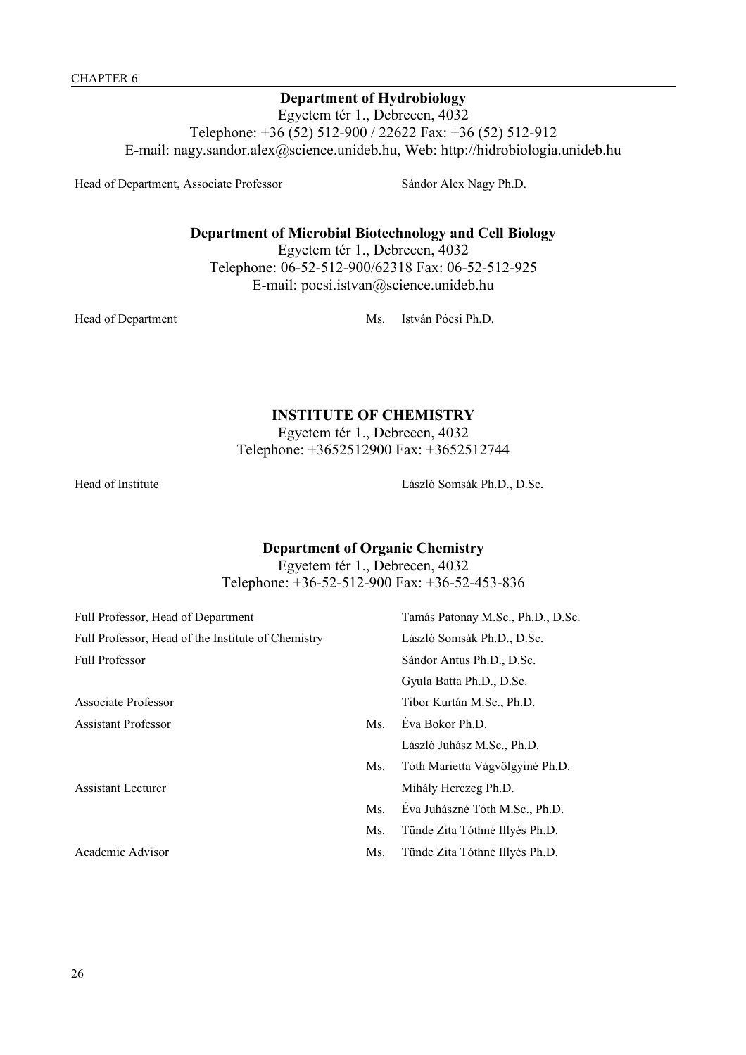### Department of Hydrobiology

Egyetem tér 1., Debrecen, 4032
Telephone: +36 (52) 512-900 / 22622 Fax: +36 (52) 512-912
E-mail: nagy.sandor.alex@science.unideb.hu, Web: http://hidrobiologia.unideb.hu

| | | |
|---|---|---|
| Head of Department, Associate Professor | | Sándor Alex Nagy Ph.D. |

### Department of Microbial Biotechnology and Cell Biology

Egyetem tér 1., Debrecen, 4032
Telephone: 06-52-512-900/62318 Fax: 06-52-512-925
E-mail: pocsi.istvan@science.unideb.hu

| | | |
|---|---|---|
| Head of Department | Ms. | István Pócsi Ph.D. |

## INSTITUTE OF CHEMISTRY

Egyetem tér 1., Debrecen, 4032
Telephone: +3652512900 Fax: +3652512744

| | | |
|---|---|---|
| Head of Institute | | László Somsák Ph.D., D.Sc. |

### Department of Organic Chemistry

Egyetem tér 1., Debrecen, 4032
Telephone: +36-52-512-900 Fax: +36-52-453-836

| | | |
|---|---|---|
| Full Professor, Head of Department | | Tamás Patonay M.Sc., Ph.D., D.Sc. |
| Full Professor, Head of the Institute of Chemistry | | László Somsák Ph.D., D.Sc. |
| Full Professor | | Sándor Antus Ph.D., D.Sc. |
| | | Gyula Batta Ph.D., D.Sc. |
| Associate Professor | | Tibor Kurtán M.Sc., Ph.D. |
| Assistant Professor | Ms. | Éva Bokor Ph.D. |
| | | László Juhász M.Sc., Ph.D. |
| | Ms. | Tóth Marietta Vágvölgyiné Ph.D. |
| Assistant Lecturer | | Mihály Herczeg Ph.D. |
| | Ms. | Éva Juhászné Tóth M.Sc., Ph.D. |
| | Ms. | Tünde Zita Tóthné Illyés Ph.D. |
| Academic Advisor | Ms. | Tünde Zita Tóthné Illyés Ph.D. |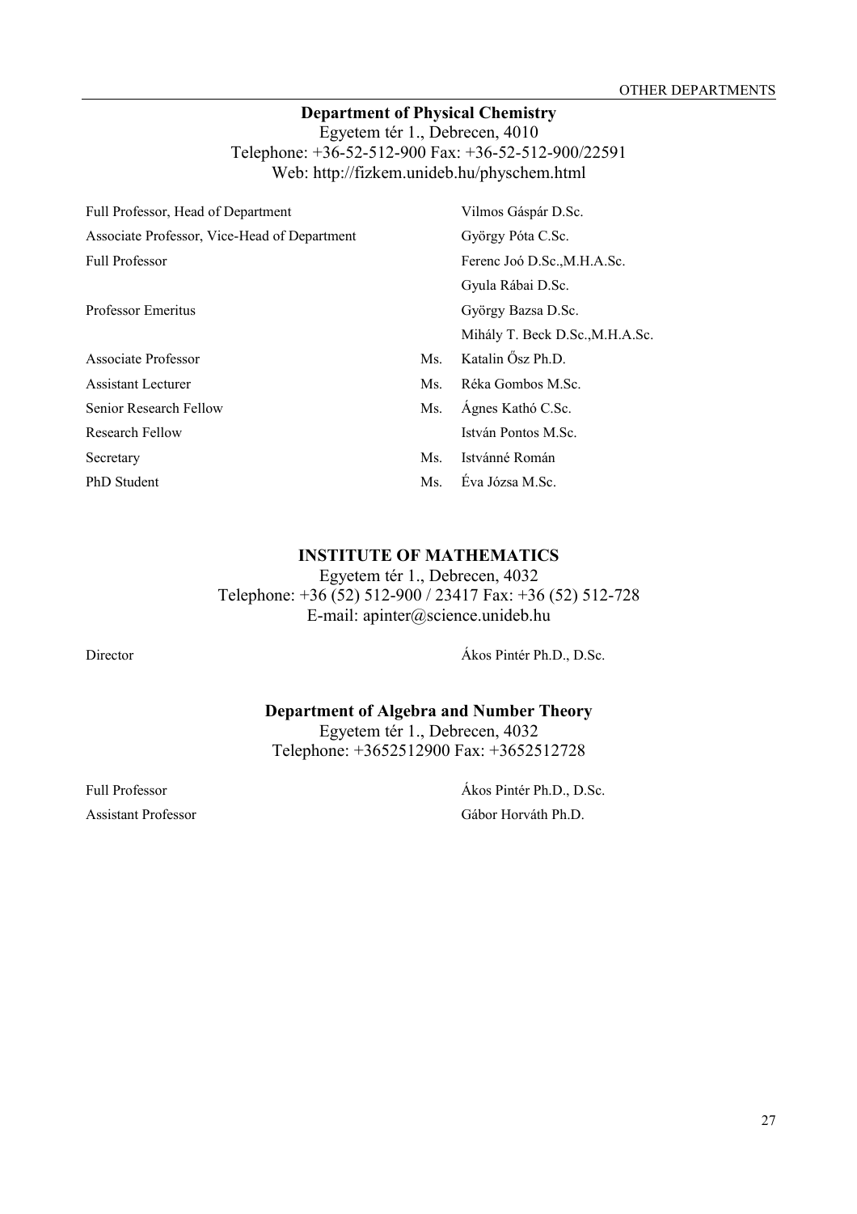## Department of Physical Chemistry

Egyetem tér 1., Debrecen, 4010
Telephone: +36-52-512-900 Fax: +36-52-512-900/22591
Web: http://fizkem.unideb.hu/physchem.html

| | | |
|---|---|---|
| Full Professor, Head of Department | | Vilmos Gáspár D.Sc. |
| Associate Professor, Vice-Head of Department | | György Póta C.Sc. |
| Full Professor | | Ferenc Joó D.Sc.,M.H.A.Sc. |
| | | Gyula Rábai D.Sc. |
| Professor Emeritus | | György Bazsa D.Sc. |
| | | Mihály T. Beck D.Sc.,M.H.A.Sc. |
| Associate Professor | Ms. | Katalin Ősz Ph.D. |
| Assistant Lecturer | Ms. | Réka Gombos M.Sc. |
| Senior Research Fellow | Ms. | Ágnes Kathó C.Sc. |
| Research Fellow | | István Pontos M.Sc. |
| Secretary | Ms. | Istvánné Román |
| PhD Student | Ms. | Éva Józsa M.Sc. |

# INSTITUTE OF MATHEMATICS

Egyetem tér 1., Debrecen, 4032
Telephone: +36 (52) 512-900 / 23417 Fax: +36 (52) 512-728
E-mail: apinter@science.unideb.hu

| | |
|---|---|
| Director | Ákos Pintér Ph.D., D.Sc. |

## Department of Algebra and Number Theory

Egyetem tér 1., Debrecen, 4032
Telephone: +3652512900 Fax: +3652512728

| | |
|---|---|
| Full Professor | Ákos Pintér Ph.D., D.Sc. |
| Assistant Professor | Gábor Horváth Ph.D. |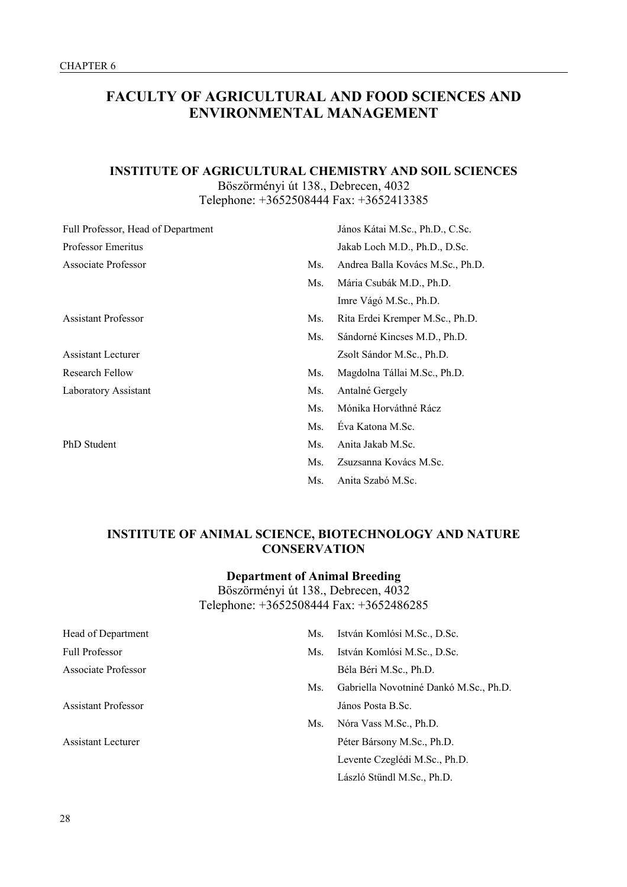# FACULTY OF AGRICULTURAL AND FOOD SCIENCES AND ENVIRONMENTAL MANAGEMENT

## INSTITUTE OF AGRICULTURAL CHEMISTRY AND SOIL SCIENCES

Böszörményi út 138., Debrecen, 4032
Telephone: +3652508444 Fax: +3652413385

| | | |
|---|---|---|
| Full Professor, Head of Department | | János Kátai M.Sc., Ph.D., C.Sc. |
| Professor Emeritus | | Jakab Loch M.D., Ph.D., D.Sc. |
| Associate Professor | Ms. | Andrea Balla Kovács M.Sc., Ph.D. |
| | Ms. | Mária Csubák M.D., Ph.D. |
| | | Imre Vágó M.Sc., Ph.D. |
| Assistant Professor | Ms. | Rita Erdei Kremper M.Sc., Ph.D. |
| | Ms. | Sándorné Kincses M.D., Ph.D. |
| Assistant Lecturer | | Zsolt Sándor M.Sc., Ph.D. |
| Research Fellow | Ms. | Magdolna Tállai M.Sc., Ph.D. |
| Laboratory Assistant | Ms. | Antalné Gergely |
| | Ms. | Mónika Horváthné Rácz |
| | Ms. | Éva Katona M.Sc. |
| PhD Student | Ms. | Anita Jakab M.Sc. |
| | Ms. | Zsuzsanna Kovács M.Sc. |
| | Ms. | Anita Szabó M.Sc. |

## INSTITUTE OF ANIMAL SCIENCE, BIOTECHNOLOGY AND NATURE CONSERVATION

### Department of Animal Breeding

Böszörményi út 138., Debrecen, 4032
Telephone: +3652508444 Fax: +3652486285

| | | |
|---|---|---|
| Head of Department | Ms. | István Komlósi M.Sc., D.Sc. |
| Full Professor | Ms. | István Komlósi M.Sc., D.Sc. |
| Associate Professor | | Béla Béri M.Sc., Ph.D. |
| | Ms. | Gabriella Novotniné Dankó M.Sc., Ph.D. |
| Assistant Professor | | János Posta B.Sc. |
| | Ms. | Nóra Vass M.Sc., Ph.D. |
| Assistant Lecturer | | Péter Bársony M.Sc., Ph.D. |
| | | Levente Czeglédi M.Sc., Ph.D. |
| | | László Stündl M.Sc., Ph.D. |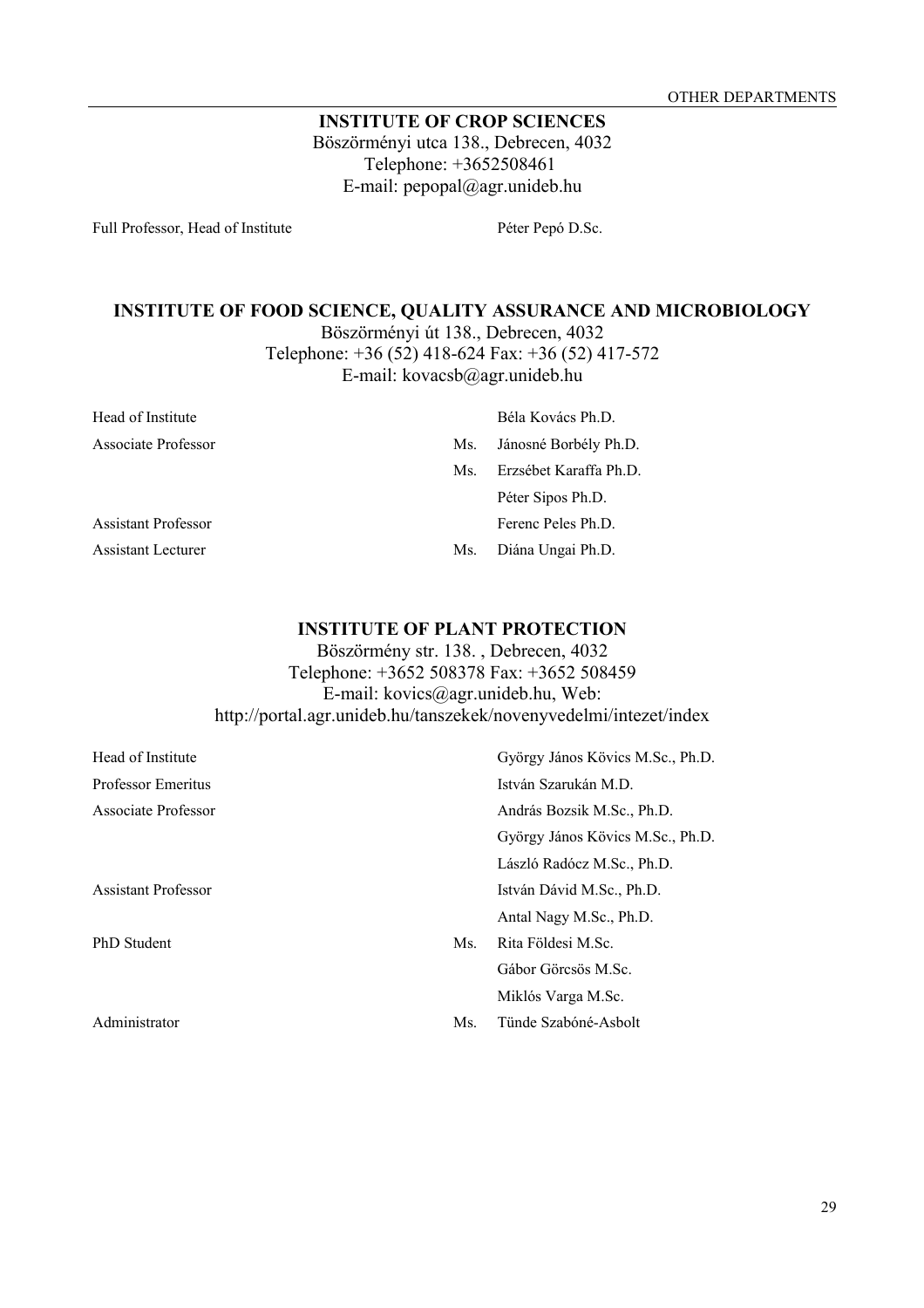## INSTITUTE OF CROP SCIENCES

Böszörményi utca 138., Debrecen, 4032
Telephone: +3652508461
E-mail: pepopal@agr.unideb.hu

| | | |
|---|---|---|
| Full Professor, Head of Institute | | Péter Pepó D.Sc. |

## INSTITUTE OF FOOD SCIENCE, QUALITY ASSURANCE AND MICROBIOLOGY

Böszörményi út 138., Debrecen, 4032
Telephone: +36 (52) 418-624 Fax: +36 (52) 417-572
E-mail: kovacsb@agr.unideb.hu

| | | |
|---|---|---|
| Head of Institute | | Béla Kovács Ph.D. |
| Associate Professor | Ms. | Jánosné Borbély Ph.D. |
| | Ms. | Erzsébet Karaffa Ph.D. |
| | | Péter Sipos Ph.D. |
| Assistant Professor | | Ferenc Peles Ph.D. |
| Assistant Lecturer | Ms. | Diána Ungai Ph.D. |

## INSTITUTE OF PLANT PROTECTION

Böszörmény str. 138. , Debrecen, 4032
Telephone: +3652 508378 Fax: +3652 508459
E-mail: kovics@agr.unideb.hu, Web:
http://portal.agr.unideb.hu/tanszekek/novenyvedelmi/intezet/index

| | | |
|---|---|---|
| Head of Institute | | György János Kövics M.Sc., Ph.D. |
| Professor Emeritus | | István Szarukán M.D. |
| Associate Professor | | András Bozsik M.Sc., Ph.D. |
| | | György János Kövics M.Sc., Ph.D. |
| | | László Radócz M.Sc., Ph.D. |
| Assistant Professor | | István Dávid M.Sc., Ph.D. |
| | | Antal Nagy M.Sc., Ph.D. |
| PhD Student | Ms. | Rita Földesi M.Sc. |
| | | Gábor Görcsös M.Sc. |
| | | Miklós Varga M.Sc. |
| Administrator | Ms. | Tünde Szabóné-Asbolt |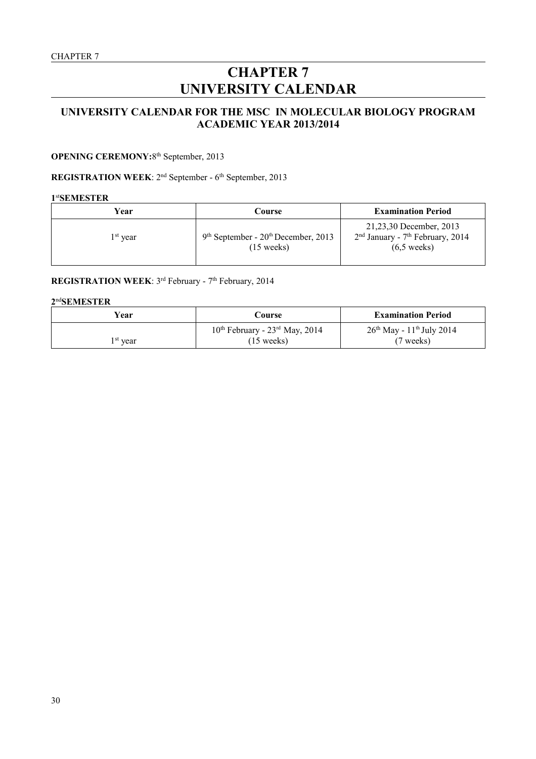# CHAPTER 7
# UNIVERSITY CALENDAR

## UNIVERSITY CALENDAR FOR THE MSC IN MOLECULAR BIOLOGY PROGRAM ACADEMIC YEAR 2013/2014

**OPENING CEREMONY:** 8th September, 2013

**REGISTRATION WEEK**: 2nd September - 6th September, 2013

**1st SEMESTER**

| Year | Course | Examination Period |
|---|---|---|
| 1st year | 9th September - 20th December, 2013 (15 weeks) | 21,23,30 December, 2013<br>2nd January - 7th February, 2014<br>(6,5 weeks) |

**REGISTRATION WEEK**: 3rd February - 7th February, 2014

**2nd SEMESTER**

| Year | Course | Examination Period |
|---|---|---|
| 1st year | 10th February - 23rd May, 2014 (15 weeks) | 26th May - 11th July 2014 (7 weeks) |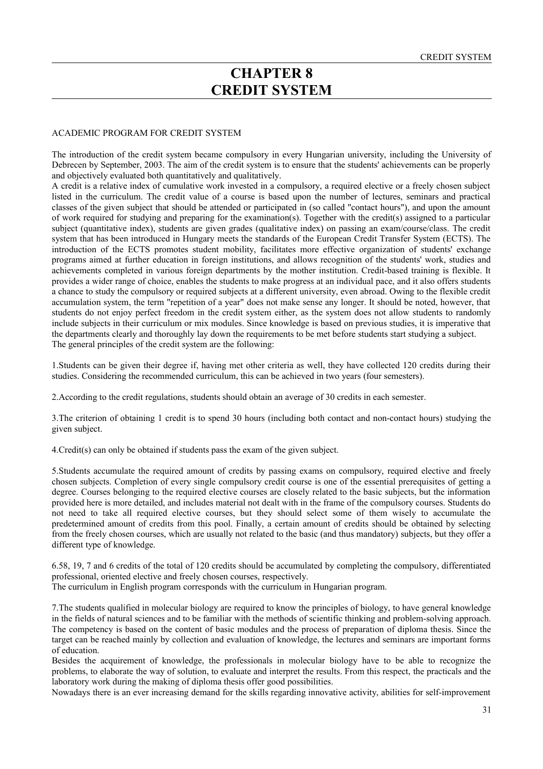# CHAPTER 8
# CREDIT SYSTEM

ACADEMIC PROGRAM FOR CREDIT SYSTEM

The introduction of the credit system became compulsory in every Hungarian university, including the University of Debrecen by September, 2003. The aim of the credit system is to ensure that the students' achievements can be properly and objectively evaluated both quantitatively and qualitatively.

A credit is a relative index of cumulative work invested in a compulsory, a required elective or a freely chosen subject listed in the curriculum. The credit value of a course is based upon the number of lectures, seminars and practical classes of the given subject that should be attended or participated in (so called "contact hours"), and upon the amount of work required for studying and preparing for the examination(s). Together with the credit(s) assigned to a particular subject (quantitative index), students are given grades (qualitative index) on passing an exam/course/class. The credit system that has been introduced in Hungary meets the standards of the European Credit Transfer System (ECTS). The introduction of the ECTS promotes student mobility, facilitates more effective organization of students' exchange programs aimed at further education in foreign institutions, and allows recognition of the students' work, studies and achievements completed in various foreign departments by the mother institution. Credit-based training is flexible. It provides a wider range of choice, enables the students to make progress at an individual pace, and it also offers students a chance to study the compulsory or required subjects at a different university, even abroad. Owing to the flexible credit accumulation system, the term "repetition of a year" does not make sense any longer. It should be noted, however, that students do not enjoy perfect freedom in the credit system either, as the system does not allow students to randomly include subjects in their curriculum or mix modules. Since knowledge is based on previous studies, it is imperative that the departments clearly and thoroughly lay down the requirements to be met before students start studying a subject.

The general principles of the credit system are the following:

1.Students can be given their degree if, having met other criteria as well, they have collected 120 credits during their studies. Considering the recommended curriculum, this can be achieved in two years (four semesters).

2.According to the credit regulations, students should obtain an average of 30 credits in each semester.

3.The criterion of obtaining 1 credit is to spend 30 hours (including both contact and non-contact hours) studying the given subject.

4.Credit(s) can only be obtained if students pass the exam of the given subject.

5.Students accumulate the required amount of credits by passing exams on compulsory, required elective and freely chosen subjects. Completion of every single compulsory credit course is one of the essential prerequisites of getting a degree. Courses belonging to the required elective courses are closely related to the basic subjects, but the information provided here is more detailed, and includes material not dealt with in the frame of the compulsory courses. Students do not need to take all required elective courses, but they should select some of them wisely to accumulate the predetermined amount of credits from this pool. Finally, a certain amount of credits should be obtained by selecting from the freely chosen courses, which are usually not related to the basic (and thus mandatory) subjects, but they offer a different type of knowledge.

6.58, 19, 7 and 6 credits of the total of 120 credits should be accumulated by completing the compulsory, differentiated professional, oriented elective and freely chosen courses, respectively.

The curriculum in English program corresponds with the curriculum in Hungarian program.

7.The students qualified in molecular biology are required to know the principles of biology, to have general knowledge in the fields of natural sciences and to be familiar with the methods of scientific thinking and problem-solving approach. The competency is based on the content of basic modules and the process of preparation of diploma thesis. Since the target can be reached mainly by collection and evaluation of knowledge, the lectures and seminars are important forms of education.

Besides the acquirement of knowledge, the professionals in molecular biology have to be able to recognize the problems, to elaborate the way of solution, to evaluate and interpret the results. From this respect, the practicals and the laboratory work during the making of diploma thesis offer good possibilities.

Nowadays there is an ever increasing demand for the skills regarding innovative activity, abilities for self-improvement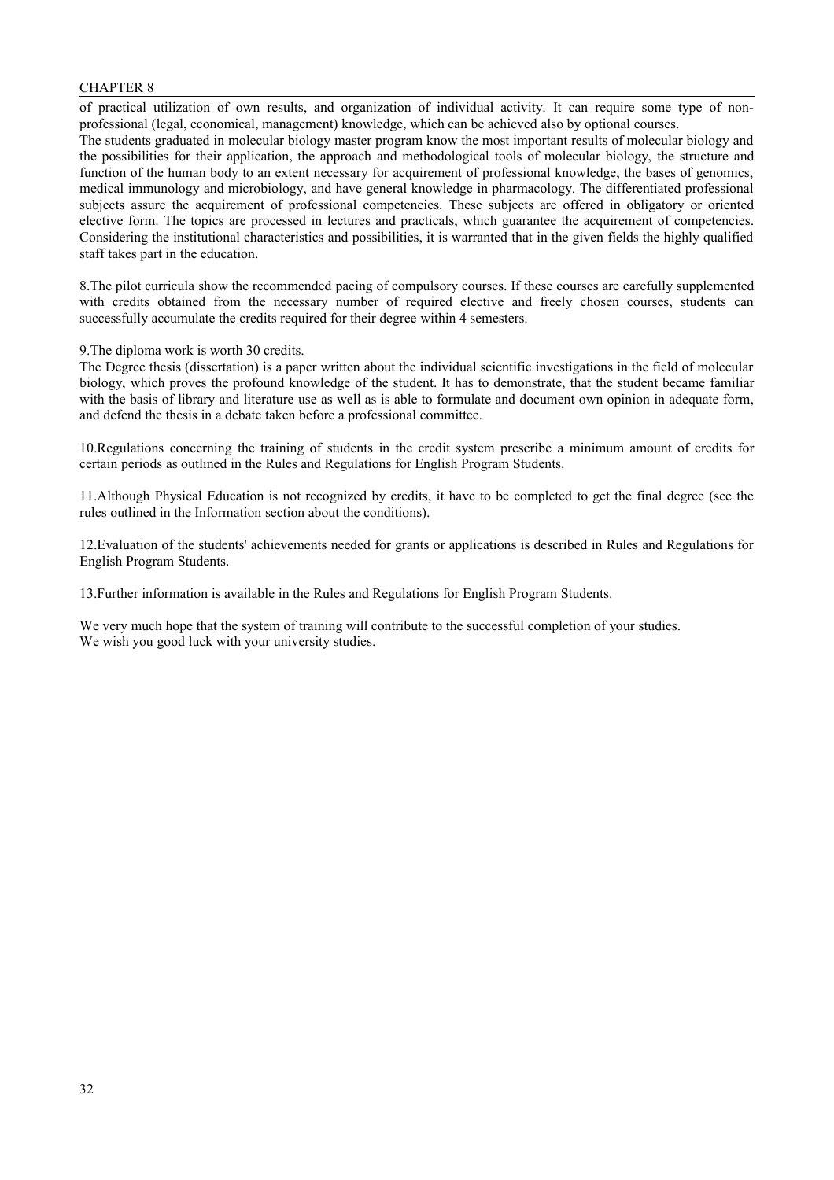of practical utilization of own results, and organization of individual activity. It can require some type of non-professional (legal, economical, management) knowledge, which can be achieved also by optional courses.
The students graduated in molecular biology master program know the most important results of molecular biology and the possibilities for their application, the approach and methodological tools of molecular biology, the structure and function of the human body to an extent necessary for acquirement of professional knowledge, the bases of genomics, medical immunology and microbiology, and have general knowledge in pharmacology. The differentiated professional subjects assure the acquirement of professional competencies. These subjects are offered in obligatory or oriented elective form. The topics are processed in lectures and practicals, which guarantee the acquirement of competencies. Considering the institutional characteristics and possibilities, it is warranted that in the given fields the highly qualified staff takes part in the education.

8.The pilot curricula show the recommended pacing of compulsory courses. If these courses are carefully supplemented with credits obtained from the necessary number of required elective and freely chosen courses, students can successfully accumulate the credits required for their degree within 4 semesters.

9.The diploma work is worth 30 credits.
The Degree thesis (dissertation) is a paper written about the individual scientific investigations in the field of molecular biology, which proves the profound knowledge of the student. It has to demonstrate, that the student became familiar with the basis of library and literature use as well as is able to formulate and document own opinion in adequate form, and defend the thesis in a debate taken before a professional committee.

10.Regulations concerning the training of students in the credit system prescribe a minimum amount of credits for certain periods as outlined in the Rules and Regulations for English Program Students.

11.Although Physical Education is not recognized by credits, it have to be completed to get the final degree (see the rules outlined in the Information section about the conditions).

12.Evaluation of the students' achievements needed for grants or applications is described in Rules and Regulations for English Program Students.

13.Further information is available in the Rules and Regulations for English Program Students.

We very much hope that the system of training will contribute to the successful completion of your studies.
We wish you good luck with your university studies.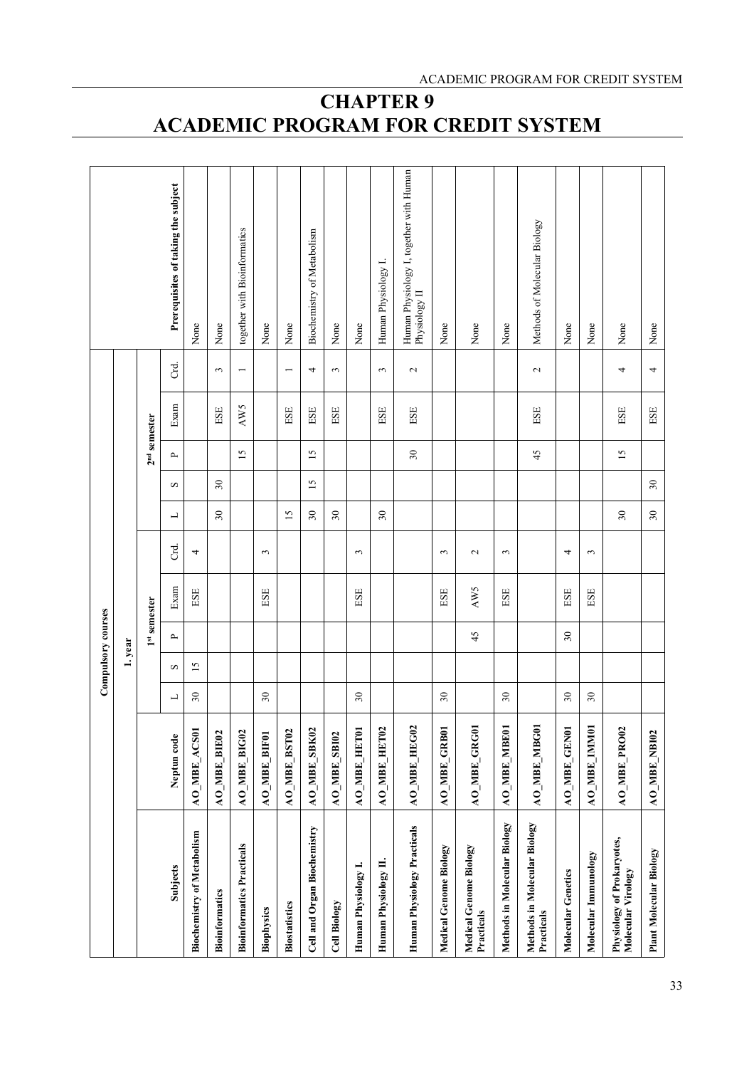# CHAPTER 9
# ACADEMIC PROGRAM FOR CREDIT SYSTEM

| Compulsory courses | | | | | | | | | | | | | |
|---|---|---|---|---|---|---|---|---|---|---|---|---|---|
| 1. year | | | | | | | | | | | | | |
| | | 1st semester | | | | | 2nd semester | | | | | | |
| Subjects | Neptun code | L | S | P | Exam | Crd. | L | S | P | Exam | Crd. | Prerequisites of taking the subject |
| **Biochemistry of Metabolism** | **AO_MBE_ACS01** | 30 | 15 | | ESE | 4 | | | | | | None |
| **Bioinformatics** | **AO_MBE_BIE02** | | | | | | 30 | 30 | | ESE | 3 | None |
| **Bioinformatics Practicals** | **AO_MBE_BIG02** | | | | | | | | 15 | AW5 | 1 | together with Bioinformatics |
| **Biophysics** | **AO_MBE_BIF01** | 30 | | | ESE | 3 | | | | | | None |
| **Biostatistics** | **AO_MBE_BST02** | | | | | | 15 | | | ESE | 1 | None |
| **Cell and Organ Biochemistry** | **AO_MBE_SBK02** | | | | | | 30 | 15 | 15 | ESE | 4 | Biochemistry of Metabolism |
| **Cell Biology** | **AO_MBE_SBI02** | | | | | | 30 | | | ESE | 3 | None |
| **Human Physiology I.** | **AO_MBE_HET01** | 30 | | | ESE | 3 | | | | | | None |
| **Human Physiology II.** | **AO_MBE_HET02** | | | | | | 30 | | | ESE | 3 | Human Physiology I. |
| **Human Physiology Practicals** | **AO_MBE_HEG02** | | | | | | | | 30 | ESE | 2 | Human Physiology I, together with Human Physiology II |
| **Medical Genome Biology** | **AO_MBE_GRB01** | 30 | | | ESE | 3 | | | | | | None |
| **Medical Genome Biology Practicals** | **AO_MBE_GRG01** | | | 45 | AW5 | 2 | | | | | | None |
| **Methods in Molecular Biology** | **AO_MBE_MBE01** | 30 | | | ESE | 3 | | | | | | None |
| **Methods in Molecular Biology Practicals** | **AO_MBE_MBG01** | | | | | | | | 45 | ESE | 2 | Methods of Molecular Biology |
| **Molecular Genetics** | **AO_MBE_GEN01** | 30 | | 30 | ESE | 4 | | | | | | None |
| **Molecular Immunology** | **AO_MBE_IMM01** | 30 | | | ESE | 3 | | | | | | None |
| **Physiology of Prokaryotes, Molecular Virology** | **AO_MBE_PRO02** | | | | | | 30 | | 15 | ESE | 4 | None |
| **Plant Molecular Biology** | **AO_MBE_NBI02** | | | | | | 30 | 30 | | ESE | 4 | None |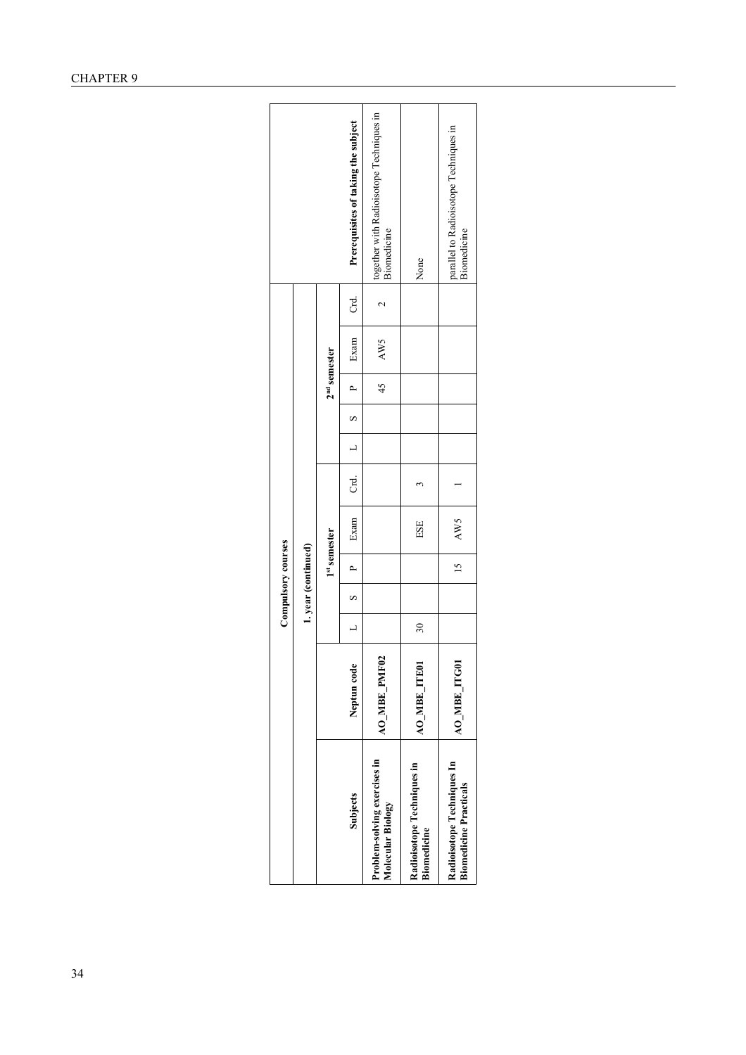| Compulsory courses | | | | | | | | | | | | | | |
|---|---|---|---|---|---|---|---|---|---|---|---|---|---|---|
| 1. year (continued) | | | | | | | | | | | | | | |
| Subjects | Neptun code | 1st semester | | | | | 2nd semester | | | | | Prerequisites of taking the subject |
| | | L | S | P | Exam | Crd. | L | S | P | Exam | Crd. | |
| Problem-solving exercises in Molecular Biology | AO_MBE_PMF02 | | | | | | | | 45 | AW5 | 2 | together with Radioisotope Techniques in Biomedicine |
| Radioisotope Techniques in Biomedicine | AO_MBE_ITE01 | 30 | | | ESE | 3 | | | | | | None |
| Radioisotope Techniques In Biomedicine Practicals | AO_MBE_ITG01 | | | 15 | AW5 | 1 | | | | | | parallel to Radioisotope Techniques in Biomedicine |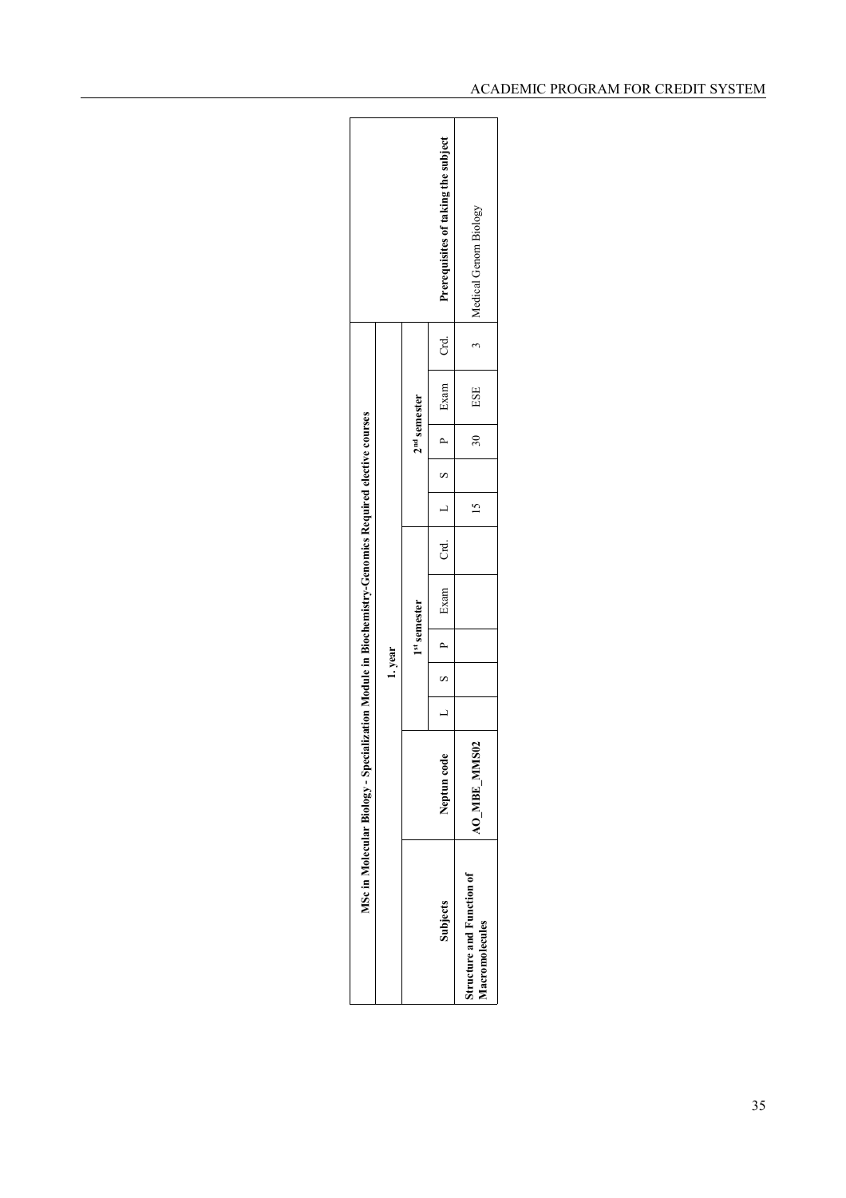| MSc in Molecular Biology - Specialization Module in Biochemistry-Genomics Required elective courses | | | | | | | | | | | | | |
|---|---|---|---|---|---|---|---|---|---|---|---|---|---|
| | | 1. year | | | | | | | | | | | |
| Subjects | Neptun code | 1st semester | | | | | 2nd semester | | | | | Prerequisites of taking the subject |
| | | L | S | P | Exam | Crd. | L | S | P | Exam | Crd. | |
| **Structure and Function of Macromolecules** | **AO_MBE_MMS02** | | | | | | 15 | | 30 | ESE | 3 | Medical Genom Biology |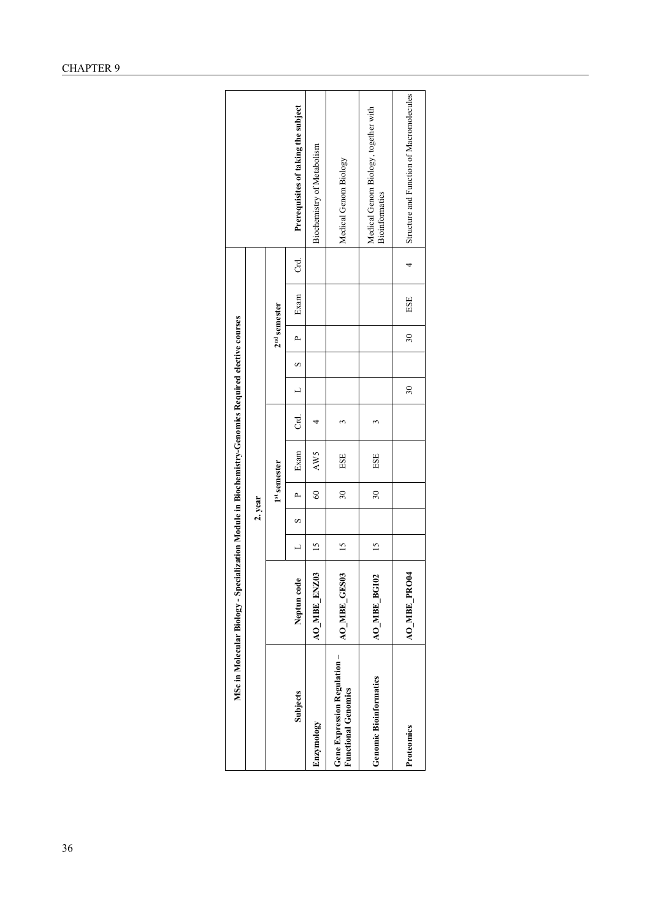| MSc in Molecular Biology - Specialization Module in Biochemistry-Genomics Required elective courses | | | | | | | | | | | | | |
|---|---|---|---|---|---|---|---|---|---|---|---|---|---|
| | | 2. year | | | | | | | | | | | |
| | | 1st semester | | | | | 2nd semester | | | | | | |
| Subjects | Neptun code | L | S | P | Exam | Crd. | L | S | P | Exam | Crd. | Prerequisites of taking the subject |
| **Enzymology** | **AO_MBE_ENZ03** | 15 | | 60 | AW5 | 4 | | | | | | Biochemistry of Metabolism |
| **Gene Expression Regulation – Functional Genomics** | **AO_MBE_GES03** | 15 | | 30 | ESE | 3 | | | | | | Medical Genom Biology |
| **Genomic Bioinformatics** | **AO_MBE_BGI02** | 15 | | 30 | ESE | 3 | | | | | | Medical Genom Biology, together with Bioinformatics |
| **Proteomics** | **AO_MBE_PRO04** | | | | | | 30 | | 30 | ESE | 4 | Structure and Function of Macromolecules |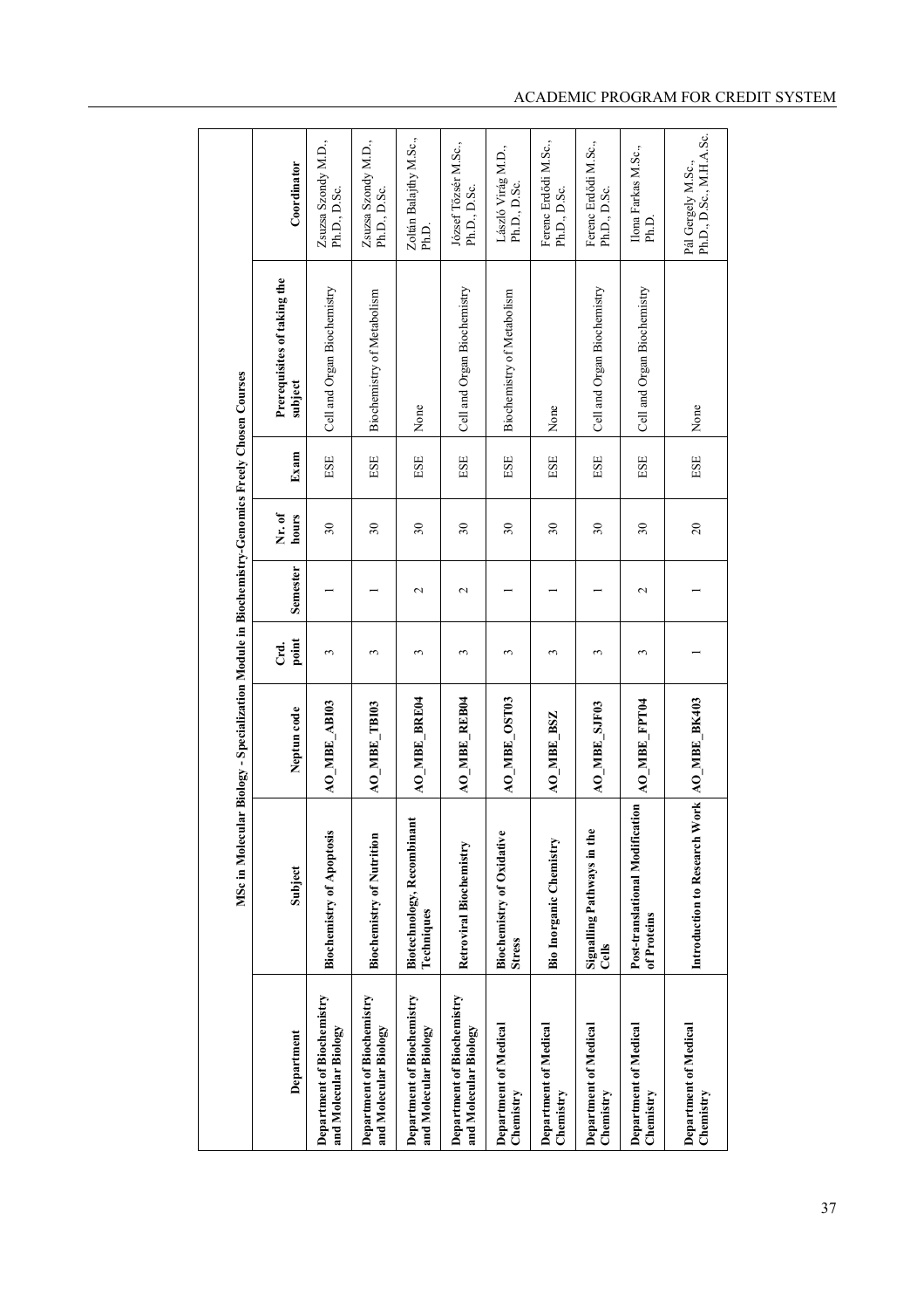## MSc in Molecular Biology - Specialization Module in Biochemistry-Genomics Freely Chosen Courses

| Department | Subject | Neptun code | Crd. point | Semester | Nr. of hours | Exam | Prerequisites of taking the subject | Coordinator |
|---|---|---|---|---|---|---|---|---|
| Department of Biochemistry and Molecular Biology | Biochemistry of Apoptosis | AO_MBE_ABI03 | 3 | 1 | 30 | ESE | Cell and Organ Biochemistry | Zsuzsa Szondy M.D., Ph.D., D.Sc. |
| Department of Biochemistry and Molecular Biology | Biochemistry of Nutrition | AO_MBE_TBI03 | 3 | 1 | 30 | ESE | Biochemistry of Metabolism | Zsuzsa Szondy M.D., Ph.D., D.Sc. |
| Department of Biochemistry and Molecular Biology | Biotechnology, Recombinant Techniques | AO_MBE_BRE04 | 3 | 2 | 30 | ESE | None | Zoltán Balajthy M.Sc., Ph.D. |
| Department of Biochemistry and Molecular Biology | Retroviral Biochemistry | AO_MBE_REB04 | 3 | 2 | 30 | ESE | Cell and Organ Biochemistry | József Tőzsér M.Sc., Ph.D., D.Sc. |
| Department of Medical Chemistry | Biochemistry of Oxidative Stress | AO_MBE_OST03 | 3 | 1 | 30 | ESE | Biochemistry of Metabolism | László Virág M.D., Ph.D., D.Sc. |
| Department of Medical Chemistry | Bio Inorganic Chemistry | AO_MBE_BSZ | 3 | 1 | 30 | ESE | None | Ferenc Erdődi M.Sc., Ph.D., D.Sc. |
| Department of Medical Chemistry | Signalling Pathways in the Cells | AO_MBE_SJF03 | 3 | 1 | 30 | ESE | Cell and Organ Biochemistry | Ferenc Erdődi M.Sc., Ph.D., D.Sc. |
| Department of Medical Chemistry | Post-translational Modification of Proteins | AO_MBE_FPT04 | 3 | 2 | 30 | ESE | Cell and Organ Biochemistry | Ilona Farkas M.Sc., Ph.D. |
| Department of Medical Chemistry | Introduction to Research Work | AO_MBE_BK403 | 1 | 1 | 20 | ESE | None | Pál Gergely M.Sc., Ph.D., D.Sc., M.H.A.Sc. |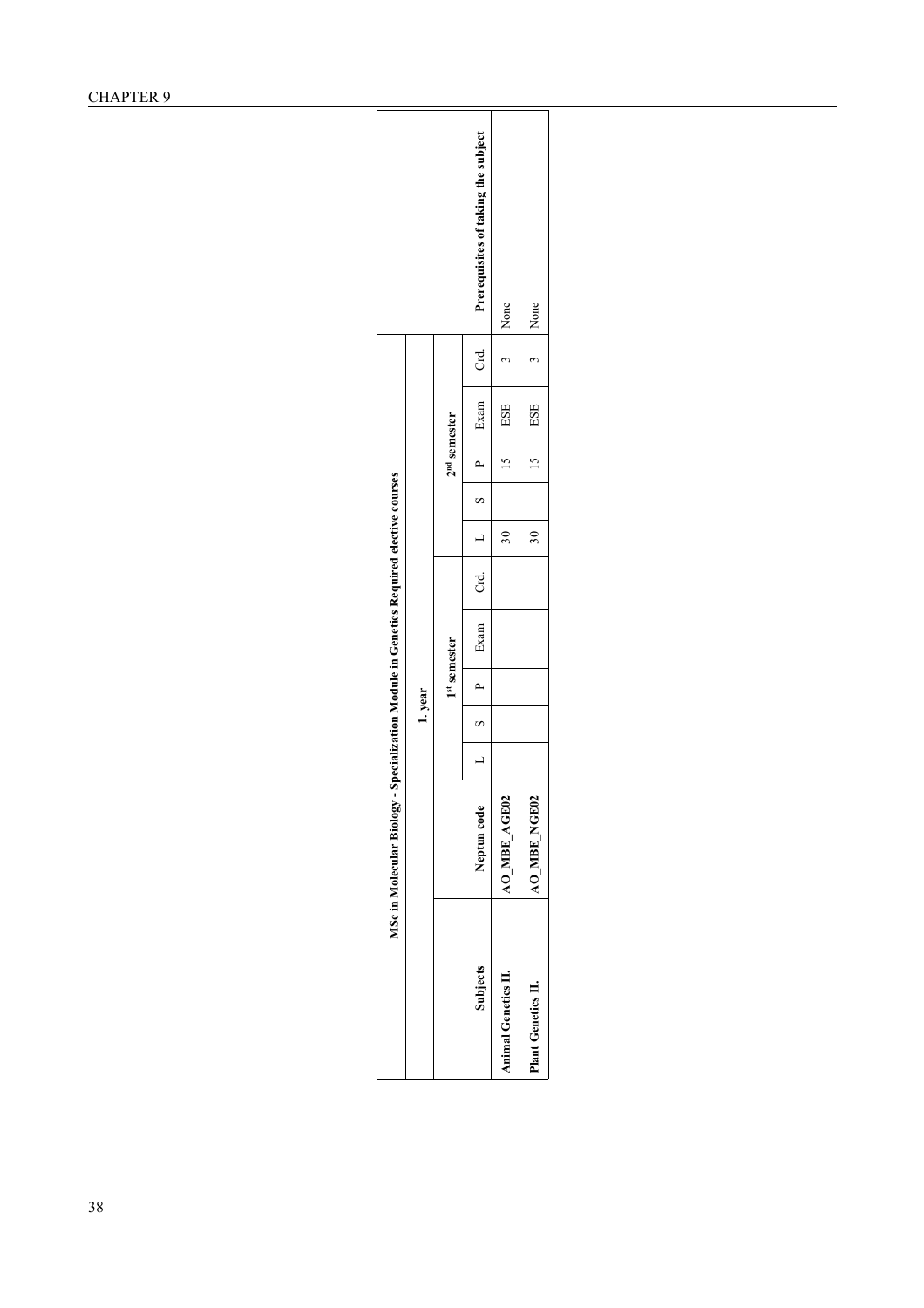| MSc in Molecular Biology - Specialization Module in Genetics Required elective courses | | | | | | | | | | | | | | |
|---|---|---|---|---|---|---|---|---|---|---|---|---|---|---|
| | | 1. year | | | | | | | | | | | |
| | | 1st semester | | | | | 2nd semester | | | | | | |
| **Subjects** | **Neptun code** | L | S | P | Exam | Crd. | L | S | P | Exam | Crd. | **Prerequisites of taking the subject** |
| **Animal Genetics II.** | **AO_MBE_AGE02** | | | | | | 30 | | 15 | ESE | 3 | None |
| **Plant Genetics II.** | **AO_MBE_NGE02** | | | | | | 30 | | 15 | ESE | 3 | None |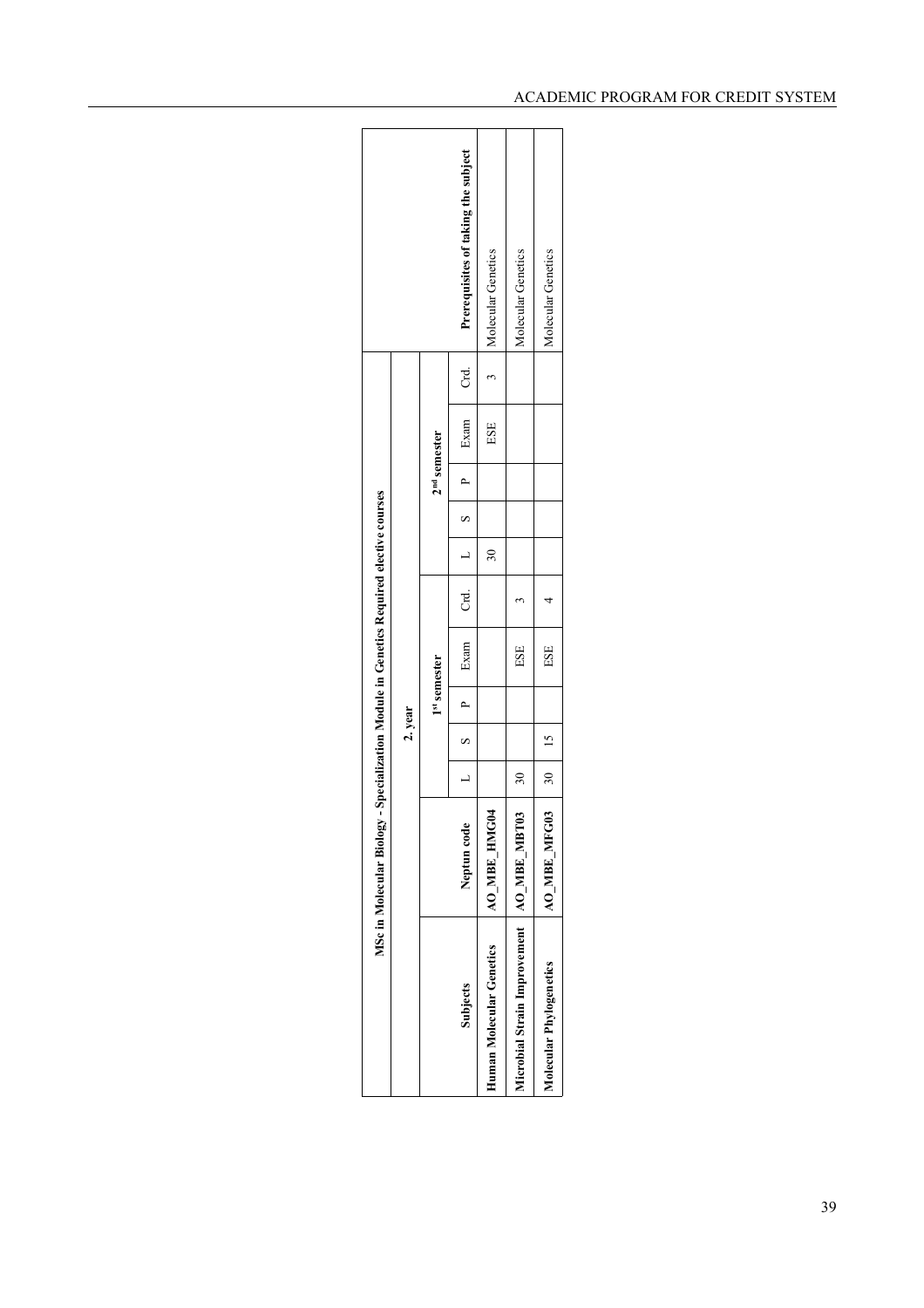| MSc in Molecular Biology - Specialization Module in Genetics Required elective courses | | | | | | | | | | | | | |
|---|---|---|---|---|---|---|---|---|---|---|---|---|---|
| | | 2. year | | | | | | | | | | | |
| | | 1st semester | | | | | 2nd semester | | | | | | |
| Subjects | Neptun code | L | S | P | Exam | Crd. | L | S | P | Exam | Crd. | Prerequisites of taking the subject | |
| **Human Molecular Genetics** | **AO_MBE_HMG04** | | | | | | 30 | | | ESE | 3 | Molecular Genetics | |
| **Microbial Strain Improvement** | **AO_MBE_MBT03** | 30 | | | ESE | 3 | | | | | | Molecular Genetics | |
| **Molecular Phylogenetics** | **AO_MBE_MFG03** | 30 | 15 | | ESE | 4 | | | | | | Molecular Genetics | |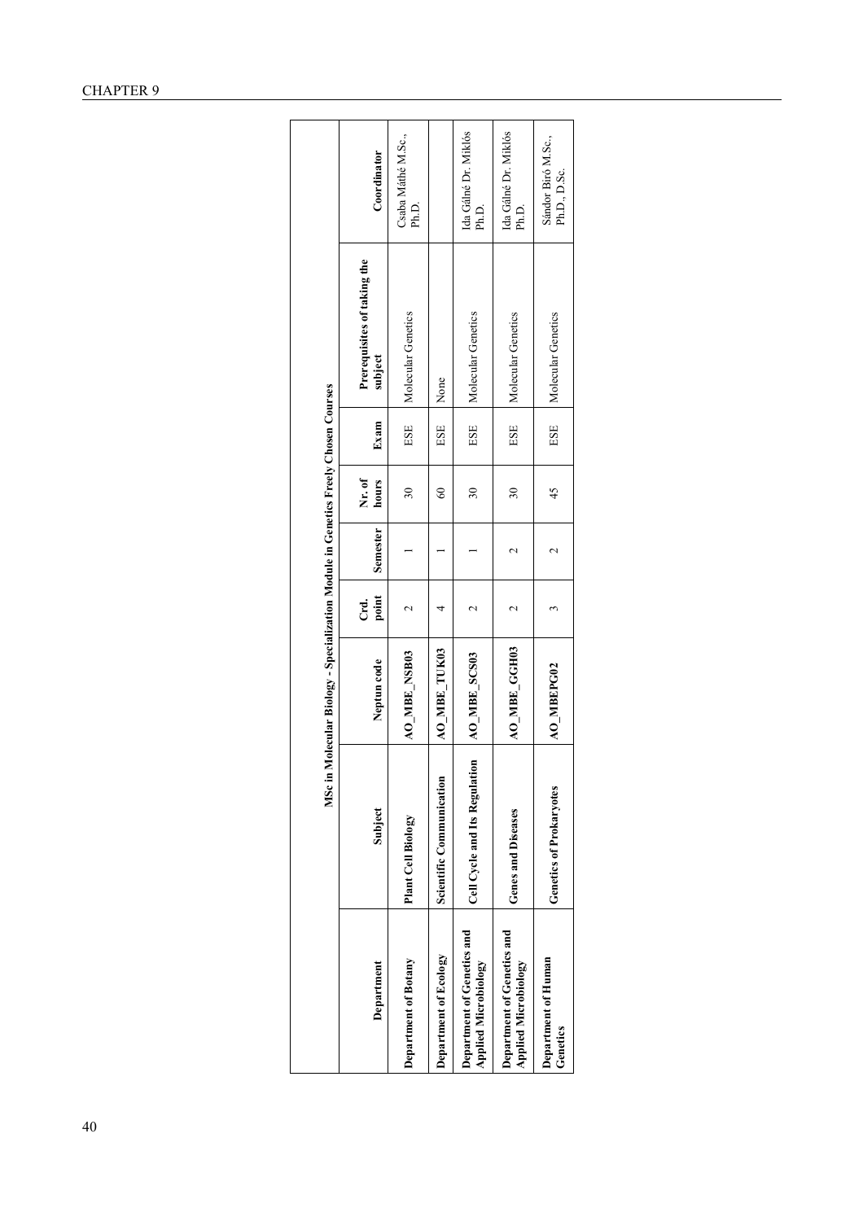| MSc in Molecular Biology - Specialization Module in Genetics Freely Chosen Courses | | | | | | | | |
|---|---|---|---|---|---|---|---|---|
| **Department** | **Subject** | **Neptun code** | **Crd. point** | **Semester** | **Nr. of hours** | **Exam** | **Prerequisites of taking the subject** | **Coordinator** |
| **Department of Botany** | **Plant Cell Biology** | **AO_MBE_NSB03** | 2 | 1 | 30 | ESE | Molecular Genetics | Csaba Máthé M.Sc., Ph.D. |
| **Department of Ecology** | **Scientific Communication** | **AO_MBE_TUK03** | 4 | 1 | 60 | ESE | None | |
| **Department of Genetics and Applied Microbiology** | **Cell Cycle and Its Regulation** | **AO_MBE_SCS03** | 2 | 1 | 30 | ESE | Molecular Genetics | Ida Gálné Dr. Miklós Ph.D. |
| **Department of Genetics and Applied Microbiology** | **Genes and Diseases** | **AO_MBE_GGH03** | 2 | 2 | 30 | ESE | Molecular Genetics | Ida Gálné Dr. Miklós Ph.D. |
| **Department of Human Genetics** | **Genetics of Prokaryotes** | **AO_MBEPG02** | 3 | 2 | 45 | ESE | Molecular Genetics | Sándor Biró M.Sc., Ph.D., D.Sc. |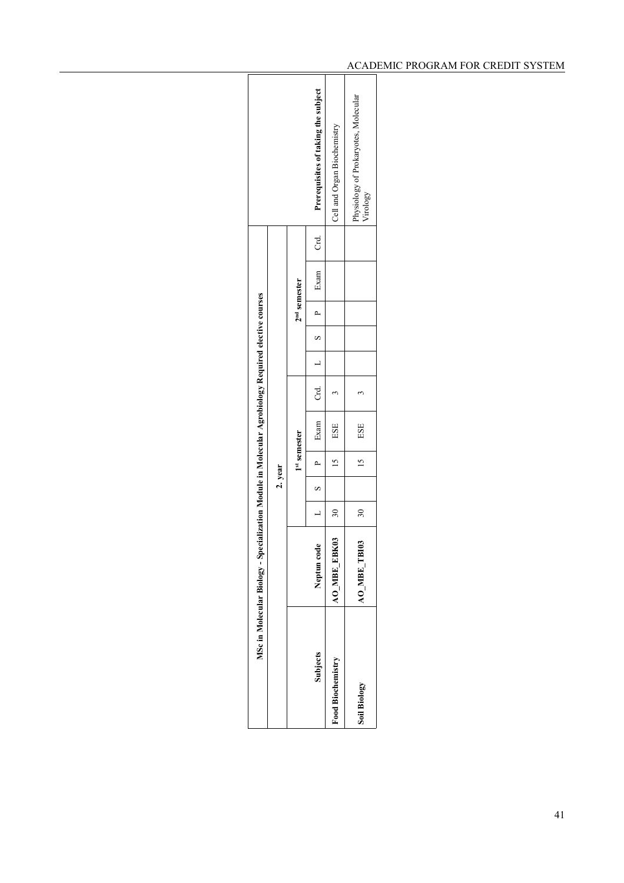| MSc in Molecular Biology - Specialization Module in Molecular Agrobiology Required elective courses | | | | | | | | | | | | | |
|---|---|---|---|---|---|---|---|---|---|---|---|---|---|
| | | 2. year | | | | | | | | | | | |
| | | 1st semester | | | | | 2nd semester | | | | | | |
| Subjects | Neptun code | L | S | P | Exam | Crd. | L | S | P | Exam | Crd. | Prerequisites of taking the subject |
| Food Biochemistry | AO_MBE_EBK03 | 30 | | 15 | ESE | 3 | | | | | | Cell and Organ Biochemistry |
| Soil Biology | AO_MBE_TBI03 | 30 | | 15 | ESE | 3 | | | | | | Physiology of Prokaryotes, Molecular Virology |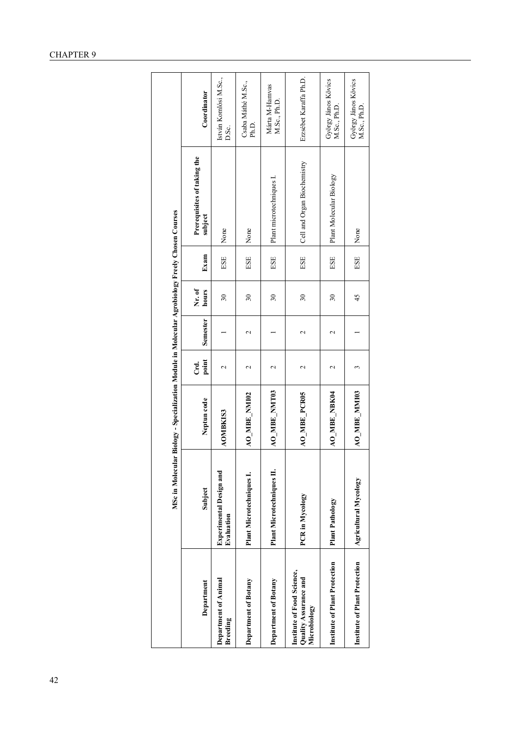| MSc in Molecular Biology - Specialization Module in Molecular Agrobiology Freely Chosen Courses | | | | | | | | |
|---|---|---|---|---|---|---|---|---|
| **Department** | **Subject** | **Neptun code** | **Crd. point** | **Semester** | **Nr. of hours** | **Exam** | **Prerequisites of taking the subject** | **Coordinator** |
| **Department of Animal Breeding** | **Experimental Design and Evaluation** | **AOMBKIS3** | 2 | 1 | 30 | ESE | None | István Komlósi M.Sc., D.Sc. |
| **Department of Botany** | **Plant Microtechniques I.** | **AO_MBE_NMI02** | 2 | 2 | 30 | ESE | None | Csaba Máthé M.Sc., Ph.D. |
| **Department of Botany** | **Plant Microtechniques II.** | **AO_MBE_NMT03** | 2 | 1 | 30 | ESE | Plant microtechniques I. | Márta M-Hamvas M.Sc., Ph.D. |
| **Institute of Food Science, Quality Assurance and Microbiology** | **PCR in Mycology** | **AO_MBE_PCR05** | 2 | 2 | 30 | ESE | Cell and Organ Biochemistry | Erzsébet Karaffa Ph.D. |
| **Institute of Plant Protection** | **Plant Pathology** | **AO_MBE_NBK04** | 2 | 2 | 30 | ESE | Plant Molecular Biology | György János Kövics M.Sc., Ph.D. |
| **Institute of Plant Protection** | **Agricultural Mycology** | **AO_MBE_MMI03** | 3 | 1 | 45 | ESE | None | György János Kövics M.Sc., Ph.D. |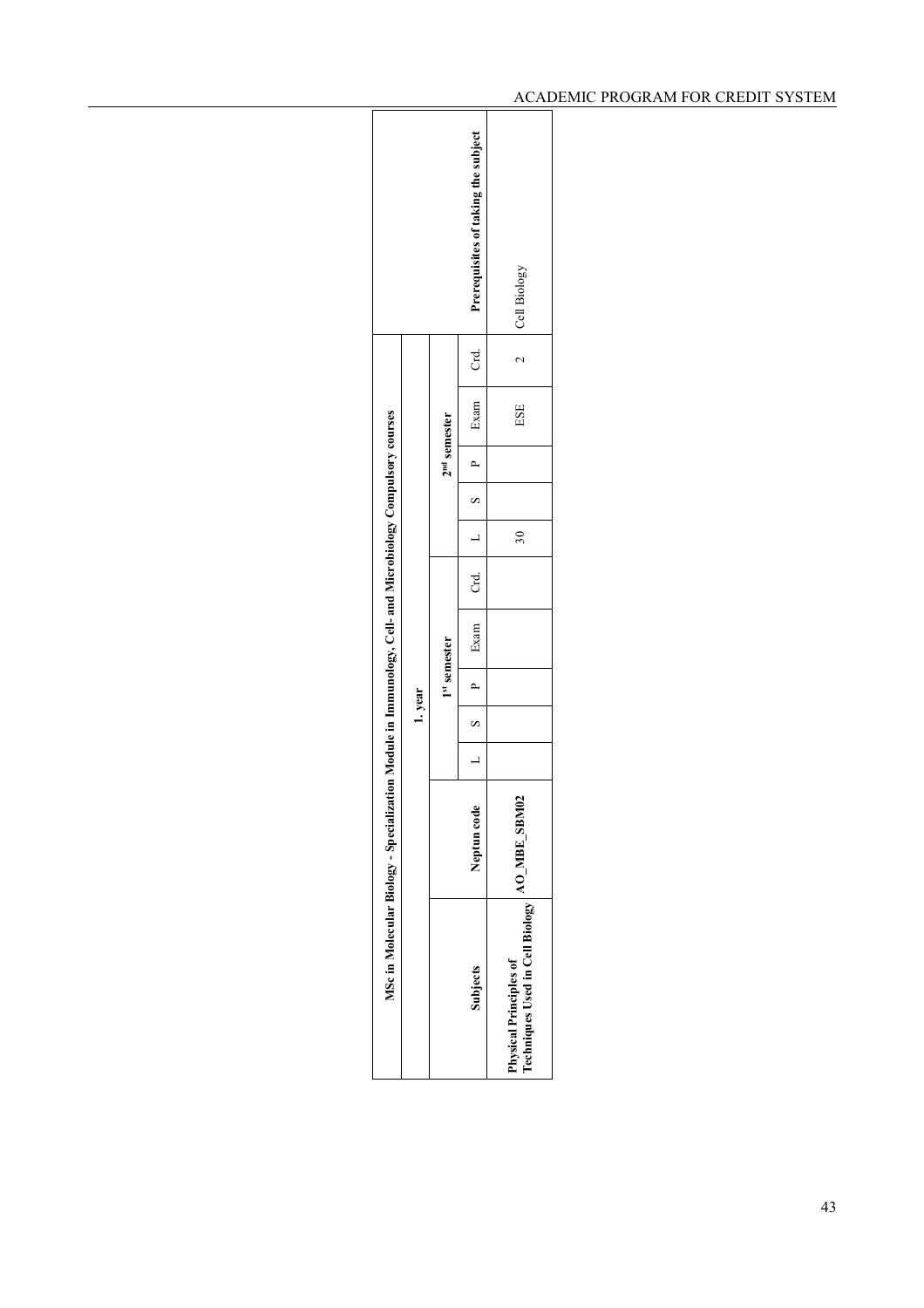| MSc in Molecular Biology - Specialization Module in Immunology, Cell- and Microbiology Compulsory courses | | | | | | | | | | | | | |
|---|---|---|---|---|---|---|---|---|---|---|---|---|---|
| | | 1. year | | | | | | | | | | | |
| | | 1st semester | | | | | 2nd semester | | | | | | |
| Subjects | Neptun code | L | S | P | Exam | Crd. | L | S | P | Exam | Crd. | Prerequisites of taking the subject |
| **Physical Principles of Techniques Used in Cell Biology** | **AO_MBE_SBM02** | | | | | | 30 | | | ESE | 2 | Cell Biology |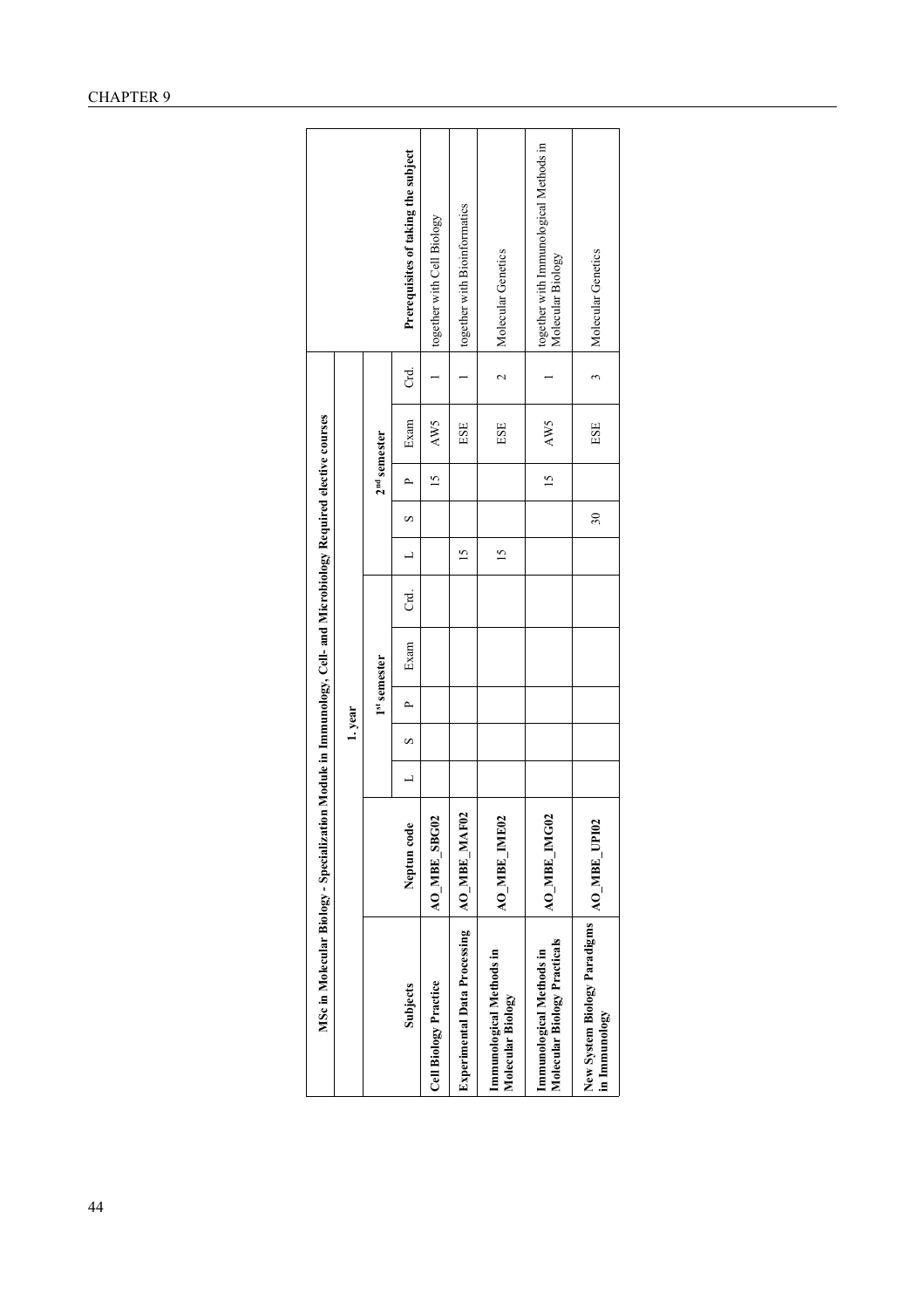| MSc in Molecular Biology - Specialization Module in Immunology, Cell- and Microbiology Required elective courses | | | | | | | | | | | | | |
|---|---|---|---|---|---|---|---|---|---|---|---|---|---|
| | | 1. year | | | | | | | | | | | |
| | | 1st semester | | | | | 2nd semester | | | | | | |
| Subjects | Neptun code | L | S | P | Exam | Crd. | L | S | P | Exam | Crd. | Prerequisites of taking the subject |
| **Cell Biology Practice** | **AO_MBE_SBG02** | | | | | | | | 15 | AW5 | 1 | together with Cell Biology |
| **Experimental Data Processing** | **AO_MBE_MAF02** | | | | | | 15 | | | ESE | 1 | together with Bioinformatics |
| **Immunological Methods in Molecular Biology** | **AO_MBE_IME02** | | | | | | 15 | | | ESE | 2 | Molecular Genetics |
| **Immunological Methods in Molecular Biology Practicals** | **AO_MBE_IMG02** | | | | | | | | 15 | AW5 | 1 | together with Immunological Methods in Molecular Biology |
| **New System Biology Paradigms in Immunology** | **AO_MBE_UPI02** | | | | | | | 30 | | ESE | 3 | Molecular Genetics |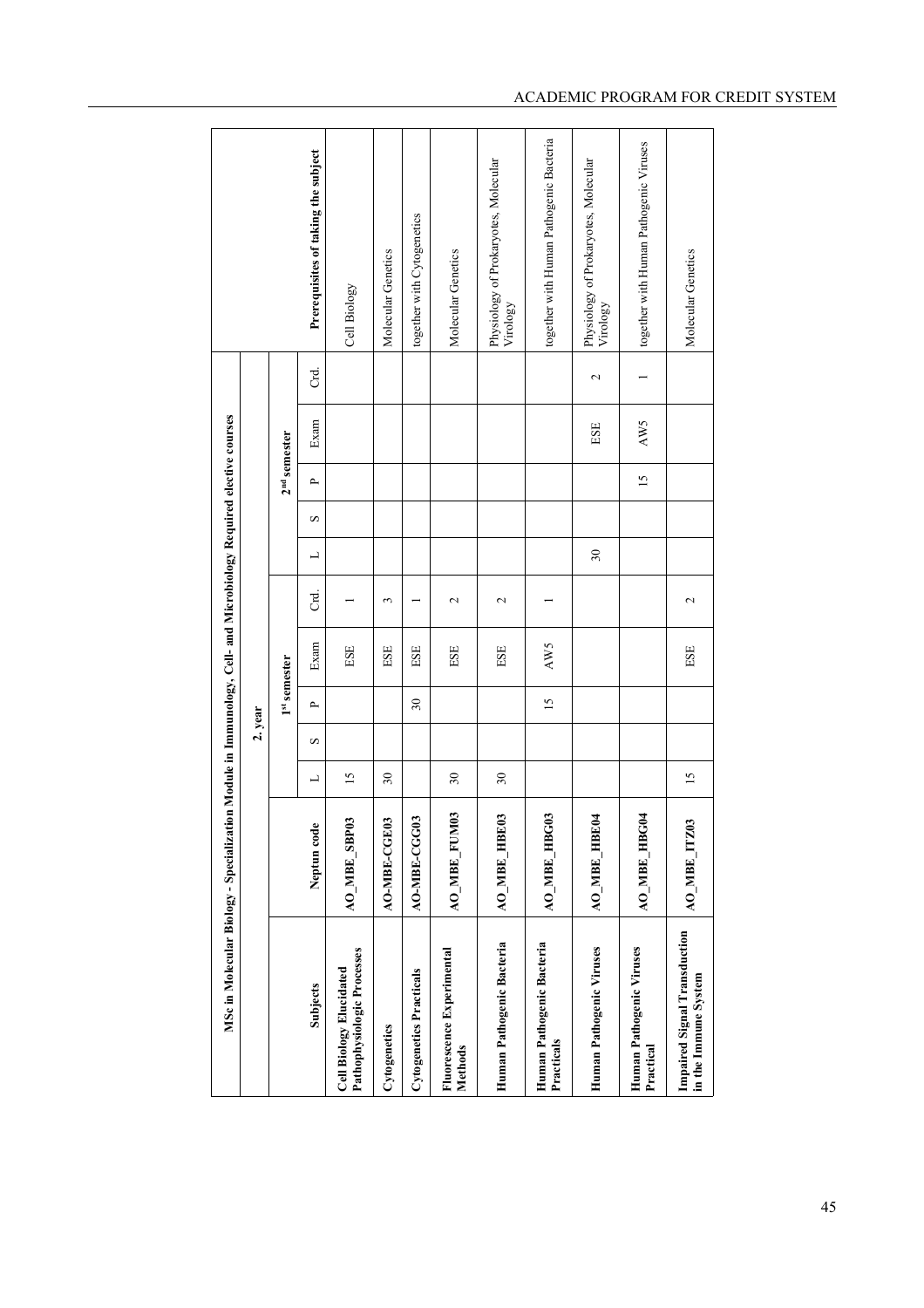| MSc in Molecular Biology - Specialization Module in Immunology, Cell- and Microbiology Required elective courses | | | | | | | | | | | | | |
|---|---|---|---|---|---|---|---|---|---|---|---|---|---|
| | | 2. year | | | | | | | | | | | |
| | | 1st semester | | | | | 2nd semester | | | | | | |
| Subjects | Neptun code | L | S | P | Exam | Crd. | L | S | P | Exam | Crd. | Prerequisites of taking the subject |
| **Cell Biology Elucidated Pathophysiologic Processes** | **AO_MBE_SBP03** | 15 | | | ESE | 1 | | | | | | Cell Biology |
| **Cytogenetics** | **AO-MBE-CGE03** | 30 | | | ESE | 3 | | | | | | Molecular Genetics |
| **Cytogenetics Practicals** | **AO-MBE-CGG03** | | | 30 | ESE | 1 | | | | | | together with Cytogenetics |
| **Fluorescence Experimental Methods** | **AO_MBE_FUM03** | 30 | | | ESE | 2 | | | | | | Molecular Genetics |
| **Human Pathogenic Bacteria** | **AO_MBE_HBE03** | 30 | | | ESE | 2 | | | | | | Physiology of Prokaryotes, Molecular Virology |
| **Human Pathogenic Bacteria Practicals** | **AO_MBE_HBG03** | | | 15 | AW5 | 1 | | | | | | together with Human Pathogenic Bacteria |
| **Human Pathogenic Viruses** | **AO_MBE_HBE04** | | | | | | 30 | | | ESE | 2 | Physiology of Prokaryotes, Molecular Virology |
| **Human Pathogenic Viruses Practical** | **AO_MBE_HBG04** | | | | | | | | 15 | AW5 | 1 | together with Human Pathogenic Viruses |
| **Impaired Signal Transduction in the Immune System** | **AO_MBE_ITZ03** | 15 | | | ESE | 2 | | | | | | Molecular Genetics |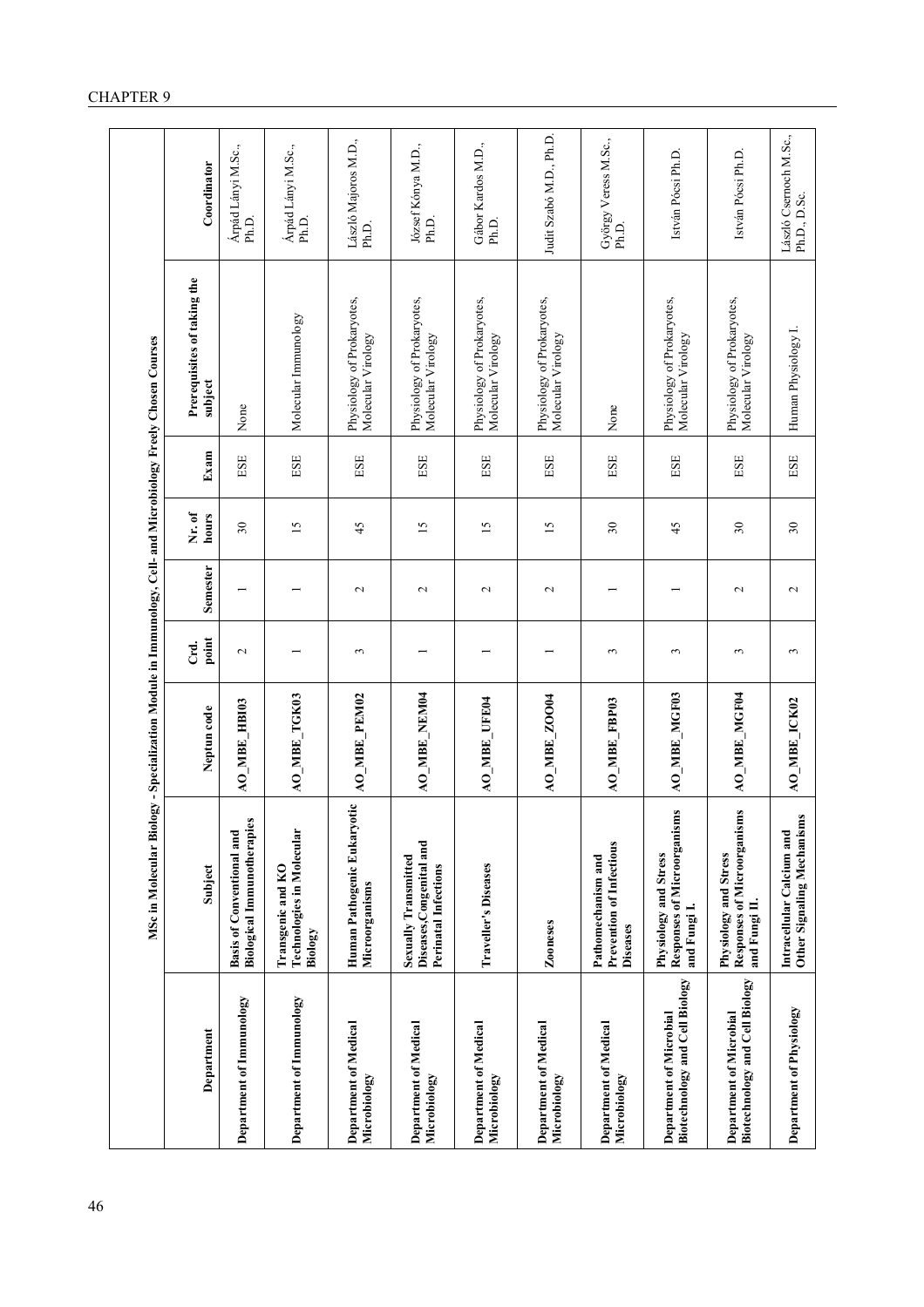## MSc in Molecular Biology - Specialization Module in Immunology, Cell- and Microbiology Freely Chosen Courses

| Department | Subject | Neptun code | Crd. point | Semester | Nr. of hours | Exam | Prerequisites of taking the subject | Coordinator |
|---|---|---|---|---|---|---|---|---|
| **Department of Immunology** | **Basis of Conventional and Biological Immunotherapies** | **AO_MBE_HBI03** | 2 | 1 | 30 | ESE | None | Árpád Lányi M.Sc., Ph.D. |
| **Department of Immunology** | **Transgenic and KO Technologies in Molecular Biology** | **AO_MBE_TGK03** | 1 | 1 | 15 | ESE | Molecular Immunology | Árpád Lányi M.Sc., Ph.D. |
| **Department of Medical Microbiology** | **Human Pathogenic Eukaryotic Microorganisms** | **AO_MBE_PEM02** | 3 | 2 | 45 | ESE | Physiology of Prokaryotes, Molecular Virology | László Majoros M.D., Ph.D. |
| **Department of Medical Microbiology** | **Sexually Transmitted Diseases,Congenital and Perinatal Infections** | **AO_MBE_NEM04** | 1 | 2 | 15 | ESE | Physiology of Prokaryotes, Molecular Virology | József Kónya M.D., Ph.D. |
| **Department of Medical Microbiology** | **Traveller's Diseases** | **AO_MBE_UFE04** | 1 | 2 | 15 | ESE | Physiology of Prokaryotes, Molecular Virology | Gábor Kardos M.D., Ph.D. |
| **Department of Medical Microbiology** | **Zooneses** | **AO_MBE_ZOO04** | 1 | 2 | 15 | ESE | Physiology of Prokaryotes, Molecular Virology | Judit Szabó M.D., Ph.D. |
| **Department of Medical Microbiology** | **Pathomechanism and Prevention of Infectious Diseases** | **AO_MBE_FBP03** | 3 | 1 | 30 | ESE | None | György Veress M.Sc., Ph.D. |
| **Department of Microbial Biotechnology and Cell Biology** | **Physiology and Stress Responses of Microorganisms and Fungi I.** | **AO_MBE_MGF03** | 3 | 1 | 45 | ESE | Physiology of Prokaryotes, Molecular Virology | István Pócsi Ph.D. |
| **Department of Microbial Biotechnology and Cell Biology** | **Physiology and Stress Responses of Microorganisms and Fungi II.** | **AO_MBE_MGF04** | 3 | 2 | 30 | ESE | Physiology of Prokaryotes, Molecular Virology | István Pócsi Ph.D. |
| **Department of Physiology** | **Intracellular Calcium and Other Signaling Mechanisms** | **AO_MBE_ICK02** | 3 | 2 | 30 | ESE | Human Physiology I. | László Csernoch M.Sc., Ph.D., D.Sc. |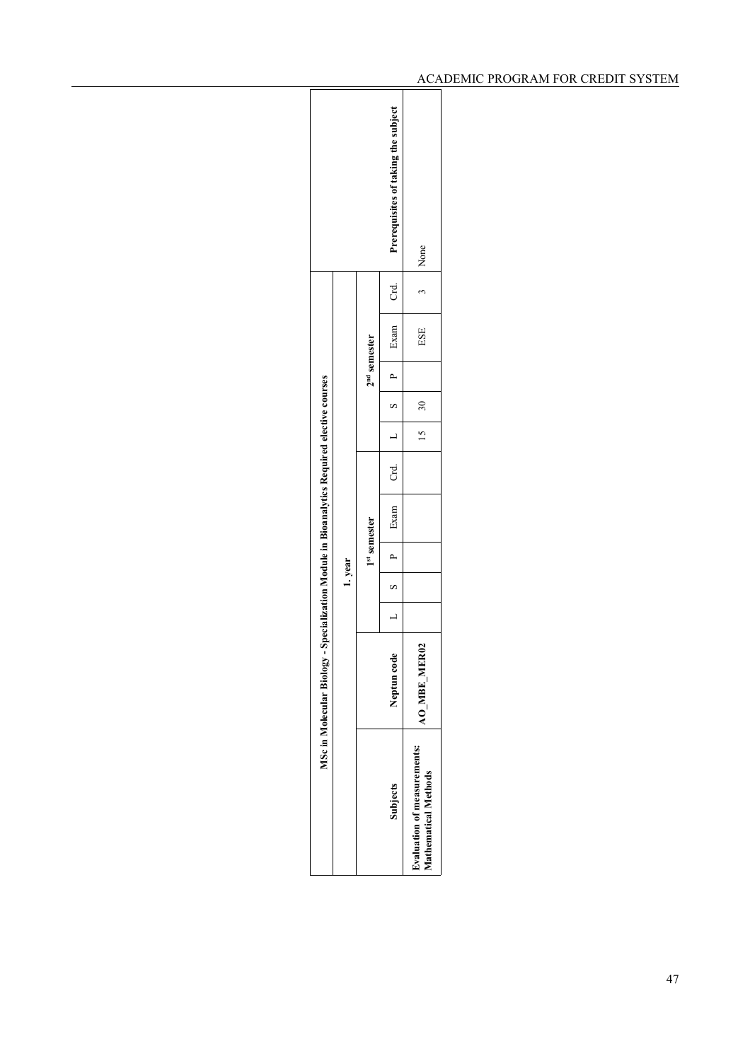| MSc in Molecular Biology - Specialization Module in Bioanalytics Required elective courses | | | | | | | | | | | | | |
|---|---|---|---|---|---|---|---|---|---|---|---|---|---|
| | | 1. year | | | | | | | | | | | |
| | | 1st semester | | | | | 2nd semester | | | | | | |
| Subjects | Neptun code | L | S | P | Exam | Crd. | L | S | P | Exam | Crd. | Prerequisites of taking the subject |
| **Evaluation of measurements: Mathematical Methods** | **AO_MBE_MER02** | | | | | | 15 | 30 | | ESE | 3 | None |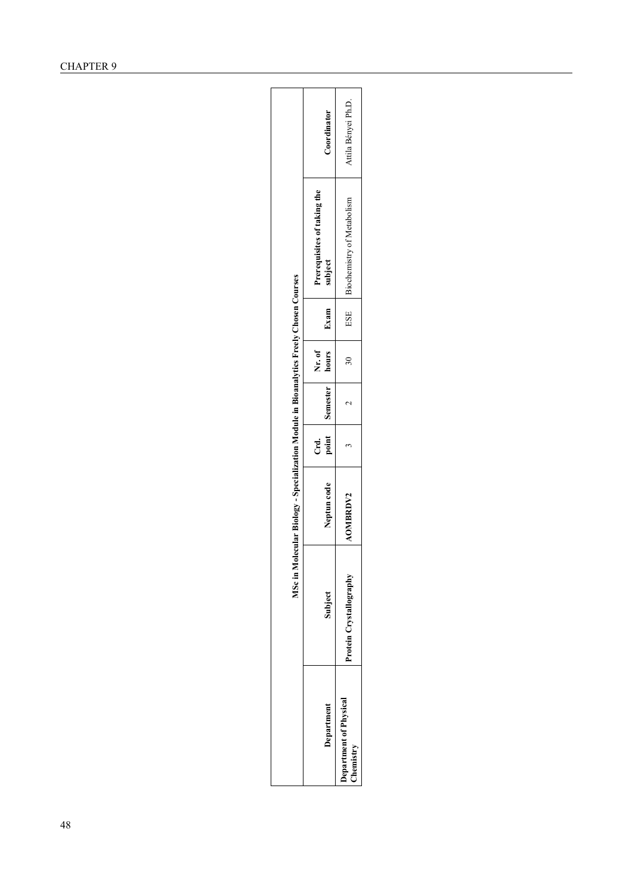| MSc in Molecular Biology - Specialization Module in Bioanalytics Freely Chosen Courses | | | | | | | | |
|---|---|---|---|---|---|---|---|---|
| **Department** | **Subject** | **Neptun code** | **Crd. point** | **Semester** | **Nr. of hours** | **Exam** | **Prerequisites of taking the subject** | **Coordinator** |
| **Department of Physical Chemistry** | **Protein Crystallography** | **AOMBRDV2** | 3 | 2 | 30 | ESE | Biochemistry of Metabolism | Attila Bényei Ph.D. |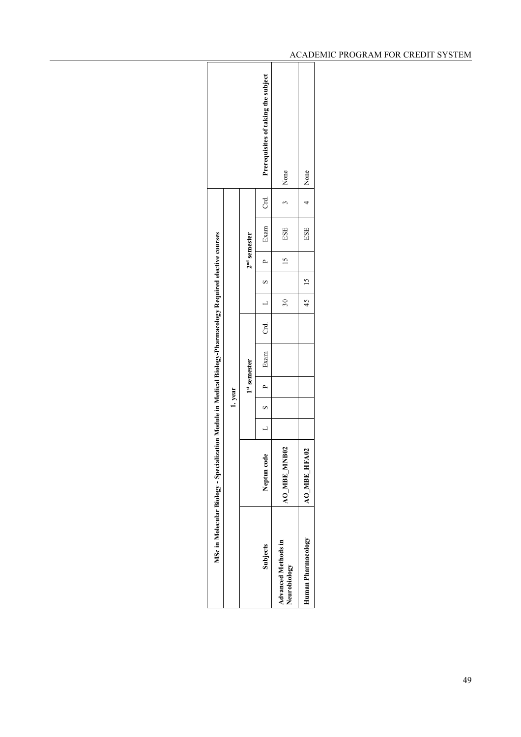| MSc in Molecular Biology - Specialization Module in Medical Biology-Pharmacology Required elective courses | | | | | | | | | | | | | | |
|---|---|---|---|---|---|---|---|---|---|---|---|---|---|---|
| | | 1. year | | | | | | | | | | | | |
| | | 1st semester | | | | | 2nd semester | | | | | | | |
| Subjects | Neptun code | L | S | P | Exam | Crd. | L | S | P | Exam | Crd. | Prerequisites of taking the subject |
| Advanced Methods in Neurobiology | AO_MBE_MNB02 | | | | | | 30 | | 15 | ESE | 3 | None |
| Human Pharmacology | AO_MBE_HFA02 | | | | | | 45 | 15 | | ESE | 4 | None |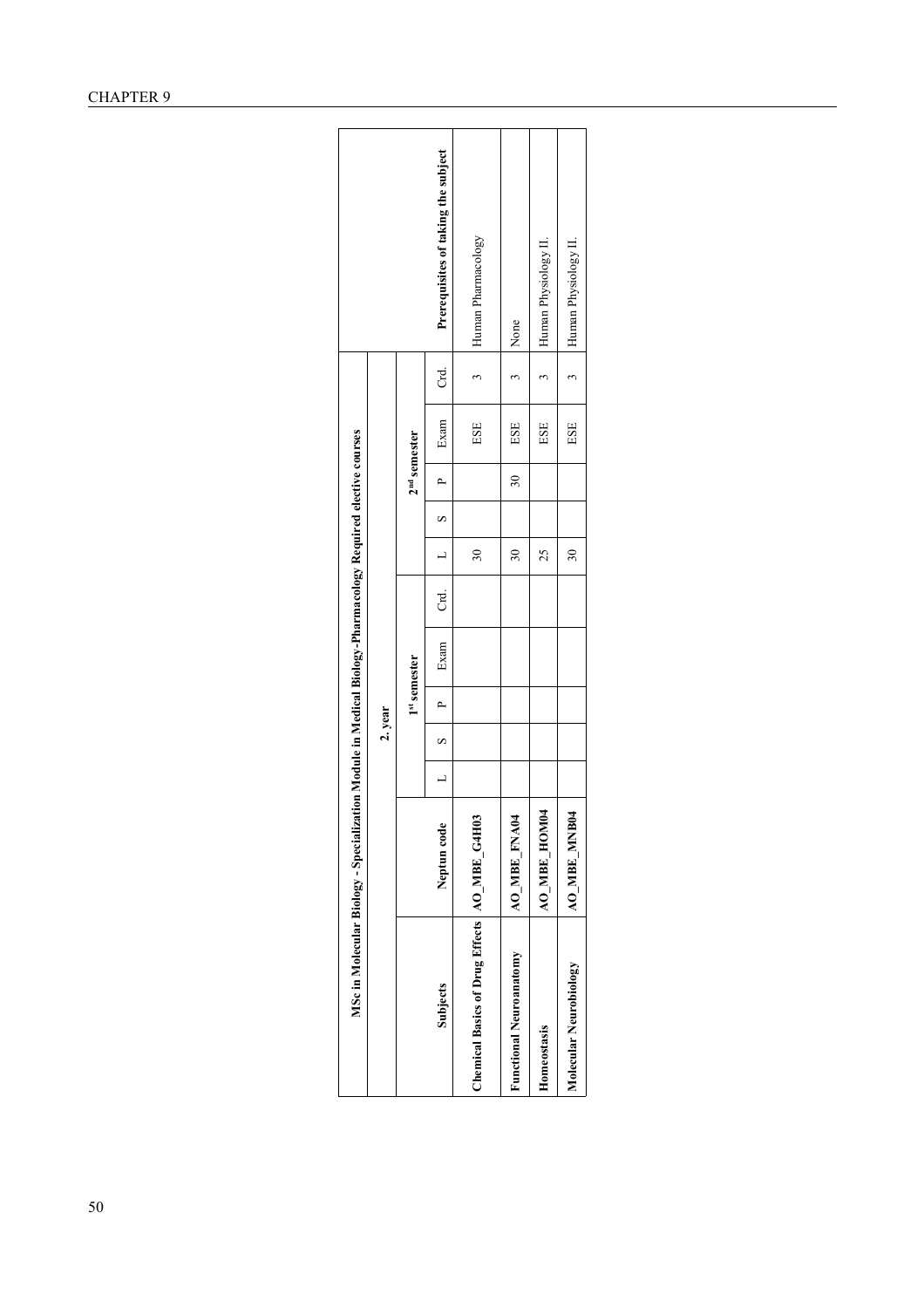| MSc in Molecular Biology - Specialization Module in Medical Biology-Pharmacology Required elective courses | | | | | | | | | | | | | |
|---|---|---|---|---|---|---|---|---|---|---|---|---|---|
| | | 2. year | | | | | | | | | | | |
| | | 1st semester | | | | | 2nd semester | | | | | | |
| **Subjects** | **Neptun code** | L | S | P | Exam | Crd. | L | S | P | Exam | Crd. | **Prerequisites of taking the subject** | |
| **Chemical Basics of Drug Effects** | **AO_MBE_G4H03** | | | | | | 30 | | | ESE | 3 | Human Pharmacology | |
| **Functional Neuroanatomy** | **AO_MBE_FNA04** | | | | | | 30 | | 30 | ESE | 3 | None | |
| **Homeostasis** | **AO_MBE_HOM04** | | | | | | 25 | | | ESE | 3 | Human Physiology II. | |
| **Molecular Neurobiology** | **AO_MBE_MNB04** | | | | | | 30 | | | ESE | 3 | Human Physiology II. | |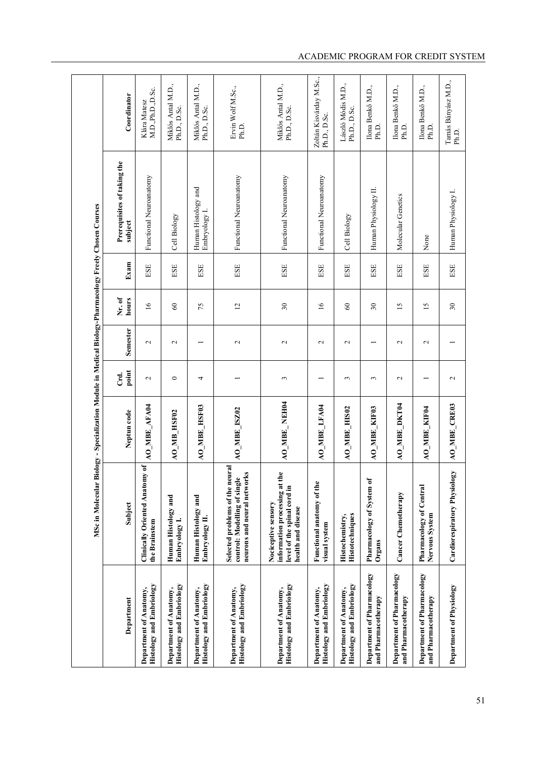| MSc in Molecular Biology - Specialization Module in Medical Biology-Pharmacology Freely Chosen Courses | | | | | | | | |
|---|---|---|---|---|---|---|---|---|
| **Department** | **Subject** | **Neptun code** | **Crd. point** | **Semester** | **Nr. of hours** | **Exam** | **Prerequisites of taking the subject** | **Coordinator** |
| **Department of Anatomy, Histology and Embriology** | **Clinically Oriented Anatomy of the Brainstem** | **AO_MBE_AFA04** | 2 | 2 | 16 | ESE | Functional Neuroanatomy | Klára Matesz M.D.,Ph.D.,D.Sc. |
| **Department of Anatomy, Histology and Embriology** | **Human Histology and Embryology I.** | **AO_MB_HSF02** | 0 | 2 | 60 | ESE | Cell Biology | Miklós Antal M.D., Ph.D., D.Sc. |
| **Department of Anatomy, Histology and Embriology** | **Human Histology and Embryology II.** | **AO_MBE_HSF03** | 4 | 1 | 75 | ESE | Human Histology and Embryology I. | Miklós Antal M.D., Ph.D., D.Sc. |
| **Department of Anatomy, Histology and Embriology** | **Selected problems of the neural control: Modelling of single neurons and neural networks** | **AO_MBE_ISZ02** | 1 | 2 | 12 | ESE | Functional Neuroanatomy | Ervin Wolf M.Sc., Ph.D. |
| **Department of Anatomy, Histology and Embriology** | **Nociceptive sensory information processing at the level of the spinal cord in health and disease** | **AO_MBE_NEH04** | 3 | 2 | 30 | ESE | Functional Neuroanatomy | Miklós Antal M.D., Ph.D., D.Sc. |
| **Department of Anatomy, Histology and Embriology** | **Functional anatomy of the visual system** | **AO_MBE_LFA04** | 1 | 2 | 16 | ESE | Functional Neuroanatomy | Zoltán Kisvárday M.Sc., Ph.D., D.Sc. |
| **Department of Anatomy, Histology and Embriology** | **Histochemistry, Histotechniques** | **AO_MBE_HIS02** | 3 | 2 | 60 | ESE | Cell Biology | László Módis M.D., Ph.D., D.Sc. |
| **Department of Pharmacology and Pharmacotherapy** | **Pharmacology of System of Organs** | **AO_MBE_KIF03** | 3 | 1 | 30 | ESE | Human Physiology II. | Ilona Benkő M.D., Ph.D. |
| **Department of Pharmacology and Pharmacotherapy** | **Cancer Chemotherapy** | **AO_MBE_DKT04** | 2 | 2 | 15 | ESE | Molecular Genetics | Ilona Benkő M.D., Ph.D. |
| **Department of Pharmacology and Pharmacotherapy** | **Pharmacology of Central Nervous System** | **AO_MBE_KIF04** | 1 | 2 | 15 | ESE | None | Ilona Benkő M.D., Ph.D. |
| **Department of Physiology** | **Cardiorespiratory Physiology** | **AO_MBE_CRE03** | 2 | 1 | 30 | ESE | Human Physiology I. | Tamás Bányász M.D., Ph.D. |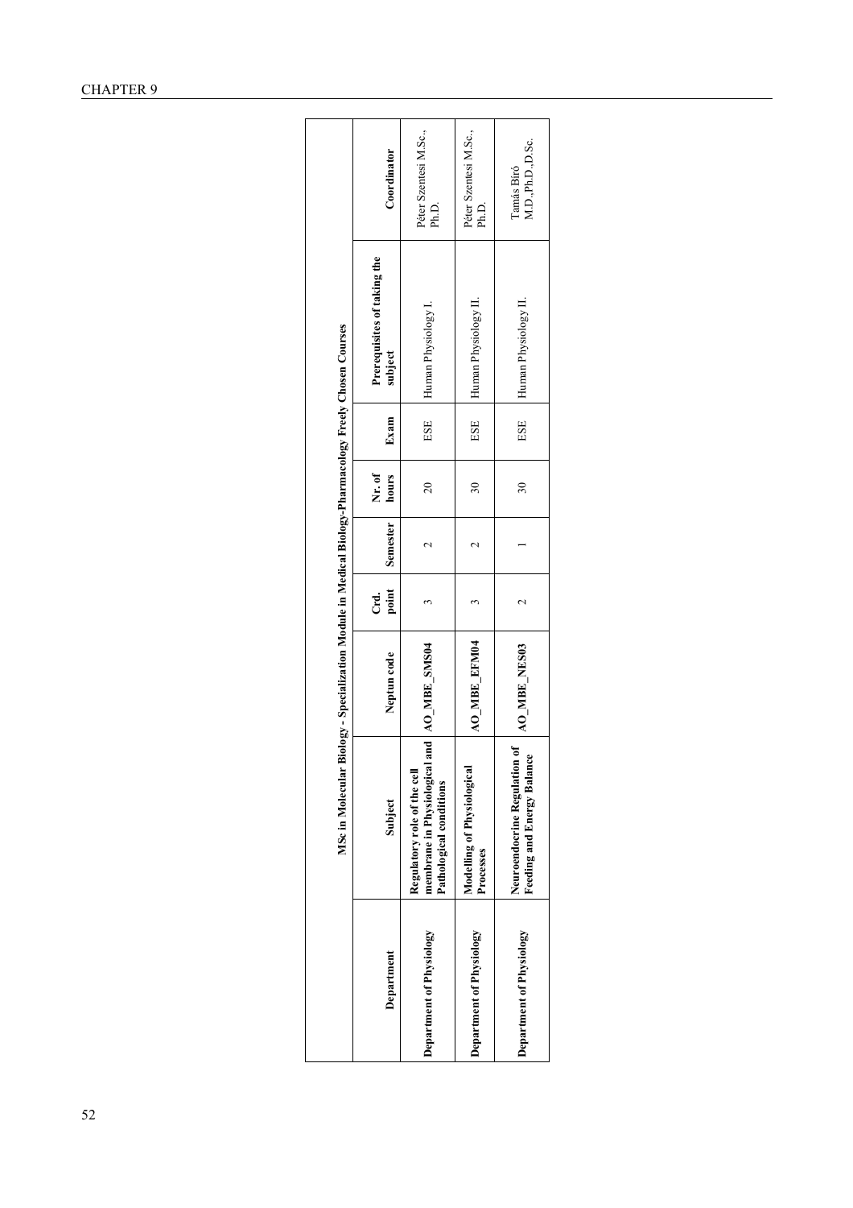| MSc in Molecular Biology - Specialization Module in Medical Biology-Pharmacology Freely Chosen Courses | | | | | | | | |
|---|---|---|---|---|---|---|---|---|
| **Department** | **Subject** | **Neptun code** | **Crd. point** | **Semester** | **Nr. of hours** | **Exam** | **Prerequisites of taking the subject** | **Coordinator** |
| **Department of Physiology** | **Regulatory role of the cell membrane in Physiological and Pathological conditions** | **AO_MBE_SMS04** | 3 | 2 | 20 | ESE | Human Physiology I. | Péter Szentesi M.Sc., Ph.D. |
| **Department of Physiology** | **Modelling of Physiological Processes** | **AO_MBE_EFM04** | 3 | 2 | 30 | ESE | Human Physiology II. | Péter Szentesi M.Sc., Ph.D. |
| **Department of Physiology** | **Neuroendocrine Regulation of Feeding and Energy Balance** | **AO_MBE_NES03** | 2 | 1 | 30 | ESE | Human Physiology II. | Tamás Bíró M.D.,Ph.D.,D.Sc. |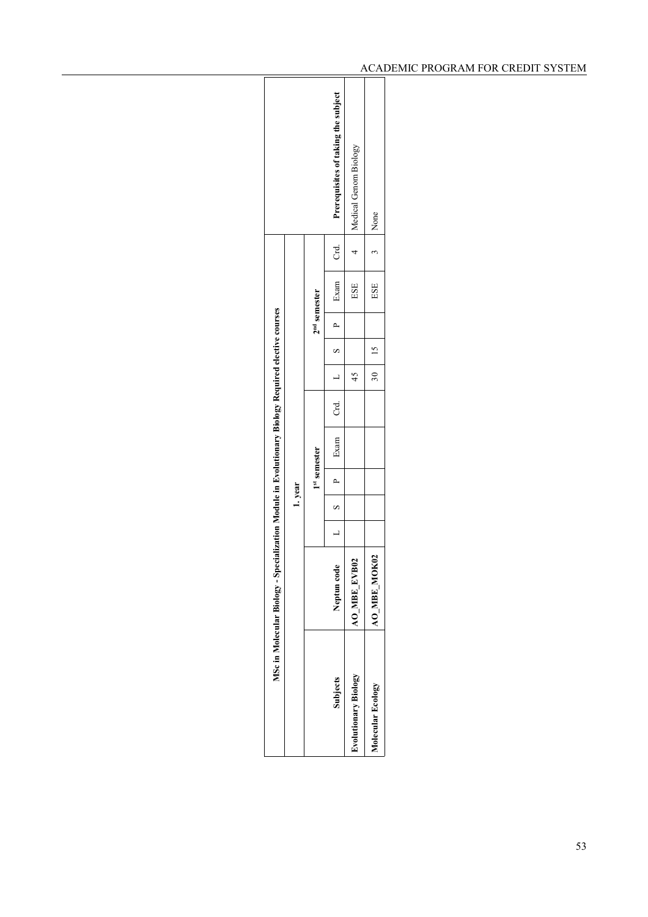| MSc in Molecular Biology - Specialization Module in Evolutionary Biology Required elective courses | | | | | | | | | | | | | | |
|---|---|---|---|---|---|---|---|---|---|---|---|---|---|---|
| | | 1. year | | | | | | | | | | | | |
| | | 1st semester | | | | | 2nd semester | | | | | | | |
| Subjects | Neptun code | L | S | P | Exam | Crd. | L | S | P | Exam | Crd. | Prerequisites of taking the subject |
| **Evolutionary Biology** | **AO_MBE_EVB02** | | | | | | 45 | | | ESE | 4 | Medical Genom Biology |
| **Molecular Ecology** | **AO_MBE_MOK02** | | | | | | 30 | 15 | | ESE | 3 | None |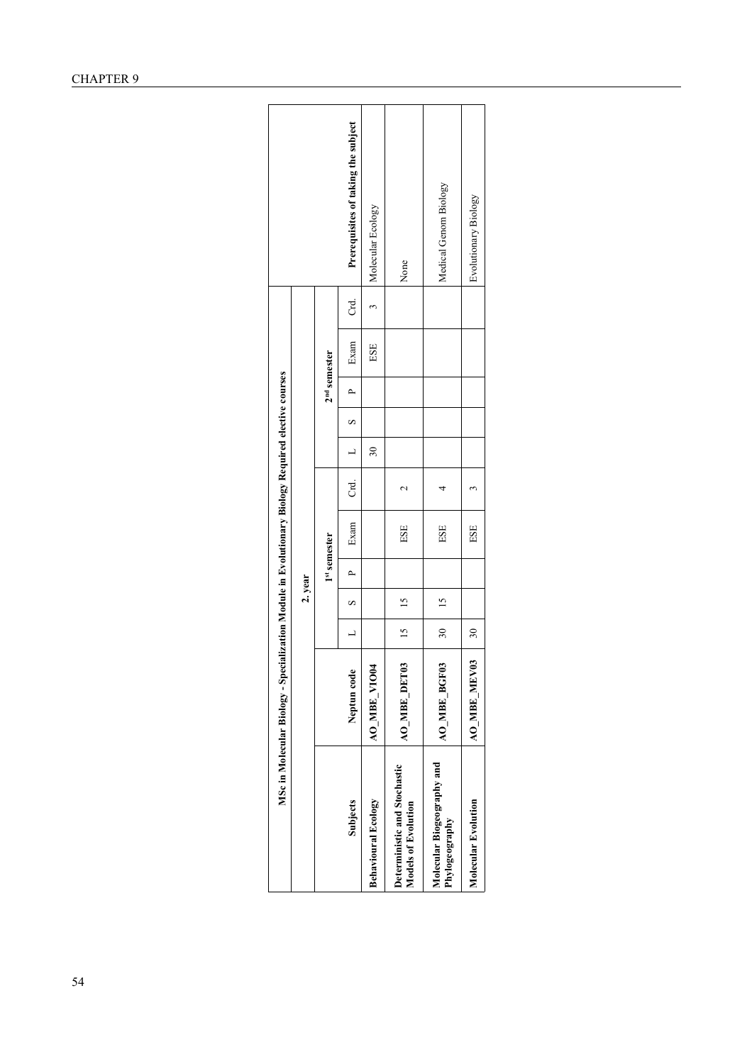| MSc in Molecular Biology - Specialization Module in Evolutionary Biology Required elective courses | | | | | | | | | | | | | |
|---|---|---|---|---|---|---|---|---|---|---|---|---|---|
| | | 2. year | | | | | | | | | | | |
| | | 1st semester | | | | | 2nd semester | | | | | | |
| Subjects | Neptun code | L | S | P | Exam | Crd. | L | S | P | Exam | Crd. | Prerequisites of taking the subject |
| **Behavioural Ecology** | **AO_MBE_VIO04** | | | | | | 30 | | | ESE | 3 | Molecular Ecology |
| **Deterministic and Stochastic Models of Evolution** | **AO_MBE_DET03** | 15 | 15 | | ESE | 2 | | | | | | None |
| **Molecular Biogeography and Phylogeography** | **AO_MBE_BGF03** | 30 | 15 | | ESE | 4 | | | | | | Medical Genom Biology |
| **Molecular Evolution** | **AO_MBE_MEV03** | 30 | | | ESE | 3 | | | | | | Evolutionary Biology |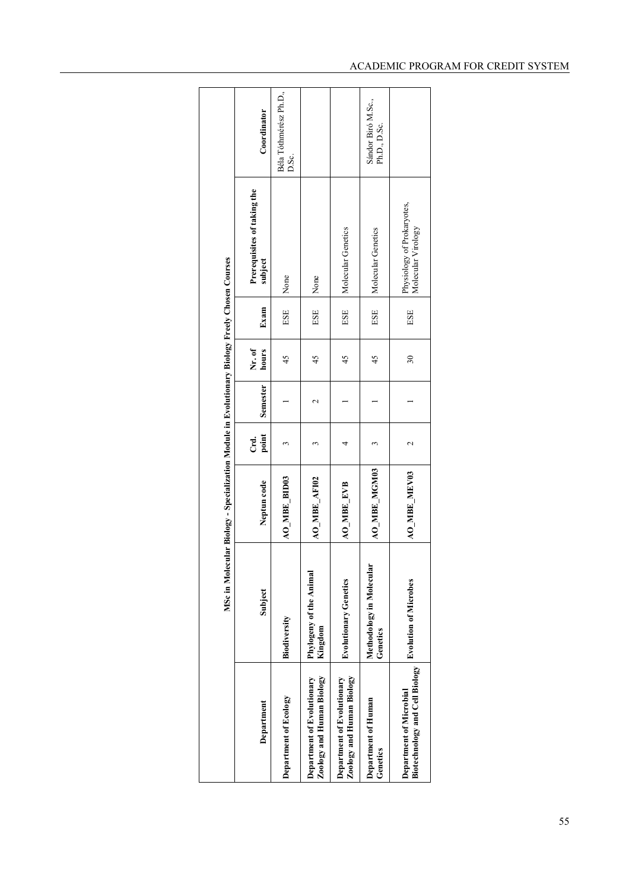| MSc in Molecular Biology - Specialization Module in Evolutionary Biology Freely Chosen Courses | | | | | | | | |
|---|---|---|---|---|---|---|---|---|
| **Department** | **Subject** | **Neptun code** | **Crd. point** | **Semester** | **Nr. of hours** | **Exam** | **Prerequisites of taking the subject** | **Coordinator** |
| **Department of Ecology** | **Biodiversity** | **AO_MBE_BID03** | 3 | 1 | 45 | ESE | None | Béla Tóthmérész Ph.D., D.Sc. |
| **Department of Evolutionary Zoology and Human Biology** | **Phylogeny of the Animal Kingdom** | **AO_MBE_AFI02** | 3 | 2 | 45 | ESE | None | |
| **Department of Evolutionary Zoology and Human Biology** | **Evolutionary Genetics** | **AO_MBE_EVB** | 4 | 1 | 45 | ESE | Molecular Genetics | |
| **Department of Human Genetics** | **Methodology in Molecular Genetics** | **AO_MBE_MGM03** | 3 | 1 | 45 | ESE | Molecular Genetics | Sándor Biró M.Sc., Ph.D., D.Sc. |
| **Department of Microbial Biotechnology and Cell Biology** | **Evolution of Microbes** | **AO_MBE_MEV03** | 2 | 1 | 30 | ESE | Physiology of Prokaryotes, Molecular Virology | |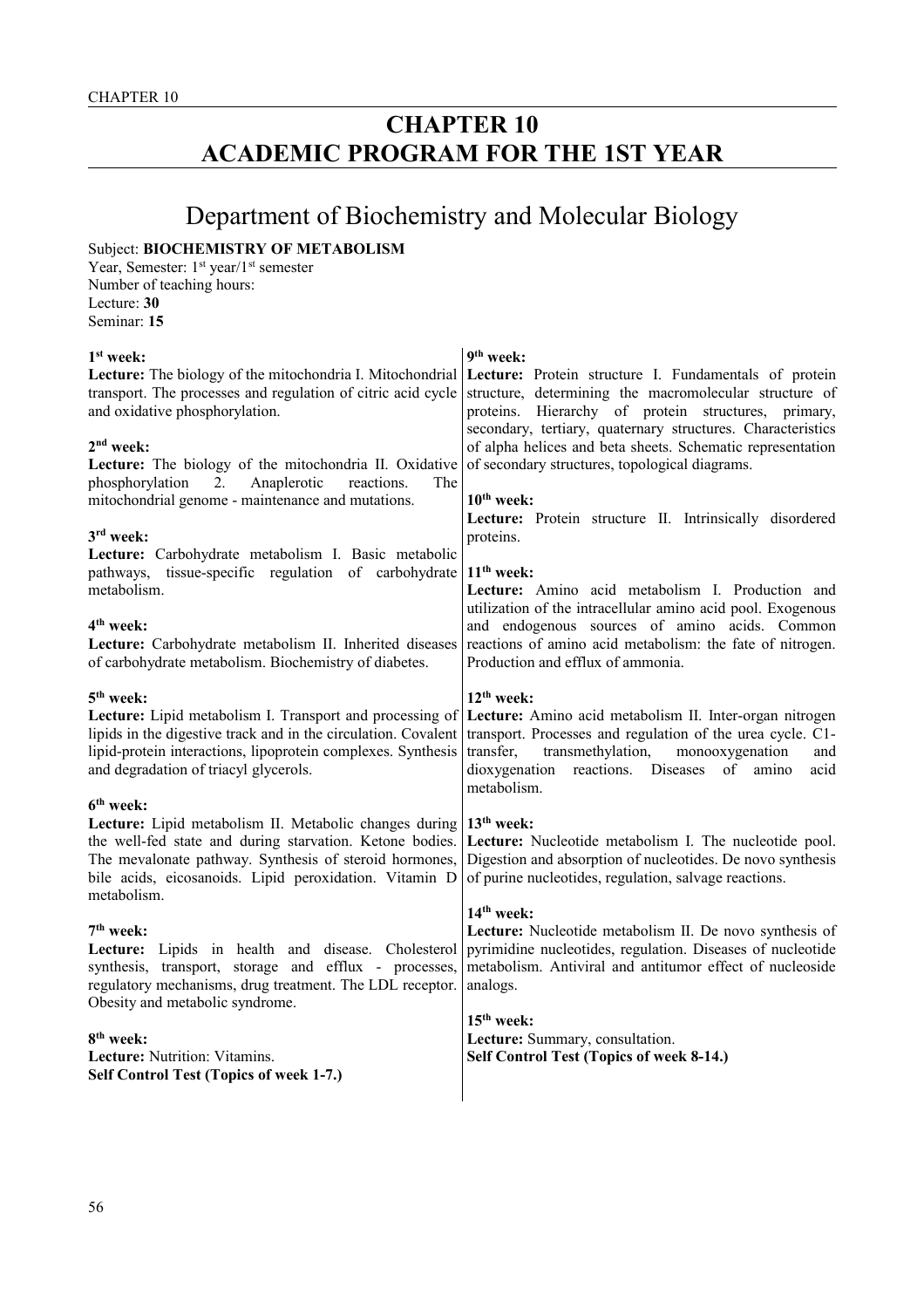# CHAPTER 10
# ACADEMIC PROGRAM FOR THE 1ST YEAR

## Department of Biochemistry and Molecular Biology

Subject: **BIOCHEMISTRY OF METABOLISM**
Year, Semester: 1st year/1st semester
Number of teaching hours:
Lecture: **30**
Seminar: **15**

**1st week:**
**Lecture:** The biology of the mitochondria I. Mitochondrial transport. The processes and regulation of citric acid cycle and oxidative phosphorylation.

**2nd week:**
**Lecture:** The biology of the mitochondria II. Oxidative phosphorylation 2. Anaplerotic reactions. The mitochondrial genome - maintenance and mutations.

**3rd week:**
**Lecture:** Carbohydrate metabolism I. Basic metabolic pathways, tissue-specific regulation of carbohydrate metabolism.

**4th week:**
**Lecture:** Carbohydrate metabolism II. Inherited diseases of carbohydrate metabolism. Biochemistry of diabetes.

**5th week:**
**Lecture:** Lipid metabolism I. Transport and processing of lipids in the digestive track and in the circulation. Covalent lipid-protein interactions, lipoprotein complexes. Synthesis and degradation of triacyl glycerols.

**6th week:**
**Lecture:** Lipid metabolism II. Metabolic changes during the well-fed state and during starvation. Ketone bodies. The mevalonate pathway. Synthesis of steroid hormones, bile acids, eicosanoids. Lipid peroxidation. Vitamin D metabolism.

**7th week:**
**Lecture:** Lipids in health and disease. Cholesterol synthesis, transport, storage and efflux - processes, regulatory mechanisms, drug treatment. The LDL receptor. Obesity and metabolic syndrome.

**8th week:**
**Lecture:** Nutrition: Vitamins.
**Self Control Test (Topics of week 1-7.)**

**9th week:**
**Lecture:** Protein structure I. Fundamentals of protein structure, determining the macromolecular structure of proteins. Hierarchy of protein structures, primary, secondary, tertiary, quaternary structures. Characteristics of alpha helices and beta sheets. Schematic representation of secondary structures, topological diagrams.

**10th week:**
**Lecture:** Protein structure II. Intrinsically disordered proteins.

**11th week:**
**Lecture:** Amino acid metabolism I. Production and utilization of the intracellular amino acid pool. Exogenous and endogenous sources of amino acids. Common reactions of amino acid metabolism: the fate of nitrogen. Production and efflux of ammonia.

**12th week:**
**Lecture:** Amino acid metabolism II. Inter-organ nitrogen transport. Processes and regulation of the urea cycle. C1-transfer, transmethylation, monooxygenation and dioxygenation reactions. Diseases of amino acid metabolism.

**13th week:**
**Lecture:** Nucleotide metabolism I. The nucleotide pool. Digestion and absorption of nucleotides. De novo synthesis of purine nucleotides, regulation, salvage reactions.

**14th week:**
**Lecture:** Nucleotide metabolism II. De novo synthesis of pyrimidine nucleotides, regulation. Diseases of nucleotide metabolism. Antiviral and antitumor effect of nucleoside analogs.

**15th week:**
**Lecture:** Summary, consultation.
**Self Control Test (Topics of week 8-14.)**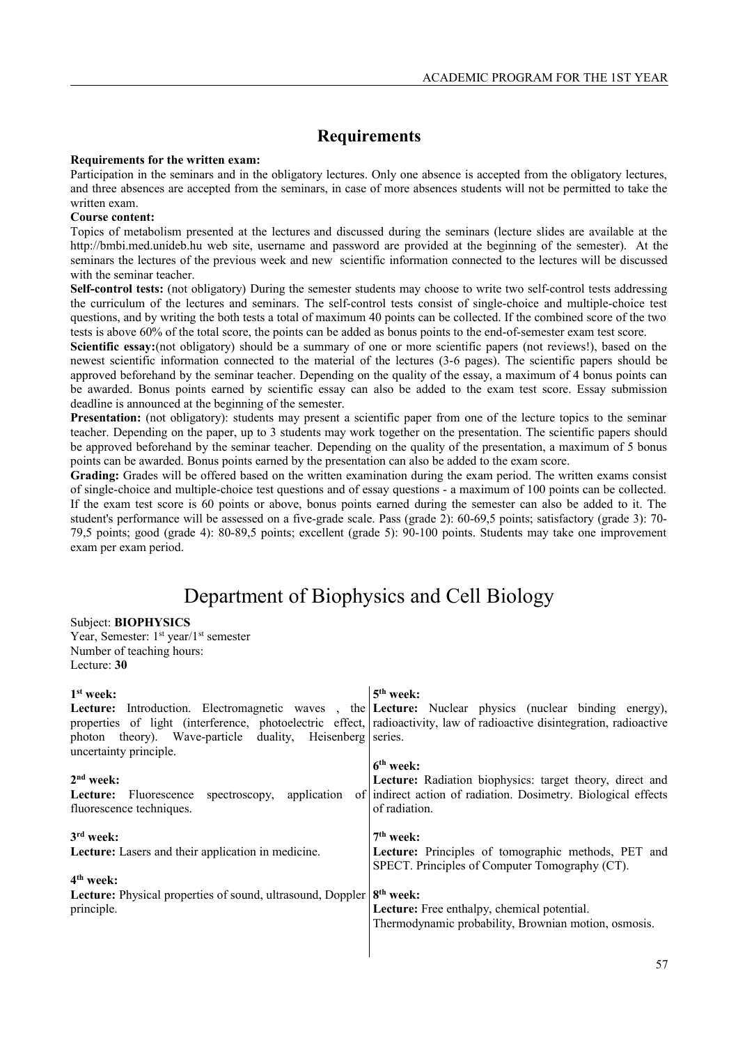## Requirements

**Requirements for the written exam:**

Participation in the seminars and in the obligatory lectures. Only one absence is accepted from the obligatory lectures, and three absences are accepted from the seminars, in case of more absences students will not be permitted to take the written exam.

**Course content:**

Topics of metabolism presented at the lectures and discussed during the seminars (lecture slides are available at the http://bmbi.med.unideb.hu web site, username and password are provided at the beginning of the semester). At the seminars the lectures of the previous week and new scientific information connected to the lectures will be discussed with the seminar teacher.

**Self-control tests:** (not obligatory) During the semester students may choose to write two self-control tests addressing the curriculum of the lectures and seminars. The self-control tests consist of single-choice and multiple-choice test questions, and by writing the both tests a total of maximum 40 points can be collected. If the combined score of the two tests is above 60% of the total score, the points can be added as bonus points to the end-of-semester exam test score.

**Scientific essay:**(not obligatory) should be a summary of one or more scientific papers (not reviews!), based on the newest scientific information connected to the material of the lectures (3-6 pages). The scientific papers should be approved beforehand by the seminar teacher. Depending on the quality of the essay, a maximum of 4 bonus points can be awarded. Bonus points earned by scientific essay can also be added to the exam test score. Essay submission deadline is announced at the beginning of the semester.

**Presentation:** (not obligatory): students may present a scientific paper from one of the lecture topics to the seminar teacher. Depending on the paper, up to 3 students may work together on the presentation. The scientific papers should be approved beforehand by the seminar teacher. Depending on the quality of the presentation, a maximum of 5 bonus points can be awarded. Bonus points earned by the presentation can also be added to the exam score.

**Grading:** Grades will be offered based on the written examination during the exam period. The written exams consist of single-choice and multiple-choice test questions and of essay questions - a maximum of 100 points can be collected. If the exam test score is 60 points or above, bonus points earned during the semester can also be added to it. The student's performance will be assessed on a five-grade scale. Pass (grade 2): 60-69,5 points; satisfactory (grade 3): 70-79,5 points; good (grade 4): 80-89,5 points; excellent (grade 5): 90-100 points. Students may take one improvement exam per exam period.

# Department of Biophysics and Cell Biology

Subject: **BIOPHYSICS**
Year, Semester: 1st year/1st semester
Number of teaching hours:
Lecture: **30**

**1st week:**
**Lecture:** Introduction. Electromagnetic waves , the properties of light (interference, photoelectric effect, photon theory). Wave-particle duality, Heisenberg uncertainty principle.

**2nd week:**
**Lecture:** Fluorescence spectroscopy, application of fluorescence techniques.

**3rd week:**
**Lecture:** Lasers and their application in medicine.

**4th week:**
**Lecture:** Physical properties of sound, ultrasound, Doppler principle.

**5th week:**
**Lecture:** Nuclear physics (nuclear binding energy), radioactivity, law of radioactive disintegration, radioactive series.

**6th week:**
**Lecture:** Radiation biophysics: target theory, direct and indirect action of radiation. Dosimetry. Biological effects of radiation.

**7th week:**
**Lecture:** Principles of tomographic methods, PET and SPECT. Principles of Computer Tomography (CT).

**8th week:**
**Lecture:** Free enthalpy, chemical potential.
Thermodynamic probability, Brownian motion, osmosis.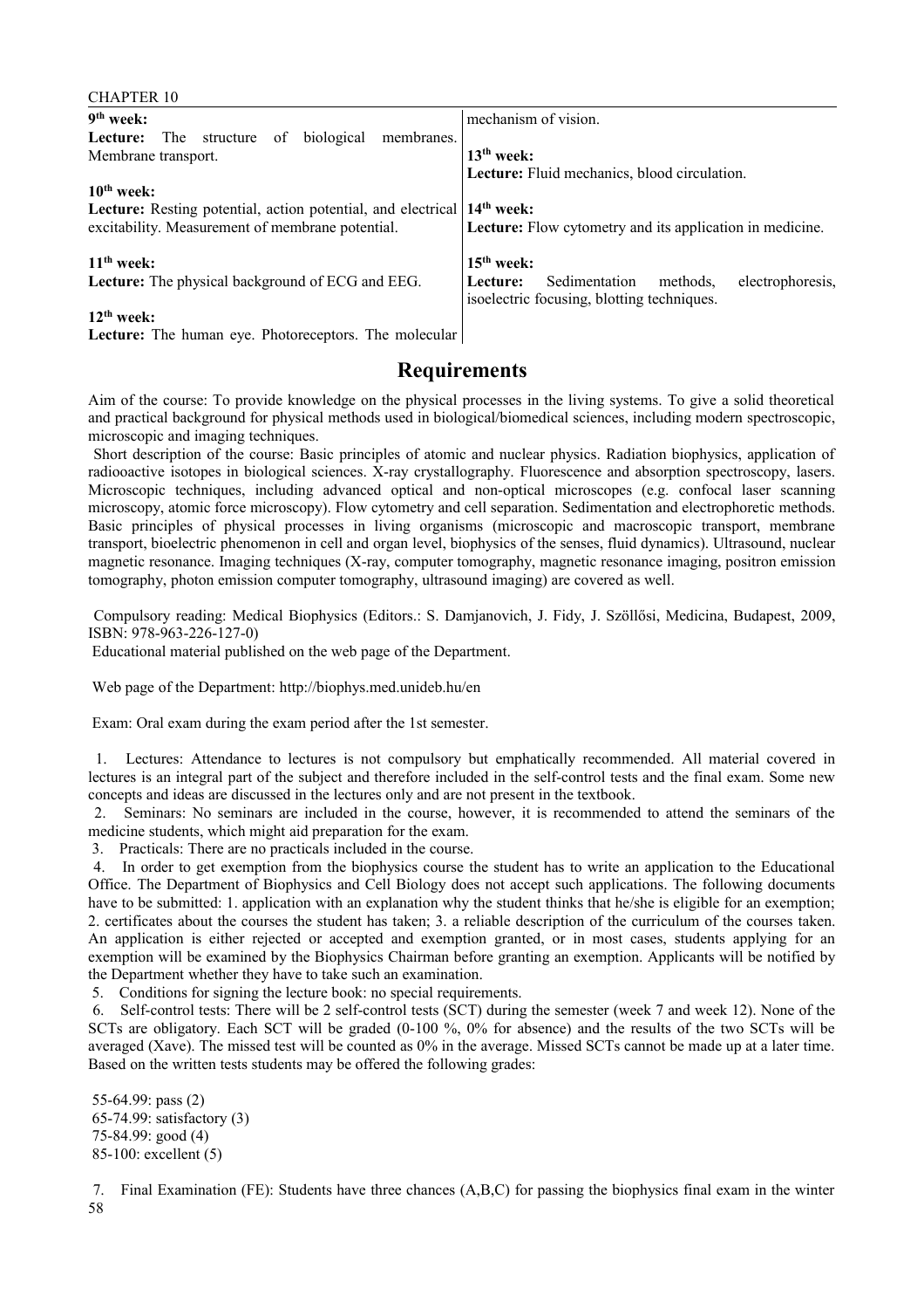**9th week:**
**Lecture:** The structure of biological membranes. Membrane transport.

**10th week:**
**Lecture:** Resting potential, action potential, and electrical excitability. Measurement of membrane potential.

**11th week:**
**Lecture:** The physical background of ECG and EEG.

**12th week:**
**Lecture:** The human eye. Photoreceptors. The molecular mechanism of vision.

**13th week:**
**Lecture:** Fluid mechanics, blood circulation.

**14th week:**
**Lecture:** Flow cytometry and its application in medicine.

**15th week:**
**Lecture:** Sedimentation methods, electrophoresis, isoelectric focusing, blotting techniques.

## Requirements

Aim of the course: To provide knowledge on the physical processes in the living systems. To give a solid theoretical and practical background for physical methods used in biological/biomedical sciences, including modern spectroscopic, microscopic and imaging techniques.

Short description of the course: Basic principles of atomic and nuclear physics. Radiation biophysics, application of radiooactive isotopes in biological sciences. X-ray crystallography. Fluorescence and absorption spectroscopy, lasers. Microscopic techniques, including advanced optical and non-optical microscopes (e.g. confocal laser scanning microscopy, atomic force microscopy). Flow cytometry and cell separation. Sedimentation and electrophoretic methods. Basic principles of physical processes in living organisms (microscopic and macroscopic transport, membrane transport, bioelectric phenomenon in cell and organ level, biophysics of the senses, fluid dynamics). Ultrasound, nuclear magnetic resonance. Imaging techniques (X-ray, computer tomography, magnetic resonance imaging, positron emission tomography, photon emission computer tomography, ultrasound imaging) are covered as well.

Compulsory reading: Medical Biophysics (Editors.: S. Damjanovich, J. Fidy, J. Szöllősi, Medicina, Budapest, 2009, ISBN: 978-963-226-127-0)

Educational material published on the web page of the Department.

Web page of the Department: http://biophys.med.unideb.hu/en

Exam: Oral exam during the exam period after the 1st semester.

1. Lectures: Attendance to lectures is not compulsory but emphatically recommended. All material covered in lectures is an integral part of the subject and therefore included in the self-control tests and the final exam. Some new concepts and ideas are discussed in the lectures only and are not present in the textbook.
2. Seminars: No seminars are included in the course, however, it is recommended to attend the seminars of the medicine students, which might aid preparation for the exam.
3. Practicals: There are no practicals included in the course.
4. In order to get exemption from the biophysics course the student has to write an application to the Educational Office. The Department of Biophysics and Cell Biology does not accept such applications. The following documents have to be submitted: 1. application with an explanation why the student thinks that he/she is eligible for an exemption; 2. certificates about the courses the student has taken; 3. a reliable description of the curriculum of the courses taken. An application is either rejected or accepted and exemption granted, or in most cases, students applying for an exemption will be examined by the Biophysics Chairman before granting an exemption. Applicants will be notified by the Department whether they have to take such an examination.
5. Conditions for signing the lecture book: no special requirements.
6. Self-control tests: There will be 2 self-control tests (SCT) during the semester (week 7 and week 12). None of the SCTs are obligatory. Each SCT will be graded (0-100 %, 0% for absence) and the results of the two SCTs will be averaged (Xave). The missed test will be counted as 0% in the average. Missed SCTs cannot be made up at a later time. Based on the written tests students may be offered the following grades:

55-64.99: pass (2)
65-74.99: satisfactory (3)
75-84.99: good (4)
85-100: excellent (5)

7. Final Examination (FE): Students have three chances (A,B,C) for passing the biophysics final exam in the winter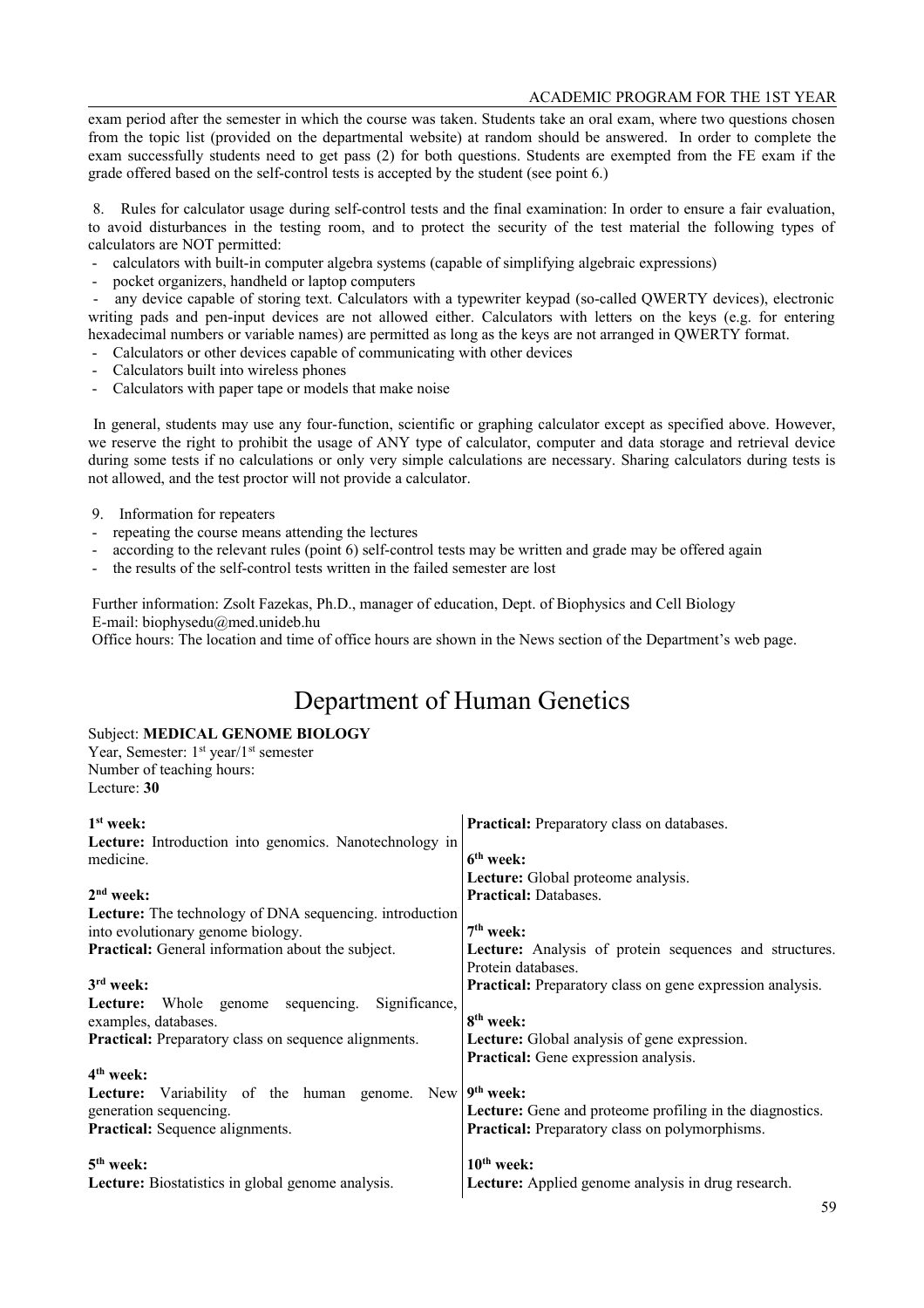exam period after the semester in which the course was taken. Students take an oral exam, where two questions chosen from the topic list (provided on the departmental website) at random should be answered. In order to complete the exam successfully students need to get pass (2) for both questions. Students are exempted from the FE exam if the grade offered based on the self-control tests is accepted by the student (see point 6.)

8. Rules for calculator usage during self-control tests and the final examination: In order to ensure a fair evaluation, to avoid disturbances in the testing room, and to protect the security of the test material the following types of calculators are NOT permitted:

- calculators with built-in computer algebra systems (capable of simplifying algebraic expressions)
- pocket organizers, handheld or laptop computers
- any device capable of storing text. Calculators with a typewriter keypad (so-called QWERTY devices), electronic writing pads and pen-input devices are not allowed either. Calculators with letters on the keys (e.g. for entering hexadecimal numbers or variable names) are permitted as long as the keys are not arranged in QWERTY format.
- Calculators or other devices capable of communicating with other devices
- Calculators built into wireless phones
- Calculators with paper tape or models that make noise

In general, students may use any four-function, scientific or graphing calculator except as specified above. However, we reserve the right to prohibit the usage of ANY type of calculator, computer and data storage and retrieval device during some tests if no calculations or only very simple calculations are necessary. Sharing calculators during tests is not allowed, and the test proctor will not provide a calculator.

9. Information for repeaters

- repeating the course means attending the lectures
- according to the relevant rules (point 6) self-control tests may be written and grade may be offered again
- the results of the self-control tests written in the failed semester are lost

Further information: Zsolt Fazekas, Ph.D., manager of education, Dept. of Biophysics and Cell Biology
E-mail: biophysedu@med.unideb.hu
Office hours: The location and time of office hours are shown in the News section of the Department's web page.

# Department of Human Genetics

Subject: **MEDICAL GENOME BIOLOGY**
Year, Semester: 1st year/1st semester
Number of teaching hours:
Lecture: **30**

**1st week:**
**Lecture:** Introduction into genomics. Nanotechnology in medicine.

**2nd week:**
**Lecture:** The technology of DNA sequencing. introduction into evolutionary genome biology.
**Practical:** General information about the subject.

**3rd week:**
**Lecture:** Whole genome sequencing. Significance, examples, databases.
**Practical:** Preparatory class on sequence alignments.

**4th week:**
**Lecture:** Variability of the human genome. New generation sequencing.
**Practical:** Sequence alignments.

**5th week:**
**Lecture:** Biostatistics in global genome analysis.
**Practical:** Preparatory class on databases.

**6th week:**
**Lecture:** Global proteome analysis.
**Practical:** Databases.

**7th week:**
**Lecture:** Analysis of protein sequences and structures. Protein databases.
**Practical:** Preparatory class on gene expression analysis.

**8th week:**
**Lecture:** Global analysis of gene expression.
**Practical:** Gene expression analysis.

**9th week:**
**Lecture:** Gene and proteome profiling in the diagnostics.
**Practical:** Preparatory class on polymorphisms.

**10th week:**
**Lecture:** Applied genome analysis in drug research.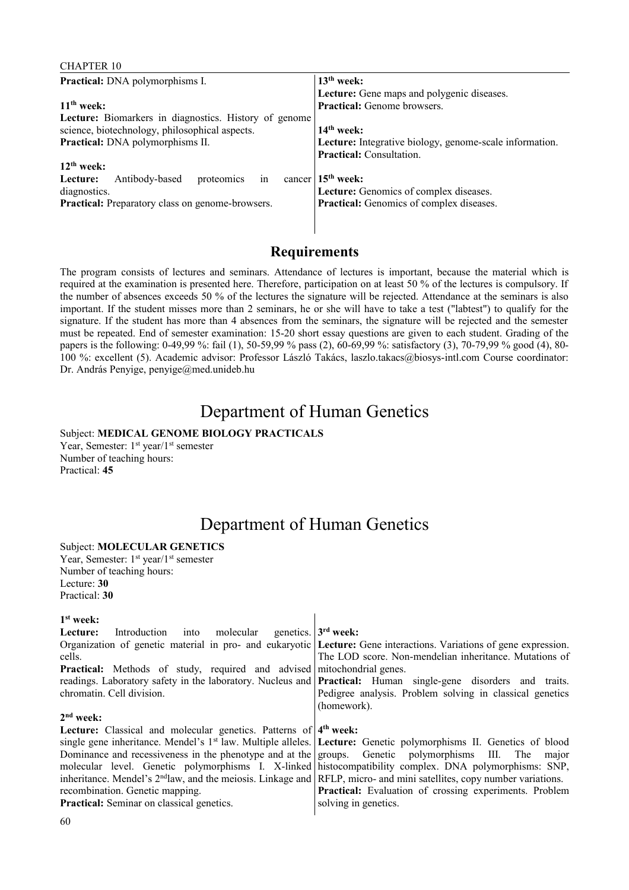**Practical:** DNA polymorphisms I.

**11th week:**
**Lecture:** Biomarkers in diagnostics. History of genome science, biotechnology, philosophical aspects.
**Practical:** DNA polymorphisms II.

**12th week:**
**Lecture:** Antibody-based proteomics in cancer diagnostics.
**Practical:** Preparatory class on genome-browsers.

**13th week:**
**Lecture:** Gene maps and polygenic diseases.
**Practical:** Genome browsers.

**14th week:**
**Lecture:** Integrative biology, genome-scale information.
**Practical:** Consultation.

**15th week:**
**Lecture:** Genomics of complex diseases.
**Practical:** Genomics of complex diseases.

## Requirements

The program consists of lectures and seminars. Attendance of lectures is important, because the material which is required at the examination is presented here. Therefore, participation on at least 50 % of the lectures is compulsory. If the number of absences exceeds 50 % of the lectures the signature will be rejected. Attendance at the seminars is also important. If the student misses more than 2 seminars, he or she will have to take a test ("labtest") to qualify for the signature. If the student has more than 4 absences from the seminars, the signature will be rejected and the semester must be repeated. End of semester examination: 15-20 short essay questions are given to each student. Grading of the papers is the following: 0-49,99 %: fail (1), 50-59,99 % pass (2), 60-69,99 %: satisfactory (3), 70-79,99 % good (4), 80-100 %: excellent (5). Academic advisor: Professor László Takács, laszlo.takacs@biosys-intl.com Course coordinator: Dr. András Penyige, penyige@med.unideb.hu

# Department of Human Genetics

Subject: **MEDICAL GENOME BIOLOGY PRACTICALS**
Year, Semester: 1st year/1st semester
Number of teaching hours:
Practical: **45**

# Department of Human Genetics

Subject: **MOLECULAR GENETICS**
Year, Semester: 1st year/1st semester
Number of teaching hours:
Lecture: **30**
Practical: **30**

**1st week:**
**Lecture:** Introduction into molecular genetics. Organization of genetic material in pro- and eukaryotic cells.
**Practical:** Methods of study, required and advised readings. Laboratory safety in the laboratory. Nucleus and chromatin. Cell division.

**2nd week:**
**Lecture:** Classical and molecular genetics. Patterns of single gene inheritance. Mendel's 1st law. Multiple alleles. Dominance and recessiveness in the phenotype and at the molecular level. Genetic polymorphisms I. X-linked inheritance. Mendel's 2nd law, and the meiosis. Linkage and recombination. Genetic mapping.
**Practical:** Seminar on classical genetics.

**3rd week:**
**Lecture:** Gene interactions. Variations of gene expression. The LOD score. Non-mendelian inheritance. Mutations of mitochondrial genes.
**Practical:** Human single-gene disorders and traits. Pedigree analysis. Problem solving in classical genetics (homework).

**4th week:**
**Lecture:** Genetic polymorphisms II. Genetics of blood groups. Genetic polymorphisms III. The major histocompatibility complex. DNA polymorphisms: SNP, RFLP, micro- and mini satellites, copy number variations.
**Practical:** Evaluation of crossing experiments. Problem solving in genetics.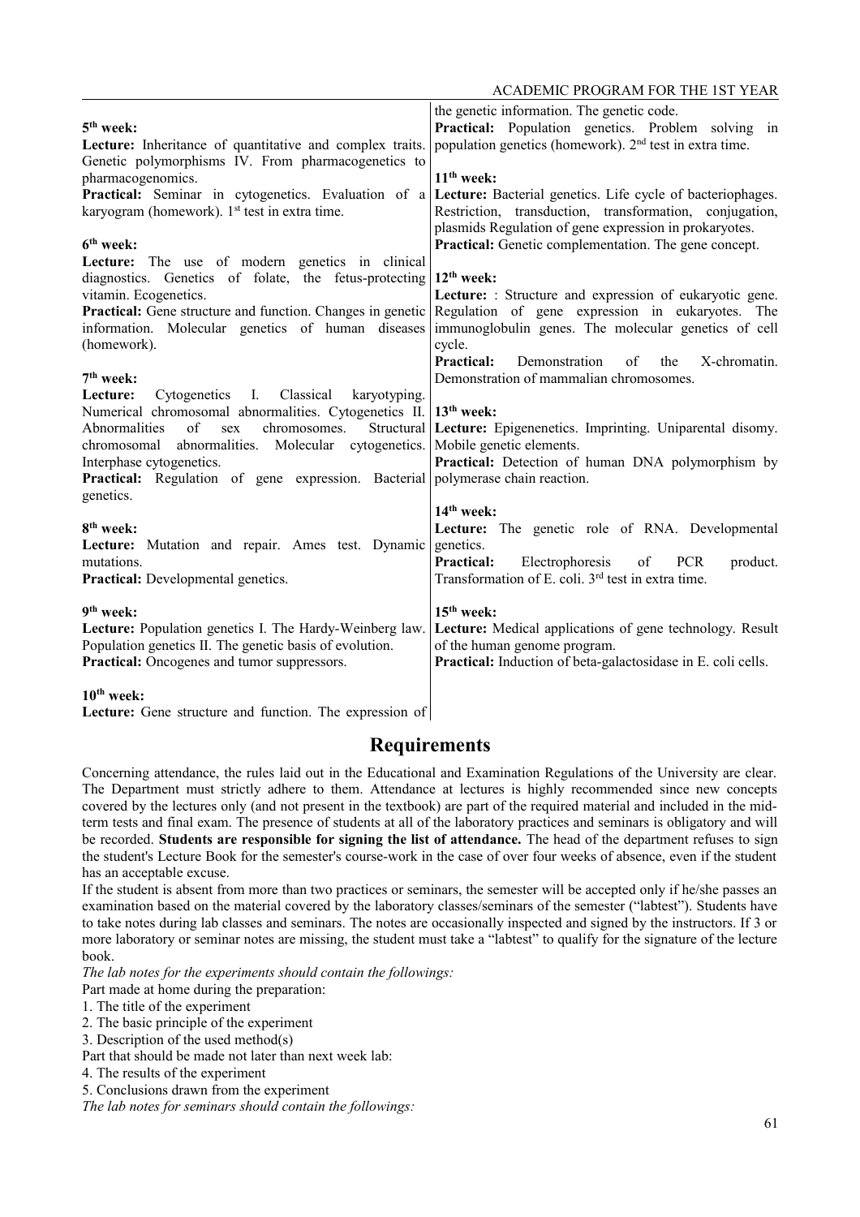the genetic information. The genetic code.

**Practical:** Population genetics. Problem solving in population genetics (homework). 2nd test in extra time.

**5th week:**
**Lecture:** Inheritance of quantitative and complex traits. Genetic polymorphisms IV. From pharmacogenetics to pharmacogenomics.
**Practical:** Seminar in cytogenetics. Evaluation of a karyogram (homework). 1st test in extra time.

**6th week:**
**Lecture:** The use of modern genetics in clinical diagnostics. Genetics of folate, the fetus-protecting vitamin. Ecogenetics.
**Practical:** Gene structure and function. Changes in genetic information. Molecular genetics of human diseases (homework).

**7th week:**
**Lecture:** Cytogenetics I. Classical karyotyping. Numerical chromosomal abnormalities. Cytogenetics II. Abnormalities of sex chromosomes. Structural chromosomal abnormalities. Molecular cytogenetics. Interphase cytogenetics.
**Practical:** Regulation of gene expression. Bacterial genetics.

**8th week:**
**Lecture:** Mutation and repair. Ames test. Dynamic mutations.
**Practical:** Developmental genetics.

**9th week:**
**Lecture:** Population genetics I. The Hardy-Weinberg law. Population genetics II. The genetic basis of evolution.
**Practical:** Oncogenes and tumor suppressors.

**10th week:**
**Lecture:** Gene structure and function. The expression of the genetic information. The genetic code.
**Practical:** Population genetics. Problem solving in population genetics (homework). 2nd test in extra time.

**11th week:**
**Lecture:** Bacterial genetics. Life cycle of bacteriophages. Restriction, transduction, transformation, conjugation, plasmids Regulation of gene expression in prokaryotes.
**Practical:** Genetic complementation. The gene concept.

**12th week:**
**Lecture:** : Structure and expression of eukaryotic gene. Regulation of gene expression in eukaryotes. The immunoglobulin genes. The molecular genetics of cell cycle.
**Practical:** Demonstration of the X-chromatin. Demonstration of mammalian chromosomes.

**13th week:**
**Lecture:** Epigenenetics. Imprinting. Uniparental disomy. Mobile genetic elements.
**Practical:** Detection of human DNA polymorphism by polymerase chain reaction.

**14th week:**
**Lecture:** The genetic role of RNA. Developmental genetics.
**Practical:** Electrophoresis of PCR product. Transformation of E. coli. 3rd test in extra time.

**15th week:**
**Lecture:** Medical applications of gene technology. Result of the human genome program.
**Practical:** Induction of beta-galactosidase in E. coli cells.

## Requirements

Concerning attendance, the rules laid out in the Educational and Examination Regulations of the University are clear. The Department must strictly adhere to them. Attendance at lectures is highly recommended since new concepts covered by the lectures only (and not present in the textbook) are part of the required material and included in the mid-term tests and final exam. The presence of students at all of the laboratory practices and seminars is obligatory and will be recorded. **Students are responsible for signing the list of attendance.** The head of the department refuses to sign the student's Lecture Book for the semester's course-work in the case of over four weeks of absence, even if the student has an acceptable excuse.

If the student is absent from more than two practices or seminars, the semester will be accepted only if he/she passes an examination based on the material covered by the laboratory classes/seminars of the semester ("labtest"). Students have to take notes during lab classes and seminars. The notes are occasionally inspected and signed by the instructors. If 3 or more laboratory or seminar notes are missing, the student must take a "labtest" to qualify for the signature of the lecture book.

*The lab notes for the experiments should contain the followings:*

Part made at home during the preparation:

1. The title of the experiment
2. The basic principle of the experiment
3. Description of the used method(s)

Part that should be made not later than next week lab:

4. The results of the experiment
5. Conclusions drawn from the experiment

*The lab notes for seminars should contain the followings:*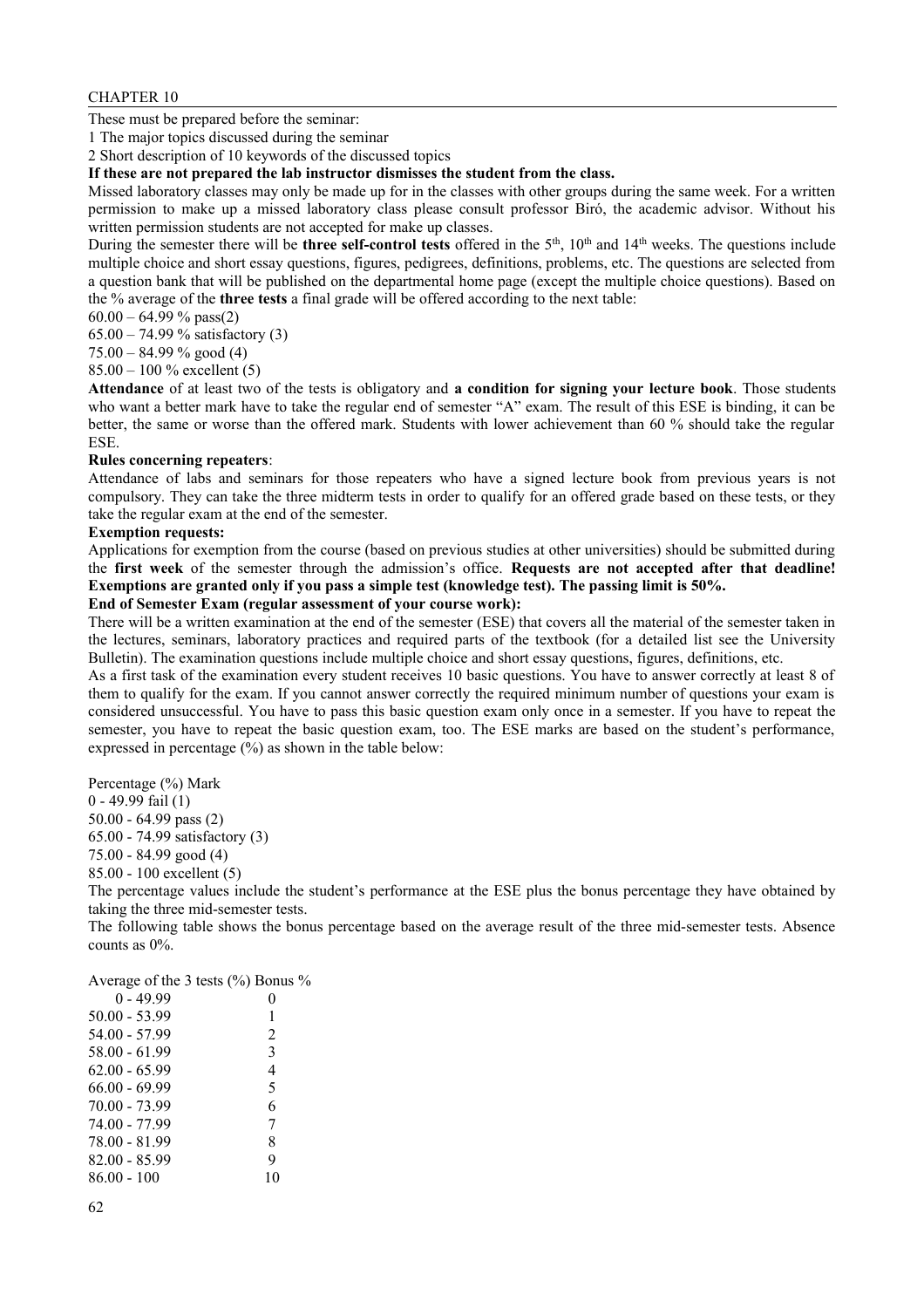These must be prepared before the seminar:

1 The major topics discussed during the seminar

2 Short description of 10 keywords of the discussed topics

**If these are not prepared the lab instructor dismisses the student from the class.**

Missed laboratory classes may only be made up for in the classes with other groups during the same week. For a written permission to make up a missed laboratory class please consult professor Biró, the academic advisor. Without his written permission students are not accepted for make up classes.

During the semester there will be **three self-control tests** offered in the 5th, 10th and 14th weeks. The questions include multiple choice and short essay questions, figures, pedigrees, definitions, problems, etc. The questions are selected from a question bank that will be published on the departmental home page (except the multiple choice questions). Based on the % average of the **three tests** a final grade will be offered according to the next table:

60.00 – 64.99 % pass(2)

65.00 – 74.99 % satisfactory (3)

75.00 – 84.99 % good (4)

85.00 – 100 % excellent (5)

**Attendance** of at least two of the tests is obligatory and **a condition for signing your lecture book**. Those students who want a better mark have to take the regular end of semester "A" exam. The result of this ESE is binding, it can be better, the same or worse than the offered mark. Students with lower achievement than 60 % should take the regular ESE.

**Rules concerning repeaters**:

Attendance of labs and seminars for those repeaters who have a signed lecture book from previous years is not compulsory. They can take the three midterm tests in order to qualify for an offered grade based on these tests, or they take the regular exam at the end of the semester.

**Exemption requests:**

Applications for exemption from the course (based on previous studies at other universities) should be submitted during the **first week** of the semester through the admission's office. **Requests are not accepted after that deadline! Exemptions are granted only if you pass a simple test (knowledge test). The passing limit is 50%.**

**End of Semester Exam (regular assessment of your course work):**

There will be a written examination at the end of the semester (ESE) that covers all the material of the semester taken in the lectures, seminars, laboratory practices and required parts of the textbook (for a detailed list see the University Bulletin). The examination questions include multiple choice and short essay questions, figures, definitions, etc.

As a first task of the examination every student receives 10 basic questions. You have to answer correctly at least 8 of them to qualify for the exam. If you cannot answer correctly the required minimum number of questions your exam is considered unsuccessful. You have to pass this basic question exam only once in a semester. If you have to repeat the semester, you have to repeat the basic question exam, too. The ESE marks are based on the student's performance, expressed in percentage (%) as shown in the table below:

| Percentage (%) | Mark |
|---|---|
| 0 - 49.99 | fail (1) |
| 50.00 - 64.99 | pass (2) |
| 65.00 - 74.99 | satisfactory (3) |
| 75.00 - 84.99 | good (4) |
| 85.00 - 100 | excellent (5) |

The percentage values include the student's performance at the ESE plus the bonus percentage they have obtained by taking the three mid-semester tests.

The following table shows the bonus percentage based on the average result of the three mid-semester tests. Absence counts as 0%.

| Average of the 3 tests (%) | Bonus % |
|---|---|
| 0 - 49.99 | 0 |
| 50.00 - 53.99 | 1 |
| 54.00 - 57.99 | 2 |
| 58.00 - 61.99 | 3 |
| 62.00 - 65.99 | 4 |
| 66.00 - 69.99 | 5 |
| 70.00 - 73.99 | 6 |
| 74.00 - 77.99 | 7 |
| 78.00 - 81.99 | 8 |
| 82.00 - 85.99 | 9 |
| 86.00 - 100 | 10 |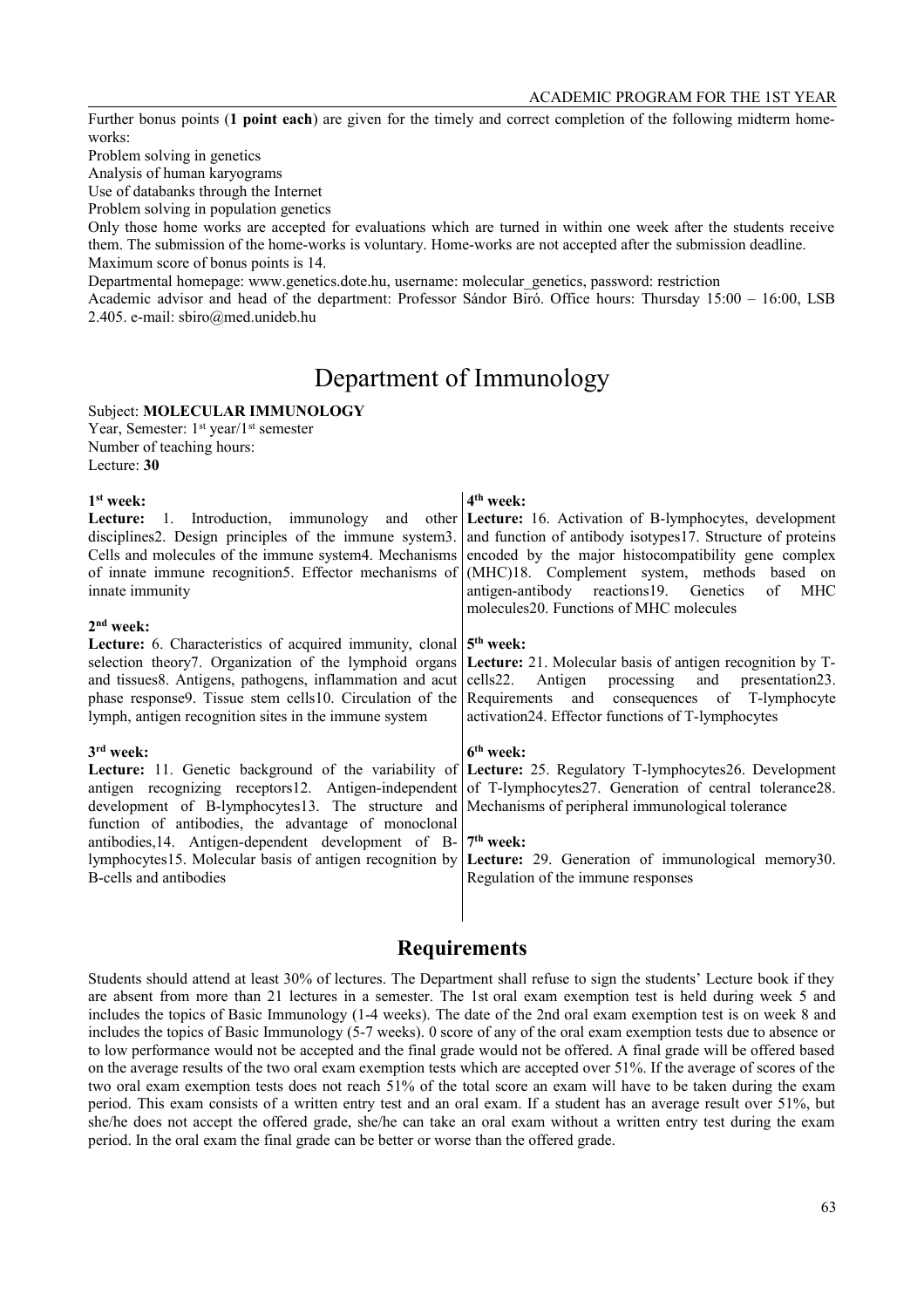Further bonus points (**1 point each**) are given for the timely and correct completion of the following midterm home-works:

Problem solving in genetics

Analysis of human karyograms

Use of databanks through the Internet

Problem solving in population genetics

Only those home works are accepted for evaluations which are turned in within one week after the students receive them. The submission of the home-works is voluntary. Home-works are not accepted after the submission deadline.

Maximum score of bonus points is 14.

Departmental homepage: www.genetics.dote.hu, username: molecular_genetics, password: restriction

Academic advisor and head of the department: Professor Sándor Biró. Office hours: Thursday 15:00 – 16:00, LSB 2.405. e-mail: sbiro@med.unideb.hu

# Department of Immunology

Subject: **MOLECULAR IMMUNOLOGY**

Year, Semester: 1st year/1st semester

Number of teaching hours:

Lecture: **30**

**1st week:**

**Lecture:** 1. Introduction, immunology and other disciplines2. Design principles of the immune system3. Cells and molecules of the immune system4. Mechanisms of innate immune recognition5. Effector mechanisms of innate immunity

**2nd week:**

**Lecture:** 6. Characteristics of acquired immunity, clonal selection theory7. Organization of the lymphoid organs and tissues8. Antigens, pathogens, inflammation and acut phase response9. Tissue stem cells10. Circulation of the lymph, antigen recognition sites in the immune system

**3rd week:**

**Lecture:** 11. Genetic background of the variability of antigen recognizing receptors12. Antigen-independent development of B-lymphocytes13. The structure and function of antibodies, the advantage of monoclonal antibodies,14. Antigen-dependent development of B-lymphocytes15. Molecular basis of antigen recognition by B-cells and antibodies

**4th week:**

**Lecture:** 16. Activation of B-lymphocytes, development and function of antibody isotypes17. Structure of proteins encoded by the major histocompatibility gene complex (MHC)18. Complement system, methods based on antigen-antibody reactions19. Genetics of MHC molecules20. Functions of MHC molecules

**5th week:**

**Lecture:** 21. Molecular basis of antigen recognition by T-cells22. Antigen processing and presentation23. Requirements and consequences of T-lymphocyte activation24. Effector functions of T-lymphocytes

**6th week:**

**Lecture:** 25. Regulatory T-lymphocytes26. Development of T-lymphocytes27. Generation of central tolerance28. Mechanisms of peripheral immunological tolerance

**7th week:**

**Lecture:** 29. Generation of immunological memory30. Regulation of the immune responses

## Requirements

Students should attend at least 30% of lectures. The Department shall refuse to sign the students' Lecture book if they are absent from more than 21 lectures in a semester. The 1st oral exam exemption test is held during week 5 and includes the topics of Basic Immunology (1-4 weeks). The date of the 2nd oral exam exemption test is on week 8 and includes the topics of Basic Immunology (5-7 weeks). 0 score of any of the oral exam exemption tests due to absence or to low performance would not be accepted and the final grade would not be offered. A final grade will be offered based on the average results of the two oral exam exemption tests which are accepted over 51%. If the average of scores of the two oral exam exemption tests does not reach 51% of the total score an exam will have to be taken during the exam period. This exam consists of a written entry test and an oral exam. If a student has an average result over 51%, but she/he does not accept the offered grade, she/he can take an oral exam without a written entry test during the exam period. In the oral exam the final grade can be better or worse than the offered grade.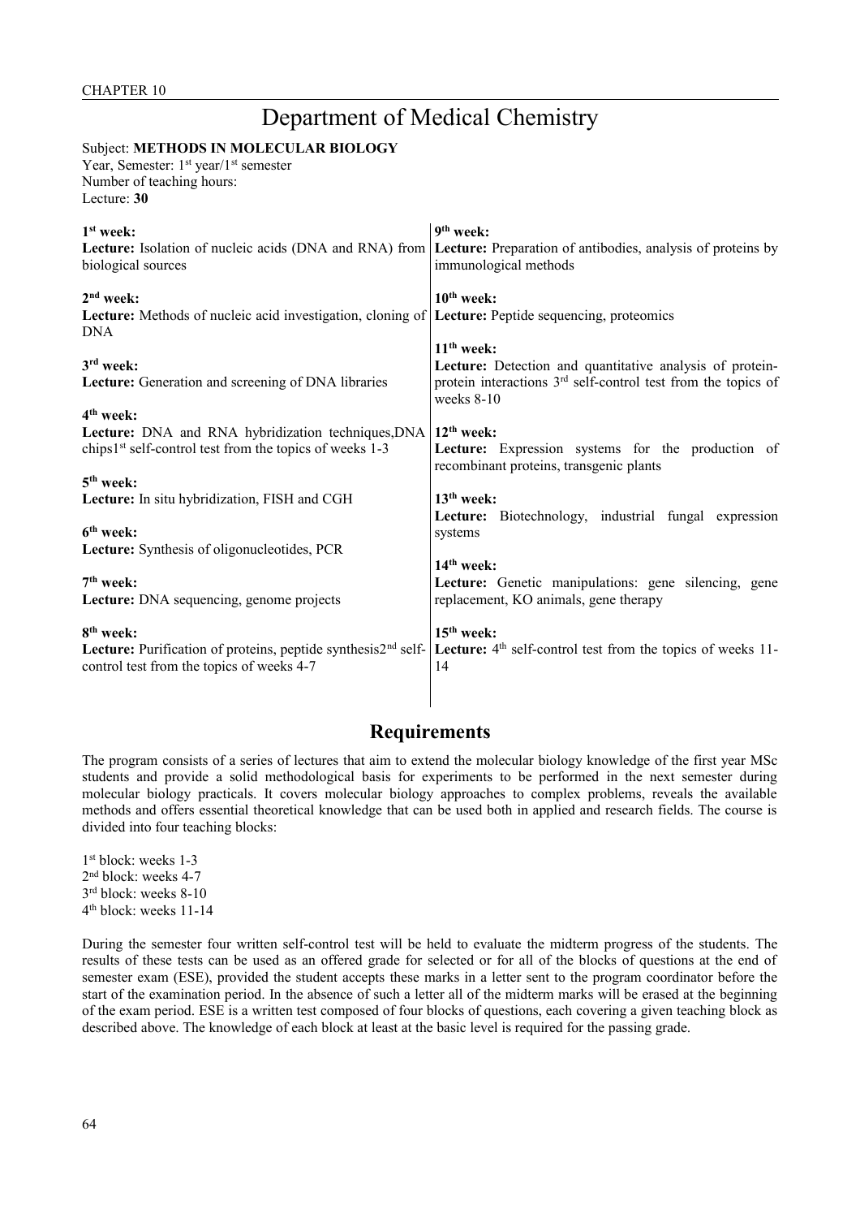# Department of Medical Chemistry

Subject: **METHODS IN MOLECULAR BIOLOGY**
Year, Semester: 1st year/1st semester
Number of teaching hours:
Lecture: **30**

**1st week:**
**Lecture:** Isolation of nucleic acids (DNA and RNA) from biological sources

**2nd week:**
**Lecture:** Methods of nucleic acid investigation, cloning of DNA

**3rd week:**
**Lecture:** Generation and screening of DNA libraries

**4th week:**
**Lecture:** DNA and RNA hybridization techniques,DNA chips1st self-control test from the topics of weeks 1-3

**5th week:**
**Lecture:** In situ hybridization, FISH and CGH

**6th week:**
**Lecture:** Synthesis of oligonucleotides, PCR

**7th week:**
**Lecture:** DNA sequencing, genome projects

**8th week:**
**Lecture:** Purification of proteins, peptide synthesis2nd self-control test from the topics of weeks 4-7

**9th week:**
**Lecture:** Preparation of antibodies, analysis of proteins by immunological methods

**10th week:**
**Lecture:** Peptide sequencing, proteomics

**11th week:**
**Lecture:** Detection and quantitative analysis of protein-protein interactions 3rd self-control test from the topics of weeks 8-10

**12th week:**
**Lecture:** Expression systems for the production of recombinant proteins, transgenic plants

**13th week:**
**Lecture:** Biotechnology, industrial fungal expression systems

**14th week:**
**Lecture:** Genetic manipulations: gene silencing, gene replacement, KO animals, gene therapy

**15th week:**
**Lecture:** 4th self-control test from the topics of weeks 11-14

## Requirements

The program consists of a series of lectures that aim to extend the molecular biology knowledge of the first year MSc students and provide a solid methodological basis for experiments to be performed in the next semester during molecular biology practicals. It covers molecular biology approaches to complex problems, reveals the available methods and offers essential theoretical knowledge that can be used both in applied and research fields. The course is divided into four teaching blocks:

1st block: weeks 1-3
2nd block: weeks 4-7
3rd block: weeks 8-10
4th block: weeks 11-14

During the semester four written self-control test will be held to evaluate the midterm progress of the students. The results of these tests can be used as an offered grade for selected or for all of the blocks of questions at the end of semester exam (ESE), provided the student accepts these marks in a letter sent to the program coordinator before the start of the examination period. In the absence of such a letter all of the midterm marks will be erased at the beginning of the exam period. ESE is a written test composed of four blocks of questions, each covering a given teaching block as described above. The knowledge of each block at least at the basic level is required for the passing grade.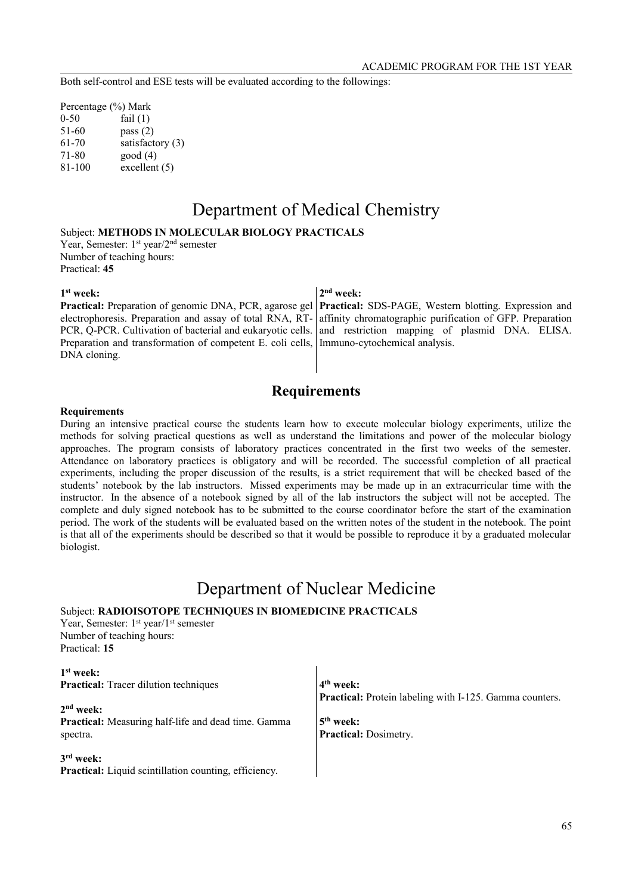Both self-control and ESE tests will be evaluated according to the followings:

| Percentage (%) | Mark |
| --- | --- |
| 0-50 | fail (1) |
| 51-60 | pass (2) |
| 61-70 | satisfactory (3) |
| 71-80 | good (4) |
| 81-100 | excellent (5) |

# Department of Medical Chemistry

Subject: **METHODS IN MOLECULAR BIOLOGY PRACTICALS**
Year, Semester: 1st year/2nd semester
Number of teaching hours:
Practical: **45**

**1st week:**
**Practical:** Preparation of genomic DNA, PCR, agarose gel electrophoresis. Preparation and assay of total RNA, RT-PCR, Q-PCR. Cultivation of bacterial and eukaryotic cells. Preparation and transformation of competent E. coli cells, DNA cloning.

**2nd week:**
**Practical:** SDS-PAGE, Western blotting. Expression and affinity chromatographic purification of GFP. Preparation and restriction mapping of plasmid DNA. ELISA. Immuno-cytochemical analysis.

## Requirements

**Requirements**
During an intensive practical course the students learn how to execute molecular biology experiments, utilize the methods for solving practical questions as well as understand the limitations and power of the molecular biology approaches. The program consists of laboratory practices concentrated in the first two weeks of the semester. Attendance on laboratory practices is obligatory and will be recorded. The successful completion of all practical experiments, including the proper discussion of the results, is a strict requirement that will be checked based of the students' notebook by the lab instructors. Missed experiments may be made up in an extracurricular time with the instructor. In the absence of a notebook signed by all of the lab instructors the subject will not be accepted. The complete and duly signed notebook has to be submitted to the course coordinator before the start of the examination period. The work of the students will be evaluated based on the written notes of the student in the notebook. The point is that all of the experiments should be described so that it would be possible to reproduce it by a graduated molecular biologist.

# Department of Nuclear Medicine

Subject: **RADIOISOTOPE TECHNIQUES IN BIOMEDICINE PRACTICALS**
Year, Semester: 1st year/1st semester
Number of teaching hours:
Practical: **15**

**1st week:**
**Practical:** Tracer dilution techniques

**2nd week:**
**Practical:** Measuring half-life and dead time. Gamma spectra.

**3rd week:**
**Practical:** Liquid scintillation counting, efficiency.

**4th week:**
**Practical:** Protein labeling with I-125. Gamma counters.

**5th week:**
**Practical:** Dosimetry.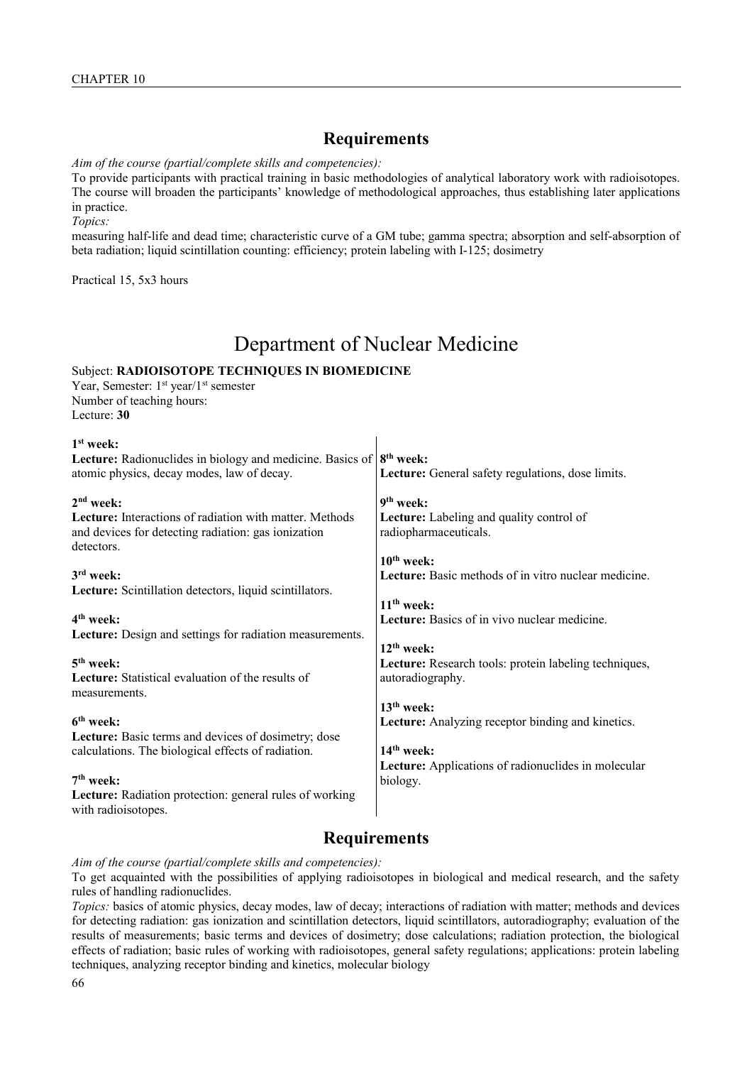## Requirements

*Aim of the course (partial/complete skills and competencies):*

To provide participants with practical training in basic methodologies of analytical laboratory work with radioisotopes. The course will broaden the participants' knowledge of methodological approaches, thus establishing later applications in practice.

*Topics:*

measuring half-life and dead time; characteristic curve of a GM tube; gamma spectra; absorption and self-absorption of beta radiation; liquid scintillation counting: efficiency; protein labeling with I-125; dosimetry

Practical 15, 5x3 hours

# Department of Nuclear Medicine

Subject: **RADIOISOTOPE TECHNIQUES IN BIOMEDICINE**
Year, Semester: 1st year/1st semester
Number of teaching hours:
Lecture: **30**

**1st week:**
**Lecture:** Radionuclides in biology and medicine. Basics of atomic physics, decay modes, law of decay.

**2nd week:**
**Lecture:** Interactions of radiation with matter. Methods and devices for detecting radiation: gas ionization detectors.

**3rd week:**
**Lecture:** Scintillation detectors, liquid scintillators.

**4th week:**
**Lecture:** Design and settings for radiation measurements.

**5th week:**
**Lecture:** Statistical evaluation of the results of measurements.

**6th week:**
**Lecture:** Basic terms and devices of dosimetry; dose calculations. The biological effects of radiation.

**7th week:**
**Lecture:** Radiation protection: general rules of working with radioisotopes.

**8th week:**
**Lecture:** General safety regulations, dose limits.

**9th week:**
**Lecture:** Labeling and quality control of radiopharmaceuticals.

**10th week:**
**Lecture:** Basic methods of in vitro nuclear medicine.

**11th week:**
**Lecture:** Basics of in vivo nuclear medicine.

**12th week:**
**Lecture:** Research tools: protein labeling techniques, autoradiography.

**13th week:**
**Lecture:** Analyzing receptor binding and kinetics.

**14th week:**
**Lecture:** Applications of radionuclides in molecular biology.

## Requirements

*Aim of the course (partial/complete skills and competencies):*

To get acquainted with the possibilities of applying radioisotopes in biological and medical research, and the safety rules of handling radionuclides.

*Topics:* basics of atomic physics, decay modes, law of decay; interactions of radiation with matter; methods and devices for detecting radiation: gas ionization and scintillation detectors, liquid scintillators, autoradiography; evaluation of the results of measurements; basic terms and devices of dosimetry; dose calculations; radiation protection, the biological effects of radiation; basic rules of working with radioisotopes, general safety regulations; applications: protein labeling techniques, analyzing receptor binding and kinetics, molecular biology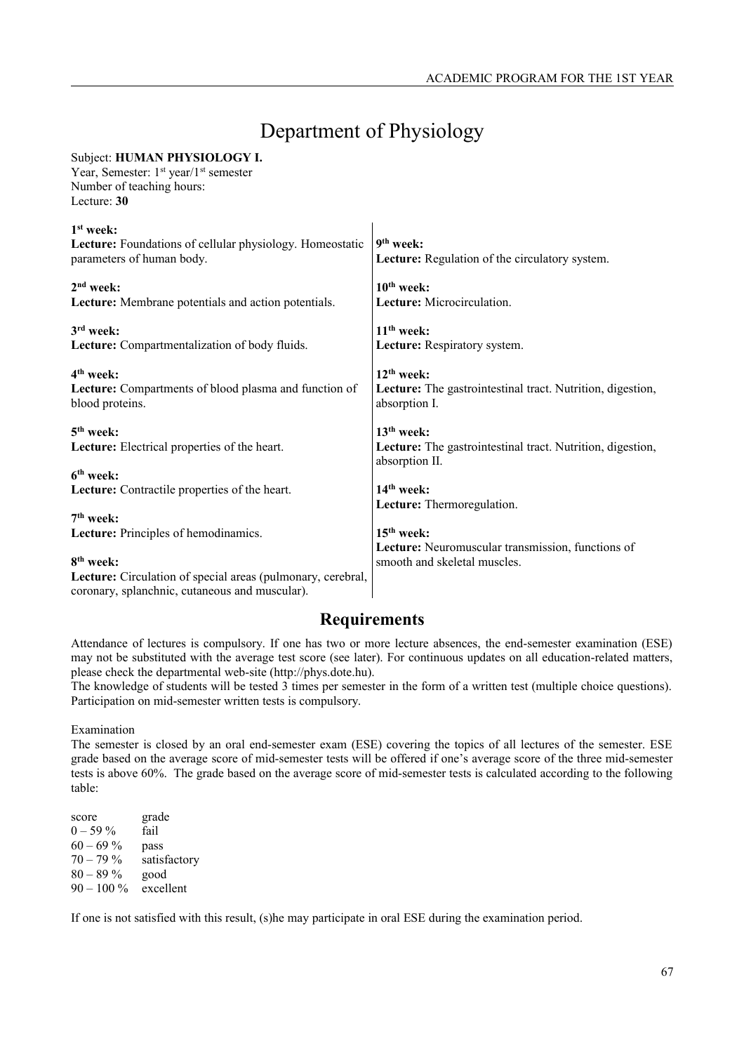# Department of Physiology

Subject: **HUMAN PHYSIOLOGY I.**
Year, Semester: 1st year/1st semester
Number of teaching hours:
Lecture: **30**

**1st week:**
**Lecture:** Foundations of cellular physiology. Homeostatic parameters of human body.

**2nd week:**
**Lecture:** Membrane potentials and action potentials.

**3rd week:**
**Lecture:** Compartmentalization of body fluids.

**4th week:**
**Lecture:** Compartments of blood plasma and function of blood proteins.

**5th week:**
**Lecture:** Electrical properties of the heart.

**6th week:**
**Lecture:** Contractile properties of the heart.

**7th week:**
**Lecture:** Principles of hemodinamics.

**8th week:**
**Lecture:** Circulation of special areas (pulmonary, cerebral, coronary, splanchnic, cutaneous and muscular).

**9th week:**
**Lecture:** Regulation of the circulatory system.

**10th week:**
**Lecture:** Microcirculation.

**11th week:**
**Lecture:** Respiratory system.

**12th week:**
**Lecture:** The gastrointestinal tract. Nutrition, digestion, absorption I.

**13th week:**
**Lecture:** The gastrointestinal tract. Nutrition, digestion, absorption II.

**14th week:**
**Lecture:** Thermoregulation.

**15th week:**
**Lecture:** Neuromuscular transmission, functions of smooth and skeletal muscles.

## Requirements

Attendance of lectures is compulsory. If one has two or more lecture absences, the end-semester examination (ESE) may not be substituted with the average test score (see later). For continuous updates on all education-related matters, please check the departmental web-site (http://phys.dote.hu).

The knowledge of students will be tested 3 times per semester in the form of a written test (multiple choice questions). Participation on mid-semester written tests is compulsory.

Examination

The semester is closed by an oral end-semester exam (ESE) covering the topics of all lectures of the semester. ESE grade based on the average score of mid-semester tests will be offered if one's average score of the three mid-semester tests is above 60%. The grade based on the average score of mid-semester tests is calculated according to the following table:

| score | grade |
|---|---|
| 0 – 59 % | fail |
| 60 – 69 % | pass |
| 70 – 79 % | satisfactory |
| 80 – 89 % | good |
| 90 – 100 % | excellent |

If one is not satisfied with this result, (s)he may participate in oral ESE during the examination period.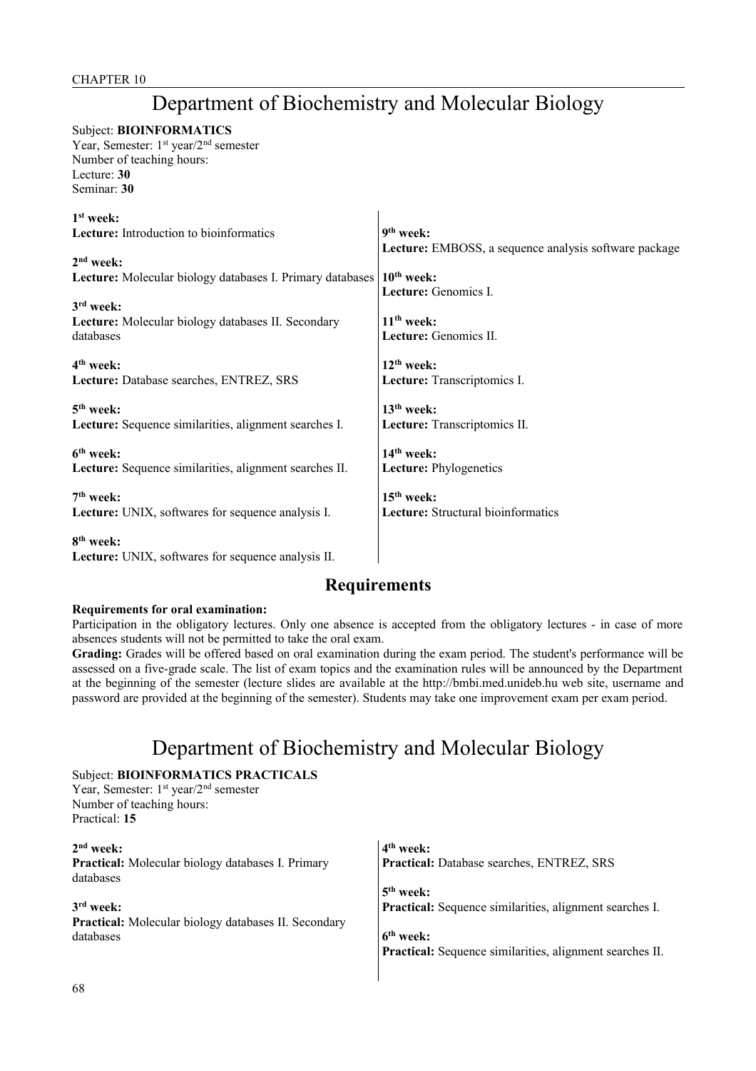# Department of Biochemistry and Molecular Biology

Subject: **BIOINFORMATICS**
Year, Semester: 1st year/2nd semester
Number of teaching hours:
Lecture: **30**
Seminar: **30**

**1st week:**
**Lecture:** Introduction to bioinformatics

**2nd week:**
**Lecture:** Molecular biology databases I. Primary databases

**3rd week:**
**Lecture:** Molecular biology databases II. Secondary databases

**4th week:**
**Lecture:** Database searches, ENTREZ, SRS

**5th week:**
**Lecture:** Sequence similarities, alignment searches I.

**6th week:**
**Lecture:** Sequence similarities, alignment searches II.

**7th week:**
**Lecture:** UNIX, softwares for sequence analysis I.

**8th week:**
**Lecture:** UNIX, softwares for sequence analysis II.

**9th week:**
**Lecture:** EMBOSS, a sequence analysis software package

**10th week:**
**Lecture:** Genomics I.

**11th week:**
**Lecture:** Genomics II.

**12th week:**
**Lecture:** Transcriptomics I.

**13th week:**
**Lecture:** Transcriptomics II.

**14th week:**
**Lecture:** Phylogenetics

**15th week:**
**Lecture:** Structural bioinformatics

## Requirements

**Requirements for oral examination:**
Participation in the obligatory lectures. Only one absence is accepted from the obligatory lectures - in case of more absences students will not be permitted to take the oral exam.
**Grading:** Grades will be offered based on oral examination during the exam period. The student's performance will be assessed on a five-grade scale. The list of exam topics and the examination rules will be announced by the Department at the beginning of the semester (lecture slides are available at the http://bmbi.med.unideb.hu web site, username and password are provided at the beginning of the semester). Students may take one improvement exam per exam period.

# Department of Biochemistry and Molecular Biology

Subject: **BIOINFORMATICS PRACTICALS**
Year, Semester: 1st year/2nd semester
Number of teaching hours:
Practical: **15**

**2nd week:**
**Practical:** Molecular biology databases I. Primary databases

**3rd week:**
**Practical:** Molecular biology databases II. Secondary databases

**4th week:**
**Practical:** Database searches, ENTREZ, SRS

**5th week:**
**Practical:** Sequence similarities, alignment searches I.

**6th week:**
**Practical:** Sequence similarities, alignment searches II.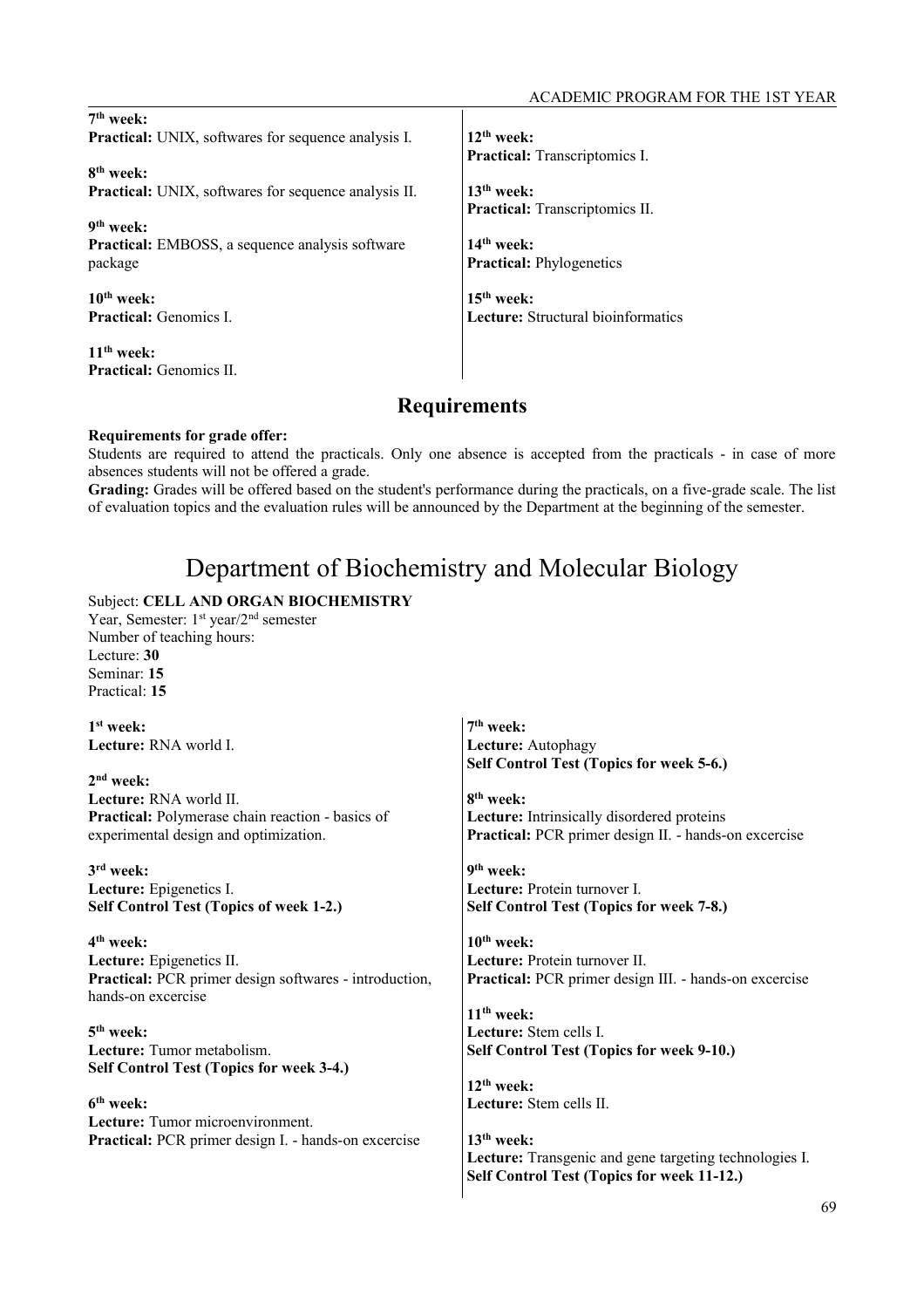**7th week:**
**Practical:** UNIX, softwares for sequence analysis I.

**8th week:**
**Practical:** UNIX, softwares for sequence analysis II.

**9th week:**
**Practical:** EMBOSS, a sequence analysis software package

**10th week:**
**Practical:** Genomics I.

**11th week:**
**Practical:** Genomics II.

**12th week:**
**Practical:** Transcriptomics I.

**13th week:**
**Practical:** Transcriptomics II.

**14th week:**
**Practical:** Phylogenetics

**15th week:**
**Lecture:** Structural bioinformatics

## Requirements

**Requirements for grade offer:**
Students are required to attend the practicals. Only one absence is accepted from the practicals - in case of more absences students will not be offered a grade.
**Grading:** Grades will be offered based on the student's performance during the practicals, on a five-grade scale. The list of evaluation topics and the evaluation rules will be announced by the Department at the beginning of the semester.

# Department of Biochemistry and Molecular Biology

Subject: **CELL AND ORGAN BIOCHEMISTRY**
Year, Semester: 1st year/2nd semester
Number of teaching hours:
Lecture: **30**
Seminar: **15**
Practical: **15**

**1st week:**
**Lecture:** RNA world I.

**2nd week:**
**Lecture:** RNA world II.
**Practical:** Polymerase chain reaction - basics of experimental design and optimization.

**3rd week:**
**Lecture:** Epigenetics I.
**Self Control Test (Topics of week 1-2.)**

**4th week:**
**Lecture:** Epigenetics II.
**Practical:** PCR primer design softwares - introduction, hands-on excercise

**5th week:**
**Lecture:** Tumor metabolism.
**Self Control Test (Topics for week 3-4.)**

**6th week:**
**Lecture:** Tumor microenvironment.
**Practical:** PCR primer design I. - hands-on excercise

**7th week:**
**Lecture:** Autophagy
**Self Control Test (Topics for week 5-6.)**

**8th week:**
**Lecture:** Intrinsically disordered proteins
**Practical:** PCR primer design II. - hands-on excercise

**9th week:**
**Lecture:** Protein turnover I.
**Self Control Test (Topics for week 7-8.)**

**10th week:**
**Lecture:** Protein turnover II.
**Practical:** PCR primer design III. - hands-on excercise

**11th week:**
**Lecture:** Stem cells I.
**Self Control Test (Topics for week 9-10.)**

**12th week:**
**Lecture:** Stem cells II.

**13th week:**
**Lecture:** Transgenic and gene targeting technologies I.
**Self Control Test (Topics for week 11-12.)**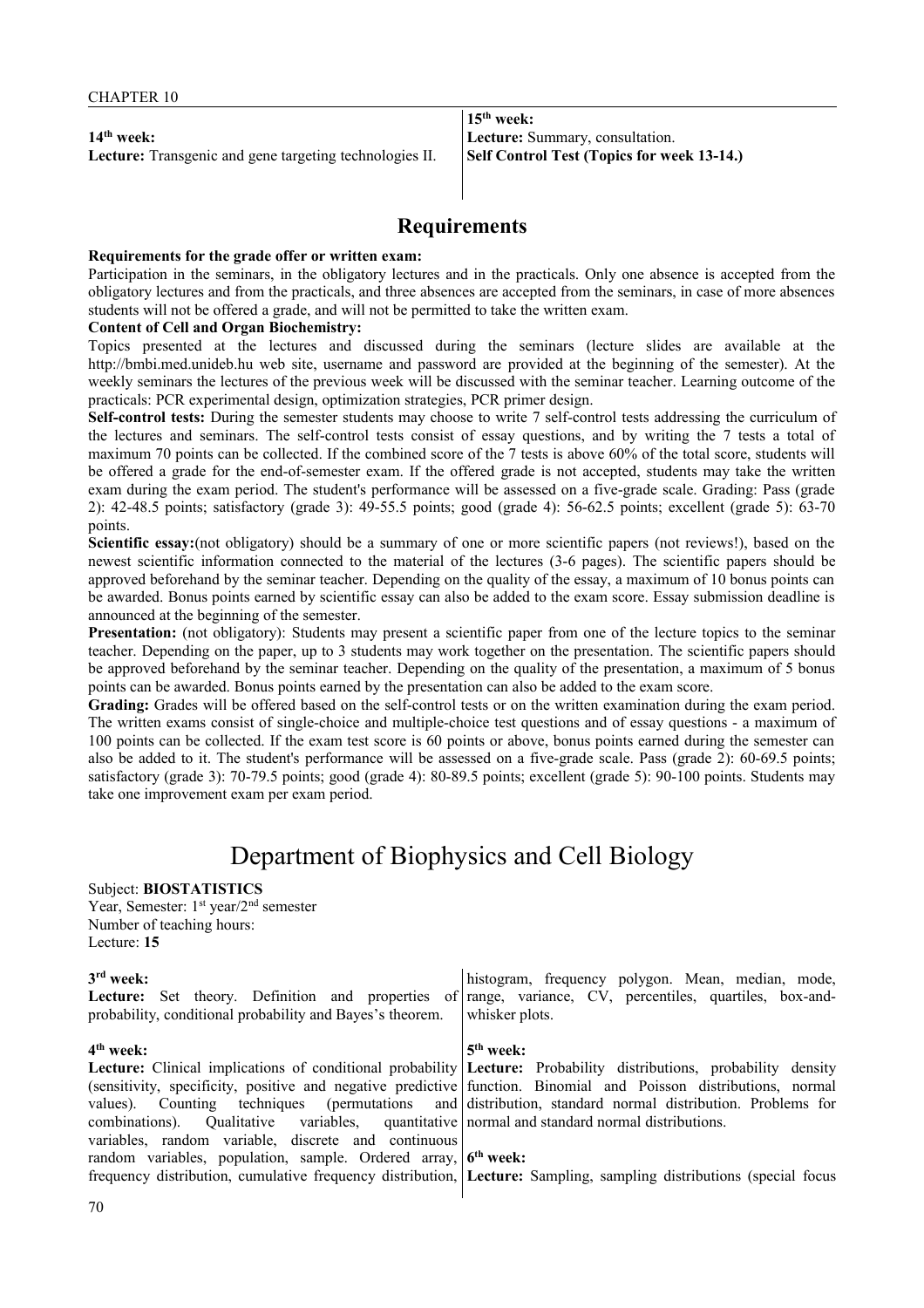**14th week:**
**Lecture:** Transgenic and gene targeting technologies II.

**15th week:**
**Lecture:** Summary, consultation.
**Self Control Test (Topics for week 13-14.)**

## Requirements

**Requirements for the grade offer or written exam:**
Participation in the seminars, in the obligatory lectures and in the practicals. Only one absence is accepted from the obligatory lectures and from the practicals, and three absences are accepted from the seminars, in case of more absences students will not be offered a grade, and will not be permitted to take the written exam.

**Content of Cell and Organ Biochemistry:**
Topics presented at the lectures and discussed during the seminars (lecture slides are available at the http://bmbi.med.unideb.hu web site, username and password are provided at the beginning of the semester). At the weekly seminars the lectures of the previous week will be discussed with the seminar teacher. Learning outcome of the practicals: PCR experimental design, optimization strategies, PCR primer design.

**Self-control tests:** During the semester students may choose to write 7 self-control tests addressing the curriculum of the lectures and seminars. The self-control tests consist of essay questions, and by writing the 7 tests a total of maximum 70 points can be collected. If the combined score of the 7 tests is above 60% of the total score, students will be offered a grade for the end-of-semester exam. If the offered grade is not accepted, students may take the written exam during the exam period. The student's performance will be assessed on a five-grade scale. Grading: Pass (grade 2): 42-48.5 points; satisfactory (grade 3): 49-55.5 points; good (grade 4): 56-62.5 points; excellent (grade 5): 63-70 points.

**Scientific essay:**(not obligatory) should be a summary of one or more scientific papers (not reviews!), based on the newest scientific information connected to the material of the lectures (3-6 pages). The scientific papers should be approved beforehand by the seminar teacher. Depending on the quality of the essay, a maximum of 10 bonus points can be awarded. Bonus points earned by scientific essay can also be added to the exam score. Essay submission deadline is announced at the beginning of the semester.

**Presentation:** (not obligatory): Students may present a scientific paper from one of the lecture topics to the seminar teacher. Depending on the paper, up to 3 students may work together on the presentation. The scientific papers should be approved beforehand by the seminar teacher. Depending on the quality of the presentation, a maximum of 5 bonus points can be awarded. Bonus points earned by the presentation can also be added to the exam score.

**Grading:** Grades will be offered based on the self-control tests or on the written examination during the exam period. The written exams consist of single-choice and multiple-choice test questions and of essay questions - a maximum of 100 points can be collected. If the exam test score is 60 points or above, bonus points earned during the semester can also be added to it. The student's performance will be assessed on a five-grade scale. Pass (grade 2): 60-69.5 points; satisfactory (grade 3): 70-79.5 points; good (grade 4): 80-89.5 points; excellent (grade 5): 90-100 points. Students may take one improvement exam per exam period.

# Department of Biophysics and Cell Biology

Subject: **BIOSTATISTICS**
Year, Semester: 1st year/2nd semester
Number of teaching hours:
Lecture: **15**

**3rd week:**
**Lecture:** Set theory. Definition and properties of probability, conditional probability and Bayes's theorem.

**4th week:**
**Lecture:** Clinical implications of conditional probability (sensitivity, specificity, positive and negative predictive values). Counting techniques (permutations and combinations). Qualitative variables, quantitative variables, random variable, discrete and continuous random variables, population, sample. Ordered array, frequency distribution, cumulative frequency distribution, histogram, frequency polygon. Mean, median, mode, range, variance, CV, percentiles, quartiles, box-and-whisker plots.

**5th week:**
**Lecture:** Probability distributions, probability density function. Binomial and Poisson distributions, normal distribution, standard normal distribution. Problems for normal and standard normal distributions.

**6th week:**
**Lecture:** Sampling, sampling distributions (special focus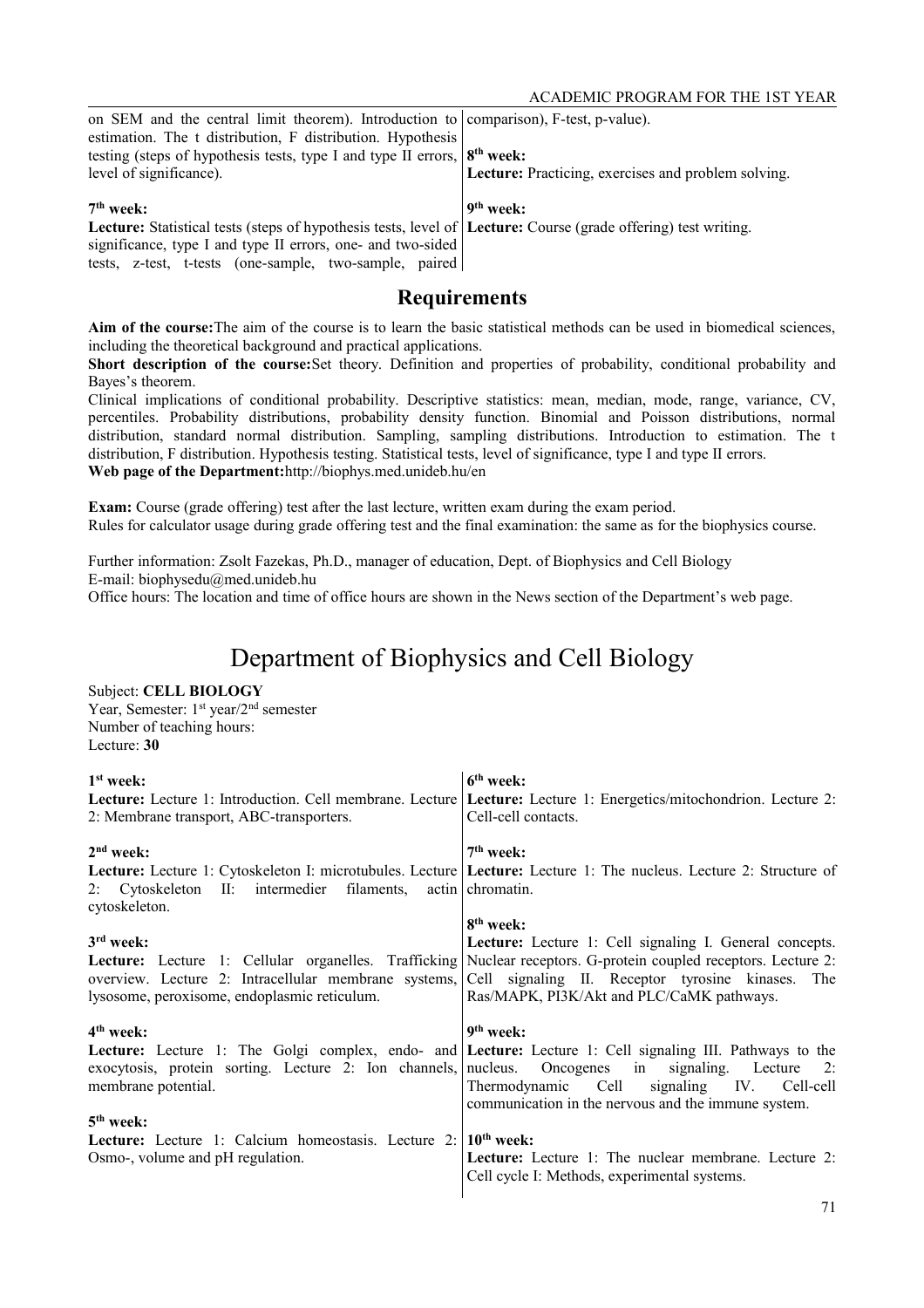on SEM and the central limit theorem). Introduction to estimation. The t distribution, F distribution. Hypothesis testing (steps of hypothesis tests, type I and type II errors, level of significance).

**7th week:**
**Lecture:** Statistical tests (steps of hypothesis tests, level of significance, type I and type II errors, one- and two-sided tests, z-test, t-tests (one-sample, two-sample, paired comparison), F-test, p-value).

**8th week:**
**Lecture:** Practicing, exercises and problem solving.

**9th week:**
**Lecture:** Course (grade offering) test writing.

## Requirements

**Aim of the course:**The aim of the course is to learn the basic statistical methods can be used in biomedical sciences, including the theoretical background and practical applications.

**Short description of the course:**Set theory. Definition and properties of probability, conditional probability and Bayes's theorem.

Clinical implications of conditional probability. Descriptive statistics: mean, median, mode, range, variance, CV, percentiles. Probability distributions, probability density function. Binomial and Poisson distributions, normal distribution, standard normal distribution. Sampling, sampling distributions. Introduction to estimation. The t distribution, F distribution. Hypothesis testing. Statistical tests, level of significance, type I and type II errors.

**Web page of the Department:**http://biophys.med.unideb.hu/en

**Exam:** Course (grade offering) test after the last lecture, written exam during the exam period.
Rules for calculator usage during grade offering test and the final examination: the same as for the biophysics course.

Further information: Zsolt Fazekas, Ph.D., manager of education, Dept. of Biophysics and Cell Biology
E-mail: biophysedu@med.unideb.hu
Office hours: The location and time of office hours are shown in the News section of the Department's web page.

# Department of Biophysics and Cell Biology

Subject: **CELL BIOLOGY**
Year, Semester: 1st year/2nd semester
Number of teaching hours:
Lecture: **30**

**1st week:**
**Lecture:** Lecture 1: Introduction. Cell membrane. Lecture 2: Membrane transport, ABC-transporters.

**2nd week:**
**Lecture:** Lecture 1: Cytoskeleton I: microtubules. Lecture 2: Cytoskeleton II: intermedier filaments, actin cytoskeleton.

**3rd week:**
**Lecture:** Lecture 1: Cellular organelles. Trafficking overview. Lecture 2: Intracellular membrane systems, lysosome, peroxisome, endoplasmic reticulum.

**4th week:**
**Lecture:** Lecture 1: The Golgi complex, endo- and exocytosis, protein sorting. Lecture 2: Ion channels, membrane potential.

**5th week:**
**Lecture:** Lecture 1: Calcium homeostasis. Lecture 2: Osmo-, volume and pH regulation.

**6th week:**
**Lecture:** Lecture 1: Energetics/mitochondrion. Lecture 2: Cell-cell contacts.

**7th week:**
**Lecture:** Lecture 1: The nucleus. Lecture 2: Structure of chromatin.

**8th week:**
**Lecture:** Lecture 1: Cell signaling I. General concepts. Nuclear receptors. G-protein coupled receptors. Lecture 2: Cell signaling II. Receptor tyrosine kinases. The Ras/MAPK, PI3K/Akt and PLC/CaMK pathways.

**9th week:**
**Lecture:** Lecture 1: Cell signaling III. Pathways to the nucleus. Oncogenes in signaling. Lecture 2: Thermodynamic Cell signaling IV. Cell-cell communication in the nervous and the immune system.

**10th week:**
**Lecture:** Lecture 1: The nuclear membrane. Lecture 2: Cell cycle I: Methods, experimental systems.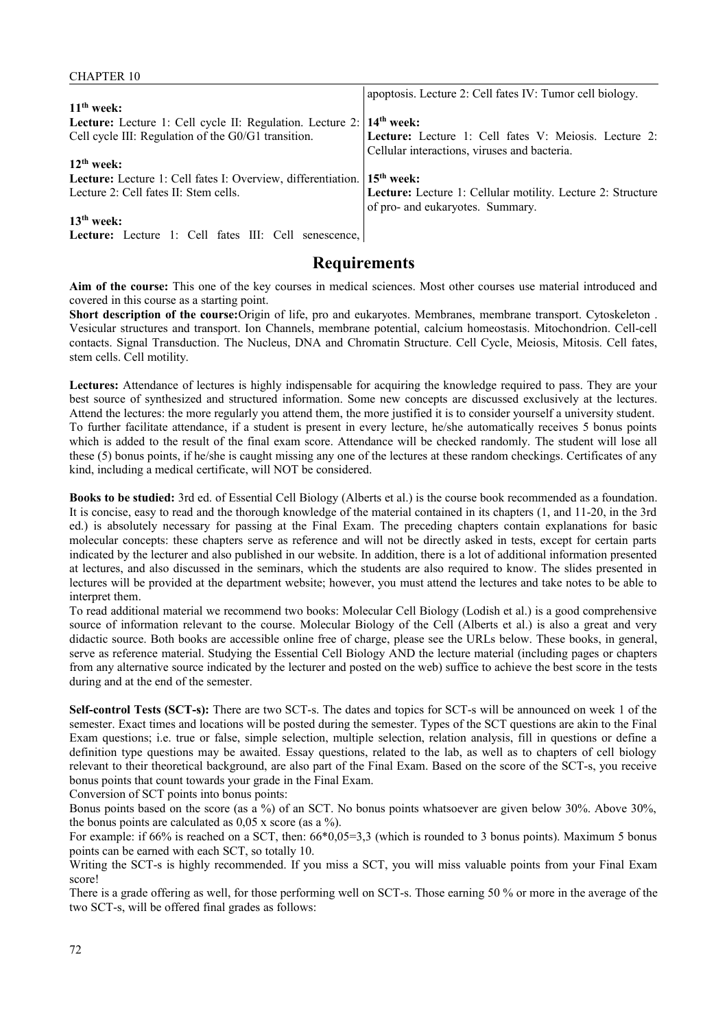apoptosis. Lecture 2: Cell fates IV: Tumor cell biology.

**11th week:**
**Lecture:** Lecture 1: Cell cycle II: Regulation. Lecture 2: Cell cycle III: Regulation of the G0/G1 transition.

**12th week:**
**Lecture:** Lecture 1: Cell fates I: Overview, differentiation. Lecture 2: Cell fates II: Stem cells.

**13th week:**
**Lecture:** Lecture 1: Cell fates III: Cell senescence, apoptosis. Lecture 2: Cell fates IV: Tumor cell biology.

**14th week:**
**Lecture:** Lecture 1: Cell fates V: Meiosis. Lecture 2: Cellular interactions, viruses and bacteria.

**15th week:**
**Lecture:** Lecture 1: Cellular motility. Lecture 2: Structure of pro- and eukaryotes. Summary.

## Requirements

**Aim of the course:** This one of the key courses in medical sciences. Most other courses use material introduced and covered in this course as a starting point.

**Short description of the course:**Origin of life, pro and eukaryotes. Membranes, membrane transport. Cytoskeleton . Vesicular structures and transport. Ion Channels, membrane potential, calcium homeostasis. Mitochondrion. Cell-cell contacts. Signal Transduction. The Nucleus, DNA and Chromatin Structure. Cell Cycle, Meiosis, Mitosis. Cell fates, stem cells. Cell motility.

**Lectures:** Attendance of lectures is highly indispensable for acquiring the knowledge required to pass. They are your best source of synthesized and structured information. Some new concepts are discussed exclusively at the lectures. Attend the lectures: the more regularly you attend them, the more justified it is to consider yourself a university student. To further facilitate attendance, if a student is present in every lecture, he/she automatically receives 5 bonus points which is added to the result of the final exam score. Attendance will be checked randomly. The student will lose all these (5) bonus points, if he/she is caught missing any one of the lectures at these random checkings. Certificates of any kind, including a medical certificate, will NOT be considered.

**Books to be studied:** 3rd ed. of Essential Cell Biology (Alberts et al.) is the course book recommended as a foundation. It is concise, easy to read and the thorough knowledge of the material contained in its chapters (1, and 11-20, in the 3rd ed.) is absolutely necessary for passing at the Final Exam. The preceding chapters contain explanations for basic molecular concepts: these chapters serve as reference and will not be directly asked in tests, except for certain parts indicated by the lecturer and also published in our website. In addition, there is a lot of additional information presented at lectures, and also discussed in the seminars, which the students are also required to know. The slides presented in lectures will be provided at the department website; however, you must attend the lectures and take notes to be able to interpret them.

To read additional material we recommend two books: Molecular Cell Biology (Lodish et al.) is a good comprehensive source of information relevant to the course. Molecular Biology of the Cell (Alberts et al.) is also a great and very didactic source. Both books are accessible online free of charge, please see the URLs below. These books, in general, serve as reference material. Studying the Essential Cell Biology AND the lecture material (including pages or chapters from any alternative source indicated by the lecturer and posted on the web) suffice to achieve the best score in the tests during and at the end of the semester.

**Self-control Tests (SCT-s):** There are two SCT-s. The dates and topics for SCT-s will be announced on week 1 of the semester. Exact times and locations will be posted during the semester. Types of the SCT questions are akin to the Final Exam questions; i.e. true or false, simple selection, multiple selection, relation analysis, fill in questions or define a definition type questions may be awaited. Essay questions, related to the lab, as well as to chapters of cell biology relevant to their theoretical background, are also part of the Final Exam. Based on the score of the SCT-s, you receive bonus points that count towards your grade in the Final Exam.

Conversion of SCT points into bonus points:

Bonus points based on the score (as a %) of an SCT. No bonus points whatsoever are given below 30%. Above 30%, the bonus points are calculated as 0,05 x score (as a %).

For example: if 66% is reached on a SCT, then: 66*0,05=3,3 (which is rounded to 3 bonus points). Maximum 5 bonus points can be earned with each SCT, so totally 10.

Writing the SCT-s is highly recommended. If you miss a SCT, you will miss valuable points from your Final Exam score!

There is a grade offering as well, for those performing well on SCT-s. Those earning 50 % or more in the average of the two SCT-s, will be offered final grades as follows: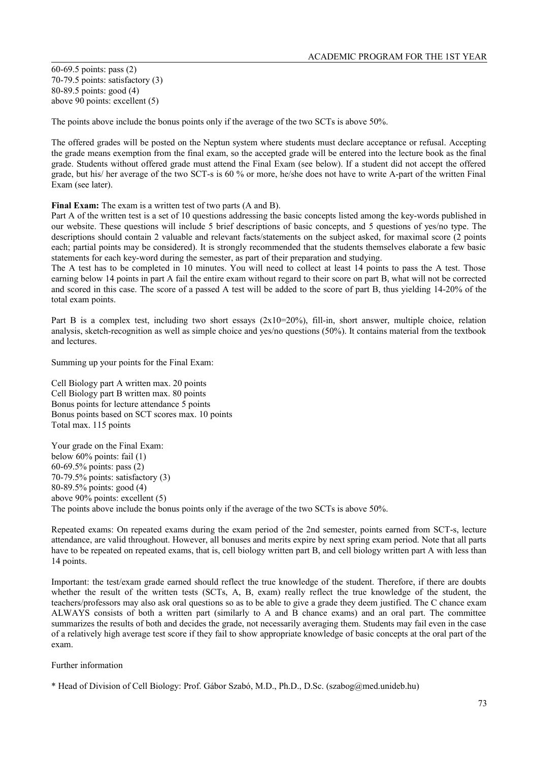60-69.5 points: pass (2)
70-79.5 points: satisfactory (3)
80-89.5 points: good (4)
above 90 points: excellent (5)

The points above include the bonus points only if the average of the two SCTs is above 50%.

The offered grades will be posted on the Neptun system where students must declare acceptance or refusal. Accepting the grade means exemption from the final exam, so the accepted grade will be entered into the lecture book as the final grade. Students without offered grade must attend the Final Exam (see below). If a student did not accept the offered grade, but his/ her average of the two SCT-s is 60 % or more, he/she does not have to write A-part of the written Final Exam (see later).

**Final Exam:** The exam is a written test of two parts (A and B).
Part A of the written test is a set of 10 questions addressing the basic concepts listed among the key-words published in our website. These questions will include 5 brief descriptions of basic concepts, and 5 questions of yes/no type. The descriptions should contain 2 valuable and relevant facts/statements on the subject asked, for maximal score (2 points each; partial points may be considered). It is strongly recommended that the students themselves elaborate a few basic statements for each key-word during the semester, as part of their preparation and studying.
The A test has to be completed in 10 minutes. You will need to collect at least 14 points to pass the A test. Those earning below 14 points in part A fail the entire exam without regard to their score on part B, what will not be corrected and scored in this case. The score of a passed A test will be added to the score of part B, thus yielding 14-20% of the total exam points.

Part B is a complex test, including two short essays (2x10=20%), fill-in, short answer, multiple choice, relation analysis, sketch-recognition as well as simple choice and yes/no questions (50%). It contains material from the textbook and lectures.

Summing up your points for the Final Exam:

Cell Biology part A written max. 20 points
Cell Biology part B written max. 80 points
Bonus points for lecture attendance 5 points
Bonus points based on SCT scores max. 10 points
Total max. 115 points

Your grade on the Final Exam:
below 60% points: fail (1)
60-69.5% points: pass (2)
70-79.5% points: satisfactory (3)
80-89.5% points: good (4)
above 90% points: excellent (5)
The points above include the bonus points only if the average of the two SCTs is above 50%.

Repeated exams: On repeated exams during the exam period of the 2nd semester, points earned from SCT-s, lecture attendance, are valid throughout. However, all bonuses and merits expire by next spring exam period. Note that all parts have to be repeated on repeated exams, that is, cell biology written part B, and cell biology written part A with less than 14 points.

Important: the test/exam grade earned should reflect the true knowledge of the student. Therefore, if there are doubts whether the result of the written tests (SCTs, A, B, exam) really reflect the true knowledge of the student, the teachers/professors may also ask oral questions so as to be able to give a grade they deem justified. The C chance exam ALWAYS consists of both a written part (similarly to A and B chance exams) and an oral part. The committee summarizes the results of both and decides the grade, not necessarily averaging them. Students may fail even in the case of a relatively high average test score if they fail to show appropriate knowledge of basic concepts at the oral part of the exam.

Further information

* Head of Division of Cell Biology: Prof. Gábor Szabó, M.D., Ph.D., D.Sc. (szabog@med.unideb.hu)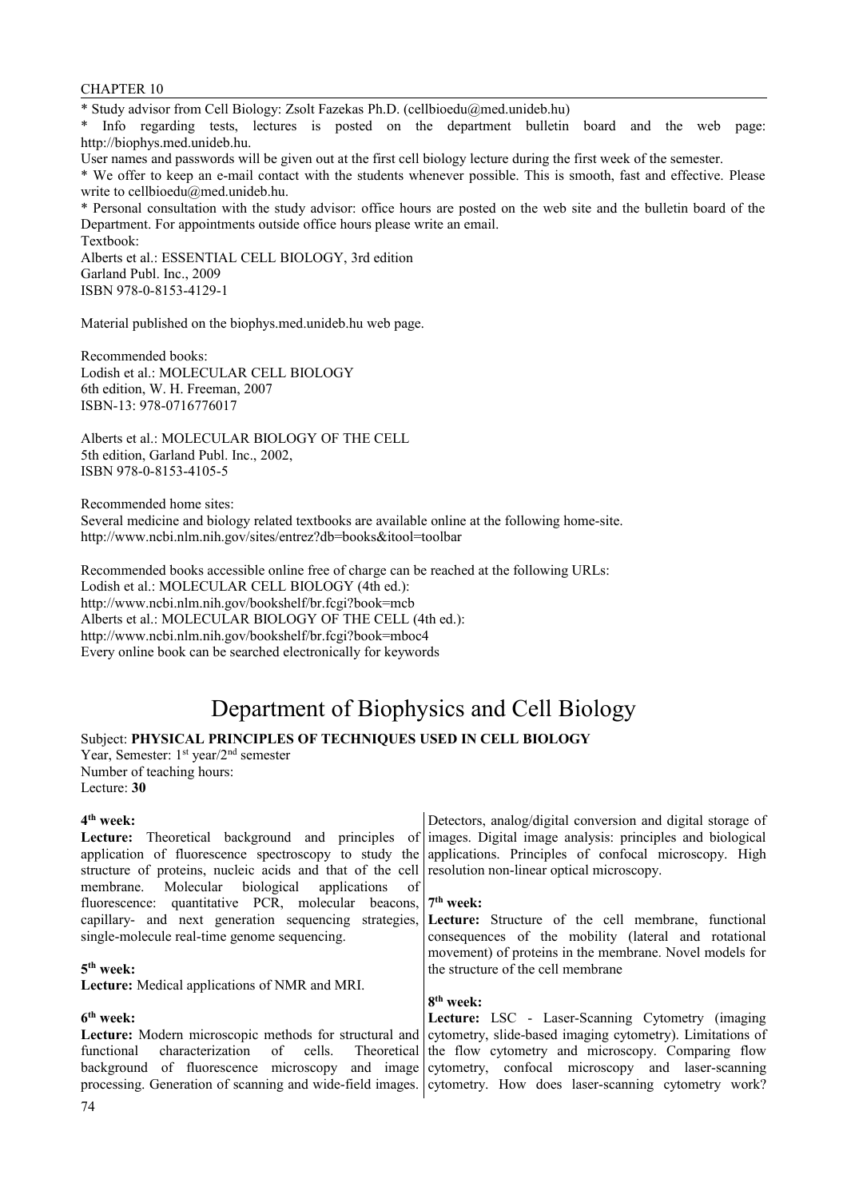* Study advisor from Cell Biology: Zsolt Fazekas Ph.D. (cellbioedu@med.unideb.hu)

* Info regarding tests, lectures is posted on the department bulletin board and the web page: http://biophys.med.unideb.hu.

User names and passwords will be given out at the first cell biology lecture during the first week of the semester.

* We offer to keep an e-mail contact with the students whenever possible. This is smooth, fast and effective. Please write to cellbioedu@med.unideb.hu.

* Personal consultation with the study advisor: office hours are posted on the web site and the bulletin board of the Department. For appointments outside office hours please write an email.

Textbook:
Alberts et al.: ESSENTIAL CELL BIOLOGY, 3rd edition
Garland Publ. Inc., 2009
ISBN 978-0-8153-4129-1

Material published on the biophys.med.unideb.hu web page.

Recommended books:
Lodish et al.: MOLECULAR CELL BIOLOGY
6th edition, W. H. Freeman, 2007
ISBN-13: 978-0716776017

Alberts et al.: MOLECULAR BIOLOGY OF THE CELL
5th edition, Garland Publ. Inc., 2002,
ISBN 978-0-8153-4105-5

Recommended home sites:
Several medicine and biology related textbooks are available online at the following home-site.
http://www.ncbi.nlm.nih.gov/sites/entrez?db=books&itool=toolbar

Recommended books accessible online free of charge can be reached at the following URLs:
Lodish et al.: MOLECULAR CELL BIOLOGY (4th ed.):
http://www.ncbi.nlm.nih.gov/bookshelf/br.fcgi?book=mcb
Alberts et al.: MOLECULAR BIOLOGY OF THE CELL (4th ed.):
http://www.ncbi.nlm.nih.gov/bookshelf/br.fcgi?book=mboc4
Every online book can be searched electronically for keywords

# Department of Biophysics and Cell Biology

Subject: **PHYSICAL PRINCIPLES OF TECHNIQUES USED IN CELL BIOLOGY**
Year, Semester: 1st year/2nd semester
Number of teaching hours:
Lecture: **30**

**4th week:**
**Lecture:** Theoretical background and principles of application of fluorescence spectroscopy to study the structure of proteins, nucleic acids and that of the cell membrane. Molecular biological applications of fluorescence: quantitative PCR, molecular beacons, capillary- and next generation sequencing strategies, single-molecule real-time genome sequencing.

**5th week:**
**Lecture:** Medical applications of NMR and MRI.

**6th week:**
**Lecture:** Modern microscopic methods for structural and functional characterization of cells. Theoretical background of fluorescence microscopy and image processing. Generation of scanning and wide-field images. Detectors, analog/digital conversion and digital storage of images. Digital image analysis: principles and biological applications. Principles of confocal microscopy. High resolution non-linear optical microscopy.

**7th week:**
**Lecture:** Structure of the cell membrane, functional consequences of the mobility (lateral and rotational movement) of proteins in the membrane. Novel models for the structure of the cell membrane

**8th week:**
**Lecture:** LSC - Laser-Scanning Cytometry (imaging cytometry, slide-based imaging cytometry). Limitations of the flow cytometry and microscopy. Comparing flow cytometry, confocal microscopy and laser-scanning cytometry. How does laser-scanning cytometry work?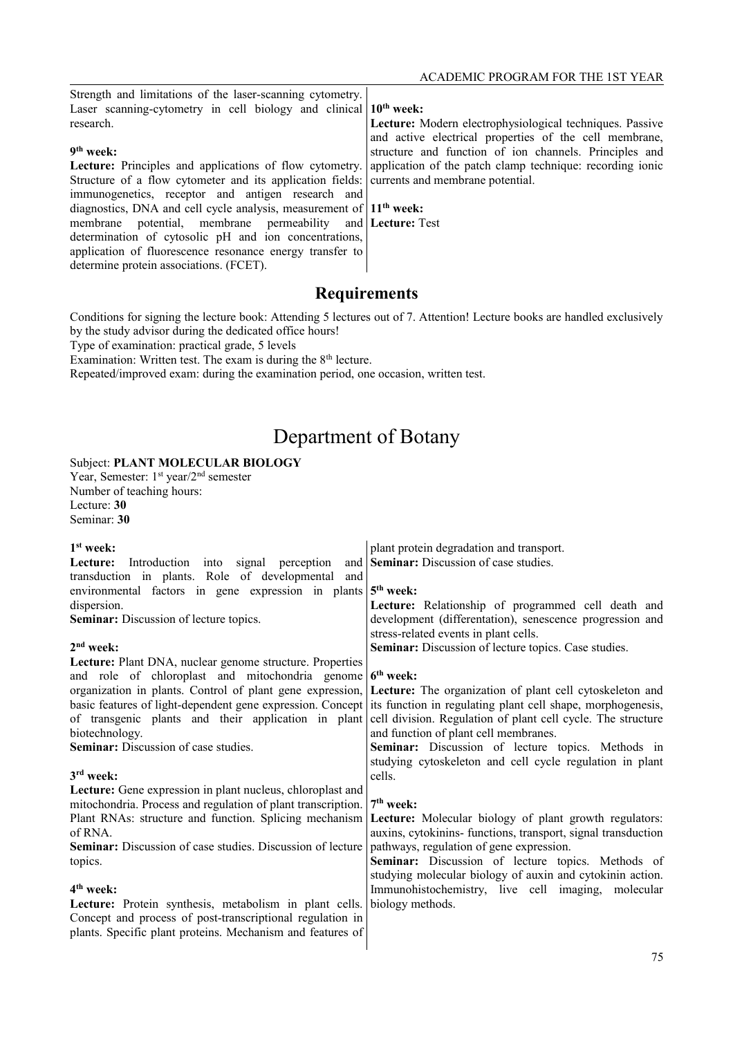Strength and limitations of the laser-scanning cytometry. Laser scanning-cytometry in cell biology and clinical research.

**9th week:**
**Lecture:** Principles and applications of flow cytometry. Structure of a flow cytometer and its application fields: immunogenetics, receptor and antigen research and diagnostics, DNA and cell cycle analysis, measurement of membrane potential, membrane permeability and determination of cytosolic pH and ion concentrations, application of fluorescence resonance energy transfer to determine protein associations. (FCET).

**10th week:**
**Lecture:** Modern electrophysiological techniques. Passive and active electrical properties of the cell membrane, structure and function of ion channels. Principles and application of the patch clamp technique: recording ionic currents and membrane potential.

**11th week:**
**Lecture:** Test

## Requirements

Conditions for signing the lecture book: Attending 5 lectures out of 7. Attention! Lecture books are handled exclusively by the study advisor during the dedicated office hours!
Type of examination: practical grade, 5 levels
Examination: Written test. The exam is during the 8th lecture.
Repeated/improved exam: during the examination period, one occasion, written test.

# Department of Botany

Subject: **PLANT MOLECULAR BIOLOGY**
Year, Semester: 1st year/2nd semester
Number of teaching hours:
Lecture: **30**
Seminar: **30**

**1st week:**
**Lecture:** Introduction into signal perception and transduction in plants. Role of developmental and environmental factors in gene expression in plants dispersion.
**Seminar:** Discussion of lecture topics.

**2nd week:**
**Lecture:** Plant DNA, nuclear genome structure. Properties and role of chloroplast and mitochondria genome organization in plants. Control of plant gene expression, basic features of light-dependent gene expression. Concept of transgenic plants and their application in plant biotechnology.
**Seminar:** Discussion of case studies.

**3rd week:**
**Lecture:** Gene expression in plant nucleus, chloroplast and mitochondria. Process and regulation of plant transcription. Plant RNAs: structure and function. Splicing mechanism of RNA.
**Seminar:** Discussion of case studies. Discussion of lecture topics.

**4th week:**
**Lecture:** Protein synthesis, metabolism in plant cells. Concept and process of post-transcriptional regulation in plants. Specific plant proteins. Mechanism and features of plant protein degradation and transport.
**Seminar:** Discussion of case studies.

**5th week:**
**Lecture:** Relationship of programmed cell death and development (differentation), senescence progression and stress-related events in plant cells.
**Seminar:** Discussion of lecture topics. Case studies.

**6th week:**
**Lecture:** The organization of plant cell cytoskeleton and its function in regulating plant cell shape, morphogenesis, cell division. Regulation of plant cell cycle. The structure and function of plant cell membranes.
**Seminar:** Discussion of lecture topics. Methods in studying cytoskeleton and cell cycle regulation in plant cells.

**7th week:**
**Lecture:** Molecular biology of plant growth regulators: auxins, cytokinins- functions, transport, signal transduction pathways, regulation of gene expression.
**Seminar:** Discussion of lecture topics. Methods of studying molecular biology of auxin and cytokinin action. Immunohistochemistry, live cell imaging, molecular biology methods.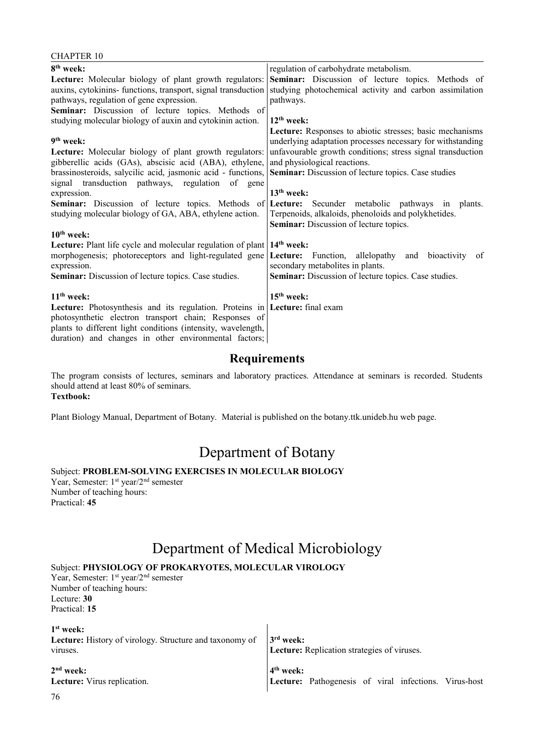**8th week:**
**Lecture:** Molecular biology of plant growth regulators: auxins, cytokinins- functions, transport, signal transduction pathways, regulation of gene expression.
**Seminar:** Discussion of lecture topics. Methods of studying molecular biology of auxin and cytokinin action.

**9th week:**
**Lecture:** Molecular biology of plant growth regulators: gibberellic acids (GAs), abscisic acid (ABA), ethylene, brassinosteroids, salycilic acid, jasmonic acid - functions, signal transduction pathways, regulation of gene expression.
**Seminar:** Discussion of lecture topics. Methods of studying molecular biology of GA, ABA, ethylene action.

**10th week:**
**Lecture:** Plant life cycle and molecular regulation of plant morphogenesis; photoreceptors and light-regulated gene expression.
**Seminar:** Discussion of lecture topics. Case studies.

**11th week:**
**Lecture:** Photosynthesis and its regulation. Proteins in photosynthetic electron transport chain; Responses of plants to different light conditions (intensity, wavelength, duration) and changes in other environmental factors; regulation of carbohydrate metabolism.
**Seminar:** Discussion of lecture topics. Methods of studying photochemical activity and carbon assimilation pathways.

**12th week:**
**Lecture:** Responses to abiotic stresses; basic mechanisms underlying adaptation processes necessary for withstanding unfavourable growth conditions; stress signal transduction and physiological reactions.
**Seminar:** Discussion of lecture topics. Case studies

**13th week:**
**Lecture:** Secunder metabolic pathways in plants. Terpenoids, alkaloids, phenoloids and polykhetides.
**Seminar:** Discussion of lecture topics.

**14th week:**
**Lecture:** Function, allelopathy and bioactivity of secondary metabolites in plants.
**Seminar:** Discussion of lecture topics. Case studies.

**15th week:**
**Lecture:** final exam

## Requirements

The program consists of lectures, seminars and laboratory practices. Attendance at seminars is recorded. Students should attend at least 80% of seminars.
**Textbook:**

Plant Biology Manual, Department of Botany. Material is published on the botany.ttk.unideb.hu web page.

# Department of Botany

Subject: **PROBLEM-SOLVING EXERCISES IN MOLECULAR BIOLOGY**
Year, Semester: 1st year/2nd semester
Number of teaching hours:
Practical: **45**

# Department of Medical Microbiology

Subject: **PHYSIOLOGY OF PROKARYOTES, MOLECULAR VIROLOGY**
Year, Semester: 1st year/2nd semester
Number of teaching hours:
Lecture: **30**
Practical: **15**

**1st week:**
**Lecture:** History of virology. Structure and taxonomy of viruses.

**2nd week:**
**Lecture:** Virus replication.

**3rd week:**
**Lecture:** Replication strategies of viruses.

**4th week:**
**Lecture:** Pathogenesis of viral infections. Virus-host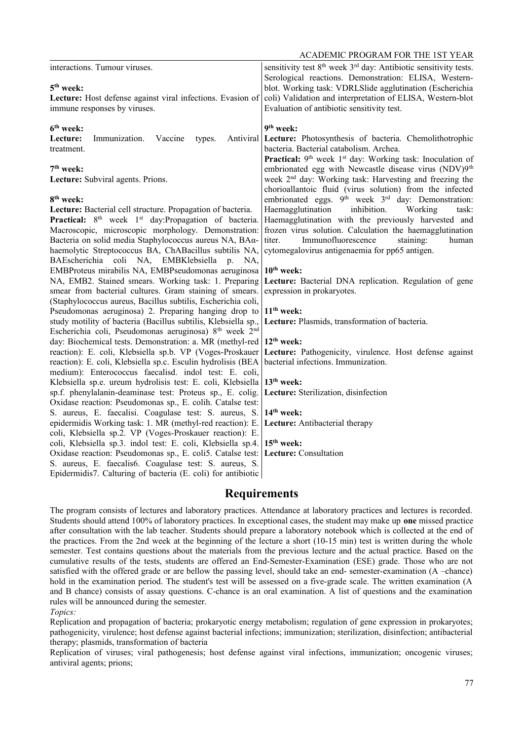interactions. Tumour viruses.

**5th week:**
**Lecture:** Host defense against viral infections. Evasion of immune responses by viruses.

**6th week:**
**Lecture:** Immunization. Vaccine types. Antiviral treatment.

**7th week:**
**Lecture:** Subviral agents. Prions.

**8th week:**
**Lecture:** Bacterial cell structure. Propagation of bacteria.
**Practical:** 8th week 1st day:Propagation of bacteria. Macroscopic, microscopic morphology. Demonstration: Bacteria on solid media Staphylococcus aureus NA, BAα-haemolytic Streptococcus BA, ChABacillus subtilis NA, BAEscherichia coli NA, EMBKlebsiella p. NA, EMBProteus mirabilis NA, EMBPseudomonas aeruginosa NA, EMB2. Stained smears. Working task: 1. Preparing smear from bacterial cultures. Gram staining of smears. (Staphylococcus aureus, Bacillus subtilis, Escherichia coli, Pseudomonas aeruginosa) 2. Preparing hanging drop to study motility of bacteria (Bacillus subtilis, Klebsiella sp., Escherichia coli, Pseudomonas aeruginosa) 8th week 2nd day: Biochemical tests. Demonstration: a. MR (methyl-red reaction): E. coli, Klebsiella sp.b. VP (Voges-Proskauer reaction): E. coli, Klebsiella sp.c. Esculin hydrolisis (BEA medium): Enterococcus faecalisd. indol test: E. coli, Klebsiella sp.e. ureum hydrolisis test: E. coli, Klebsiella sp.f. phenylalanin-deaminase test: Proteus sp., E. colig. Oxidase reaction: Pseudomonas sp., E. colih. Catalse test: S. aureus, E. faecalisi. Coagulase test: S. aureus, S. epidermidis Working task: 1. MR (methyl-red reaction): E. coli, Klebsiella sp.2. VP (Voges-Proskauer reaction): E. coli, Klebsiella sp.3. indol test: E. coli, Klebsiella sp.4. Oxidase reaction: Pseudomonas sp., E. coli5. Catalse test: S. aureus, E. faecalis6. Coagulase test: S. aureus, S. Epidermidis7. Calturing of bacteria (E. coli) for antibiotic sensitivity test 8th week 3rd day: Antibiotic sensitivity tests. Serological reactions. Demonstration: ELISA, Western-blot. Working task: VDRLSlide agglutination (Escherichia coli) Validation and interpretation of ELISA, Western-blot Evaluation of antibiotic sensitivity test.

**9th week:**
**Lecture:** Photosynthesis of bacteria. Chemolithotrophic bacteria. Bacterial catabolism. Archea.
**Practical:** 9th week 1st day: Working task: Inoculation of embrionated egg with Newcastle disease virus (NDV)9th week 2nd day: Working task: Harvesting and freezing the chorioallantoic fluid (virus solution) from the infected embrionated eggs. 9th week 3rd day: Demonstration: Haemagglutination inhibition. Working task: Haemagglutination with the previously harvested and frozen virus solution. Calculation the haemagglutination titer. Immunofluorescence staining: human cytomegalovirus antigenaemia for pp65 antigen.

**10th week:**
**Lecture:** Bacterial DNA replication. Regulation of gene expression in prokaryotes.

**11th week:**
**Lecture:** Plasmids, transformation of bacteria.

**12th week:**
**Lecture:** Pathogenicity, virulence. Host defense against bacterial infections. Immunization.

**13th week:**
**Lecture:** Sterilization, disinfection

**14th week:**
**Lecture:** Antibacterial therapy

**15th week:**
**Lecture:** Consultation

## Requirements

The program consists of lectures and laboratory practices. Attendance at laboratory practices and lectures is recorded. Students should attend 100% of laboratory practices. In exceptional cases, the student may make up **one** missed practice after consultation with the lab teacher. Students should prepare a laboratory notebook which is collected at the end of the practices. From the 2nd week at the beginning of the lecture a short (10-15 min) test is written during the whole semester. Test contains questions about the materials from the previous lecture and the actual practice. Based on the cumulative results of the tests, students are offered an End-Semester-Examination (ESE) grade. Those who are not satisfied with the offered grade or are bellow the passing level, should take an end- semester-examination (A –chance) hold in the examination period. The student's test will be assessed on a five-grade scale. The written examination (A and B chance) consists of assay questions. C-chance is an oral examination. A list of questions and the examination rules will be announced during the semester.

*Topics:*

Replication and propagation of bacteria; prokaryotic energy metabolism; regulation of gene expression in prokaryotes; pathogenicity, virulence; host defense against bacterial infections; immunization; sterilization, disinfection; antibacterial therapy; plasmids, transformation of bacteria

Replication of viruses; viral pathogenesis; host defense against viral infections, immunization; oncogenic viruses; antiviral agents; prions;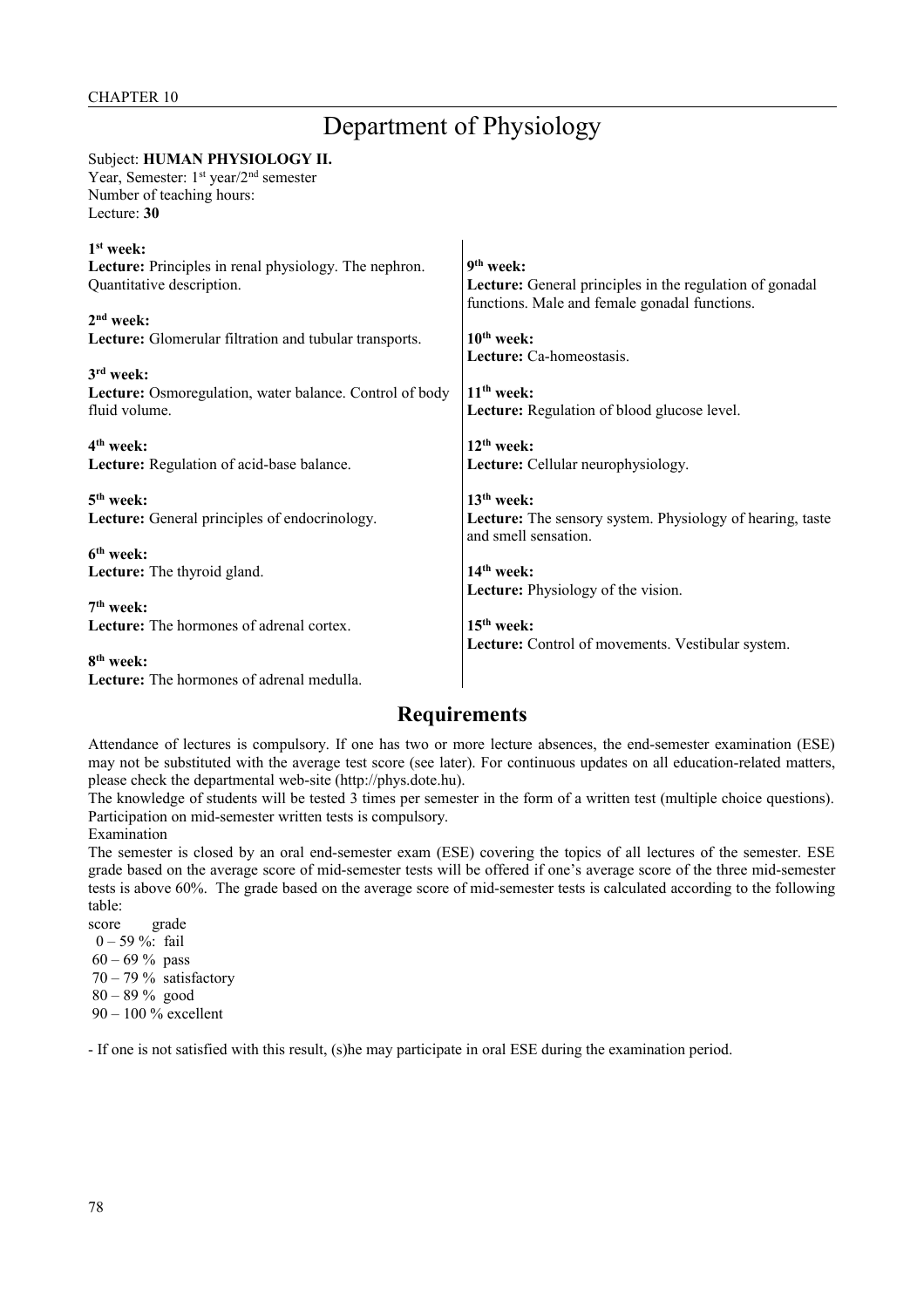CHAPTER 10

# Department of Physiology

Subject: **HUMAN PHYSIOLOGY II.**
Year, Semester: 1st year/2nd semester
Number of teaching hours:
Lecture: **30**

**1st week:**
**Lecture:** Principles in renal physiology. The nephron. Quantitative description.

**2nd week:**
**Lecture:** Glomerular filtration and tubular transports.

**3rd week:**
**Lecture:** Osmoregulation, water balance. Control of body fluid volume.

**4th week:**
**Lecture:** Regulation of acid-base balance.

**5th week:**
**Lecture:** General principles of endocrinology.

**6th week:**
**Lecture:** The thyroid gland.

**7th week:**
**Lecture:** The hormones of adrenal cortex.

**8th week:**
**Lecture:** The hormones of adrenal medulla.

**9th week:**
**Lecture:** General principles in the regulation of gonadal functions. Male and female gonadal functions.

**10th week:**
**Lecture:** Ca-homeostasis.

**11th week:**
**Lecture:** Regulation of blood glucose level.

**12th week:**
**Lecture:** Cellular neurophysiology.

**13th week:**
**Lecture:** The sensory system. Physiology of hearing, taste and smell sensation.

**14th week:**
**Lecture:** Physiology of the vision.

**15th week:**
**Lecture:** Control of movements. Vestibular system.

## Requirements

Attendance of lectures is compulsory. If one has two or more lecture absences, the end-semester examination (ESE) may not be substituted with the average test score (see later). For continuous updates on all education-related matters, please check the departmental web-site (http://phys.dote.hu).

The knowledge of students will be tested 3 times per semester in the form of a written test (multiple choice questions). Participation on mid-semester written tests is compulsory.

Examination

The semester is closed by an oral end-semester exam (ESE) covering the topics of all lectures of the semester. ESE grade based on the average score of mid-semester tests will be offered if one's average score of the three mid-semester tests is above 60%. The grade based on the average score of mid-semester tests is calculated according to the following table:

| score | grade |
|---|---|
| 0 – 59 % | fail |
| 60 – 69 % | pass |
| 70 – 79 % | satisfactory |
| 80 – 89 % | good |
| 90 – 100 % | excellent |

- If one is not satisfied with this result, (s)he may participate in oral ESE during the examination period.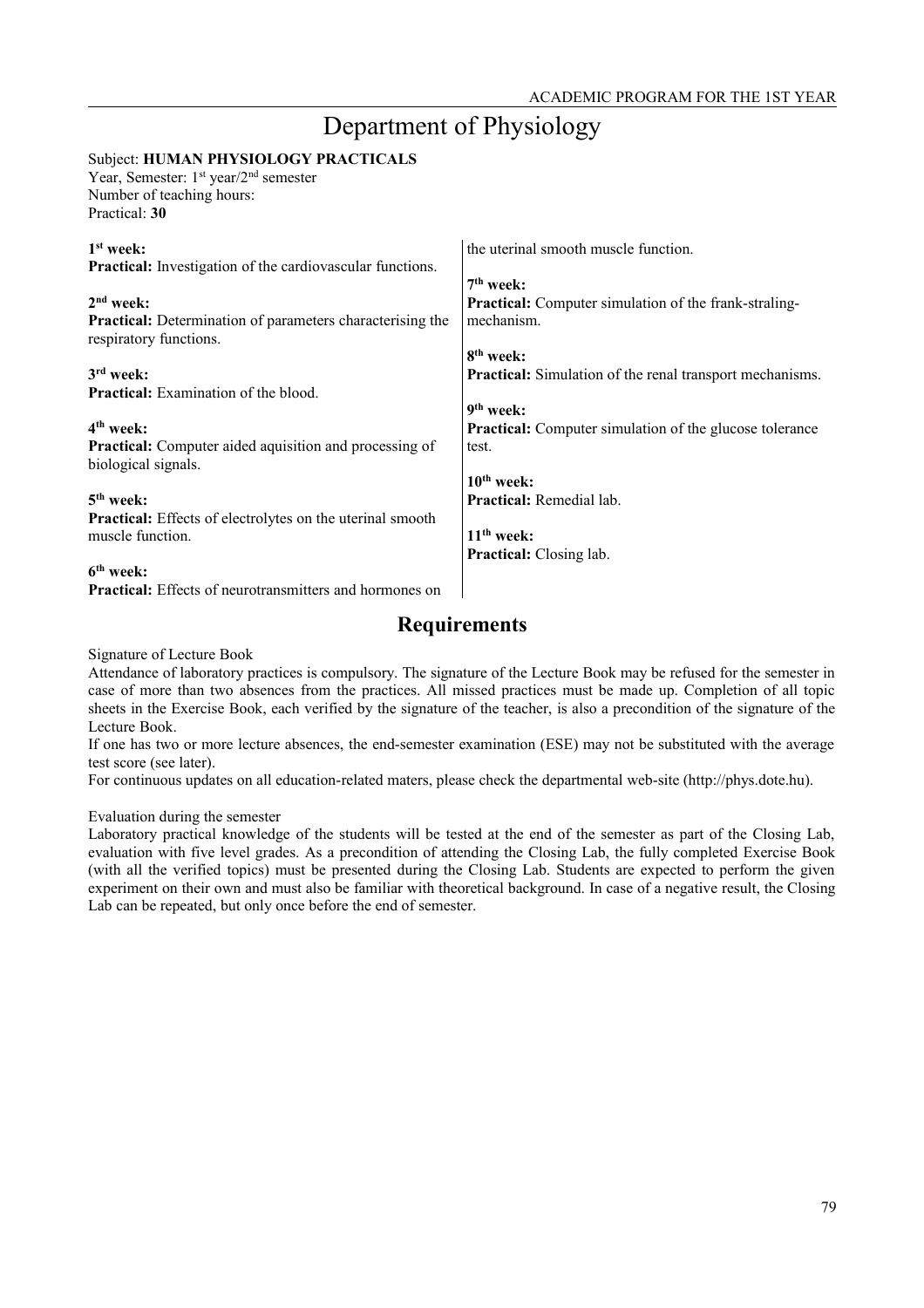# Department of Physiology

Subject: **HUMAN PHYSIOLOGY PRACTICALS**
Year, Semester: 1st year/2nd semester
Number of teaching hours:
Practical: **30**

**1st week:**
**Practical:** Investigation of the cardiovascular functions.

**2nd week:**
**Practical:** Determination of parameters characterising the respiratory functions.

**3rd week:**
**Practical:** Examination of the blood.

**4th week:**
**Practical:** Computer aided aquisition and processing of biological signals.

**5th week:**
**Practical:** Effects of electrolytes on the uterinal smooth muscle function.

**6th week:**
**Practical:** Effects of neurotransmitters and hormones on the uterinal smooth muscle function.

**7th week:**
**Practical:** Computer simulation of the frank-straling-mechanism.

**8th week:**
**Practical:** Simulation of the renal transport mechanisms.

**9th week:**
**Practical:** Computer simulation of the glucose tolerance test.

**10th week:**
**Practical:** Remedial lab.

**11th week:**
**Practical:** Closing lab.

## Requirements

Signature of Lecture Book

Attendance of laboratory practices is compulsory. The signature of the Lecture Book may be refused for the semester in case of more than two absences from the practices. All missed practices must be made up. Completion of all topic sheets in the Exercise Book, each verified by the signature of the teacher, is also a precondition of the signature of the Lecture Book.

If one has two or more lecture absences, the end-semester examination (ESE) may not be substituted with the average test score (see later).

For continuous updates on all education-related maters, please check the departmental web-site (http://phys.dote.hu).

Evaluation during the semester

Laboratory practical knowledge of the students will be tested at the end of the semester as part of the Closing Lab, evaluation with five level grades. As a precondition of attending the Closing Lab, the fully completed Exercise Book (with all the verified topics) must be presented during the Closing Lab. Students are expected to perform the given experiment on their own and must also be familiar with theoretical background. In case of a negative result, the Closing Lab can be repeated, but only once before the end of semester.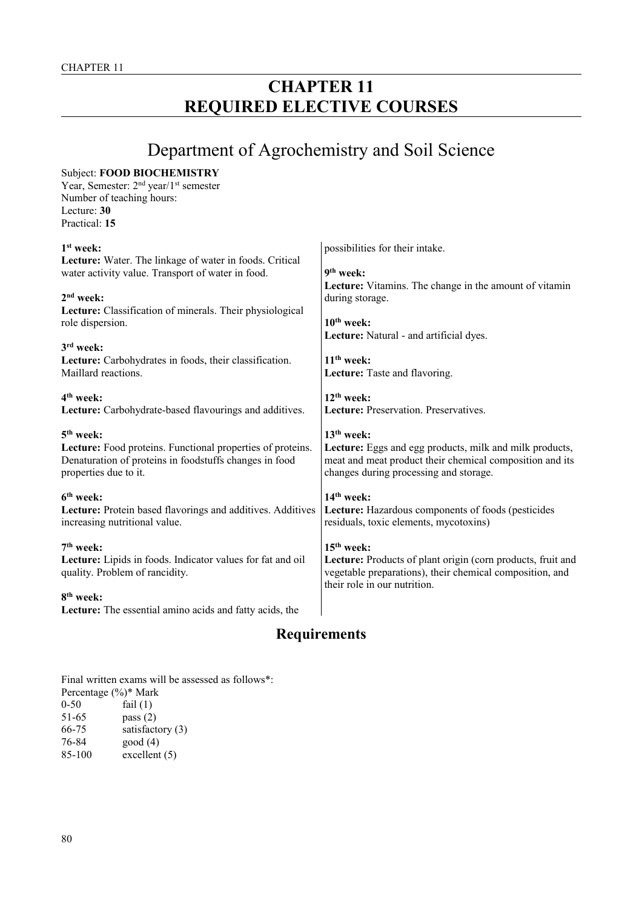# CHAPTER 11
# REQUIRED ELECTIVE COURSES

## Department of Agrochemistry and Soil Science

Subject: **FOOD BIOCHEMISTRY**
Year, Semester: 2nd year/1st semester
Number of teaching hours:
Lecture: **30**
Practical: **15**

**1st week:**
**Lecture:** Water. The linkage of water in foods. Critical water activity value. Transport of water in food.

**2nd week:**
**Lecture:** Classification of minerals. Their physiological role dispersion.

**3rd week:**
**Lecture:** Carbohydrates in foods, their classification. Maillard reactions.

**4th week:**
**Lecture:** Carbohydrate-based flavourings and additives.

**5th week:**
**Lecture:** Food proteins. Functional properties of proteins. Denaturation of proteins in foodstuffs changes in food properties due to it.

**6th week:**
**Lecture:** Protein based flavorings and additives. Additives increasing nutritional value.

**7th week:**
**Lecture:** Lipids in foods. Indicator values for fat and oil quality. Problem of rancidity.

**8th week:**
**Lecture:** The essential amino acids and fatty acids, the possibilities for their intake.

**9th week:**
**Lecture:** Vitamins. The change in the amount of vitamin during storage.

**10th week:**
**Lecture:** Natural - and artificial dyes.

**11th week:**
**Lecture:** Taste and flavoring.

**12th week:**
**Lecture:** Preservation. Preservatives.

**13th week:**
**Lecture:** Eggs and egg products, milk and milk products, meat and meat product their chemical composition and its changes during processing and storage.

**14th week:**
**Lecture:** Hazardous components of foods (pesticides residuals, toxic elements, mycotoxins)

**15th week:**
**Lecture:** Products of plant origin (corn products, fruit and vegetable preparations), their chemical composition, and their role in our nutrition.

### Requirements

Final written exams will be assessed as follows*:

| Percentage (%)* | Mark |
|---|---|
| 0-50 | fail (1) |
| 51-65 | pass (2) |
| 66-75 | satisfactory (3) |
| 76-84 | good (4) |
| 85-100 | excellent (5) |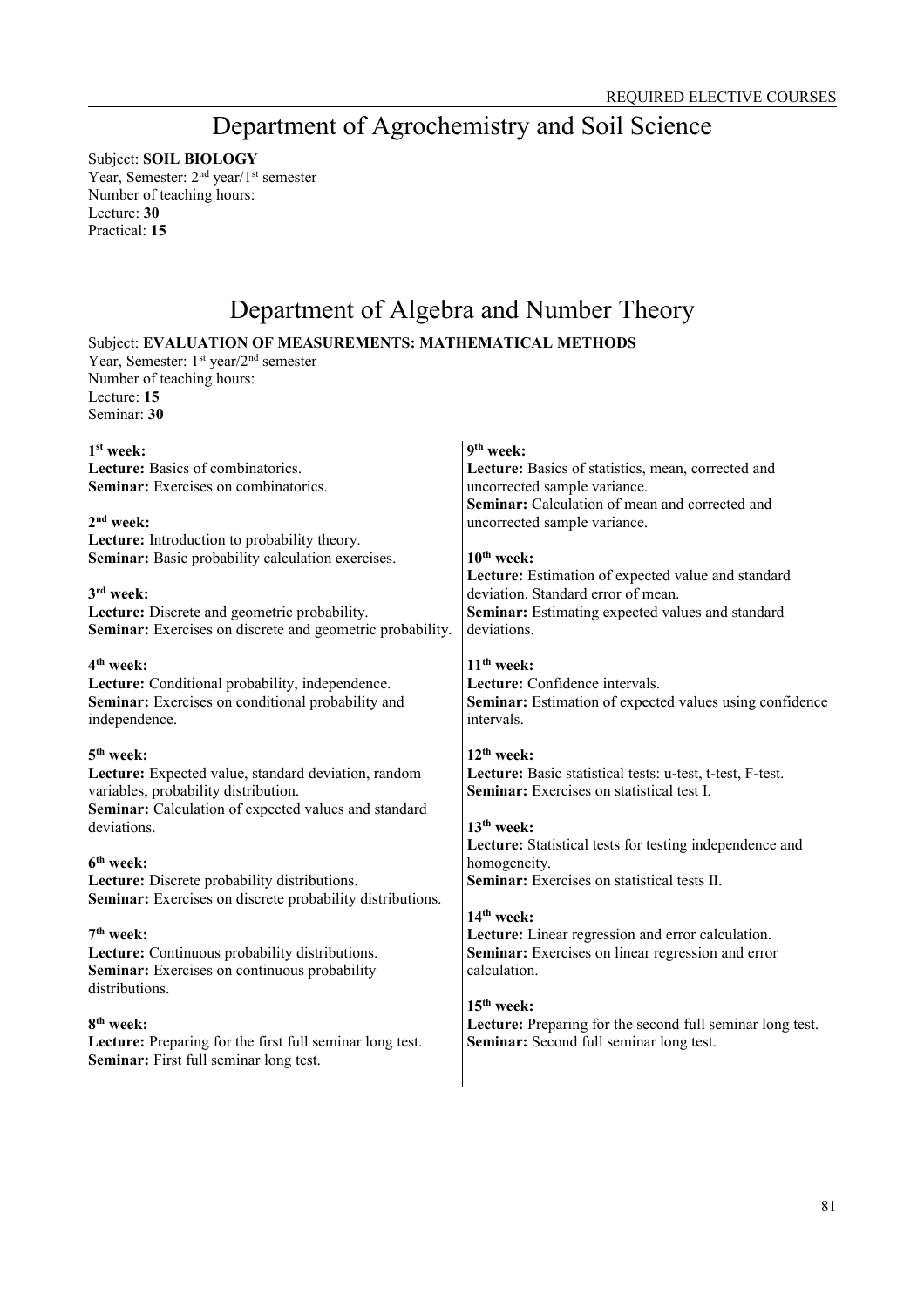# Department of Agrochemistry and Soil Science

Subject: **SOIL BIOLOGY**
Year, Semester: 2nd year/1st semester
Number of teaching hours:
Lecture: **30**
Practical: **15**

# Department of Algebra and Number Theory

Subject: **EVALUATION OF MEASUREMENTS: MATHEMATICAL METHODS**
Year, Semester: 1st year/2nd semester
Number of teaching hours:
Lecture: **15**
Seminar: **30**

**1st week:**
**Lecture:** Basics of combinatorics.
**Seminar:** Exercises on combinatorics.

**2nd week:**
**Lecture:** Introduction to probability theory.
**Seminar:** Basic probability calculation exercises.

**3rd week:**
**Lecture:** Discrete and geometric probability.
**Seminar:** Exercises on discrete and geometric probability.

**4th week:**
**Lecture:** Conditional probability, independence.
**Seminar:** Exercises on conditional probability and independence.

**5th week:**
**Lecture:** Expected value, standard deviation, random variables, probability distribution.
**Seminar:** Calculation of expected values and standard deviations.

**6th week:**
**Lecture:** Discrete probability distributions.
**Seminar:** Exercises on discrete probability distributions.

**7th week:**
**Lecture:** Continuous probability distributions.
**Seminar:** Exercises on continuous probability distributions.

**8th week:**
**Lecture:** Preparing for the first full seminar long test.
**Seminar:** First full seminar long test.

**9th week:**
**Lecture:** Basics of statistics, mean, corrected and uncorrected sample variance.
**Seminar:** Calculation of mean and corrected and uncorrected sample variance.

**10th week:**
**Lecture:** Estimation of expected value and standard deviation. Standard error of mean.
**Seminar:** Estimating expected values and standard deviations.

**11th week:**
**Lecture:** Confidence intervals.
**Seminar:** Estimation of expected values using confidence intervals.

**12th week:**
**Lecture:** Basic statistical tests: u-test, t-test, F-test.
**Seminar:** Exercises on statistical test I.

**13th week:**
**Lecture:** Statistical tests for testing independence and homogeneity.
**Seminar:** Exercises on statistical tests II.

**14th week:**
**Lecture:** Linear regression and error calculation.
**Seminar:** Exercises on linear regression and error calculation.

**15th week:**
**Lecture:** Preparing for the second full seminar long test.
**Seminar:** Second full seminar long test.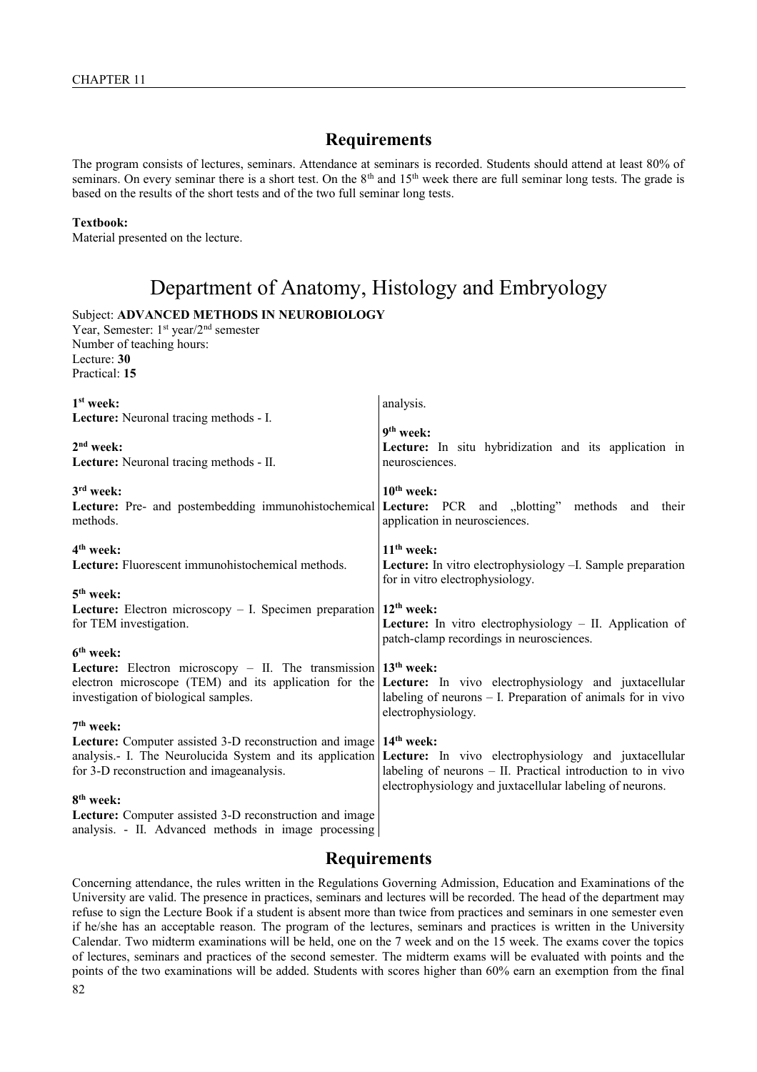## Requirements

The program consists of lectures, seminars. Attendance at seminars is recorded. Students should attend at least 80% of seminars. On every seminar there is a short test. On the 8th and 15th week there are full seminar long tests. The grade is based on the results of the short tests and of the two full seminar long tests.

**Textbook:**
Material presented on the lecture.

# Department of Anatomy, Histology and Embryology

Subject: **ADVANCED METHODS IN NEUROBIOLOGY**
Year, Semester: 1st year/2nd semester
Number of teaching hours:
Lecture: **30**
Practical: **15**

**1st week:**
**Lecture:** Neuronal tracing methods - I.

**2nd week:**
**Lecture:** Neuronal tracing methods - II.

**3rd week:**
**Lecture:** Pre- and postembedding immunohistochemical methods.

**4th week:**
**Lecture:** Fluorescent immunohistochemical methods.

**5th week:**
**Lecture:** Electron microscopy – I. Specimen preparation for TEM investigation.

**6th week:**
**Lecture:** Electron microscopy – II. The transmission electron microscope (TEM) and its application for the investigation of biological samples.

**7th week:**
**Lecture:** Computer assisted 3-D reconstruction and image analysis.- I. The Neurolucida System and its application for 3-D reconstruction and imageanalysis.

**8th week:**
**Lecture:** Computer assisted 3-D reconstruction and image analysis. - II. Advanced methods in image processing analysis.

**9th week:**
**Lecture:** In situ hybridization and its application in neurosciences.

**10th week:**
**Lecture:** PCR and „blotting" methods and their application in neurosciences.

**11th week:**
**Lecture:** In vitro electrophysiology –I. Sample preparation for in vitro electrophysiology.

**12th week:**
**Lecture:** In vitro electrophysiology – II. Application of patch-clamp recordings in neurosciences.

**13th week:**
**Lecture:** In vivo electrophysiology and juxtacellular labeling of neurons – I. Preparation of animals for in vivo electrophysiology.

**14th week:**
**Lecture:** In vivo electrophysiology and juxtacellular labeling of neurons – II. Practical introduction to in vivo electrophysiology and juxtacellular labeling of neurons.

## Requirements

Concerning attendance, the rules written in the Regulations Governing Admission, Education and Examinations of the University are valid. The presence in practices, seminars and lectures will be recorded. The head of the department may refuse to sign the Lecture Book if a student is absent more than twice from practices and seminars in one semester even if he/she has an acceptable reason. The program of the lectures, seminars and practices is written in the University Calendar. Two midterm examinations will be held, one on the 7 week and on the 15 week. The exams cover the topics of lectures, seminars and practices of the second semester. The midterm exams will be evaluated with points and the points of the two examinations will be added. Students with scores higher than 60% earn an exemption from the final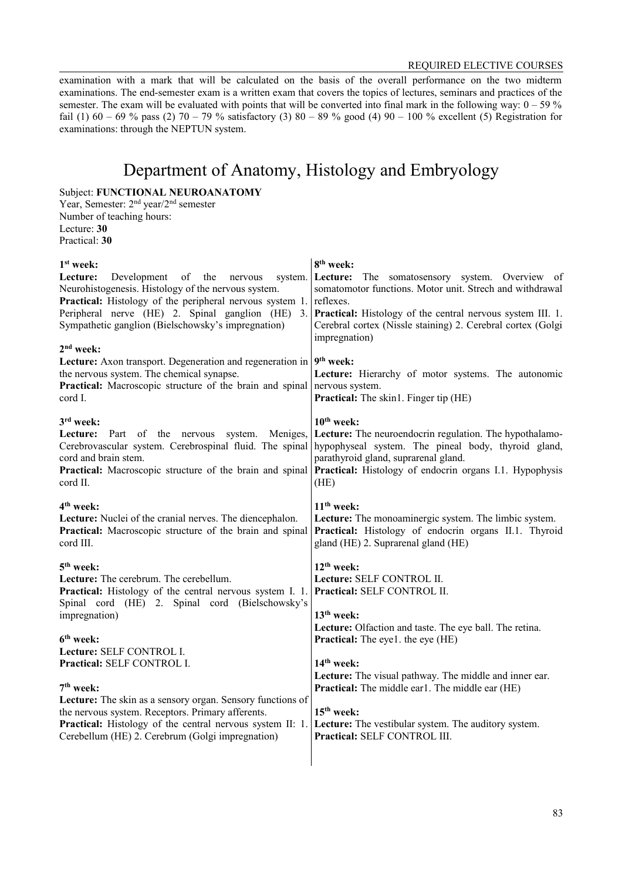examination with a mark that will be calculated on the basis of the overall performance on the two midterm examinations. The end-semester exam is a written exam that covers the topics of lectures, seminars and practices of the semester. The exam will be evaluated with points that will be converted into final mark in the following way: 0 – 59 % fail (1) 60 – 69 % pass (2) 70 – 79 % satisfactory (3) 80 – 89 % good (4) 90 – 100 % excellent (5) Registration for examinations: through the NEPTUN system.

# Department of Anatomy, Histology and Embryology

Subject: **FUNCTIONAL NEUROANATOMY**
Year, Semester: 2nd year/2nd semester
Number of teaching hours:
Lecture: **30**
Practical: **30**

**1st week:**
**Lecture:** Development of the nervous system. Neurohistogenesis. Histology of the nervous system.
**Practical:** Histology of the peripheral nervous system 1. Peripheral nerve (HE) 2. Spinal ganglion (HE) 3. Sympathetic ganglion (Bielschowsky's impregnation)

**2nd week:**
**Lecture:** Axon transport. Degeneration and regeneration in the nervous system. The chemical synapse.
**Practical:** Macroscopic structure of the brain and spinal cord I.

**3rd week:**
**Lecture:** Part of the nervous system. Meniges, Cerebrovascular system. Cerebrospinal fluid. The spinal cord and brain stem.
**Practical:** Macroscopic structure of the brain and spinal cord II.

**4th week:**
**Lecture:** Nuclei of the cranial nerves. The diencephalon.
**Practical:** Macroscopic structure of the brain and spinal cord III.

**5th week:**
**Lecture:** The cerebrum. The cerebellum.
**Practical:** Histology of the central nervous system I. 1. Spinal cord (HE) 2. Spinal cord (Bielschowsky's impregnation)

**6th week:**
**Lecture:** SELF CONTROL I.
**Practical:** SELF CONTROL I.

**7th week:**
**Lecture:** The skin as a sensory organ. Sensory functions of the nervous system. Receptors. Primary afferents.
**Practical:** Histology of the central nervous system II: 1. Cerebellum (HE) 2. Cerebrum (Golgi impregnation)

**8th week:**
**Lecture:** The somatosensory system. Overview of somatomotor functions. Motor unit. Strech and withdrawal reflexes.
**Practical:** Histology of the central nervous system III. 1. Cerebral cortex (Nissle staining) 2. Cerebral cortex (Golgi impregnation)

**9th week:**
**Lecture:** Hierarchy of motor systems. The autonomic nervous system.
**Practical:** The skin1. Finger tip (HE)

**10th week:**
**Lecture:** The neuroendocrin regulation. The hypothalamo-hypophyseal system. The pineal body, thyroid gland, parathyroid gland, suprarenal gland.
**Practical:** Histology of endocrin organs I.1. Hypophysis (HE)

**11th week:**
**Lecture:** The monoaminergic system. The limbic system.
**Practical:** Histology of endocrin organs II.1. Thyroid gland (HE) 2. Suprarenal gland (HE)

**12th week:**
**Lecture:** SELF CONTROL II.
**Practical:** SELF CONTROL II.

**13th week:**
**Lecture:** Olfaction and taste. The eye ball. The retina.
**Practical:** The eye1. the eye (HE)

**14th week:**
**Lecture:** The visual pathway. The middle and inner ear.
**Practical:** The middle ear1. The middle ear (HE)

**15th week:**
**Lecture:** The vestibular system. The auditory system.
**Practical:** SELF CONTROL III.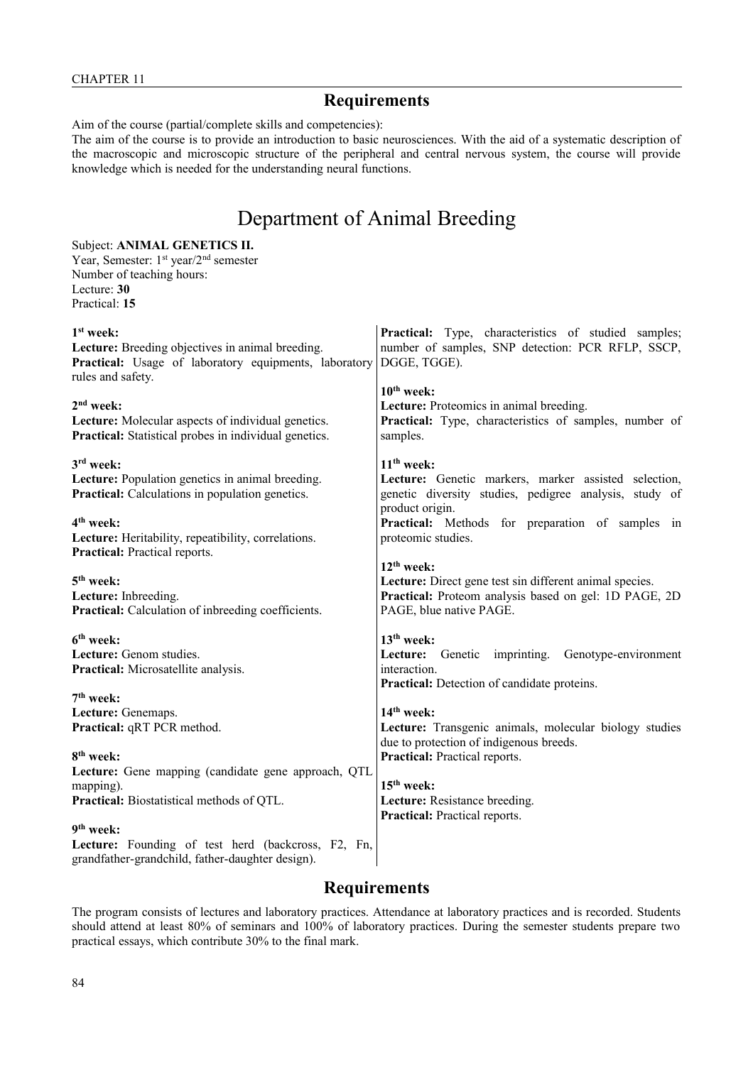## Requirements

Aim of the course (partial/complete skills and competencies):
The aim of the course is to provide an introduction to basic neurosciences. With the aid of a systematic description of the macroscopic and microscopic structure of the peripheral and central nervous system, the course will provide knowledge which is needed for the understanding neural functions.

# Department of Animal Breeding

Subject: **ANIMAL GENETICS II.**
Year, Semester: 1st year/2nd semester
Number of teaching hours:
Lecture: **30**
Practical: **15**

**1st week:**
**Lecture:** Breeding objectives in animal breeding.
**Practical:** Usage of laboratory equipments, laboratory rules and safety.

**2nd week:**
**Lecture:** Molecular aspects of individual genetics.
**Practical:** Statistical probes in individual genetics.

**3rd week:**
**Lecture:** Population genetics in animal breeding.
**Practical:** Calculations in population genetics.

**4th week:**
**Lecture:** Heritability, repeatibility, correlations.
**Practical:** Practical reports.

**5th week:**
**Lecture:** Inbreeding.
**Practical:** Calculation of inbreeding coefficients.

**6th week:**
**Lecture:** Genom studies.
**Practical:** Microsatellite analysis.

**7th week:**
**Lecture:** Genemaps.
**Practical:** qRT PCR method.

**8th week:**
**Lecture:** Gene mapping (candidate gene approach, QTL mapping).
**Practical:** Biostatistical methods of QTL.

**9th week:**
**Lecture:** Founding of test herd (backcross, F2, Fn, grandfather-grandchild, father-daughter design).
**Practical:** Type, characteristics of studied samples; number of samples, SNP detection: PCR RFLP, SSCP, DGGE, TGGE).

**10th week:**
**Lecture:** Proteomics in animal breeding.
**Practical:** Type, characteristics of samples, number of samples.

**11th week:**
**Lecture:** Genetic markers, marker assisted selection, genetic diversity studies, pedigree analysis, study of product origin.
**Practical:** Methods for preparation of samples in proteomic studies.

**12th week:**
**Lecture:** Direct gene test sin different animal species.
**Practical:** Proteom analysis based on gel: 1D PAGE, 2D PAGE, blue native PAGE.

**13th week:**
**Lecture:** Genetic imprinting. Genotype-environment interaction.
**Practical:** Detection of candidate proteins.

**14th week:**
**Lecture:** Transgenic animals, molecular biology studies due to protection of indigenous breeds.
**Practical:** Practical reports.

**15th week:**
**Lecture:** Resistance breeding.
**Practical:** Practical reports.

## Requirements

The program consists of lectures and laboratory practices. Attendance at laboratory practices and is recorded. Students should attend at least 80% of seminars and 100% of laboratory practices. During the semester students prepare two practical essays, which contribute 30% to the final mark.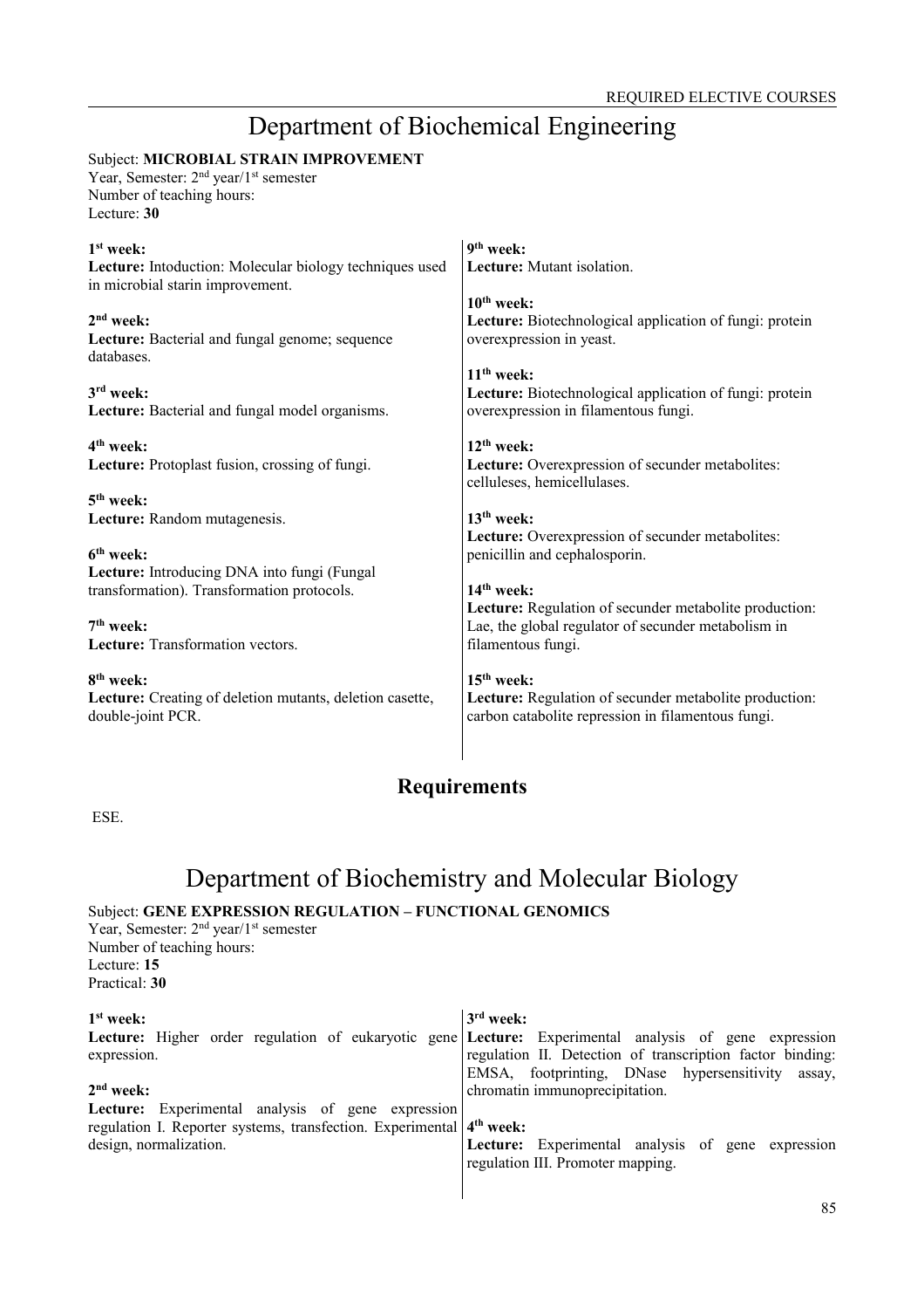# Department of Biochemical Engineering

Subject: **MICROBIAL STRAIN IMPROVEMENT**
Year, Semester: 2nd year/1st semester
Number of teaching hours:
Lecture: **30**

**1st week:**
**Lecture:** Intoduction: Molecular biology techniques used in microbial starin improvement.

**2nd week:**
**Lecture:** Bacterial and fungal genome; sequence databases.

**3rd week:**
**Lecture:** Bacterial and fungal model organisms.

**4th week:**
**Lecture:** Protoplast fusion, crossing of fungi.

**5th week:**
**Lecture:** Random mutagenesis.

**6th week:**
**Lecture:** Introducing DNA into fungi (Fungal transformation). Transformation protocols.

**7th week:**
**Lecture:** Transformation vectors.

**8th week:**
**Lecture:** Creating of deletion mutants, deletion casette, double-joint PCR.

**9th week:**
**Lecture:** Mutant isolation.

**10th week:**
**Lecture:** Biotechnological application of fungi: protein overexpression in yeast.

**11th week:**
**Lecture:** Biotechnological application of fungi: protein overexpression in filamentous fungi.

**12th week:**
**Lecture:** Overexpression of secunder metabolites: celluleses, hemicellulases.

**13th week:**
**Lecture:** Overexpression of secunder metabolites: penicillin and cephalosporin.

**14th week:**
**Lecture:** Regulation of secunder metabolite production: Lae, the global regulator of secunder metabolism in filamentous fungi.

**15th week:**
**Lecture:** Regulation of secunder metabolite production: carbon catabolite repression in filamentous fungi.

## Requirements

ESE.

# Department of Biochemistry and Molecular Biology

Subject: **GENE EXPRESSION REGULATION – FUNCTIONAL GENOMICS**
Year, Semester: 2nd year/1st semester
Number of teaching hours:
Lecture: **15**
Practical: **30**

**1st week:**
**Lecture:** Higher order regulation of eukaryotic gene expression.

**2nd week:**
**Lecture:** Experimental analysis of gene expression regulation I. Reporter systems, transfection. Experimental design, normalization.

**3rd week:**
**Lecture:** Experimental analysis of gene expression regulation II. Detection of transcription factor binding: EMSA, footprinting, DNase hypersensitivity assay, chromatin immunoprecipitation.

**4th week:**
**Lecture:** Experimental analysis of gene expression regulation III. Promoter mapping.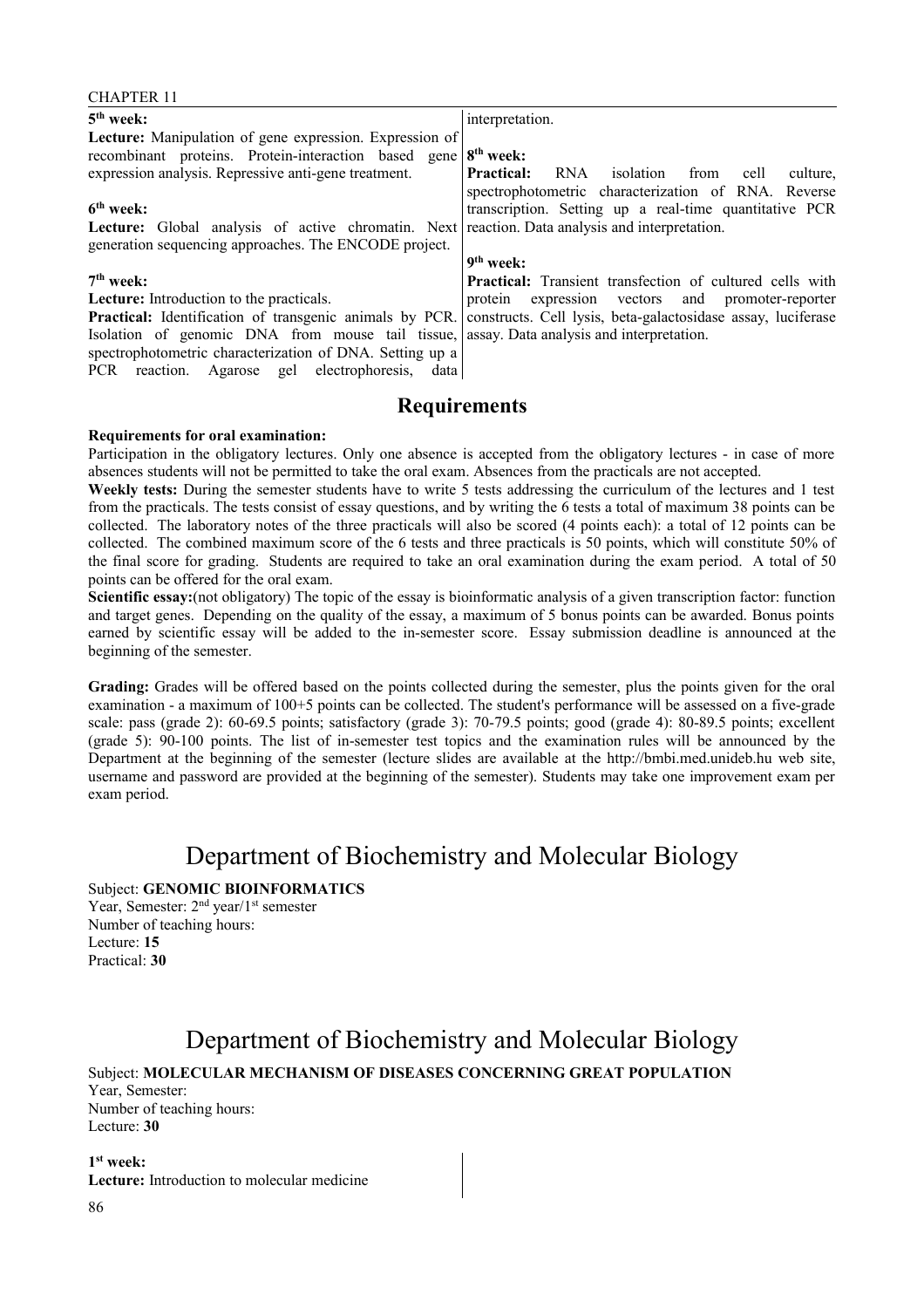**5th week:**
**Lecture:** Manipulation of gene expression. Expression of recombinant proteins. Protein-interaction based gene expression analysis. Repressive anti-gene treatment.

**6th week:**
**Lecture:** Global analysis of active chromatin. Next generation sequencing approaches. The ENCODE project.

**7th week:**
**Lecture:** Introduction to the practicals.
**Practical:** Identification of transgenic animals by PCR. Isolation of genomic DNA from mouse tail tissue, spectrophotometric characterization of DNA. Setting up a PCR reaction. Agarose gel electrophoresis, data interpretation.

**8th week:**
**Practical:** RNA isolation from cell culture, spectrophotometric characterization of RNA. Reverse transcription. Setting up a real-time quantitative PCR reaction. Data analysis and interpretation.

**9th week:**
**Practical:** Transient transfection of cultured cells with protein expression vectors and promoter-reporter constructs. Cell lysis, beta-galactosidase assay, luciferase assay. Data analysis and interpretation.

## Requirements

**Requirements for oral examination:**
Participation in the obligatory lectures. Only one absence is accepted from the obligatory lectures - in case of more absences students will not be permitted to take the oral exam. Absences from the practicals are not accepted.
**Weekly tests:** During the semester students have to write 5 tests addressing the curriculum of the lectures and 1 test from the practicals. The tests consist of essay questions, and by writing the 6 tests a total of maximum 38 points can be collected. The laboratory notes of the three practicals will also be scored (4 points each): a total of 12 points can be collected. The combined maximum score of the 6 tests and three practicals is 50 points, which will constitute 50% of the final score for grading. Students are required to take an oral examination during the exam period. A total of 50 points can be offered for the oral exam.
**Scientific essay:**(not obligatory) The topic of the essay is bioinformatic analysis of a given transcription factor: function and target genes. Depending on the quality of the essay, a maximum of 5 bonus points can be awarded. Bonus points earned by scientific essay will be added to the in-semester score. Essay submission deadline is announced at the beginning of the semester.

**Grading:** Grades will be offered based on the points collected during the semester, plus the points given for the oral examination - a maximum of 100+5 points can be collected. The student's performance will be assessed on a five-grade scale: pass (grade 2): 60-69.5 points; satisfactory (grade 3): 70-79.5 points; good (grade 4): 80-89.5 points; excellent (grade 5): 90-100 points. The list of in-semester test topics and the examination rules will be announced by the Department at the beginning of the semester (lecture slides are available at the http://bmbi.med.unideb.hu web site, username and password are provided at the beginning of the semester). Students may take one improvement exam per exam period.

# Department of Biochemistry and Molecular Biology

Subject: **GENOMIC BIOINFORMATICS**
Year, Semester: 2nd year/1st semester
Number of teaching hours:
Lecture: **15**
Practical: **30**

# Department of Biochemistry and Molecular Biology

Subject: **MOLECULAR MECHANISM OF DISEASES CONCERNING GREAT POPULATION**
Year, Semester:
Number of teaching hours:
Lecture: **30**

**1st week:**
**Lecture:** Introduction to molecular medicine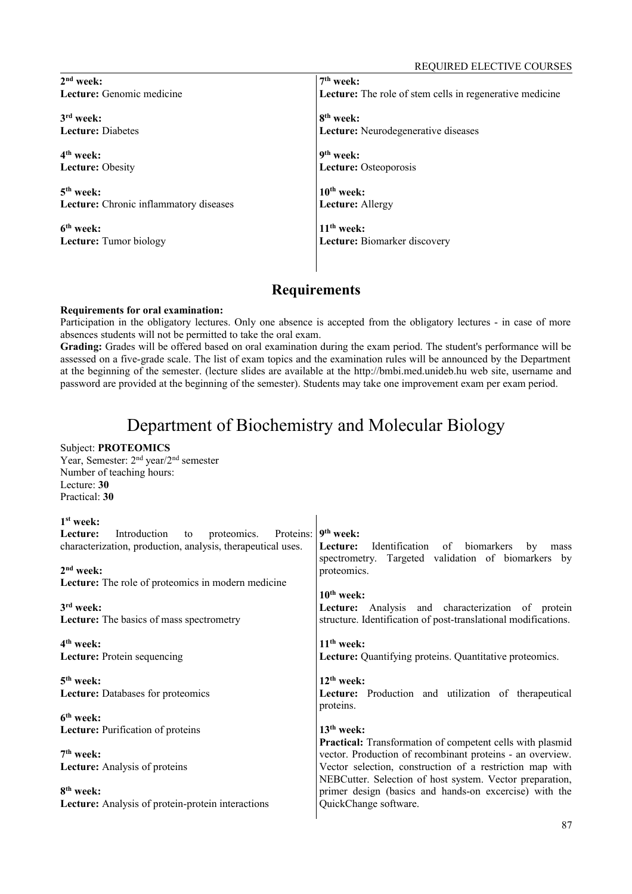**2nd week:**
**Lecture:** Genomic medicine

**3rd week:**
**Lecture:** Diabetes

**4th week:**
**Lecture:** Obesity

**5th week:**
**Lecture:** Chronic inflammatory diseases

**6th week:**
**Lecture:** Tumor biology

**7th week:**
**Lecture:** The role of stem cells in regenerative medicine

**8th week:**
**Lecture:** Neurodegenerative diseases

**9th week:**
**Lecture:** Osteoporosis

**10th week:**
**Lecture:** Allergy

**11th week:**
**Lecture:** Biomarker discovery

## Requirements

**Requirements for oral examination:**
Participation in the obligatory lectures. Only one absence is accepted from the obligatory lectures - in case of more absences students will not be permitted to take the oral exam.
**Grading:** Grades will be offered based on oral examination during the exam period. The student's performance will be assessed on a five-grade scale. The list of exam topics and the examination rules will be announced by the Department at the beginning of the semester. (lecture slides are available at the http://bmbi.med.unideb.hu web site, username and password are provided at the beginning of the semester). Students may take one improvement exam per exam period.

# Department of Biochemistry and Molecular Biology

Subject: **PROTEOMICS**
Year, Semester: 2nd year/2nd semester
Number of teaching hours:
Lecture: **30**
Practical: **30**

**1st week:**
**Lecture:** Introduction to proteomics. Proteins: characterization, production, analysis, therapeutical uses.

**2nd week:**
**Lecture:** The role of proteomics in modern medicine

**3rd week:**
**Lecture:** The basics of mass spectrometry

**4th week:**
**Lecture:** Protein sequencing

**5th week:**
**Lecture:** Databases for proteomics

**6th week:**
**Lecture:** Purification of proteins

**7th week:**
**Lecture:** Analysis of proteins

**8th week:**
**Lecture:** Analysis of protein-protein interactions

**9th week:**
**Lecture:** Identification of biomarkers by mass spectrometry. Targeted validation of biomarkers by proteomics.

**10th week:**
**Lecture:** Analysis and characterization of protein structure. Identification of post-translational modifications.

**11th week:**
**Lecture:** Quantifying proteins. Quantitative proteomics.

**12th week:**
**Lecture:** Production and utilization of therapeutical proteins.

**13th week:**
**Practical:** Transformation of competent cells with plasmid vector. Production of recombinant proteins - an overview. Vector selection, construction of a restriction map with NEBCutter. Selection of host system. Vector preparation, primer design (basics and hands-on excercise) with the QuickChange software.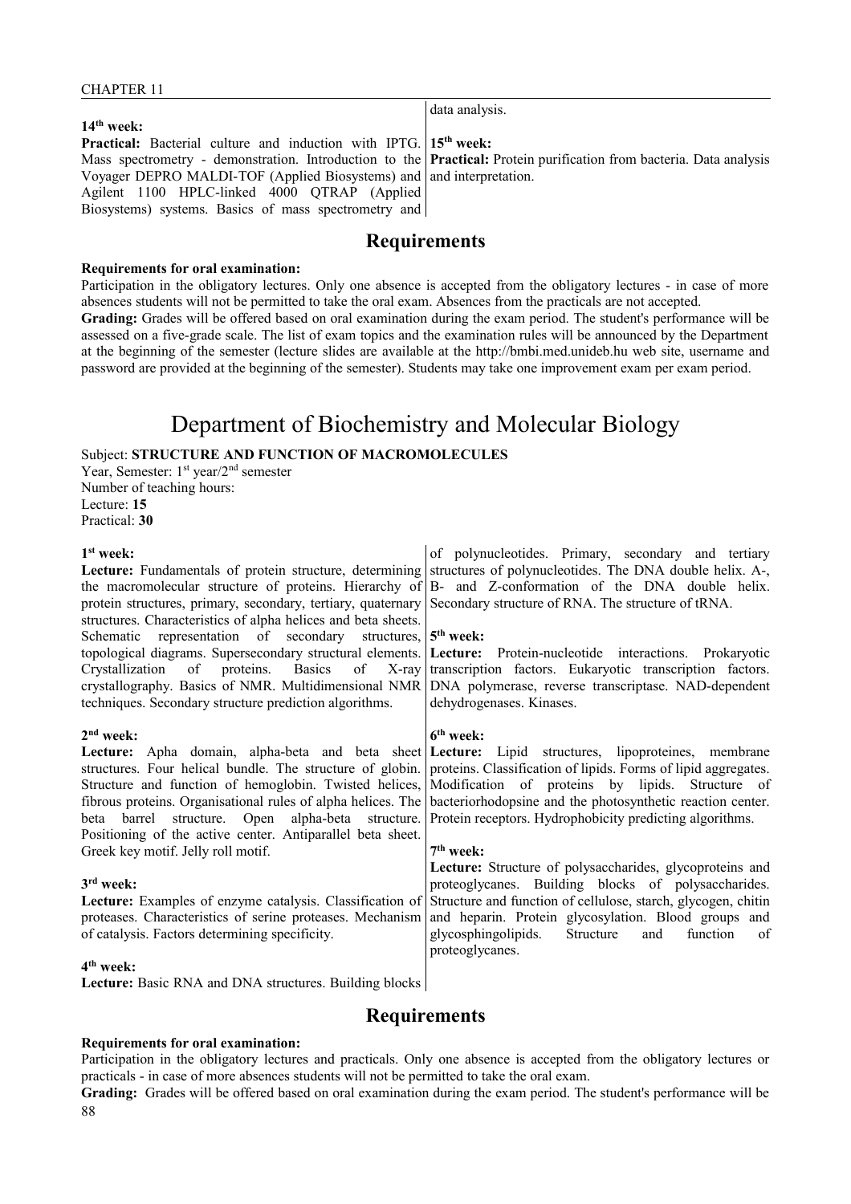data analysis.

**14th week:**
**Practical:** Bacterial culture and induction with IPTG. Mass spectrometry - demonstration. Introduction to the Voyager DEPRO MALDI-TOF (Applied Biosystems) and Agilent 1100 HPLC-linked 4000 QTRAP (Applied Biosystems) systems. Basics of mass spectrometry and data analysis.

**15th week:**
**Practical:** Protein purification from bacteria. Data analysis and interpretation.

## Requirements

**Requirements for oral examination:**
Participation in the obligatory lectures. Only one absence is accepted from the obligatory lectures - in case of more absences students will not be permitted to take the oral exam. Absences from the practicals are not accepted.
**Grading:** Grades will be offered based on oral examination during the exam period. The student's performance will be assessed on a five-grade scale. The list of exam topics and the examination rules will be announced by the Department at the beginning of the semester (lecture slides are available at the http://bmbi.med.unideb.hu web site, username and password are provided at the beginning of the semester). Students may take one improvement exam per exam period.

# Department of Biochemistry and Molecular Biology

Subject: **STRUCTURE AND FUNCTION OF MACROMOLECULES**
Year, Semester: 1st year/2nd semester
Number of teaching hours:
Lecture: **15**
Practical: **30**

**1st week:**
**Lecture:** Fundamentals of protein structure, determining the macromolecular structure of proteins. Hierarchy of protein structures, primary, secondary, tertiary, quaternary structures. Characteristics of alpha helices and beta sheets. Schematic representation of secondary structures, topological diagrams. Supersecondary structural elements. Crystallization of proteins. Basics of X-ray crystallography. Basics of NMR. Multidimensional NMR techniques. Secondary structure prediction algorithms.

**2nd week:**
**Lecture:** Apha domain, alpha-beta and beta sheet structures. Four helical bundle. The structure of globin. Structure and function of hemoglobin. Twisted helices, fibrous proteins. Organisational rules of alpha helices. The beta barrel structure. Open alpha-beta structure. Positioning of the active center. Antiparallel beta sheet. Greek key motif. Jelly roll motif.

**3rd week:**
**Lecture:** Examples of enzyme catalysis. Classification of proteases. Characteristics of serine proteases. Mechanism of catalysis. Factors determining specificity.

**4th week:**
**Lecture:** Basic RNA and DNA structures. Building blocks of polynucleotides. Primary, secondary and tertiary structures of polynucleotides. The DNA double helix. A-, B- and Z-conformation of the DNA double helix. Secondary structure of RNA. The structure of tRNA.

**5th week:**
**Lecture:** Protein-nucleotide interactions. Prokaryotic transcription factors. Eukaryotic transcription factors. DNA polymerase, reverse transcriptase. NAD-dependent dehydrogenases. Kinases.

**6th week:**
**Lecture:** Lipid structures, lipoproteines, membrane proteins. Classification of lipids. Forms of lipid aggregates. Modification of proteins by lipids. Structure of bacteriorhodopsine and the photosynthetic reaction center. Protein receptors. Hydrophobicity predicting algorithms.

**7th week:**
**Lecture:** Structure of polysaccharides, glycoproteins and proteoglycanes. Building blocks of polysaccharides. Structure and function of cellulose, starch, glycogen, chitin and heparin. Protein glycosylation. Blood groups and glycosphingolipids. Structure and function of proteoglycanes.

## Requirements

**Requirements for oral examination:**
Participation in the obligatory lectures and practicals. Only one absence is accepted from the obligatory lectures or practicals - in case of more absences students will not be permitted to take the oral exam.
**Grading:** Grades will be offered based on oral examination during the exam period. The student's performance will be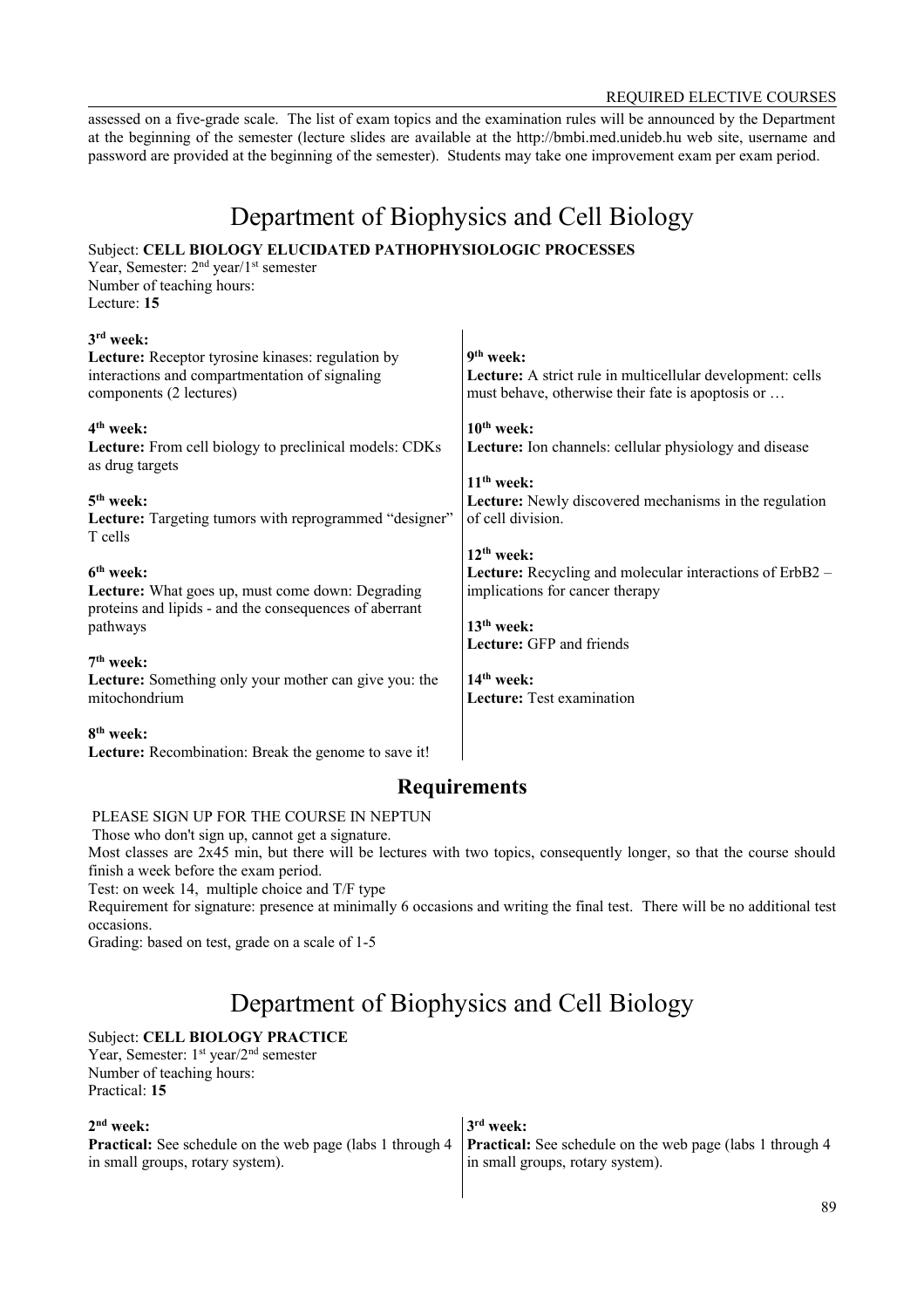assessed on a five-grade scale. The list of exam topics and the examination rules will be announced by the Department at the beginning of the semester (lecture slides are available at the http://bmbi.med.unideb.hu web site, username and password are provided at the beginning of the semester). Students may take one improvement exam per exam period.

# Department of Biophysics and Cell Biology

Subject: **CELL BIOLOGY ELUCIDATED PATHOPHYSIOLOGIC PROCESSES**
Year, Semester: 2nd year/1st semester
Number of teaching hours:
Lecture: **15**

**3rd week:**
**Lecture:** Receptor tyrosine kinases: regulation by interactions and compartmentation of signaling components (2 lectures)

**4th week:**
**Lecture:** From cell biology to preclinical models: CDKs as drug targets

**5th week:**
**Lecture:** Targeting tumors with reprogrammed "designer" T cells

**6th week:**
**Lecture:** What goes up, must come down: Degrading proteins and lipids - and the consequences of aberrant pathways

**7th week:**
**Lecture:** Something only your mother can give you: the mitochondrium

**8th week:**
**Lecture:** Recombination: Break the genome to save it!

**9th week:**
**Lecture:** A strict rule in multicellular development: cells must behave, otherwise their fate is apoptosis or …

**10th week:**
**Lecture:** Ion channels: cellular physiology and disease

**11th week:**
**Lecture:** Newly discovered mechanisms in the regulation of cell division.

**12th week:**
**Lecture:** Recycling and molecular interactions of ErbB2 – implications for cancer therapy

**13th week:**
**Lecture:** GFP and friends

**14th week:**
**Lecture:** Test examination

## Requirements

PLEASE SIGN UP FOR THE COURSE IN NEPTUN

Those who don't sign up, cannot get a signature.

Most classes are 2x45 min, but there will be lectures with two topics, consequently longer, so that the course should finish a week before the exam period.

Test: on week 14, multiple choice and T/F type

Requirement for signature: presence at minimally 6 occasions and writing the final test. There will be no additional test occasions.

Grading: based on test, grade on a scale of 1-5

# Department of Biophysics and Cell Biology

Subject: **CELL BIOLOGY PRACTICE**
Year, Semester: 1st year/2nd semester
Number of teaching hours:
Practical: **15**

**2nd week:**
**Practical:** See schedule on the web page (labs 1 through 4 in small groups, rotary system).

**3rd week:**
**Practical:** See schedule on the web page (labs 1 through 4 in small groups, rotary system).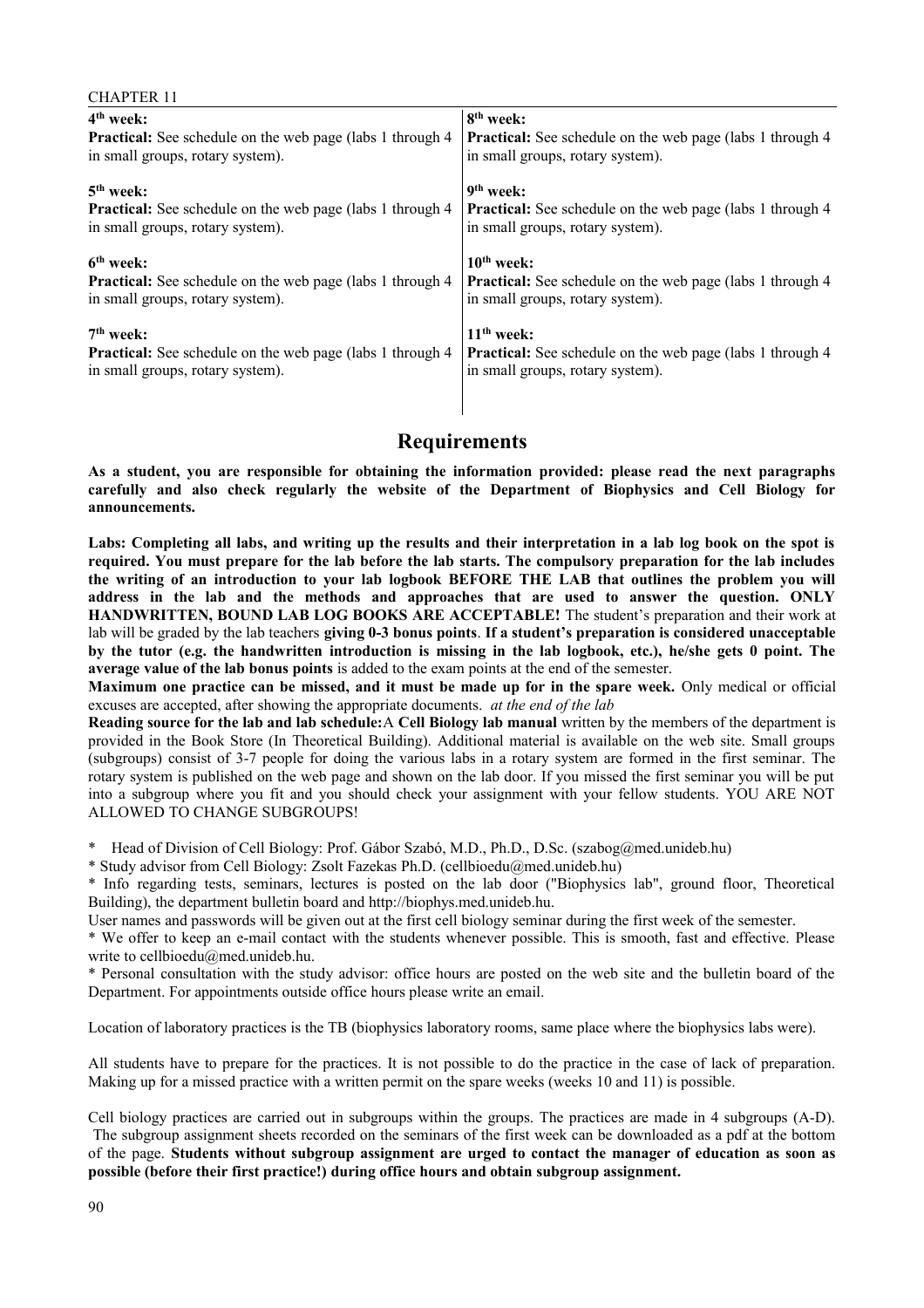**4[th] week:**
**Practical:** See schedule on the web page (labs 1 through 4 in small groups, rotary system).

**5[th] week:**
**Practical:** See schedule on the web page (labs 1 through 4 in small groups, rotary system).

**6[th] week:**
**Practical:** See schedule on the web page (labs 1 through 4 in small groups, rotary system).

**7[th] week:**
**Practical:** See schedule on the web page (labs 1 through 4 in small groups, rotary system).

**8[th] week:**
**Practical:** See schedule on the web page (labs 1 through 4 in small groups, rotary system).

**9[th] week:**
**Practical:** See schedule on the web page (labs 1 through 4 in small groups, rotary system).

**10[th] week:**
**Practical:** See schedule on the web page (labs 1 through 4 in small groups, rotary system).

**11[th] week:**
**Practical:** See schedule on the web page (labs 1 through 4 in small groups, rotary system).

## Requirements

**As a student, you are responsible for obtaining the information provided: please read the next paragraphs carefully and also check regularly the website of the Department of Biophysics and Cell Biology for announcements.**

**Labs: Completing all labs, and writing up the results and their interpretation in a lab log book on the spot is required. You must prepare for the lab before the lab starts. The compulsory preparation for the lab includes the writing of an introduction to your lab logbook BEFORE THE LAB that outlines the problem you will address in the lab and the methods and approaches that are used to answer the question. ONLY HANDWRITTEN, BOUND LAB LOG BOOKS ARE ACCEPTABLE!** The student's preparation and their work at lab will be graded by the lab teachers **giving 0-3 bonus points**. **If a student's preparation is considered unacceptable by the tutor (e.g. the handwritten introduction is missing in the lab logbook, etc.), he/she gets 0 point. The average value of the lab bonus points** is added to the exam points at the end of the semester.

**Maximum one practice can be missed, and it must be made up for in the spare week.** Only medical or official excuses are accepted, after showing the appropriate documents. *at the end of the lab*

**Reading source for the lab and lab schedule:**A **Cell Biology lab manual** written by the members of the department is provided in the Book Store (In Theoretical Building). Additional material is available on the web site. Small groups (subgroups) consist of 3-7 people for doing the various labs in a rotary system are formed in the first seminar. The rotary system is published on the web page and shown on the lab door. If you missed the first seminar you will be put into a subgroup where you fit and you should check your assignment with your fellow students. YOU ARE NOT ALLOWED TO CHANGE SUBGROUPS!

* Head of Division of Cell Biology: Prof. Gábor Szabó, M.D., Ph.D., D.Sc. (szabog@med.unideb.hu)
* Study advisor from Cell Biology: Zsolt Fazekas Ph.D. (cellbioedu@med.unideb.hu)
* Info regarding tests, seminars, lectures is posted on the lab door ("Biophysics lab", ground floor, Theoretical Building), the department bulletin board and http://biophys.med.unideb.hu.

User names and passwords will be given out at the first cell biology seminar during the first week of the semester.

* We offer to keep an e-mail contact with the students whenever possible. This is smooth, fast and effective. Please write to cellbioedu@med.unideb.hu.
* Personal consultation with the study advisor: office hours are posted on the web site and the bulletin board of the Department. For appointments outside office hours please write an email.

Location of laboratory practices is the TB (biophysics laboratory rooms, same place where the biophysics labs were).

All students have to prepare for the practices. It is not possible to do the practice in the case of lack of preparation. Making up for a missed practice with a written permit on the spare weeks (weeks 10 and 11) is possible.

Cell biology practices are carried out in subgroups within the groups. The practices are made in 4 subgroups (A-D). The subgroup assignment sheets recorded on the seminars of the first week can be downloaded as a pdf at the bottom of the page. **Students without subgroup assignment are urged to contact the manager of education as soon as possible (before their first practice!) during office hours and obtain subgroup assignment.**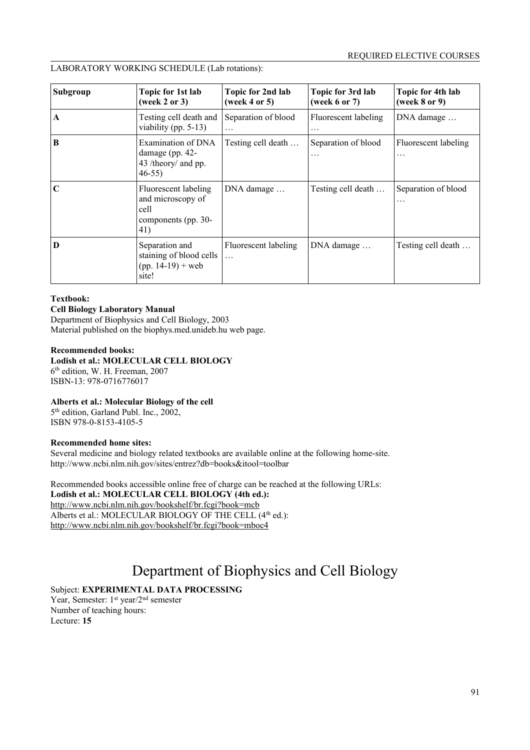LABORATORY WORKING SCHEDULE (Lab rotations):

| Subgroup | Topic for 1st lab (week 2 or 3) | Topic for 2nd lab (week 4 or 5) | Topic for 3rd lab (week 6 or 7) | Topic for 4th lab (week 8 or 9) |
|---|---|---|---|---|
| **A** | Testing cell death and viability (pp. 5-13) | Separation of blood … | Fluorescent labeling … | DNA damage … |
| **B** | Examination of DNA damage (pp. 42-43 /theory/ and pp. 46-55) | Testing cell death … | Separation of blood … | Fluorescent labeling … |
| **C** | Fluorescent labeling and microscopy of cell components (pp. 30-41) | DNA damage … | Testing cell death … | Separation of blood … |
| **D** | Separation and staining of blood cells (pp. 14-19) + web site! | Fluorescent labeling … | DNA damage … | Testing cell death … |

**Textbook:**
**Cell Biology Laboratory Manual**
Department of Biophysics and Cell Biology, 2003
Material published on the biophys.med.unideb.hu web page.

**Recommended books:**
**Lodish et al.: MOLECULAR CELL BIOLOGY**
6th edition, W. H. Freeman, 2007
ISBN-13: 978-0716776017

**Alberts et al.: Molecular Biology of the cell**
5th edition, Garland Publ. Inc., 2002,
ISBN 978-0-8153-4105-5

**Recommended home sites:**
Several medicine and biology related textbooks are available online at the following home-site.
http://www.ncbi.nlm.nih.gov/sites/entrez?db=books&itool=toolbar

Recommended books accessible online free of charge can be reached at the following URLs:
**Lodish et al.: MOLECULAR CELL BIOLOGY (4th ed.):**
http://www.ncbi.nlm.nih.gov/bookshelf/br.fcgi?book=mcb
Alberts et al.: MOLECULAR BIOLOGY OF THE CELL (4th ed.):
http://www.ncbi.nlm.nih.gov/bookshelf/br.fcgi?book=mboc4

# Department of Biophysics and Cell Biology

Subject: **EXPERIMENTAL DATA PROCESSING**
Year, Semester: 1st year/2nd semester
Number of teaching hours:
Lecture: **15**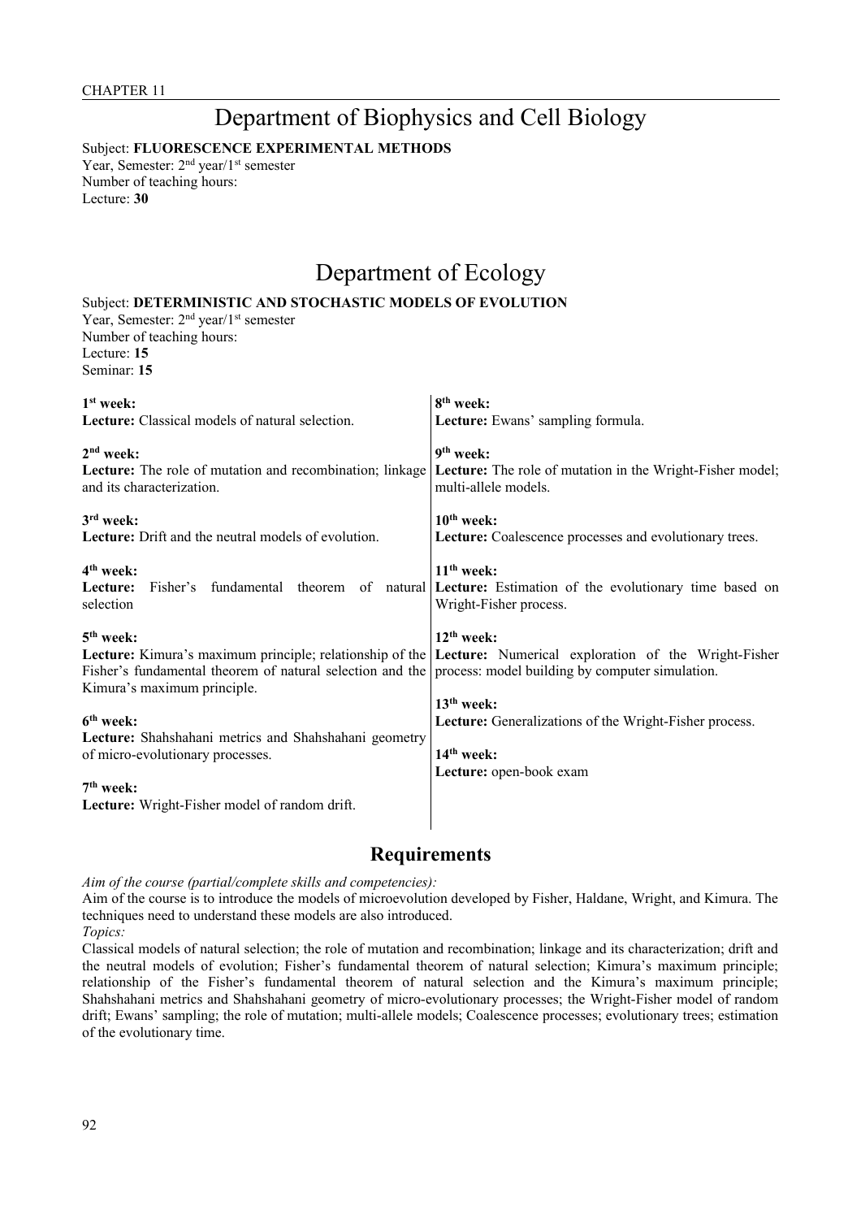CHAPTER 11

# Department of Biophysics and Cell Biology

Subject: **FLUORESCENCE EXPERIMENTAL METHODS**
Year, Semester: 2nd year/1st semester
Number of teaching hours:
Lecture: **30**

# Department of Ecology

Subject: **DETERMINISTIC AND STOCHASTIC MODELS OF EVOLUTION**
Year, Semester: 2nd year/1st semester
Number of teaching hours:
Lecture: **15**
Seminar: **15**

**1st week:**
**Lecture:** Classical models of natural selection.

**2nd week:**
**Lecture:** The role of mutation and recombination; linkage and its characterization.

**3rd week:**
**Lecture:** Drift and the neutral models of evolution.

**4th week:**
**Lecture:** Fisher's fundamental theorem of natural selection

**5th week:**
**Lecture:** Kimura's maximum principle; relationship of the Fisher's fundamental theorem of natural selection and the Kimura's maximum principle.

**6th week:**
**Lecture:** Shahshahani metrics and Shahshahani geometry of micro-evolutionary processes.

**7th week:**
**Lecture:** Wright-Fisher model of random drift.

**8th week:**
**Lecture:** Ewans' sampling formula.

**9th week:**
**Lecture:** The role of mutation in the Wright-Fisher model; multi-allele models.

**10th week:**
**Lecture:** Coalescence processes and evolutionary trees.

**11th week:**
**Lecture:** Estimation of the evolutionary time based on Wright-Fisher process.

**12th week:**
**Lecture:** Numerical exploration of the Wright-Fisher process: model building by computer simulation.

**13th week:**
**Lecture:** Generalizations of the Wright-Fisher process.

**14th week:**
**Lecture:** open-book exam

## Requirements

*Aim of the course (partial/complete skills and competencies):*
Aim of the course is to introduce the models of microevolution developed by Fisher, Haldane, Wright, and Kimura. The techniques need to understand these models are also introduced.
*Topics:*
Classical models of natural selection; the role of mutation and recombination; linkage and its characterization; drift and the neutral models of evolution; Fisher's fundamental theorem of natural selection; Kimura's maximum principle; relationship of the Fisher's fundamental theorem of natural selection and the Kimura's maximum principle; Shahshahani metrics and Shahshahani geometry of micro-evolutionary processes; the Wright-Fisher model of random drift; Ewans' sampling; the role of mutation; multi-allele models; Coalescence processes; evolutionary trees; estimation of the evolutionary time.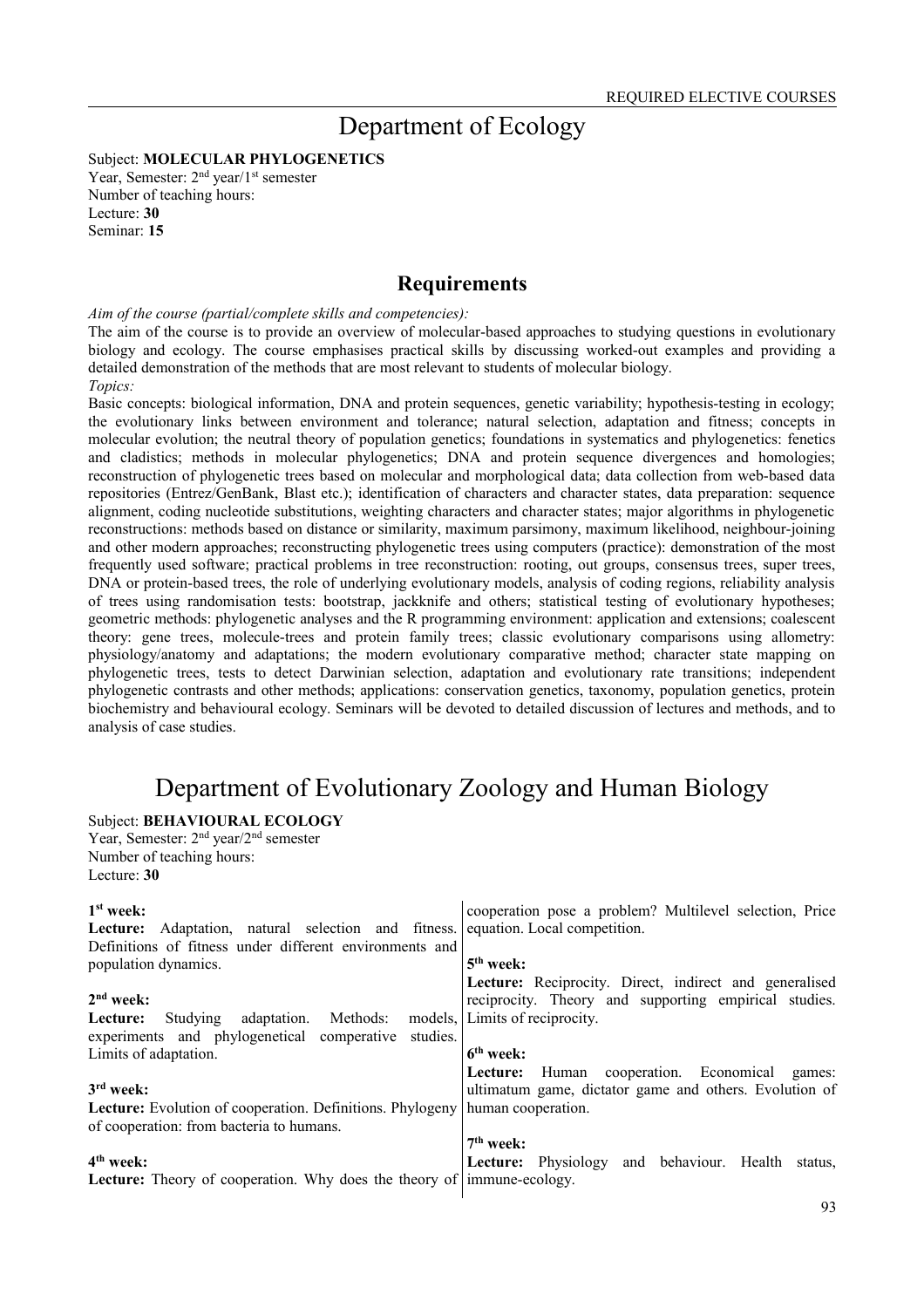# Department of Ecology

Subject: **MOLECULAR PHYLOGENETICS**
Year, Semester: 2nd year/1st semester
Number of teaching hours:
Lecture: **30**
Seminar: **15**

## Requirements

*Aim of the course (partial/complete skills and competencies):*
The aim of the course is to provide an overview of molecular-based approaches to studying questions in evolutionary biology and ecology. The course emphasises practical skills by discussing worked-out examples and providing a detailed demonstration of the methods that are most relevant to students of molecular biology.
*Topics:*
Basic concepts: biological information, DNA and protein sequences, genetic variability; hypothesis-testing in ecology; the evolutionary links between environment and tolerance; natural selection, adaptation and fitness; concepts in molecular evolution; the neutral theory of population genetics; foundations in systematics and phylogenetics: fenetics and cladistics; methods in molecular phylogenetics; DNA and protein sequence divergences and homologies; reconstruction of phylogenetic trees based on molecular and morphological data; data collection from web-based data repositories (Entrez/GenBank, Blast etc.); identification of characters and character states, data preparation: sequence alignment, coding nucleotide substitutions, weighting characters and character states; major algorithms in phylogenetic reconstructions: methods based on distance or similarity, maximum parsimony, maximum likelihood, neighbour-joining and other modern approaches; reconstructing phylogenetic trees using computers (practice): demonstration of the most frequently used software; practical problems in tree reconstruction: rooting, out groups, consensus trees, super trees, DNA or protein-based trees, the role of underlying evolutionary models, analysis of coding regions, reliability analysis of trees using randomisation tests: bootstrap, jackknife and others; statistical testing of evolutionary hypotheses; geometric methods: phylogenetic analyses and the R programming environment: application and extensions; coalescent theory: gene trees, molecule-trees and protein family trees; classic evolutionary comparisons using allometry: physiology/anatomy and adaptations; the modern evolutionary comparative method; character state mapping on phylogenetic trees, tests to detect Darwinian selection, adaptation and evolutionary rate transitions; independent phylogenetic contrasts and other methods; applications: conservation genetics, taxonomy, population genetics, protein biochemistry and behavioural ecology. Seminars will be devoted to detailed discussion of lectures and methods, and to analysis of case studies.

# Department of Evolutionary Zoology and Human Biology

Subject: **BEHAVIOURAL ECOLOGY**
Year, Semester: 2nd year/2nd semester
Number of teaching hours:
Lecture: **30**

**1st week:**
**Lecture:** Adaptation, natural selection and fitness. Definitions of fitness under different environments and population dynamics.

**2nd week:**
**Lecture:** Studying adaptation. Methods: models, experiments and phylogenetical comperative studies. Limits of adaptation.

**3rd week:**
**Lecture:** Evolution of cooperation. Definitions. Phylogeny of cooperation: from bacteria to humans.

**4th week:**
**Lecture:** Theory of cooperation. Why does the theory of cooperation pose a problem? Multilevel selection, Price equation. Local competition.

**5th week:**
**Lecture:** Reciprocity. Direct, indirect and generalised reciprocity. Theory and supporting empirical studies. Limits of reciprocity.

**6th week:**
**Lecture:** Human cooperation. Economical games: ultimatum game, dictator game and others. Evolution of human cooperation.

**7th week:**
**Lecture:** Physiology and behaviour. Health status, immune-ecology.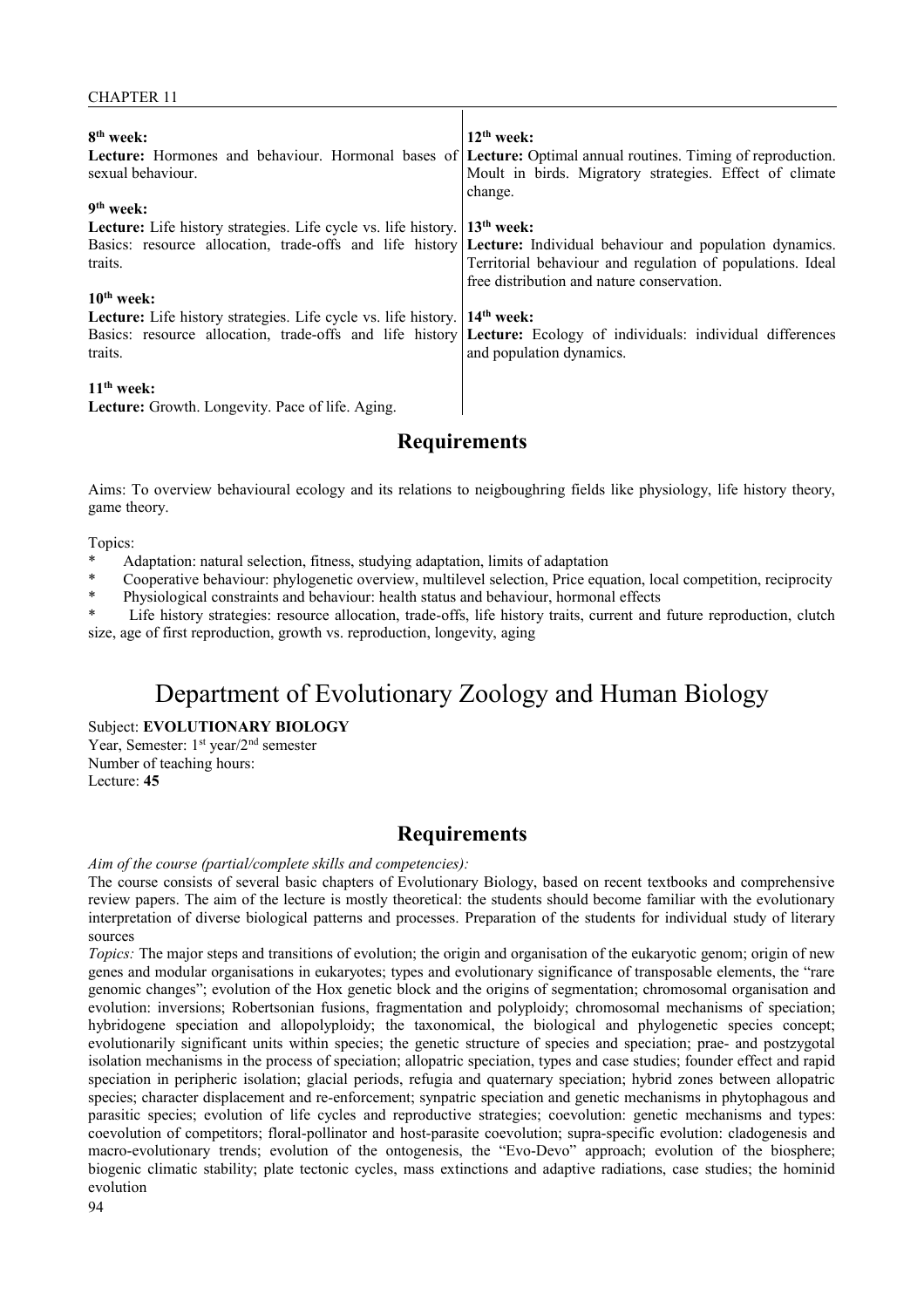**8th week:**
**Lecture:** Hormones and behaviour. Hormonal bases of sexual behaviour.

**9th week:**
**Lecture:** Life history strategies. Life cycle vs. life history. Basics: resource allocation, trade-offs and life history traits.

**10th week:**
**Lecture:** Life history strategies. Life cycle vs. life history. Basics: resource allocation, trade-offs and life history traits.

**11th week:**
**Lecture:** Growth. Longevity. Pace of life. Aging.

**12th week:**
**Lecture:** Optimal annual routines. Timing of reproduction. Moult in birds. Migratory strategies. Effect of climate change.

**13th week:**
**Lecture:** Individual behaviour and population dynamics. Territorial behaviour and regulation of populations. Ideal free distribution and nature conservation.

**14th week:**
**Lecture:** Ecology of individuals: individual differences and population dynamics.

## Requirements

Aims: To overview behavioural ecology and its relations to neigboughring fields like physiology, life history theory, game theory.

Topics:

* Adaptation: natural selection, fitness, studying adaptation, limits of adaptation
* Cooperative behaviour: phylogenetic overview, multilevel selection, Price equation, local competition, reciprocity
* Physiological constraints and behaviour: health status and behaviour, hormonal effects
* Life history strategies: resource allocation, trade-offs, life history traits, current and future reproduction, clutch size, age of first reproduction, growth vs. reproduction, longevity, aging

# Department of Evolutionary Zoology and Human Biology

Subject: **EVOLUTIONARY BIOLOGY**
Year, Semester: 1st year/2nd semester
Number of teaching hours:
Lecture: **45**

## Requirements

*Aim of the course (partial/complete skills and competencies):*
The course consists of several basic chapters of Evolutionary Biology, based on recent textbooks and comprehensive review papers. The aim of the lecture is mostly theoretical: the students should become familiar with the evolutionary interpretation of diverse biological patterns and processes. Preparation of the students for individual study of literary sources

*Topics:* The major steps and transitions of evolution; the origin and organisation of the eukaryotic genom; origin of new genes and modular organisations in eukaryotes; types and evolutionary significance of transposable elements, the "rare genomic changes"; evolution of the Hox genetic block and the origins of segmentation; chromosomal organisation and evolution: inversions; Robertsonian fusions, fragmentation and polyploidy; chromosomal mechanisms of speciation; hybridogene speciation and allopolyploidy; the taxonomical, the biological and phylogenetic species concept; evolutionarily significant units within species; the genetic structure of species and speciation; prae- and postzygotal isolation mechanisms in the process of speciation; allopatric speciation, types and case studies; founder effect and rapid speciation in peripheric isolation; glacial periods, refugia and quaternary speciation; hybrid zones between allopatric species; character displacement and re-enforcement; synpatric speciation and genetic mechanisms in phytophagous and parasitic species; evolution of life cycles and reproductive strategies; coevolution: genetic mechanisms and types: coevolution of competitors; floral-pollinator and host-parasite coevolution; supra-specific evolution: cladogenesis and macro-evolutionary trends; evolution of the ontogenesis, the "Evo-Devo" approach; evolution of the biosphere; biogenic climatic stability; plate tectonic cycles, mass extinctions and adaptive radiations, case studies; the hominid evolution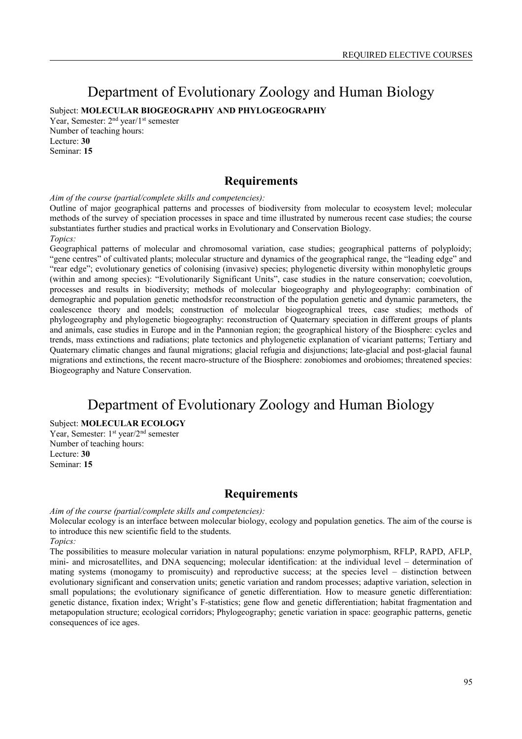# Department of Evolutionary Zoology and Human Biology

Subject: **MOLECULAR BIOGEOGRAPHY AND PHYLOGEOGRAPHY**
Year, Semester: 2nd year/1st semester
Number of teaching hours:
Lecture: **30**
Seminar: **15**

## Requirements

*Aim of the course (partial/complete skills and competencies):*
Outline of major geographical patterns and processes of biodiversity from molecular to ecosystem level; molecular methods of the survey of speciation processes in space and time illustrated by numerous recent case studies; the course substantiates further studies and practical works in Evolutionary and Conservation Biology.
*Topics:*
Geographical patterns of molecular and chromosomal variation, case studies; geographical patterns of polyploidy; "gene centres" of cultivated plants; molecular structure and dynamics of the geographical range, the "leading edge" and "rear edge"; evolutionary genetics of colonising (invasive) species; phylogenetic diversity within monophyletic groups (within and among species): "Evolutionarily Significant Units", case studies in the nature conservation; coevolution, processes and results in biodiversity; methods of molecular biogeography and phylogeography: combination of demographic and population genetic methodsfor reconstruction of the population genetic and dynamic parameters, the coalescence theory and models; construction of molecular biogeographical trees, case studies; methods of phylogeography and phylogenetic biogeography: reconstruction of Quaternary speciation in different groups of plants and animals, case studies in Europe and in the Pannonian region; the geographical history of the Biosphere: cycles and trends, mass extinctions and radiations; plate tectonics and phylogenetic explanation of vicariant patterns; Tertiary and Quaternary climatic changes and faunal migrations; glacial refugia and disjunctions; late-glacial and post-glacial faunal migrations and extinctions, the recent macro-structure of the Biosphere: zonobiomes and orobiomes; threatened species: Biogeography and Nature Conservation.

# Department of Evolutionary Zoology and Human Biology

Subject: **MOLECULAR ECOLOGY**
Year, Semester: 1st year/2nd semester
Number of teaching hours:
Lecture: **30**
Seminar: **15**

## Requirements

*Aim of the course (partial/complete skills and competencies):*
Molecular ecology is an interface between molecular biology, ecology and population genetics. The aim of the course is to introduce this new scientific field to the students.
*Topics:*
The possibilities to measure molecular variation in natural populations: enzyme polymorphism, RFLP, RAPD, AFLP, mini- and microsatellites, and DNA sequencing; molecular identification: at the individual level – determination of mating systems (monogamy to promiscuity) and reproductive success; at the species level – distinction between evolutionary significant and conservation units; genetic variation and random processes; adaptive variation, selection in small populations; the evolutionary significance of genetic differentiation. How to measure genetic differentiation: genetic distance, fixation index; Wright's F-statistics; gene flow and genetic differentiation; habitat fragmentation and metapopulation structure; ecological corridors; Phylogeography; genetic variation in space: geographic patterns, genetic consequences of ice ages.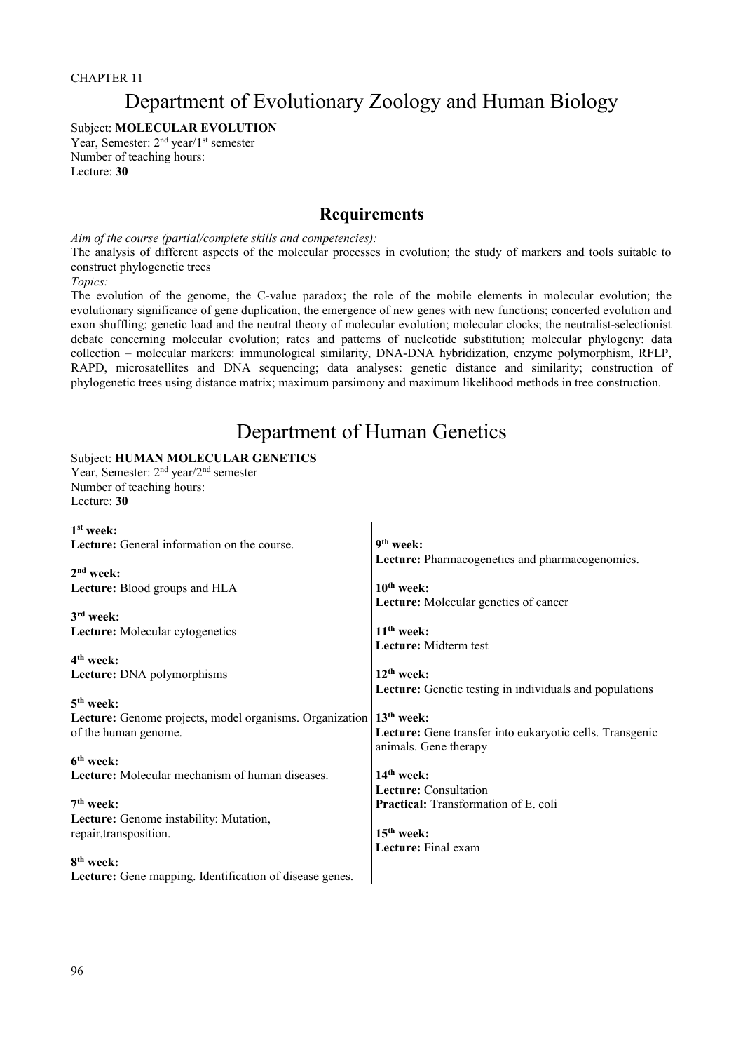# Department of Evolutionary Zoology and Human Biology

Subject: **MOLECULAR EVOLUTION**
Year, Semester: 2nd year/1st semester
Number of teaching hours:
Lecture: **30**

## Requirements

*Aim of the course (partial/complete skills and competencies):*
The analysis of different aspects of the molecular processes in evolution; the study of markers and tools suitable to construct phylogenetic trees
*Topics:*
The evolution of the genome, the C-value paradox; the role of the mobile elements in molecular evolution; the evolutionary significance of gene duplication, the emergence of new genes with new functions; concerted evolution and exon shuffling; genetic load and the neutral theory of molecular evolution; molecular clocks; the neutralist-selectionist debate concerning molecular evolution; rates and patterns of nucleotide substitution; molecular phylogeny: data collection – molecular markers: immunological similarity, DNA-DNA hybridization, enzyme polymorphism, RFLP, RAPD, microsatellites and DNA sequencing; data analyses: genetic distance and similarity; construction of phylogenetic trees using distance matrix; maximum parsimony and maximum likelihood methods in tree construction.

# Department of Human Genetics

Subject: **HUMAN MOLECULAR GENETICS**
Year, Semester: 2nd year/2nd semester
Number of teaching hours:
Lecture: **30**

**1st week:**
**Lecture:** General information on the course.

**2nd week:**
**Lecture:** Blood groups and HLA

**3rd week:**
**Lecture:** Molecular cytogenetics

**4th week:**
**Lecture:** DNA polymorphisms

**5th week:**
**Lecture:** Genome projects, model organisms. Organization of the human genome.

**6th week:**
**Lecture:** Molecular mechanism of human diseases.

**7th week:**
**Lecture:** Genome instability: Mutation, repair,transposition.

**8th week:**
**Lecture:** Gene mapping. Identification of disease genes.

**9th week:**
**Lecture:** Pharmacogenetics and pharmacogenomics.

**10th week:**
**Lecture:** Molecular genetics of cancer

**11th week:**
**Lecture:** Midterm test

**12th week:**
**Lecture:** Genetic testing in individuals and populations

**13th week:**
**Lecture:** Gene transfer into eukaryotic cells. Transgenic animals. Gene therapy

**14th week:**
**Lecture:** Consultation
**Practical:** Transformation of E. coli

**15th week:**
**Lecture:** Final exam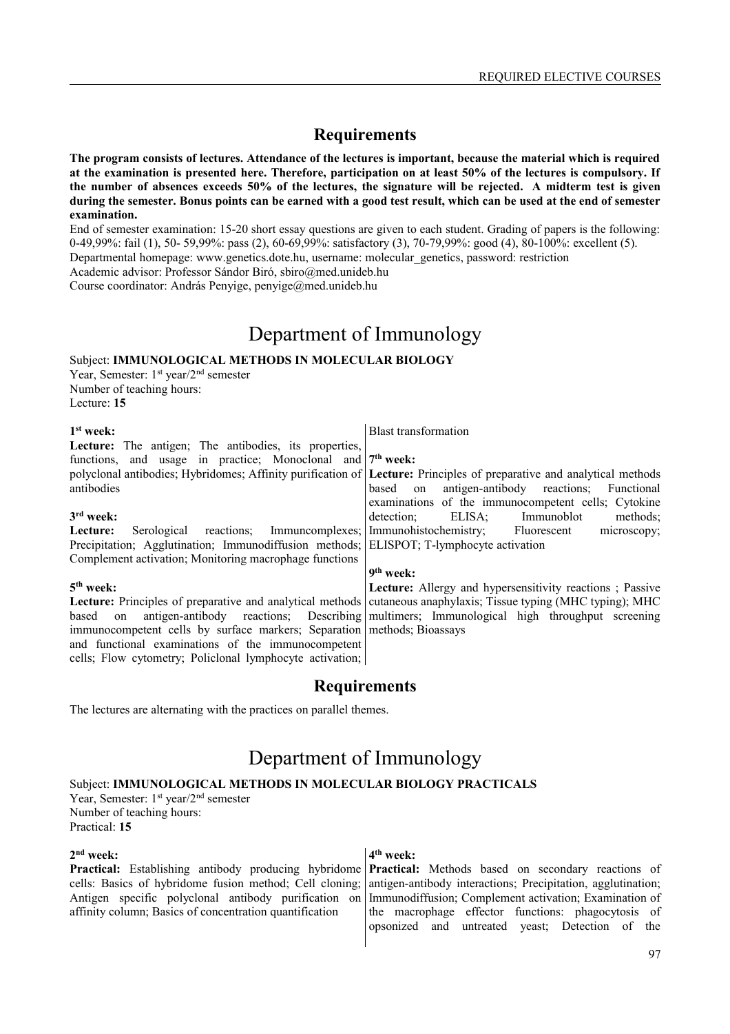## Requirements

**The program consists of lectures. Attendance of the lectures is important, because the material which is required at the examination is presented here. Therefore, participation on at least 50% of the lectures is compulsory. If the number of absences exceeds 50% of the lectures, the signature will be rejected. A midterm test is given during the semester. Bonus points can be earned with a good test result, which can be used at the end of semester examination.**

End of semester examination: 15-20 short essay questions are given to each student. Grading of papers is the following: 0-49,99%: fail (1), 50- 59,99%: pass (2), 60-69,99%: satisfactory (3), 70-79,99%: good (4), 80-100%: excellent (5).

Departmental homepage: www.genetics.dote.hu, username: molecular_genetics, password: restriction

Academic advisor: Professor Sándor Biró, sbiro@med.unideb.hu

Course coordinator: András Penyige, penyige@med.unideb.hu

# Department of Immunology

Subject: **IMMUNOLOGICAL METHODS IN MOLECULAR BIOLOGY**

Year, Semester: 1st year/2nd semester

Number of teaching hours:

Lecture: **15**

**1st week:**

**Lecture:** The antigen; The antibodies, its properties, functions, and usage in practice; Monoclonal and polyclonal antibodies; Hybridomes; Affinity purification of antibodies

**3rd week:**

**Lecture:** Serological reactions; Immuncomplexes; Precipitation; Agglutination; Immunodiffusion methods; Complement activation; Monitoring macrophage functions

**5th week:**

**Lecture:** Principles of preparative and analytical methods based on antigen-antibody reactions; Describing immunocompetent cells by surface markers; Separation and functional examinations of the immunocompetent cells; Flow cytometry; Policlonal lymphocyte activation; Blast transformation

**7th week:**

**Lecture:** Principles of preparative and analytical methods based on antigen-antibody reactions; Functional examinations of the immunocompetent cells; Cytokine detection; ELISA; Immunoblot methods; Immunohistochemistry; Fluorescent microscopy; ELISPOT; T-lymphocyte activation

**9th week:**

**Lecture:** Allergy and hypersensitivity reactions ; Passive cutaneous anaphylaxis; Tissue typing (MHC typing); MHC multimers; Immunological high throughput screening methods; Bioassays

## Requirements

The lectures are alternating with the practices on parallel themes.

# Department of Immunology

Subject: **IMMUNOLOGICAL METHODS IN MOLECULAR BIOLOGY PRACTICALS**

Year, Semester: 1st year/2nd semester

Number of teaching hours:

Practical: **15**

**2nd week:**

**Practical:** Establishing antibody producing hybridome cells: Basics of hybridome fusion method; Cell cloning; Antigen specific polyclonal antibody purification on affinity column; Basics of concentration quantification

**4th week:**

**Practical:** Methods based on secondary reactions of antigen-antibody interactions; Precipitation, agglutination; Immunodiffusion; Complement activation; Examination of the macrophage effector functions: phagocytosis of opsonized and untreated yeast; Detection of the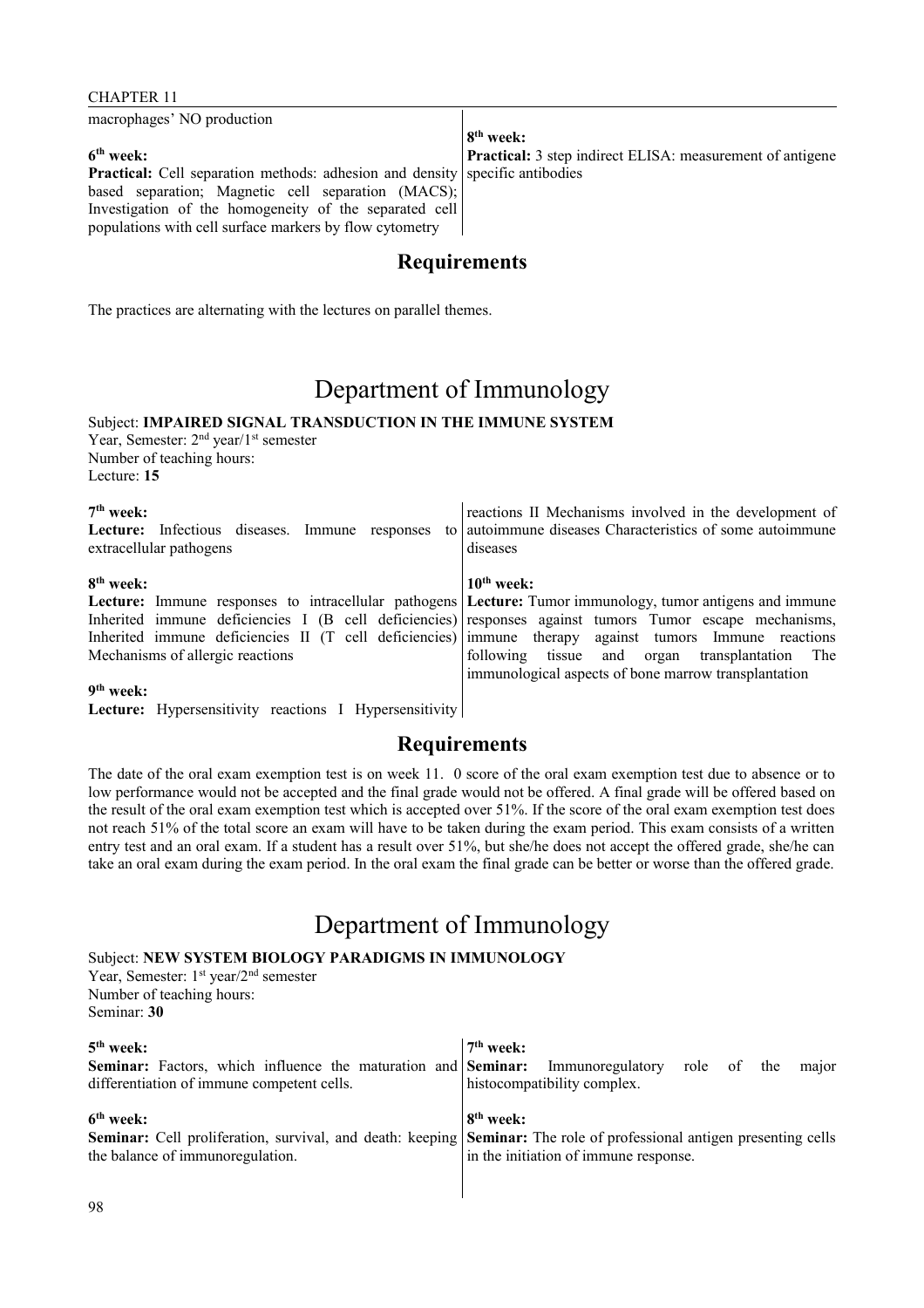macrophages' NO production

**6th week:**
**Practical:** Cell separation methods: adhesion and density based separation; Magnetic cell separation (MACS); Investigation of the homogeneity of the separated cell populations with cell surface markers by flow cytometry

**8th week:**
**Practical:** 3 step indirect ELISA: measurement of antigene specific antibodies

## Requirements

The practices are alternating with the lectures on parallel themes.

# Department of Immunology

Subject: **IMPAIRED SIGNAL TRANSDUCTION IN THE IMMUNE SYSTEM**
Year, Semester: 2nd year/1st semester
Number of teaching hours:
Lecture: **15**

**7th week:**
**Lecture:** Infectious diseases. Immune responses to extracellular pathogens

**8th week:**
**Lecture:** Immune responses to intracellular pathogens Inherited immune deficiencies I (B cell deficiencies) Inherited immune deficiencies II (T cell deficiencies) Mechanisms of allergic reactions

**9th week:**
**Lecture:** Hypersensitivity reactions I Hypersensitivity reactions II Mechanisms involved in the development of autoimmune diseases Characteristics of some autoimmune diseases

**10th week:**
**Lecture:** Tumor immunology, tumor antigens and immune responses against tumors Tumor escape mechanisms, immune therapy against tumors Immune reactions following tissue and organ transplantation The immunological aspects of bone marrow transplantation

## Requirements

The date of the oral exam exemption test is on week 11. 0 score of the oral exam exemption test due to absence or to low performance would not be accepted and the final grade would not be offered. A final grade will be offered based on the result of the oral exam exemption test which is accepted over 51%. If the score of the oral exam exemption test does not reach 51% of the total score an exam will have to be taken during the exam period. This exam consists of a written entry test and an oral exam. If a student has a result over 51%, but she/he does not accept the offered grade, she/he can take an oral exam during the exam period. In the oral exam the final grade can be better or worse than the offered grade.

# Department of Immunology

Subject: **NEW SYSTEM BIOLOGY PARADIGMS IN IMMUNOLOGY**
Year, Semester: 1st year/2nd semester
Number of teaching hours:
Seminar: **30**

**5th week:**
**Seminar:** Factors, which influence the maturation and differentiation of immune competent cells.

**6th week:**
**Seminar:** Cell proliferation, survival, and death: keeping the balance of immunoregulation.

**7th week:**
**Seminar:** Immunoregulatory role of the major histocompatibility complex.

**8th week:**
**Seminar:** The role of professional antigen presenting cells in the initiation of immune response.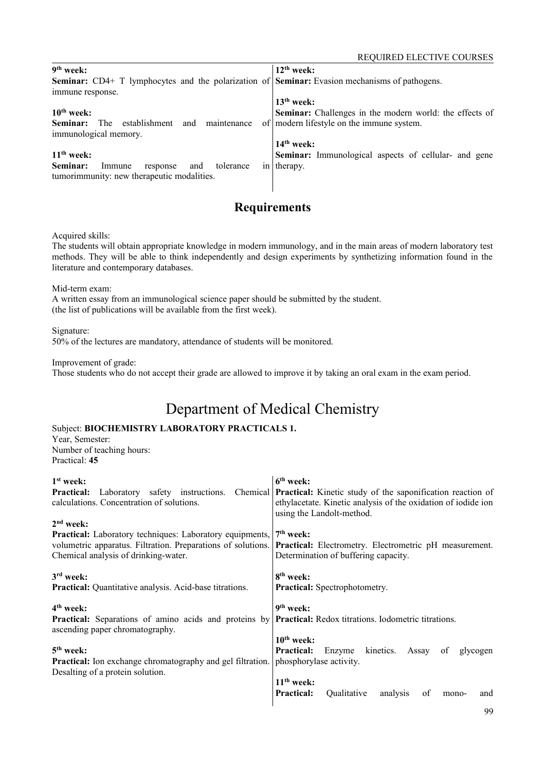**9th week:**
**Seminar:** CD4+ T lymphocytes and the polarization of immune response.

**10th week:**
**Seminar:** The establishment and maintenance of immunological memory.

**11th week:**
**Seminar:** Immune response and tolerance in tumorimmunity: new therapeutic modalities.

**12th week:**
**Seminar:** Evasion mechanisms of pathogens.

**13th week:**
**Seminar:** Challenges in the modern world: the effects of modern lifestyle on the immune system.

**14th week:**
**Seminar:** Immunological aspects of cellular- and gene therapy.

## Requirements

Acquired skills:
The students will obtain appropriate knowledge in modern immunology, and in the main areas of modern laboratory test methods. They will be able to think independently and design experiments by synthetizing information found in the literature and contemporary databases.

Mid-term exam:
A written essay from an immunological science paper should be submitted by the student.
(the list of publications will be available from the first week).

Signature:
50% of the lectures are mandatory, attendance of students will be monitored.

Improvement of grade:
Those students who do not accept their grade are allowed to improve it by taking an oral exam in the exam period.

# Department of Medical Chemistry

Subject: **BIOCHEMISTRY LABORATORY PRACTICALS 1.**
Year, Semester:
Number of teaching hours:
Practical: **45**

**1st week:**
**Practical:** Laboratory safety instructions. Chemical calculations. Concentration of solutions.

**2nd week:**
**Practical:** Laboratory techniques: Laboratory equipments, volumetric apparatus. Filtration. Preparations of solutions. Chemical analysis of drinking-water.

**3rd week:**
**Practical:** Quantitative analysis. Acid-base titrations.

**4th week:**
**Practical:** Separations of amino acids and proteins by ascending paper chromatography.

**5th week:**
**Practical:** Ion exchange chromatography and gel filtration. Desalting of a protein solution.

**6th week:**
**Practical:** Kinetic study of the saponification reaction of ethylacetate. Kinetic analysis of the oxidation of iodide ion using the Landolt-method.

**7th week:**
**Practical:** Electrometry. Electrometric pH measurement. Determination of buffering capacity.

**8th week:**
**Practical:** Spectrophotometry.

**9th week:**
**Practical:** Redox titrations. Iodometric titrations.

**10th week:**
**Practical:** Enzyme kinetics. Assay of glycogen phosphorylase activity.

**11th week:**
**Practical:** Qualitative analysis of mono- and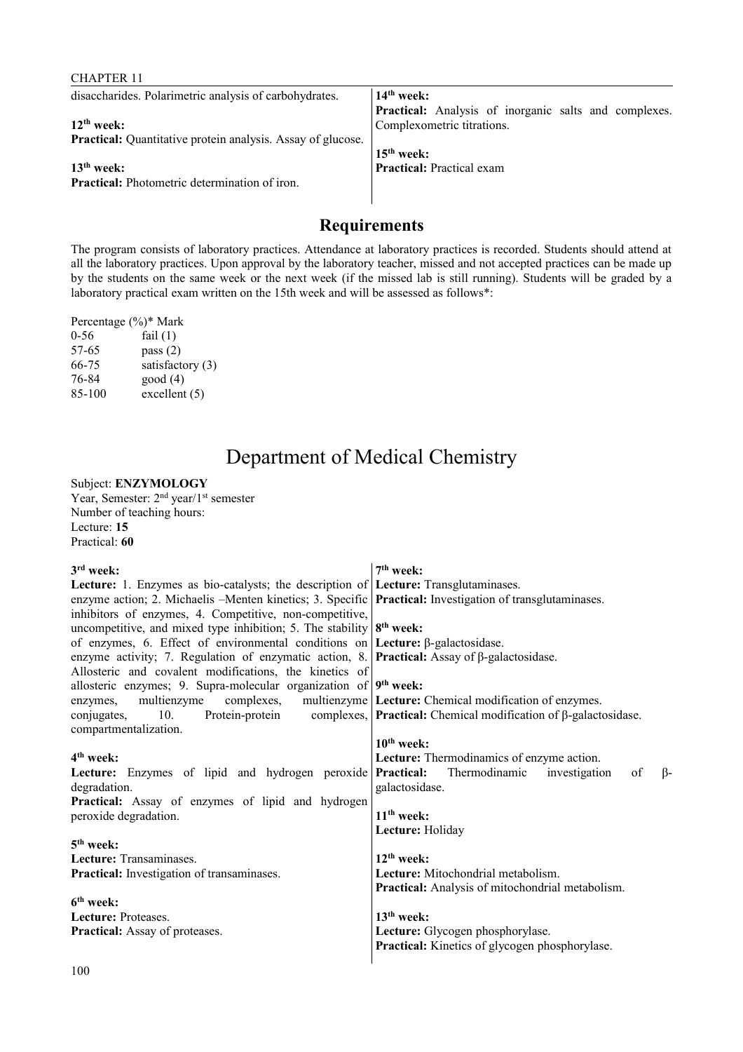disaccharides. Polarimetric analysis of carbohydrates.

**12th week:**
**Practical:** Quantitative protein analysis. Assay of glucose.

**13th week:**
**Practical:** Photometric determination of iron.

**14th week:**
**Practical:** Analysis of inorganic salts and complexes. Complexometric titrations.

**15th week:**
**Practical:** Practical exam

## Requirements

The program consists of laboratory practices. Attendance at laboratory practices is recorded. Students should attend at all the laboratory practices. Upon approval by the laboratory teacher, missed and not accepted practices can be made up by the students on the same week or the next week (if the missed lab is still running). Students will be graded by a laboratory practical exam written on the 15th week and will be assessed as follows*:

| Percentage (%)* | Mark |
|---|---|
| 0-56 | fail (1) |
| 57-65 | pass (2) |
| 66-75 | satisfactory (3) |
| 76-84 | good (4) |
| 85-100 | excellent (5) |

# Department of Medical Chemistry

Subject: **ENZYMOLOGY**
Year, Semester: 2nd year/1st semester
Number of teaching hours:
Lecture: **15**
Practical: **60**

**3rd week:**
**Lecture:** 1. Enzymes as bio-catalysts; the description of enzyme action; 2. Michaelis –Menten kinetics; 3. Specific inhibitors of enzymes, 4. Competitive, non-competitive, uncompetitive, and mixed type inhibition; 5. The stability of enzymes, 6. Effect of environmental conditions on enzyme activity; 7. Regulation of enzymatic action, 8. Allosteric and covalent modifications, the kinetics of allosteric enzymes; 9. Supra-molecular organization of enzymes, multienzyme complexes, multienzyme conjugates, 10. Protein-protein complexes, compartmentalization.

**4th week:**
**Lecture:** Enzymes of lipid and hydrogen peroxide degradation.
**Practical:** Assay of enzymes of lipid and hydrogen peroxide degradation.

**5th week:**
**Lecture:** Transaminases.
**Practical:** Investigation of transaminases.

**6th week:**
**Lecture:** Proteases.
**Practical:** Assay of proteases.

**7th week:**
**Lecture:** Transglutaminases.
**Practical:** Investigation of transglutaminases.

**8th week:**
**Lecture:** β-galactosidase.
**Practical:** Assay of β-galactosidase.

**9th week:**
**Lecture:** Chemical modification of enzymes.
**Practical:** Chemical modification of β-galactosidase.

**10th week:**
**Lecture:** Thermodinamics of enzyme action.
**Practical:** Thermodinamic investigation of β-galactosidase.

**11th week:**
**Lecture:** Holiday

**12th week:**
**Lecture:** Mitochondrial metabolism.
**Practical:** Analysis of mitochondrial metabolism.

**13th week:**
**Lecture:** Glycogen phosphorylase.
**Practical:** Kinetics of glycogen phosphorylase.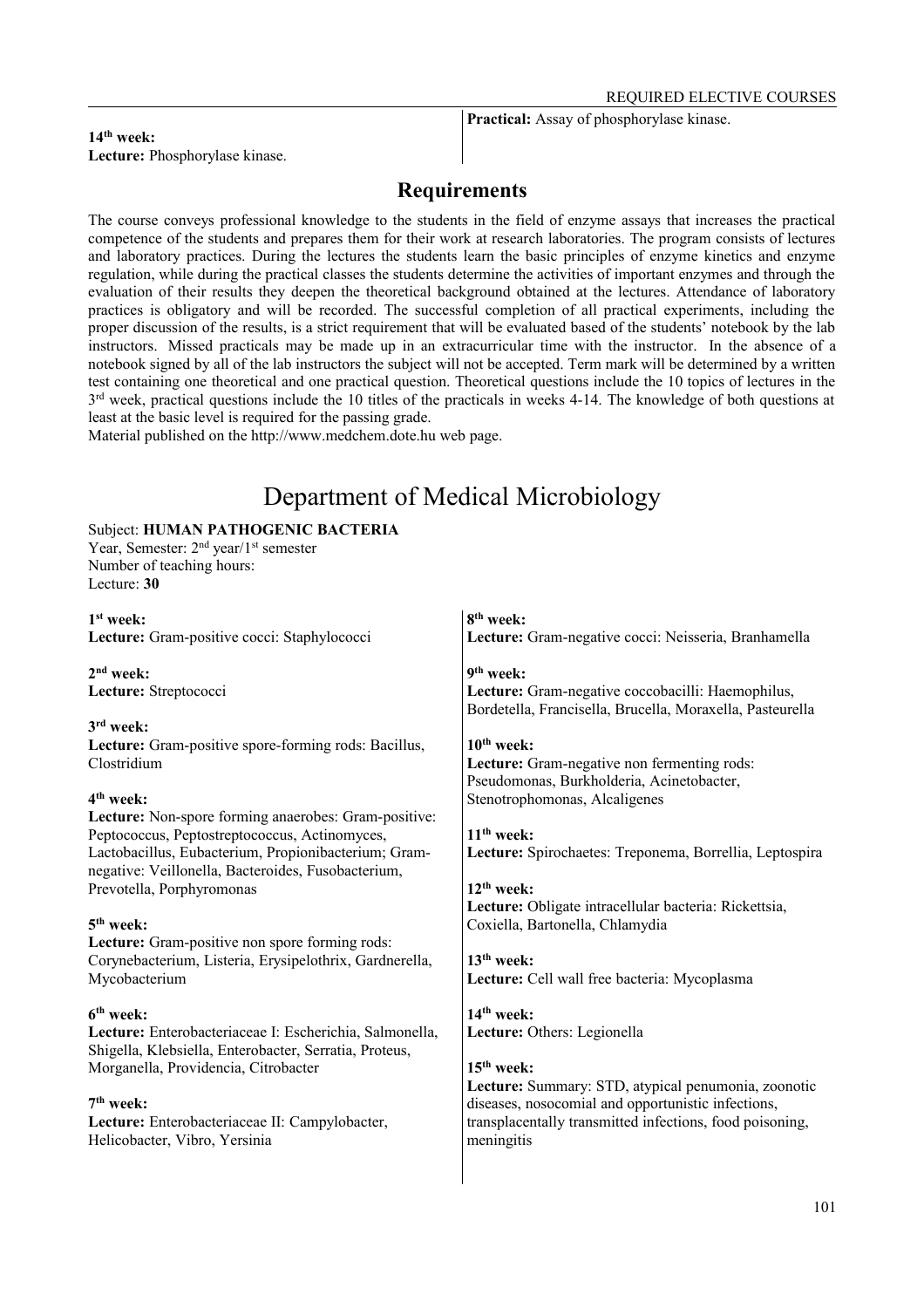**14th week:**
**Lecture:** Phosphorylase kinase.

**Practical:** Assay of phosphorylase kinase.

## Requirements

The course conveys professional knowledge to the students in the field of enzyme assays that increases the practical competence of the students and prepares them for their work at research laboratories. The program consists of lectures and laboratory practices. During the lectures the students learn the basic principles of enzyme kinetics and enzyme regulation, while during the practical classes the students determine the activities of important enzymes and through the evaluation of their results they deepen the theoretical background obtained at the lectures. Attendance of laboratory practices is obligatory and will be recorded. The successful completion of all practical experiments, including the proper discussion of the results, is a strict requirement that will be evaluated based of the students' notebook by the lab instructors. Missed practicals may be made up in an extracurricular time with the instructor. In the absence of a notebook signed by all of the lab instructors the subject will not be accepted. Term mark will be determined by a written test containing one theoretical and one practical question. Theoretical questions include the 10 topics of lectures in the 3rd week, practical questions include the 10 titles of the practicals in weeks 4-14. The knowledge of both questions at least at the basic level is required for the passing grade.
Material published on the http://www.medchem.dote.hu web page.

# Department of Medical Microbiology

Subject: **HUMAN PATHOGENIC BACTERIA**
Year, Semester: 2nd year/1st semester
Number of teaching hours:
Lecture: **30**

**1st week:**
**Lecture:** Gram-positive cocci: Staphylococci

**2nd week:**
**Lecture:** Streptococci

**3rd week:**
**Lecture:** Gram-positive spore-forming rods: Bacillus, Clostridium

**4th week:**
**Lecture:** Non-spore forming anaerobes: Gram-positive: Peptococcus, Peptostreptococcus, Actinomyces, Lactobacillus, Eubacterium, Propionibacterium; Gram-negative: Veillonella, Bacteroides, Fusobacterium, Prevotella, Porphyromonas

**5th week:**
**Lecture:** Gram-positive non spore forming rods: Corynebacterium, Listeria, Erysipelothrix, Gardnerella, Mycobacterium

**6th week:**
**Lecture:** Enterobacteriaceae I: Escherichia, Salmonella, Shigella, Klebsiella, Enterobacter, Serratia, Proteus, Morganella, Providencia, Citrobacter

**7th week:**
**Lecture:** Enterobacteriaceae II: Campylobacter, Helicobacter, Vibro, Yersinia

**8th week:**
**Lecture:** Gram-negative cocci: Neisseria, Branhamella

**9th week:**
**Lecture:** Gram-negative coccobacilli: Haemophilus, Bordetella, Francisella, Brucella, Moraxella, Pasteurella

**10th week:**
**Lecture:** Gram-negative non fermenting rods: Pseudomonas, Burkholderia, Acinetobacter, Stenotrophomonas, Alcaligenes

**11th week:**
**Lecture:** Spirochaetes: Treponema, Borrellia, Leptospira

**12th week:**
**Lecture:** Obligate intracellular bacteria: Rickettsia, Coxiella, Bartonella, Chlamydia

**13th week:**
**Lecture:** Cell wall free bacteria: Mycoplasma

**14th week:**
**Lecture:** Others: Legionella

**15th week:**
**Lecture:** Summary: STD, atypical penumonia, zoonotic diseases, nosocomial and opportunistic infections, transplacentally transmitted infections, food poisoning, meningitis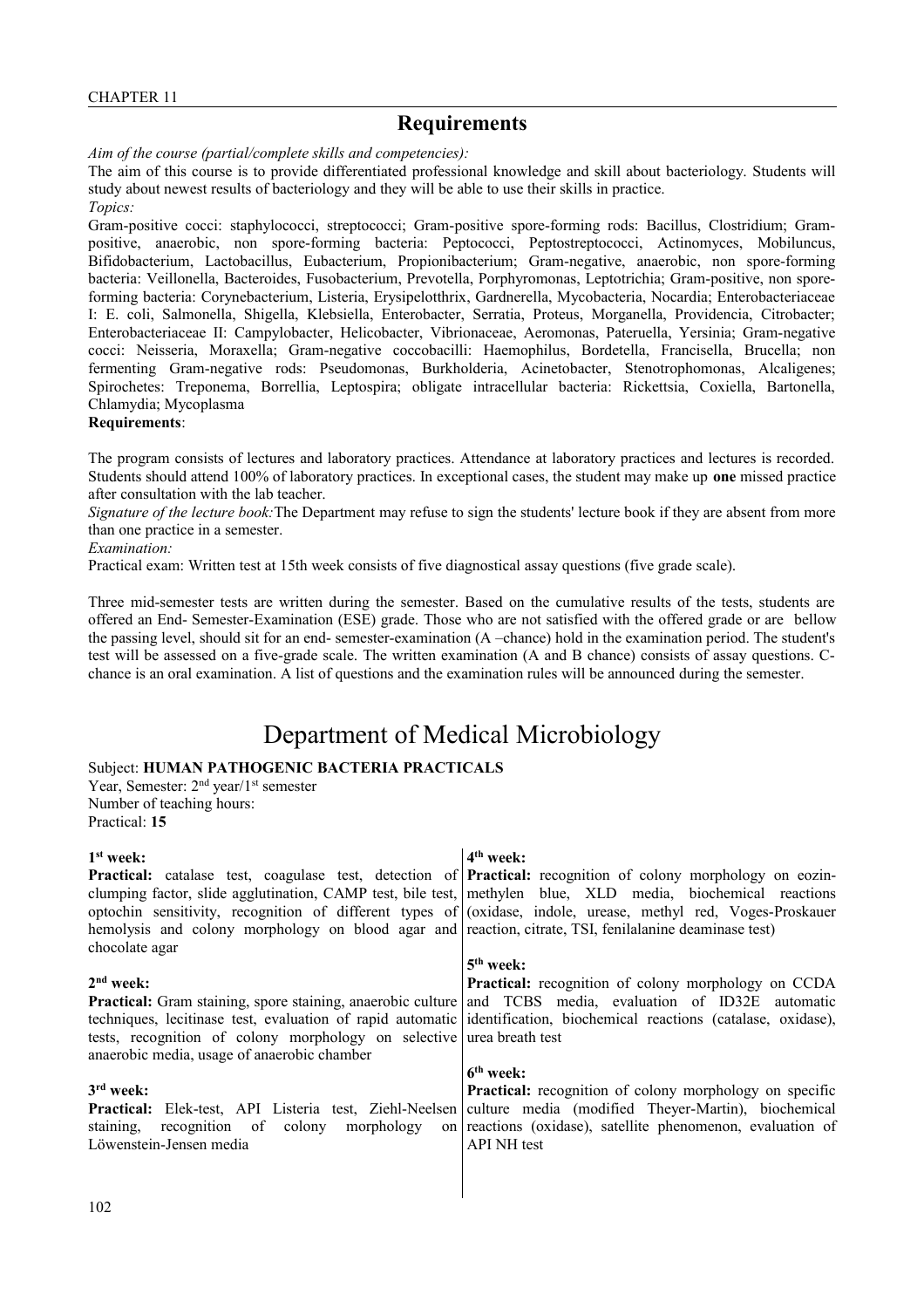## Requirements

*Aim of the course (partial/complete skills and competencies):*

The aim of this course is to provide differentiated professional knowledge and skill about bacteriology. Students will study about newest results of bacteriology and they will be able to use their skills in practice.

*Topics:*

Gram-positive cocci: staphylococci, streptococci; Gram-positive spore-forming rods: Bacillus, Clostridium; Gram-positive, anaerobic, non spore-forming bacteria: Peptococci, Peptostreptococci, Actinomyces, Mobiluncus, Bifidobacterium, Lactobacillus, Eubacterium, Propionibacterium; Gram-negative, anaerobic, non spore-forming bacteria: Veillonella, Bacteroides, Fusobacterium, Prevotella, Porphyromonas, Leptotrichia; Gram-positive, non spore-forming bacteria: Corynebacterium, Listeria, Erysipelotthrix, Gardnerella, Mycobacteria, Nocardia; Enterobacteriaceae I: E. coli, Salmonella, Shigella, Klebsiella, Enterobacter, Serratia, Proteus, Morganella, Providencia, Citrobacter; Enterobacteriaceae II: Campylobacter, Helicobacter, Vibrionaceae, Aeromonas, Pateruella, Yersinia; Gram-negative cocci: Neisseria, Moraxella; Gram-negative coccobacilli: Haemophilus, Bordetella, Francisella, Brucella; non fermenting Gram-negative rods: Pseudomonas, Burkholderia, Acinetobacter, Stenotrophomonas, Alcaligenes; Spirochetes: Treponema, Borrellia, Leptospira; obligate intracellular bacteria: Rickettsia, Coxiella, Bartonella, Chlamydia; Mycoplasma

**Requirements**:

The program consists of lectures and laboratory practices. Attendance at laboratory practices and lectures is recorded. Students should attend 100% of laboratory practices. In exceptional cases, the student may make up **one** missed practice after consultation with the lab teacher.

*Signature of the lecture book:* The Department may refuse to sign the students' lecture book if they are absent from more than one practice in a semester.

*Examination:*

Practical exam: Written test at 15th week consists of five diagnostical assay questions (five grade scale).

Three mid-semester tests are written during the semester. Based on the cumulative results of the tests, students are offered an End- Semester-Examination (ESE) grade. Those who are not satisfied with the offered grade or are bellow the passing level, should sit for an end- semester-examination (A –chance) hold in the examination period. The student's test will be assessed on a five-grade scale. The written examination (A and B chance) consists of assay questions. C-chance is an oral examination. A list of questions and the examination rules will be announced during the semester.

# Department of Medical Microbiology

Subject: **HUMAN PATHOGENIC BACTERIA PRACTICALS**
Year, Semester: 2nd year/1st semester
Number of teaching hours:
Practical: **15**

**1st week:**
**Practical:** catalase test, coagulase test, detection of clumping factor, slide agglutination, CAMP test, bile test, optochin sensitivity, recognition of different types of hemolysis and colony morphology on blood agar and chocolate agar

**2nd week:**
**Practical:** Gram staining, spore staining, anaerobic culture techniques, lecitinase test, evaluation of rapid automatic tests, recognition of colony morphology on selective anaerobic media, usage of anaerobic chamber

**3rd week:**
**Practical:** Elek-test, API Listeria test, Ziehl-Neelsen staining, recognition of colony morphology on Löwenstein-Jensen media

**4th week:**
**Practical:** recognition of colony morphology on eozin-methylen blue, XLD media, biochemical reactions (oxidase, indole, urease, methyl red, Voges-Proskauer reaction, citrate, TSI, fenilalanine deaminase test)

**5th week:**
**Practical:** recognition of colony morphology on CCDA and TCBS media, evaluation of ID32E automatic identification, biochemical reactions (catalase, oxidase), urea breath test

**6th week:**
**Practical:** recognition of colony morphology on specific culture media (modified Theyer-Martin), biochemical reactions (oxidase), satellite phenomenon, evaluation of API NH test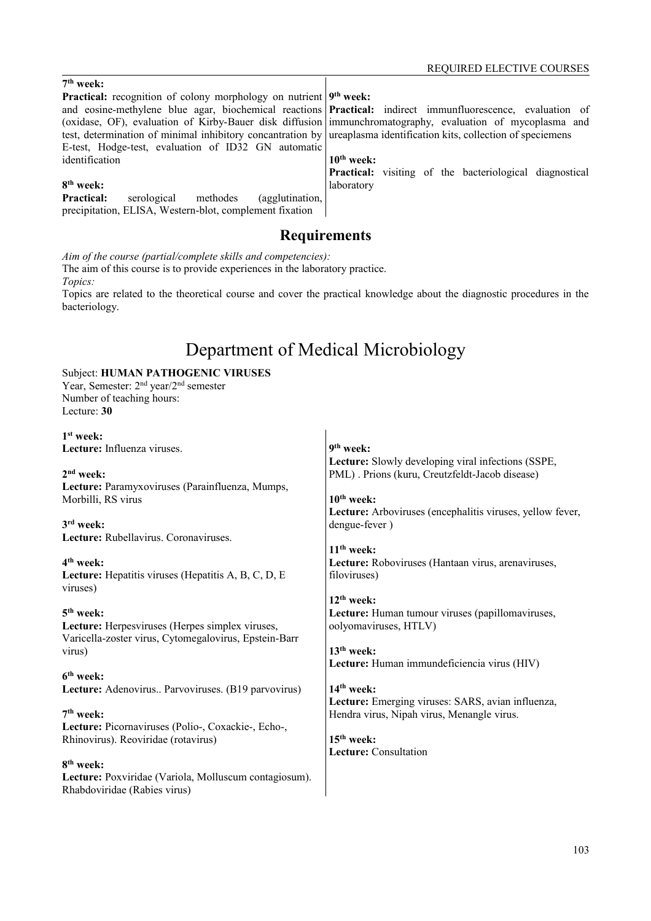**7th week:**
**Practical:** recognition of colony morphology on nutrient and eosine-methylene blue agar, biochemical reactions (oxidase, OF), evaluation of Kirby-Bauer disk diffusion test, determination of minimal inhibitory concantration by E-test, Hodge-test, evaluation of ID32 GN automatic identification

**8th week:**
**Practical:** serological methodes (agglutination, precipitation, ELISA, Western-blot, complement fixation

**9th week:**
**Practical:** indirect immunfluorescence, evaluation of immunchromatography, evaluation of mycoplasma and ureaplasma identification kits, collection of speciemens

**10th week:**
**Practical:** visiting of the bacteriological diagnostical laboratory

## Requirements

*Aim of the course (partial/complete skills and competencies):*
The aim of this course is to provide experiences in the laboratory practice.
*Topics:*
Topics are related to the theoretical course and cover the practical knowledge about the diagnostic procedures in the bacteriology.

# Department of Medical Microbiology

Subject: **HUMAN PATHOGENIC VIRUSES**
Year, Semester: 2nd year/2nd semester
Number of teaching hours:
Lecture: **30**

**1st week:**
**Lecture:** Influenza viruses.

**2nd week:**
**Lecture:** Paramyxoviruses (Parainfluenza, Mumps, Morbilli, RS virus

**3rd week:**
**Lecture:** Rubellavirus. Coronaviruses.

**4th week:**
**Lecture:** Hepatitis viruses (Hepatitis A, B, C, D, E viruses)

**5th week:**
**Lecture:** Herpesviruses (Herpes simplex viruses, Varicella-zoster virus, Cytomegalovirus, Epstein-Barr virus)

**6th week:**
**Lecture:** Adenovirus.. Parvoviruses. (B19 parvovirus)

**7th week:**
**Lecture:** Picornaviruses (Polio-, Coxackie-, Echo-, Rhinovirus). Reoviridae (rotavirus)

**8th week:**
**Lecture:** Poxviridae (Variola, Molluscum contagiosum). Rhabdoviridae (Rabies virus)

**9th week:**
**Lecture:** Slowly developing viral infections (SSPE, PML) . Prions (kuru, Creutzfeldt-Jacob disease)

**10th week:**
**Lecture:** Arboviruses (encephalitis viruses, yellow fever, dengue-fever )

**11th week:**
**Lecture:** Roboviruses (Hantaan virus, arenaviruses, filoviruses)

**12th week:**
**Lecture:** Human tumour viruses (papillomaviruses, oolyomaviruses, HTLV)

**13th week:**
**Lecture:** Human immundeficiencia virus (HIV)

**14th week:**
**Lecture:** Emerging viruses: SARS, avian influenza, Hendra virus, Nipah virus, Menangle virus.

**15th week:**
**Lecture:** Consultation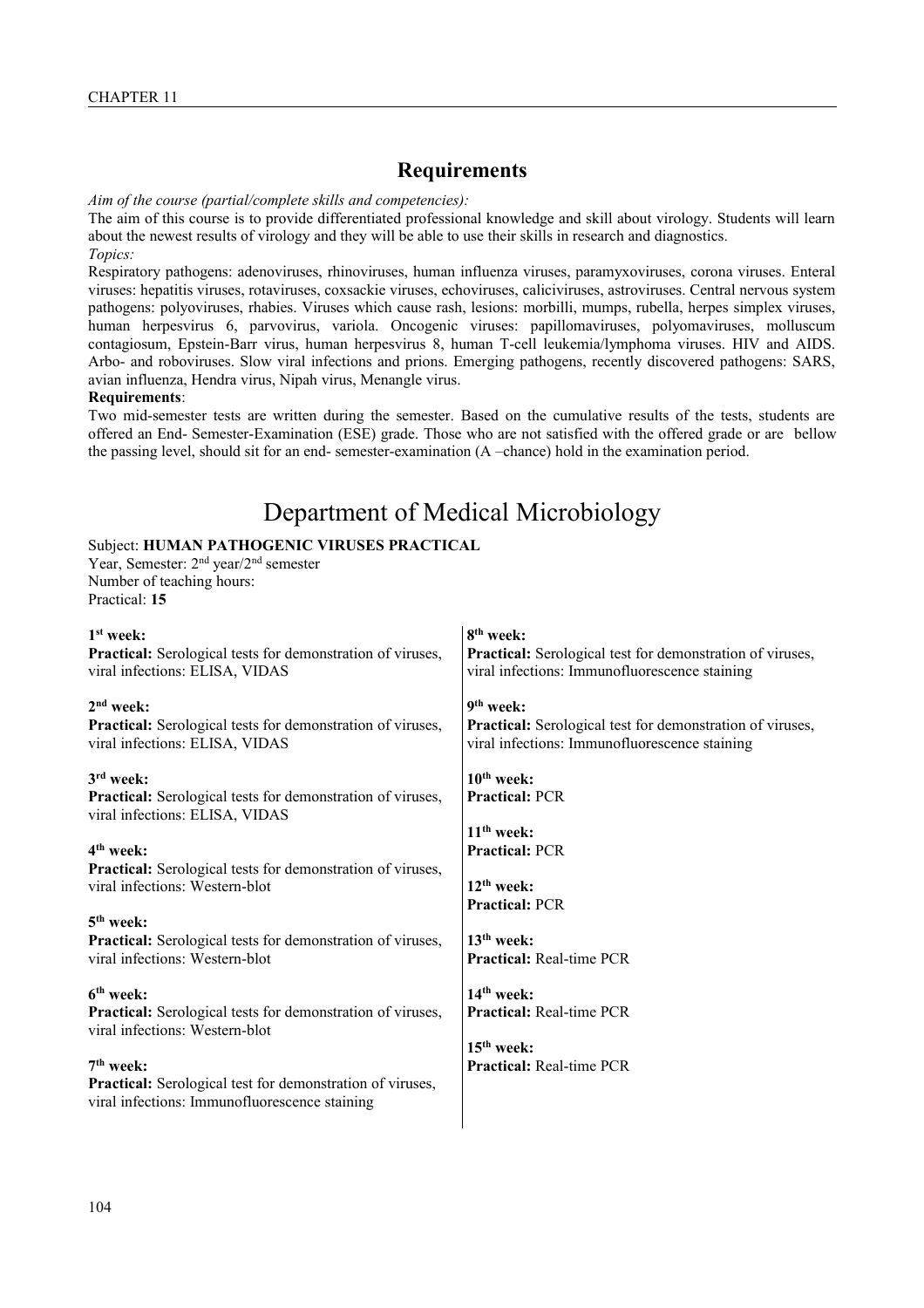## Requirements

*Aim of the course (partial/complete skills and competencies):*

The aim of this course is to provide differentiated professional knowledge and skill about virology. Students will learn about the newest results of virology and they will be able to use their skills in research and diagnostics.

*Topics:*

Respiratory pathogens: adenoviruses, rhinoviruses, human influenza viruses, paramyxoviruses, corona viruses. Enteral viruses: hepatitis viruses, rotaviruses, coxsackie viruses, echoviruses, caliciviruses, astroviruses. Central nervous system pathogens: polyoviruses, rhabies. Viruses which cause rash, lesions: morbilli, mumps, rubella, herpes simplex viruses, human herpesvirus 6, parvovirus, variola. Oncogenic viruses: papillomaviruses, polyomaviruses, molluscum contagiosum, Epstein-Barr virus, human herpesvirus 8, human T-cell leukemia/lymphoma viruses. HIV and AIDS. Arbo- and roboviruses. Slow viral infections and prions. Emerging pathogens, recently discovered pathogens: SARS, avian influenza, Hendra virus, Nipah virus, Menangle virus.

**Requirements**:

Two mid-semester tests are written during the semester. Based on the cumulative results of the tests, students are offered an End- Semester-Examination (ESE) grade. Those who are not satisfied with the offered grade or are bellow the passing level, should sit for an end- semester-examination (A –chance) hold in the examination period.

# Department of Medical Microbiology

Subject: **HUMAN PATHOGENIC VIRUSES PRACTICAL**
Year, Semester: 2nd year/2nd semester
Number of teaching hours:
Practical: **15**

**1st week:**
**Practical:** Serological tests for demonstration of viruses, viral infections: ELISA, VIDAS

**2nd week:**
**Practical:** Serological tests for demonstration of viruses, viral infections: ELISA, VIDAS

**3rd week:**
**Practical:** Serological tests for demonstration of viruses, viral infections: ELISA, VIDAS

**4th week:**
**Practical:** Serological tests for demonstration of viruses, viral infections: Western-blot

**5th week:**
**Practical:** Serological tests for demonstration of viruses, viral infections: Western-blot

**6th week:**
**Practical:** Serological tests for demonstration of viruses, viral infections: Western-blot

**7th week:**
**Practical:** Serological test for demonstration of viruses, viral infections: Immunofluorescence staining

**8th week:**
**Practical:** Serological test for demonstration of viruses, viral infections: Immunofluorescence staining

**9th week:**
**Practical:** Serological test for demonstration of viruses, viral infections: Immunofluorescence staining

**10th week:**
**Practical:** PCR

**11th week:**
**Practical:** PCR

**12th week:**
**Practical:** PCR

**13th week:**
**Practical:** Real-time PCR

**14th week:**
**Practical:** Real-time PCR

**15th week:**
**Practical:** Real-time PCR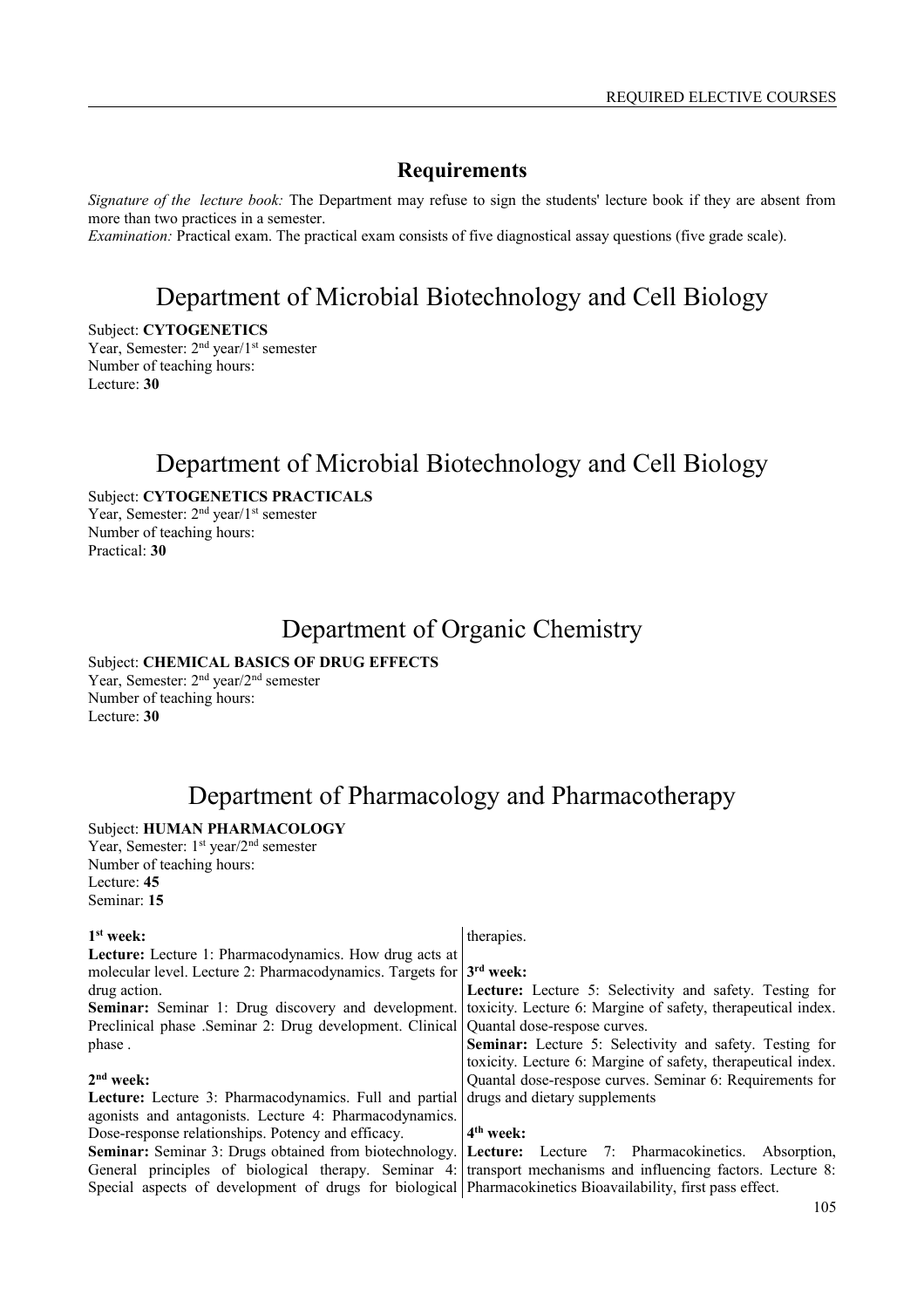## Requirements

*Signature of the lecture book:* The Department may refuse to sign the students' lecture book if they are absent from more than two practices in a semester.
*Examination:* Practical exam. The practical exam consists of five diagnostical assay questions (five grade scale).

# Department of Microbial Biotechnology and Cell Biology

Subject: **CYTOGENETICS**
Year, Semester: 2nd year/1st semester
Number of teaching hours:
Lecture: **30**

# Department of Microbial Biotechnology and Cell Biology

Subject: **CYTOGENETICS PRACTICALS**
Year, Semester: 2nd year/1st semester
Number of teaching hours:
Practical: **30**

# Department of Organic Chemistry

Subject: **CHEMICAL BASICS OF DRUG EFFECTS**
Year, Semester: 2nd year/2nd semester
Number of teaching hours:
Lecture: **30**

# Department of Pharmacology and Pharmacotherapy

Subject: **HUMAN PHARMACOLOGY**
Year, Semester: 1st year/2nd semester
Number of teaching hours:
Lecture: **45**
Seminar: **15**

**1st week:**
**Lecture:** Lecture 1: Pharmacodynamics. How drug acts at molecular level. Lecture 2: Pharmacodynamics. Targets for drug action.
**Seminar:** Seminar 1: Drug discovery and development. Preclinical phase .Seminar 2: Drug development. Clinical phase .

**2nd week:**
**Lecture:** Lecture 3: Pharmacodynamics. Full and partial agonists and antagonists. Lecture 4: Pharmacodynamics. Dose-response relationships. Potency and efficacy.
**Seminar:** Seminar 3: Drugs obtained from biotechnology. General principles of biological therapy. Seminar 4: Special aspects of development of drugs for biological therapies.

**3rd week:**
**Lecture:** Lecture 5: Selectivity and safety. Testing for toxicity. Lecture 6: Margine of safety, therapeutical index. Quantal dose-respose curves.
**Seminar:** Lecture 5: Selectivity and safety. Testing for toxicity. Lecture 6: Margine of safety, therapeutical index. Quantal dose-respose curves. Seminar 6: Requirements for drugs and dietary supplements

**4th week:**
**Lecture:** Lecture 7: Pharmacokinetics. Absorption, transport mechanisms and influencing factors. Lecture 8: Pharmacokinetics Bioavailability, first pass effect.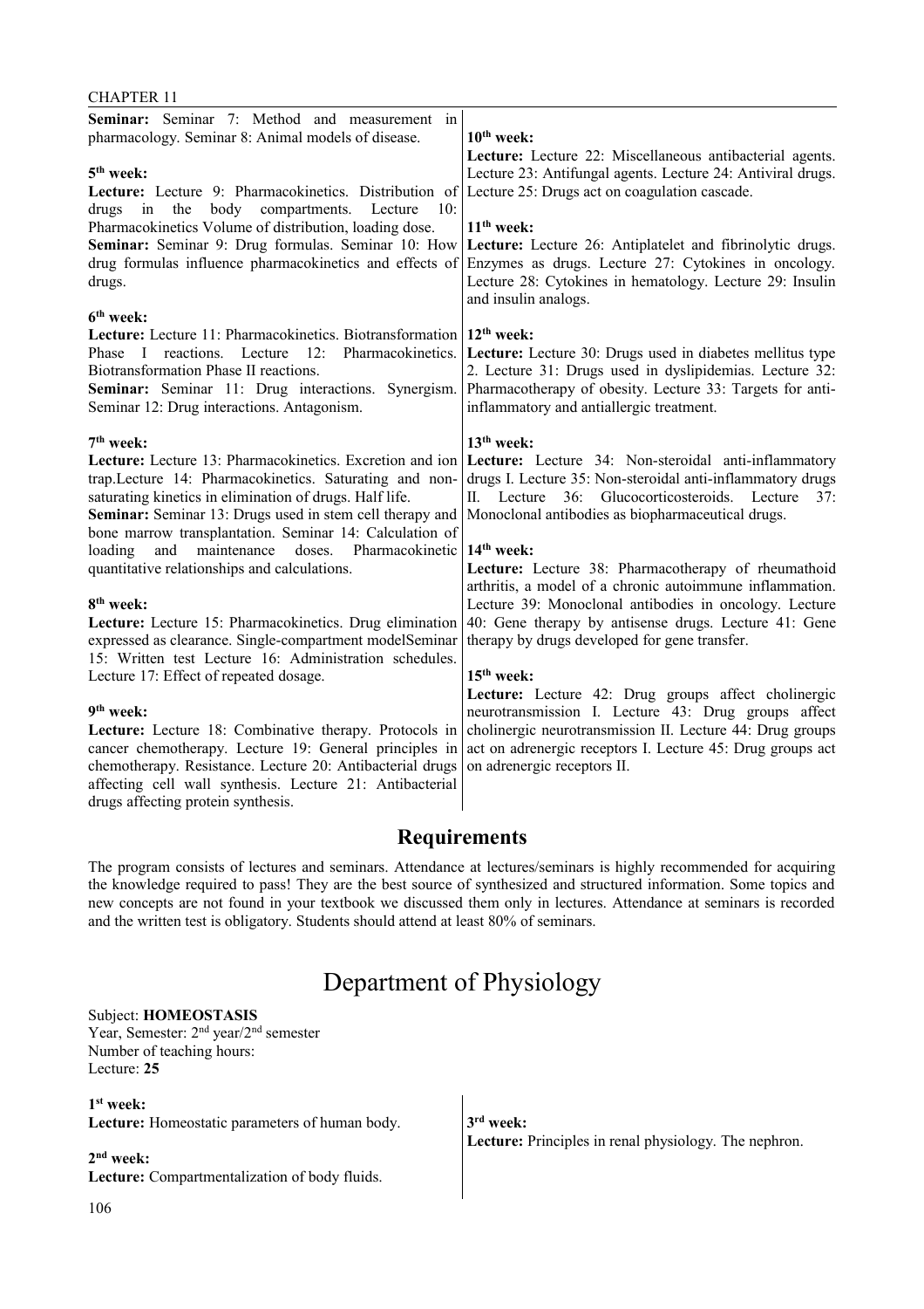**Seminar:** Seminar 7: Method and measurement in pharmacology. Seminar 8: Animal models of disease.

**5th week:**
**Lecture:** Lecture 9: Pharmacokinetics. Distribution of drugs in the body compartments. Lecture 10: Pharmacokinetics Volume of distribution, loading dose.
**Seminar:** Seminar 9: Drug formulas. Seminar 10: How drug formulas influence pharmacokinetics and effects of drugs.

**6th week:**
**Lecture:** Lecture 11: Pharmacokinetics. Biotransformation Phase I reactions. Lecture 12: Pharmacokinetics. Biotransformation Phase II reactions.
**Seminar:** Seminar 11: Drug interactions. Synergism. Seminar 12: Drug interactions. Antagonism.

**7th week:**
**Lecture:** Lecture 13: Pharmacokinetics. Excretion and ion trap.Lecture 14: Pharmacokinetics. Saturating and non-saturating kinetics in elimination of drugs. Half life.
**Seminar:** Seminar 13: Drugs used in stem cell therapy and bone marrow transplantation. Seminar 14: Calculation of loading and maintenance doses. Pharmacokinetic quantitative relationships and calculations.

**8th week:**
**Lecture:** Lecture 15: Pharmacokinetics. Drug elimination expressed as clearance. Single-compartment modelSeminar 15: Written test Lecture 16: Administration schedules. Lecture 17: Effect of repeated dosage.

**9th week:**
**Lecture:** Lecture 18: Combinative therapy. Protocols in cancer chemotherapy. Lecture 19: General principles in chemotherapy. Resistance. Lecture 20: Antibacterial drugs affecting cell wall synthesis. Lecture 21: Antibacterial drugs affecting protein synthesis.

**10th week:**
**Lecture:** Lecture 22: Miscellaneous antibacterial agents. Lecture 23: Antifungal agents. Lecture 24: Antiviral drugs. Lecture 25: Drugs act on coagulation cascade.

**11th week:**
**Lecture:** Lecture 26: Antiplatelet and fibrinolytic drugs. Enzymes as drugs. Lecture 27: Cytokines in oncology. Lecture 28: Cytokines in hematology. Lecture 29: Insulin and insulin analogs.

**12th week:**
**Lecture:** Lecture 30: Drugs used in diabetes mellitus type 2. Lecture 31: Drugs used in dyslipidemias. Lecture 32: Pharmacotherapy of obesity. Lecture 33: Targets for anti-inflammatory and antiallergic treatment.

**13th week:**
**Lecture:** Lecture 34: Non-steroidal anti-inflammatory drugs I. Lecture 35: Non-steroidal anti-inflammatory drugs II. Lecture 36: Glucocorticosteroids. Lecture 37: Monoclonal antibodies as biopharmaceutical drugs.

**14th week:**
**Lecture:** Lecture 38: Pharmacotherapy of rheumathoid arthritis, a model of a chronic autoimmune inflammation. Lecture 39: Monoclonal antibodies in oncology. Lecture 40: Gene therapy by antisense drugs. Lecture 41: Gene therapy by drugs developed for gene transfer.

**15th week:**
**Lecture:** Lecture 42: Drug groups affect cholinergic neurotransmission I. Lecture 43: Drug groups affect cholinergic neurotransmission II. Lecture 44: Drug groups act on adrenergic receptors I. Lecture 45: Drug groups act on adrenergic receptors II.

## Requirements

The program consists of lectures and seminars. Attendance at lectures/seminars is highly recommended for acquiring the knowledge required to pass! They are the best source of synthesized and structured information. Some topics and new concepts are not found in your textbook we discussed them only in lectures. Attendance at seminars is recorded and the written test is obligatory. Students should attend at least 80% of seminars.

# Department of Physiology

Subject: **HOMEOSTASIS**
Year, Semester: 2nd year/2nd semester
Number of teaching hours:
Lecture: **25**

**1st week:**
**Lecture:** Homeostatic parameters of human body.

**2nd week:**
**Lecture:** Compartmentalization of body fluids.

**3rd week:**
**Lecture:** Principles in renal physiology. The nephron.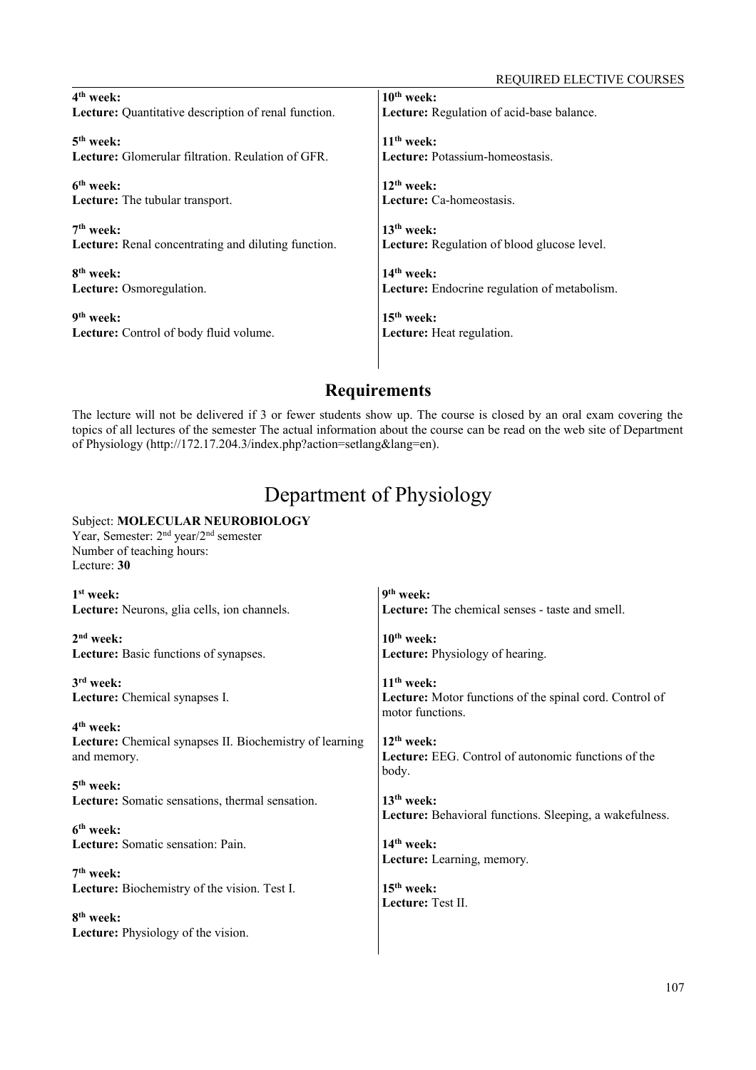**4th week:**
**Lecture:** Quantitative description of renal function.

**5th week:**
**Lecture:** Glomerular filtration. Reulation of GFR.

**6th week:**
**Lecture:** The tubular transport.

**7th week:**
**Lecture:** Renal concentrating and diluting function.

**8th week:**
**Lecture:** Osmoregulation.

**9th week:**
**Lecture:** Control of body fluid volume.

**10th week:**
**Lecture:** Regulation of acid-base balance.

**11th week:**
**Lecture:** Potassium-homeostasis.

**12th week:**
**Lecture:** Ca-homeostasis.

**13th week:**
**Lecture:** Regulation of blood glucose level.

**14th week:**
**Lecture:** Endocrine regulation of metabolism.

**15th week:**
**Lecture:** Heat regulation.

## Requirements

The lecture will not be delivered if 3 or fewer students show up. The course is closed by an oral exam covering the topics of all lectures of the semester The actual information about the course can be read on the web site of Department of Physiology (http://172.17.204.3/index.php?action=setlang&lang=en).

# Department of Physiology

Subject: **MOLECULAR NEUROBIOLOGY**
Year, Semester: 2nd year/2nd semester
Number of teaching hours:
Lecture: **30**

**1st week:**
**Lecture:** Neurons, glia cells, ion channels.

**2nd week:**
**Lecture:** Basic functions of synapses.

**3rd week:**
**Lecture:** Chemical synapses I.

**4th week:**
**Lecture:** Chemical synapses II. Biochemistry of learning and memory.

**5th week:**
**Lecture:** Somatic sensations, thermal sensation.

**6th week:**
**Lecture:** Somatic sensation: Pain.

**7th week:**
**Lecture:** Biochemistry of the vision. Test I.

**8th week:**
**Lecture:** Physiology of the vision.

**9th week:**
**Lecture:** The chemical senses - taste and smell.

**10th week:**
**Lecture:** Physiology of hearing.

**11th week:**
**Lecture:** Motor functions of the spinal cord. Control of motor functions.

**12th week:**
**Lecture:** EEG. Control of autonomic functions of the body.

**13th week:**
**Lecture:** Behavioral functions. Sleeping, a wakefulness.

**14th week:**
**Lecture:** Learning, memory.

**15th week:**
**Lecture:** Test II.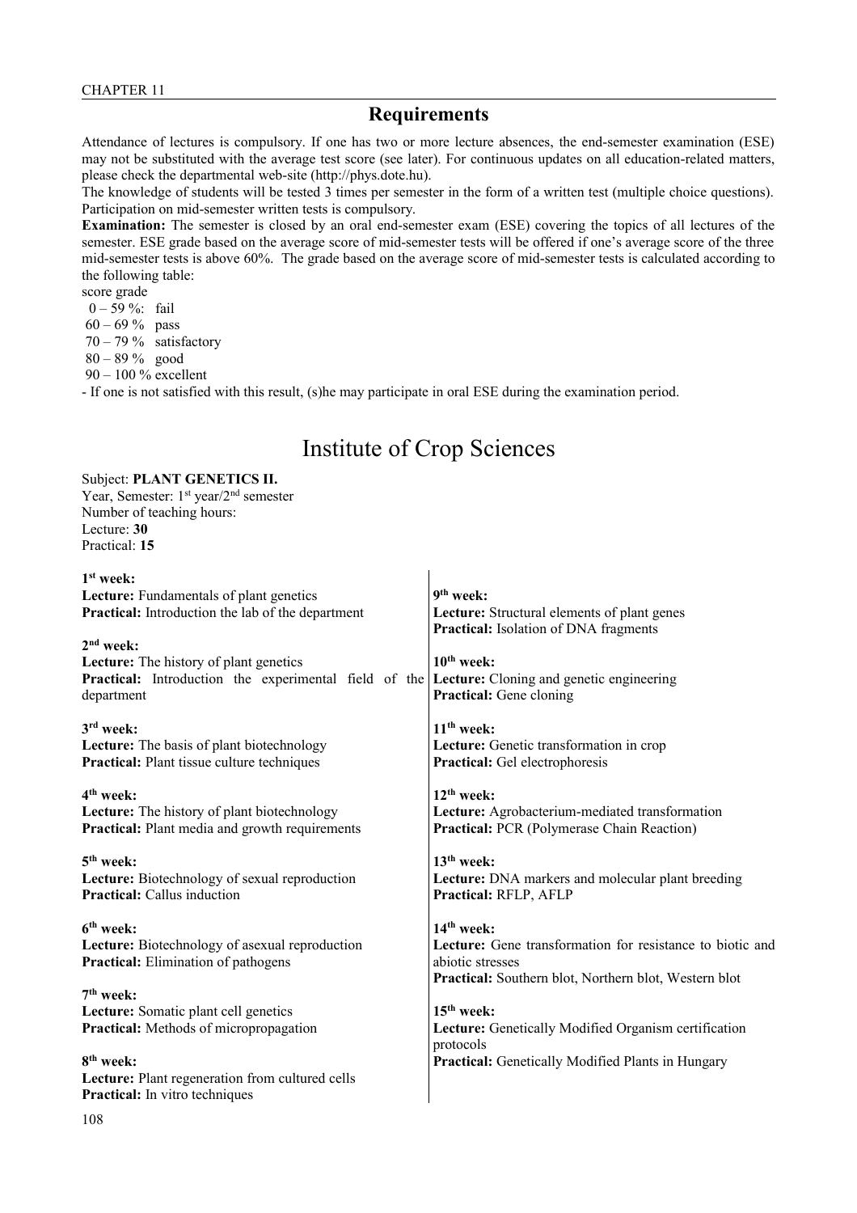## Requirements

Attendance of lectures is compulsory. If one has two or more lecture absences, the end-semester examination (ESE) may not be substituted with the average test score (see later). For continuous updates on all education-related matters, please check the departmental web-site (http://phys.dote.hu).

The knowledge of students will be tested 3 times per semester in the form of a written test (multiple choice questions). Participation on mid-semester written tests is compulsory.

**Examination:** The semester is closed by an oral end-semester exam (ESE) covering the topics of all lectures of the semester. ESE grade based on the average score of mid-semester tests will be offered if one's average score of the three mid-semester tests is above 60%. The grade based on the average score of mid-semester tests is calculated according to the following table:

score grade
0 – 59 %: fail
60 – 69 % pass
70 – 79 % satisfactory
80 – 89 % good
90 – 100 % excellent

- If one is not satisfied with this result, (s)he may participate in oral ESE during the examination period.

# Institute of Crop Sciences

Subject: **PLANT GENETICS II.**
Year, Semester: 1st year/2nd semester
Number of teaching hours:
Lecture: **30**
Practical: **15**

**1st week:**
**Lecture:** Fundamentals of plant genetics
**Practical:** Introduction the lab of the department

**2nd week:**
**Lecture:** The history of plant genetics
**Practical:** Introduction the experimental field of the department

**3rd week:**
**Lecture:** The basis of plant biotechnology
**Practical:** Plant tissue culture techniques

**4th week:**
**Lecture:** The history of plant biotechnology
**Practical:** Plant media and growth requirements

**5th week:**
**Lecture:** Biotechnology of sexual reproduction
**Practical:** Callus induction

**6th week:**
**Lecture:** Biotechnology of asexual reproduction
**Practical:** Elimination of pathogens

**7th week:**
**Lecture:** Somatic plant cell genetics
**Practical:** Methods of micropropagation

**8th week:**
**Lecture:** Plant regeneration from cultured cells
**Practical:** In vitro techniques

**9th week:**
**Lecture:** Structural elements of plant genes
**Practical:** Isolation of DNA fragments

**10th week:**
**Lecture:** Cloning and genetic engineering
**Practical:** Gene cloning

**11th week:**
**Lecture:** Genetic transformation in crop
**Practical:** Gel electrophoresis

**12th week:**
**Lecture:** Agrobacterium-mediated transformation
**Practical:** PCR (Polymerase Chain Reaction)

**13th week:**
**Lecture:** DNA markers and molecular plant breeding
**Practical:** RFLP, AFLP

**14th week:**
**Lecture:** Gene transformation for resistance to biotic and abiotic stresses
**Practical:** Southern blot, Northern blot, Western blot

**15th week:**
**Lecture:** Genetically Modified Organism certification protocols
**Practical:** Genetically Modified Plants in Hungary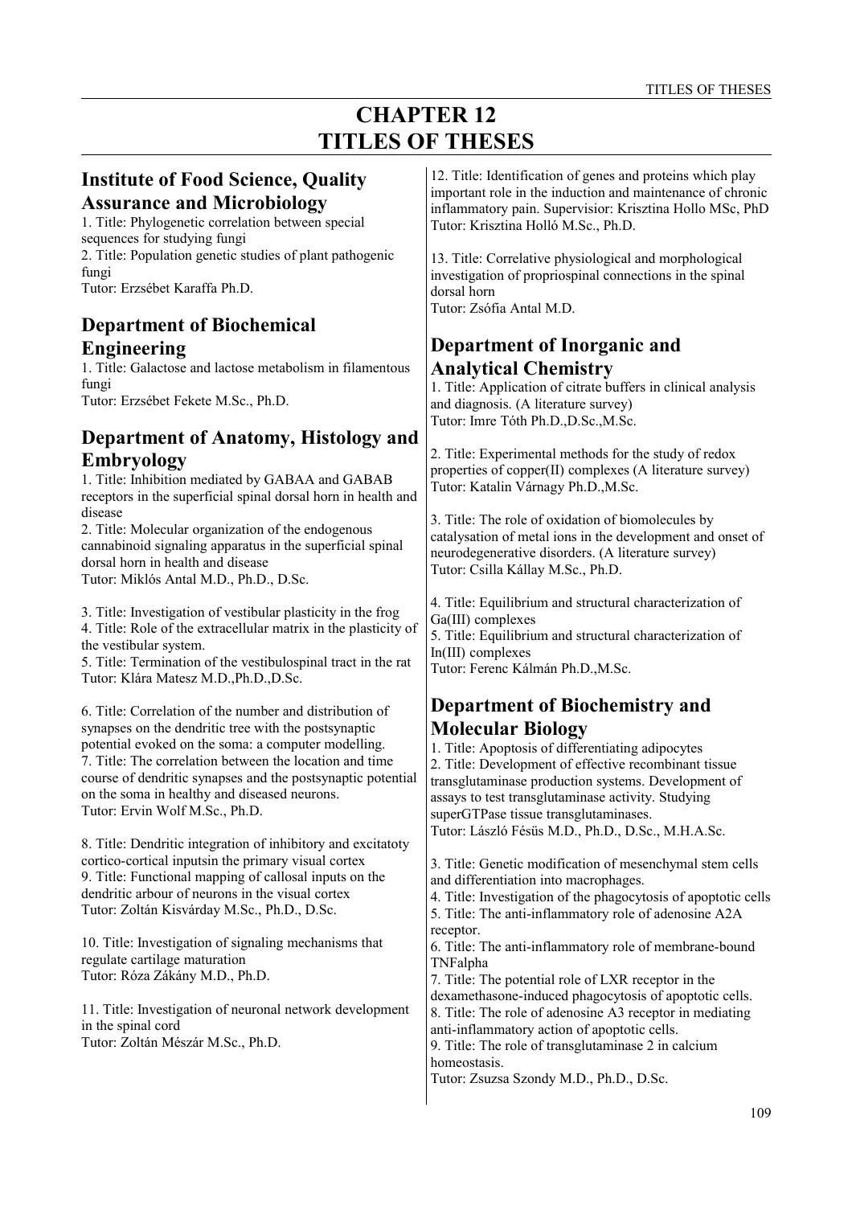// The running header "TITLES OF THESES" and page number "109" are omitted per the rules.
# CHAPTER 12
# TITLES OF THESES

## Institute of Food Science, Quality Assurance and Microbiology

1. Title: Phylogenetic correlation between special sequences for studying fungi
2. Title: Population genetic studies of plant pathogenic fungi

Tutor: Erzsébet Karaffa Ph.D.

## Department of Biochemical Engineering

1. Title: Galactose and lactose metabolism in filamentous fungi

Tutor: Erzsébet Fekete M.Sc., Ph.D.

## Department of Anatomy, Histology and Embryology

1. Title: Inhibition mediated by GABAA and GABAB receptors in the superficial spinal dorsal horn in health and disease
2. Title: Molecular organization of the endogenous cannabinoid signaling apparatus in the superficial spinal dorsal horn in health and disease

Tutor: Miklós Antal M.D., Ph.D., D.Sc.

3. Title: Investigation of vestibular plasticity in the frog
4. Title: Role of the extracellular matrix in the plasticity of the vestibular system.
5. Title: Termination of the vestibulospinal tract in the rat

Tutor: Klára Matesz M.D.,Ph.D.,D.Sc.

6. Title: Correlation of the number and distribution of synapses on the dendritic tree with the postsynaptic potential evoked on the soma: a computer modelling.
7. Title: The correlation between the location and time course of dendritic synapses and the postsynaptic potential on the soma in healthy and diseased neurons.

Tutor: Ervin Wolf M.Sc., Ph.D.

8. Title: Dendritic integration of inhibitory and excitatoty cortico-cortical inputsin the primary visual cortex
9. Title: Functional mapping of callosal inputs on the dendritic arbour of neurons in the visual cortex

Tutor: Zoltán Kisvárday M.Sc., Ph.D., D.Sc.

10. Title: Investigation of signaling mechanisms that regulate cartilage maturation

Tutor: Róza Zákány M.D., Ph.D.

11. Title: Investigation of neuronal network development in the spinal cord

Tutor: Zoltán Mészár M.Sc., Ph.D.

12. Title: Identification of genes and proteins which play important role in the induction and maintenance of chronic inflammatory pain. Supervisior: Krisztina Hollo MSc, PhD

Tutor: Krisztina Holló M.Sc., Ph.D.

13. Title: Correlative physiological and morphological investigation of propriospinal connections in the spinal dorsal horn

Tutor: Zsófia Antal M.D.

## Department of Inorganic and Analytical Chemistry

1. Title: Application of citrate buffers in clinical analysis and diagnosis. (A literature survey)

Tutor: Imre Tóth Ph.D.,D.Sc.,M.Sc.

2. Title: Experimental methods for the study of redox properties of copper(II) complexes (A literature survey)

Tutor: Katalin Várnagy Ph.D.,M.Sc.

3. Title: The role of oxidation of biomolecules by catalysation of metal ions in the development and onset of neurodegenerative disorders. (A literature survey)

Tutor: Csilla Kállay M.Sc., Ph.D.

4. Title: Equilibrium and structural characterization of Ga(III) complexes
5. Title: Equilibrium and structural characterization of In(III) complexes

Tutor: Ferenc Kálmán Ph.D.,M.Sc.

## Department of Biochemistry and Molecular Biology

1. Title: Apoptosis of differentiating adipocytes
2. Title: Development of effective recombinant tissue transglutaminase production systems. Development of assays to test transglutaminase activity. Studying superGTPase tissue transglutaminases.

Tutor: László Fésüs M.D., Ph.D., D.Sc., M.H.A.Sc.

3. Title: Genetic modification of mesenchymal stem cells and differentiation into macrophages.
4. Title: Investigation of the phagocytosis of apoptotic cells
5. Title: The anti-inflammatory role of adenosine A2A receptor.
6. Title: The anti-inflammatory role of membrane-bound TNFalpha
7. Title: The potential role of LXR receptor in the dexamethasone-induced phagocytosis of apoptotic cells.
8. Title: The role of adenosine A3 receptor in mediating anti-inflammatory action of apoptotic cells.
9. Title: The role of transglutaminase 2 in calcium homeostasis.

Tutor: Zsuzsa Szondy M.D., Ph.D., D.Sc.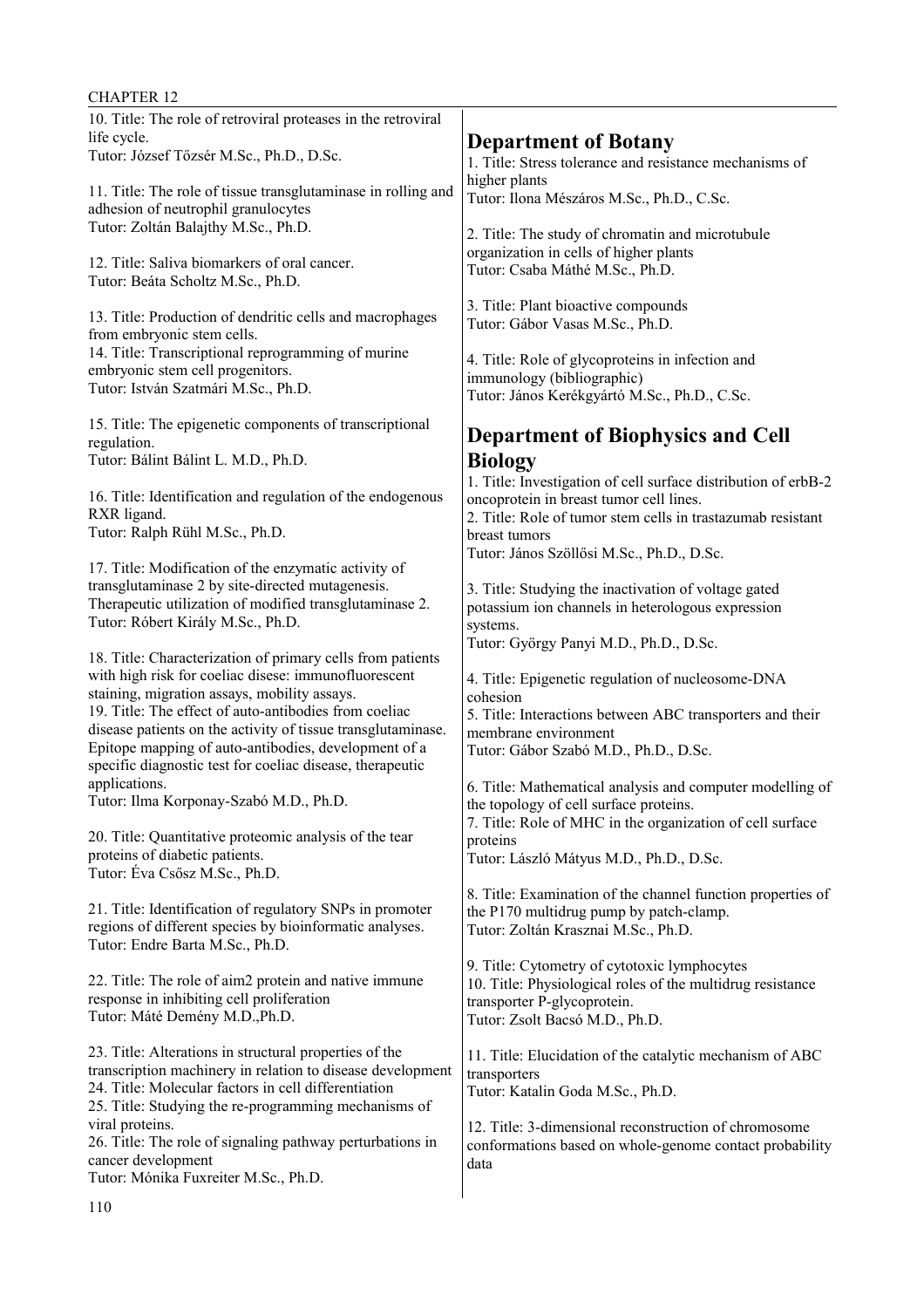10. Title: The role of retroviral proteases in the retroviral life cycle.
Tutor: József Tőzsér M.Sc., Ph.D., D.Sc.

11. Title: The role of tissue transglutaminase in rolling and adhesion of neutrophil granulocytes
Tutor: Zoltán Balajthy M.Sc., Ph.D.

12. Title: Saliva biomarkers of oral cancer.
Tutor: Beáta Scholtz M.Sc., Ph.D.

13. Title: Production of dendritic cells and macrophages from embryonic stem cells.
14. Title: Transcriptional reprogramming of murine embryonic stem cell progenitors.
Tutor: István Szatmári M.Sc., Ph.D.

15. Title: The epigenetic components of transcriptional regulation.
Tutor: Bálint Bálint L. M.D., Ph.D.

16. Title: Identification and regulation of the endogenous RXR ligand.
Tutor: Ralph Rühl M.Sc., Ph.D.

17. Title: Modification of the enzymatic activity of transglutaminase 2 by site-directed mutagenesis. Therapeutic utilization of modified transglutaminase 2.
Tutor: Róbert Király M.Sc., Ph.D.

18. Title: Characterization of primary cells from patients with high risk for coeliac disese: immunofluorescent staining, migration assays, mobility assays.
19. Title: The effect of auto-antibodies from coeliac disease patients on the activity of tissue transglutaminase. Epitope mapping of auto-antibodies, development of a specific diagnostic test for coeliac disease, therapeutic applications.
Tutor: Ilma Korponay-Szabó M.D., Ph.D.

20. Title: Quantitative proteomic analysis of the tear proteins of diabetic patients.
Tutor: Éva Csősz M.Sc., Ph.D.

21. Title: Identification of regulatory SNPs in promoter regions of different species by bioinformatic analyses.
Tutor: Endre Barta M.Sc., Ph.D.

22. Title: The role of aim2 protein and native immune response in inhibiting cell proliferation
Tutor: Máté Demény M.D.,Ph.D.

23. Title: Alterations in structural properties of the transcription machinery in relation to disease development
24. Title: Molecular factors in cell differentiation
25. Title: Studying the re-programming mechanisms of viral proteins.
26. Title: The role of signaling pathway perturbations in cancer development
Tutor: Mónika Fuxreiter M.Sc., Ph.D.

## Department of Botany

1. Title: Stress tolerance and resistance mechanisms of higher plants
Tutor: Ilona Mészáros M.Sc., Ph.D., C.Sc.

2. Title: The study of chromatin and microtubule organization in cells of higher plants
Tutor: Csaba Máthé M.Sc., Ph.D.

3. Title: Plant bioactive compounds
Tutor: Gábor Vasas M.Sc., Ph.D.

4. Title: Role of glycoproteins in infection and immunology (bibliographic)
Tutor: János Kerékgyártó M.Sc., Ph.D., C.Sc.

## Department of Biophysics and Cell Biology

1. Title: Investigation of cell surface distribution of erbB-2 oncoprotein in breast tumor cell lines.
2. Title: Role of tumor stem cells in trastazumab resistant breast tumors
Tutor: János Szöllősi M.Sc., Ph.D., D.Sc.

3. Title: Studying the inactivation of voltage gated potassium ion channels in heterologous expression systems.
Tutor: György Panyi M.D., Ph.D., D.Sc.

4. Title: Epigenetic regulation of nucleosome-DNA cohesion
5. Title: Interactions between ABC transporters and their membrane environment
Tutor: Gábor Szabó M.D., Ph.D., D.Sc.

6. Title: Mathematical analysis and computer modelling of the topology of cell surface proteins.
7. Title: Role of MHC in the organization of cell surface proteins
Tutor: László Mátyus M.D., Ph.D., D.Sc.

8. Title: Examination of the channel function properties of the P170 multidrug pump by patch-clamp.
Tutor: Zoltán Krasznai M.Sc., Ph.D.

9. Title: Cytometry of cytotoxic lymphocytes
10. Title: Physiological roles of the multidrug resistance transporter P-glycoprotein.
Tutor: Zsolt Bacsó M.D., Ph.D.

11. Title: Elucidation of the catalytic mechanism of ABC transporters
Tutor: Katalin Goda M.Sc., Ph.D.

12. Title: 3-dimensional reconstruction of chromosome conformations based on whole-genome contact probability data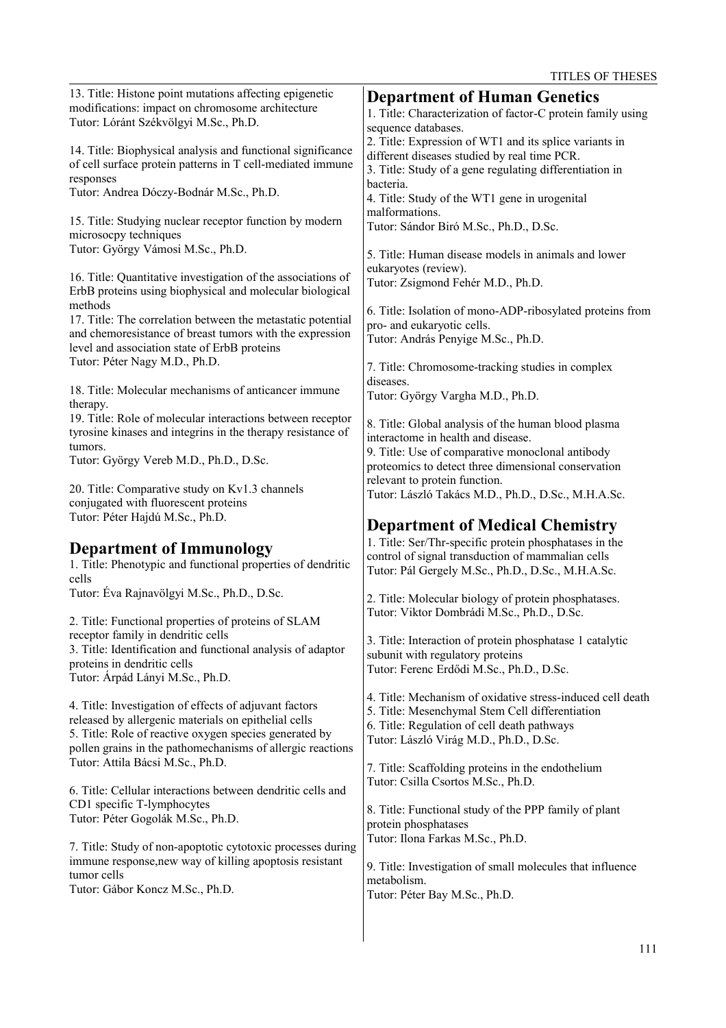13. Title: Histone point mutations affecting epigenetic modifications: impact on chromosome architecture
Tutor: Lóránt Székvölgyi M.Sc., Ph.D.

14. Title: Biophysical analysis and functional significance of cell surface protein patterns in T cell-mediated immune responses
Tutor: Andrea Dóczy-Bodnár M.Sc., Ph.D.

15. Title: Studying nuclear receptor function by modern microsocpy techniques
Tutor: György Vámosi M.Sc., Ph.D.

16. Title: Quantitative investigation of the associations of ErbB proteins using biophysical and molecular biological methods
17. Title: The correlation between the metastatic potential and chemoresistance of breast tumors with the expression level and association state of ErbB proteins
Tutor: Péter Nagy M.D., Ph.D.

18. Title: Molecular mechanisms of anticancer immune therapy.
19. Title: Role of molecular interactions between receptor tyrosine kinases and integrins in the therapy resistance of tumors.
Tutor: György Vereb M.D., Ph.D., D.Sc.

20. Title: Comparative study on Kv1.3 channels conjugated with fluorescent proteins
Tutor: Péter Hajdú M.Sc., Ph.D.

## Department of Immunology

1. Title: Phenotypic and functional properties of dendritic cells
Tutor: Éva Rajnavölgyi M.Sc., Ph.D., D.Sc.

2. Title: Functional properties of proteins of SLAM receptor family in dendritic cells
3. Title: Identification and functional analysis of adaptor proteins in dendritic cells
Tutor: Árpád Lányi M.Sc., Ph.D.

4. Title: Investigation of effects of adjuvant factors released by allergenic materials on epithelial cells
5. Title: Role of reactive oxygen species generated by pollen grains in the pathomechanisms of allergic reactions
Tutor: Attila Bácsi M.Sc., Ph.D.

6. Title: Cellular interactions between dendritic cells and CD1 specific T-lymphocytes
Tutor: Péter Gogolák M.Sc., Ph.D.

7. Title: Study of non-apoptotic cytotoxic processes during immune response,new way of killing apoptosis resistant tumor cells
Tutor: Gábor Koncz M.Sc., Ph.D.

## Department of Human Genetics

1. Title: Characterization of factor-C protein family using sequence databases.
2. Title: Expression of WT1 and its splice variants in different diseases studied by real time PCR.
3. Title: Study of a gene regulating differentiation in bacteria.
4. Title: Study of the WT1 gene in urogenital malformations.
Tutor: Sándor Biró M.Sc., Ph.D., D.Sc.

5. Title: Human disease models in animals and lower eukaryotes (review).
Tutor: Zsigmond Fehér M.D., Ph.D.

6. Title: Isolation of mono-ADP-ribosylated proteins from pro- and eukaryotic cells.
Tutor: András Penyige M.Sc., Ph.D.

7. Title: Chromosome-tracking studies in complex diseases.
Tutor: György Vargha M.D., Ph.D.

8. Title: Global analysis of the human blood plasma interactome in health and disease.
9. Title: Use of comparative monoclonal antibody proteomics to detect three dimensional conservation relevant to protein function.
Tutor: László Takács M.D., Ph.D., D.Sc., M.H.A.Sc.

## Department of Medical Chemistry

1. Title: Ser/Thr-specific protein phosphatases in the control of signal transduction of mammalian cells
Tutor: Pál Gergely M.Sc., Ph.D., D.Sc., M.H.A.Sc.

2. Title: Molecular biology of protein phosphatases.
Tutor: Viktor Dombrádi M.Sc., Ph.D., D.Sc.

3. Title: Interaction of protein phosphatase 1 catalytic subunit with regulatory proteins
Tutor: Ferenc Erdődi M.Sc., Ph.D., D.Sc.

4. Title: Mechanism of oxidative stress-induced cell death
5. Title: Mesenchymal Stem Cell differentiation
6. Title: Regulation of cell death pathways
Tutor: László Virág M.D., Ph.D., D.Sc.

7. Title: Scaffolding proteins in the endothelium
Tutor: Csilla Csortos M.Sc., Ph.D.

8. Title: Functional study of the PPP family of plant protein phosphatases
Tutor: Ilona Farkas M.Sc., Ph.D.

9. Title: Investigation of small molecules that influence metabolism.
Tutor: Péter Bay M.Sc., Ph.D.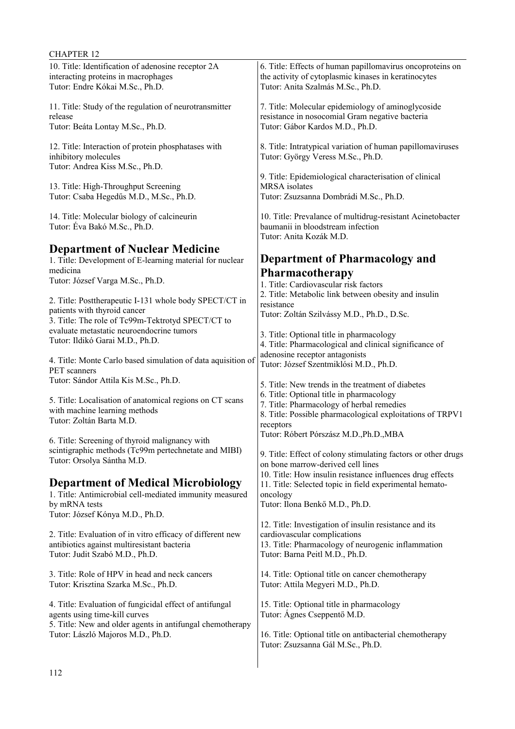10. Title: Identification of adenosine receptor 2A interacting proteins in macrophages
Tutor: Endre Kókai M.Sc., Ph.D.

11. Title: Study of the regulation of neurotransmitter release
Tutor: Beáta Lontay M.Sc., Ph.D.

12. Title: Interaction of protein phosphatases with inhibitory molecules
Tutor: Andrea Kiss M.Sc., Ph.D.

13. Title: High-Throughput Screening
Tutor: Csaba Hegedűs M.D., M.Sc., Ph.D.

14. Title: Molecular biology of calcineurin
Tutor: Éva Bakó M.Sc., Ph.D.

## Department of Nuclear Medicine

1. Title: Development of E-learning material for nuclear medicina
Tutor: József Varga M.Sc., Ph.D.

2. Title: Posttherapeutic I-131 whole body SPECT/CT in patients with thyroid cancer
3. Title: The role of Tc99m-Tektrotyd SPECT/CT to evaluate metastatic neuroendocrine tumors
Tutor: Ildikó Garai M.D., Ph.D.

4. Title: Monte Carlo based simulation of data aquisition of PET scanners
Tutor: Sándor Attila Kis M.Sc., Ph.D.

5. Title: Localisation of anatomical regions on CT scans with machine learning methods
Tutor: Zoltán Barta M.D.

6. Title: Screening of thyroid malignancy with scintigraphic methods (Tc99m pertechnetate and MIBI)
Tutor: Orsolya Sántha M.D.

## Department of Medical Microbiology

1. Title: Antimicrobial cell-mediated immunity measured by mRNA tests
Tutor: József Kónya M.D., Ph.D.

2. Title: Evaluation of in vitro efficacy of different new antibiotics against multiresistant bacteria
Tutor: Judit Szabó M.D., Ph.D.

3. Title: Role of HPV in head and neck cancers
Tutor: Krisztina Szarka M.Sc., Ph.D.

4. Title: Evaluation of fungicidal effect of antifungal agents using time-kill curves
5. Title: New and older agents in antifungal chemotherapy
Tutor: László Majoros M.D., Ph.D.

6. Title: Effects of human papillomavirus oncoproteins on the activity of cytoplasmic kinases in keratinocytes
Tutor: Anita Szalmás M.Sc., Ph.D.

7. Title: Molecular epidemiology of aminoglycoside resistance in nosocomial Gram negative bacteria
Tutor: Gábor Kardos M.D., Ph.D.

8. Title: Intratypical variation of human papillomaviruses
Tutor: György Veress M.Sc., Ph.D.

9. Title: Epidemiological characterisation of clinical MRSA isolates
Tutor: Zsuzsanna Dombrádi M.Sc., Ph.D.

10. Title: Prevalance of multidrug-resistant Acinetobacter baumanii in bloodstream infection
Tutor: Anita Kozák M.D.

## Department of Pharmacology and Pharmacotherapy

1. Title: Cardiovascular risk factors
2. Title: Metabolic link between obesity and insulin resistance
Tutor: Zoltán Szilvássy M.D., Ph.D., D.Sc.

3. Title: Optional title in pharmacology
4. Title: Pharmacological and clinical significance of adenosine receptor antagonists
Tutor: József Szentmiklósi M.D., Ph.D.

5. Title: New trends in the treatment of diabetes
6. Title: Optional title in pharmacology
7. Title: Pharmacology of herbal remedies
8. Title: Possible pharmacological exploitations of TRPV1 receptors
Tutor: Róbert Pórszász M.D.,Ph.D.,MBA

9. Title: Effect of colony stimulating factors or other drugs on bone marrow-derived cell lines
10. Title: How insulin resistance influences drug effects
11. Title: Selected topic in field experimental hemato-oncology
Tutor: Ilona Benkő M.D., Ph.D.

12. Title: Investigation of insulin resistance and its cardiovascular complications
13. Title: Pharmacology of neurogenic inflammation
Tutor: Barna Peitl M.D., Ph.D.

14. Title: Optional title on cancer chemotherapy
Tutor: Attila Megyeri M.D., Ph.D.

15. Title: Optional title in pharmacology
Tutor: Ágnes Cseppentő M.D.

16. Title: Optional title on antibacterial chemotherapy
Tutor: Zsuzsanna Gál M.Sc., Ph.D.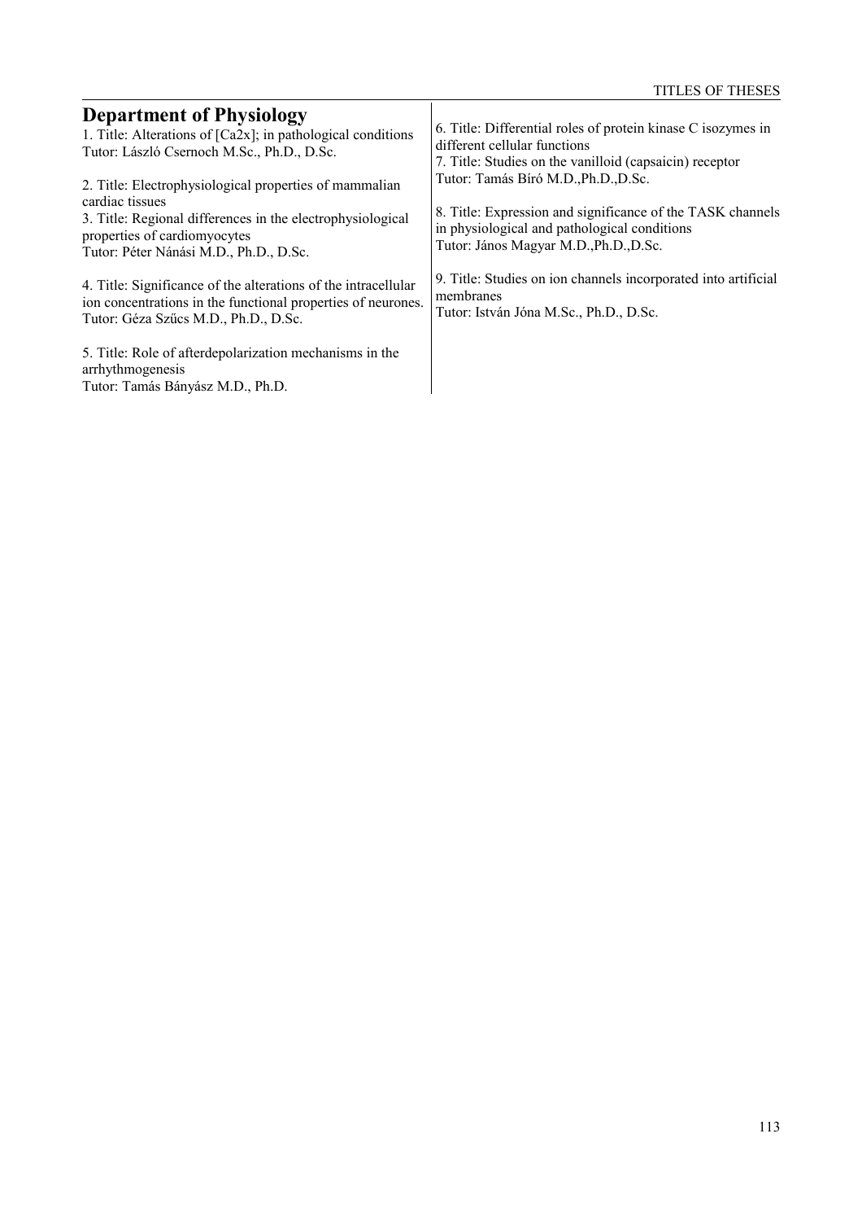## Department of Physiology

1. Title: Alterations of [Ca2x]; in pathological conditions
Tutor: László Csernoch M.Sc., Ph.D., D.Sc.

2. Title: Electrophysiological properties of mammalian cardiac tissues
3. Title: Regional differences in the electrophysiological properties of cardiomyocytes
Tutor: Péter Nánási M.D., Ph.D., D.Sc.

4. Title: Significance of the alterations of the intracellular ion concentrations in the functional properties of neurones.
Tutor: Géza Szűcs M.D., Ph.D., D.Sc.

5. Title: Role of afterdepolarization mechanisms in the arrhythmogenesis
Tutor: Tamás Bányász M.D., Ph.D.

6. Title: Differential roles of protein kinase C isozymes in different cellular functions
7. Title: Studies on the vanilloid (capsaicin) receptor
Tutor: Tamás Bíró M.D.,Ph.D.,D.Sc.

8. Title: Expression and significance of the TASK channels in physiological and pathological conditions
Tutor: János Magyar M.D.,Ph.D.,D.Sc.

9. Title: Studies on ion channels incorporated into artificial membranes
Tutor: István Jóna M.Sc., Ph.D., D.Sc.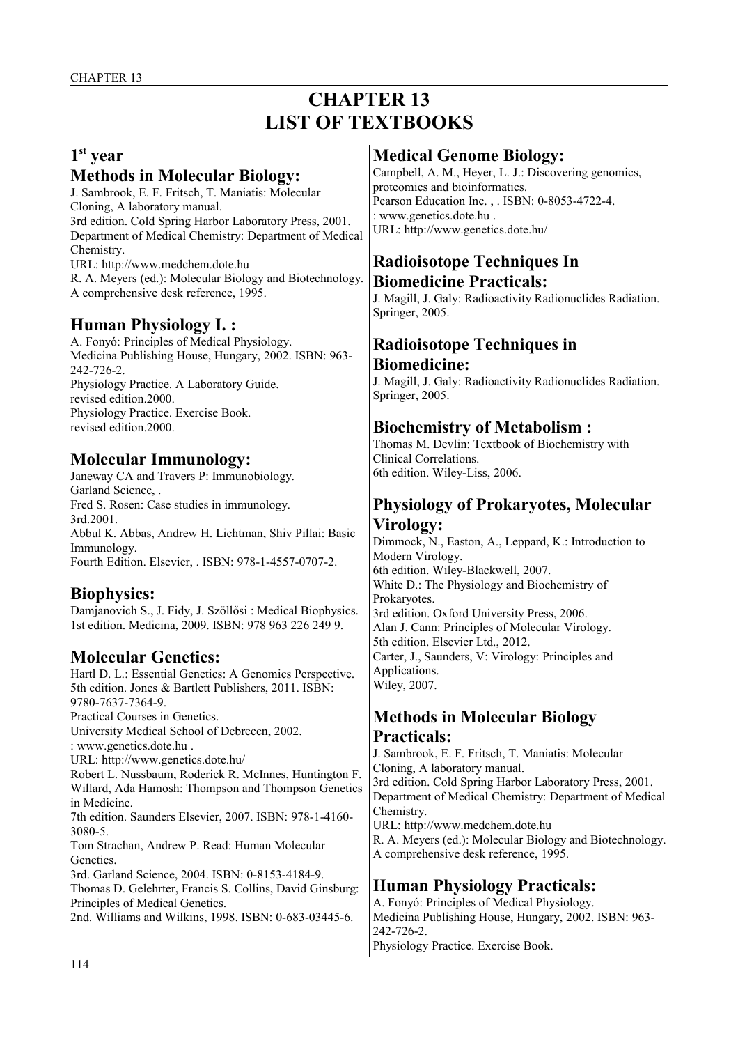# CHAPTER 13
# LIST OF TEXTBOOKS

## 1st year

### Methods in Molecular Biology:

J. Sambrook, E. F. Fritsch, T. Maniatis: Molecular Cloning, A laboratory manual.
3rd edition. Cold Spring Harbor Laboratory Press, 2001.
Department of Medical Chemistry: Department of Medical Chemistry.
URL: http://www.medchem.dote.hu
R. A. Meyers (ed.): Molecular Biology and Biotechnology. A comprehensive desk reference, 1995.

### Human Physiology I. :

A. Fonyó: Principles of Medical Physiology.
Medicina Publishing House, Hungary, 2002. ISBN: 963-242-726-2.
Physiology Practice. A Laboratory Guide.
revised edition.2000.
Physiology Practice. Exercise Book.
revised edition.2000.

### Molecular Immunology:

Janeway CA and Travers P: Immunobiology.
Garland Science, .
Fred S. Rosen: Case studies in immunology.
3rd.2001.
Abbul K. Abbas, Andrew H. Lichtman, Shiv Pillai: Basic Immunology.
Fourth Edition. Elsevier, . ISBN: 978-1-4557-0707-2.

### Biophysics:

Damjanovich S., J. Fidy, J. Szöllősi : Medical Biophysics.
1st edition. Medicina, 2009. ISBN: 978 963 226 249 9.

### Molecular Genetics:

Hartl D. L.: Essential Genetics: A Genomics Perspective.
5th edition. Jones & Bartlett Publishers, 2011. ISBN: 9780-7637-7364-9.
Practical Courses in Genetics.
University Medical School of Debrecen, 2002.
: www.genetics.dote.hu .
URL: http://www.genetics.dote.hu/
Robert L. Nussbaum, Roderick R. McInnes, Huntington F. Willard, Ada Hamosh: Thompson and Thompson Genetics in Medicine.
7th edition. Saunders Elsevier, 2007. ISBN: 978-1-4160-3080-5.
Tom Strachan, Andrew P. Read: Human Molecular Genetics.
3rd. Garland Science, 2004. ISBN: 0-8153-4184-9.
Thomas D. Gelehrter, Francis S. Collins, David Ginsburg: Principles of Medical Genetics.
2nd. Williams and Wilkins, 1998. ISBN: 0-683-03445-6.

### Medical Genome Biology:

Campbell, A. M., Heyer, L. J.: Discovering genomics, proteomics and bioinformatics.
Pearson Education Inc. , . ISBN: 0-8053-4722-4.
: www.genetics.dote.hu .
URL: http://www.genetics.dote.hu/

### Radioisotope Techniques In Biomedicine Practicals:

J. Magill, J. Galy: Radioactivity Radionuclides Radiation.
Springer, 2005.

### Radioisotope Techniques in Biomedicine:

J. Magill, J. Galy: Radioactivity Radionuclides Radiation.
Springer, 2005.

### Biochemistry of Metabolism :

Thomas M. Devlin: Textbook of Biochemistry with Clinical Correlations.
6th edition. Wiley-Liss, 2006.

### Physiology of Prokaryotes, Molecular Virology:

Dimmock, N., Easton, A., Leppard, K.: Introduction to Modern Virology.
6th edition. Wiley-Blackwell, 2007.
White D.: The Physiology and Biochemistry of Prokaryotes.
3rd edition. Oxford University Press, 2006.
Alan J. Cann: Principles of Molecular Virology.
5th edition. Elsevier Ltd., 2012.
Carter, J., Saunders, V: Virology: Principles and Applications.
Wiley, 2007.

### Methods in Molecular Biology Practicals:

J. Sambrook, E. F. Fritsch, T. Maniatis: Molecular Cloning, A laboratory manual.
3rd edition. Cold Spring Harbor Laboratory Press, 2001.
Department of Medical Chemistry: Department of Medical Chemistry.
URL: http://www.medchem.dote.hu
R. A. Meyers (ed.): Molecular Biology and Biotechnology. A comprehensive desk reference, 1995.

### Human Physiology Practicals:

A. Fonyó: Principles of Medical Physiology.
Medicina Publishing House, Hungary, 2002. ISBN: 963-242-726-2.
Physiology Practice. Exercise Book.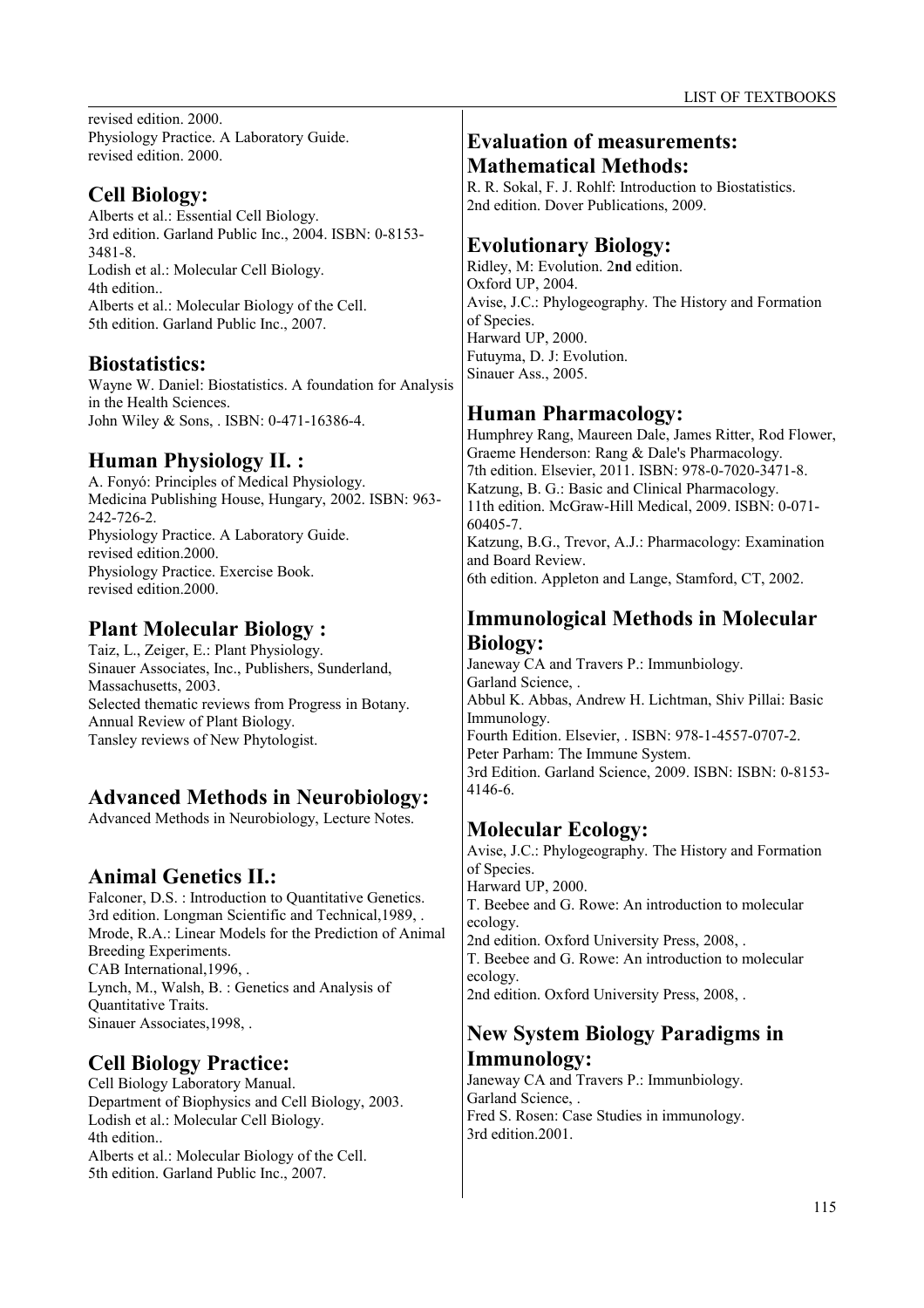revised edition. 2000.
Physiology Practice. A Laboratory Guide.
revised edition. 2000.

## Cell Biology:

Alberts et al.: Essential Cell Biology.
3rd edition. Garland Public Inc., 2004. ISBN: 0-8153-3481-8.
Lodish et al.: Molecular Cell Biology.
4th edition..
Alberts et al.: Molecular Biology of the Cell.
5th edition. Garland Public Inc., 2007.

## Biostatistics:

Wayne W. Daniel: Biostatistics. A foundation for Analysis in the Health Sciences.
John Wiley & Sons, . ISBN: 0-471-16386-4.

## Human Physiology II. :

A. Fonyó: Principles of Medical Physiology.
Medicina Publishing House, Hungary, 2002. ISBN: 963-242-726-2.
Physiology Practice. A Laboratory Guide.
revised edition.2000.
Physiology Practice. Exercise Book.
revised edition.2000.

## Plant Molecular Biology :

Taiz, L., Zeiger, E.: Plant Physiology.
Sinauer Associates, Inc., Publishers, Sunderland, Massachusetts, 2003.
Selected thematic reviews from Progress in Botany.
Annual Review of Plant Biology.
Tansley reviews of New Phytologist.

## Advanced Methods in Neurobiology:

Advanced Methods in Neurobiology, Lecture Notes.

## Animal Genetics II.:

Falconer, D.S. : Introduction to Quantitative Genetics.
3rd edition. Longman Scientific and Technical,1989, .
Mrode, R.A.: Linear Models for the Prediction of Animal Breeding Experiments.
CAB International,1996, .
Lynch, M., Walsh, B. : Genetics and Analysis of Quantitative Traits.
Sinauer Associates,1998, .

## Cell Biology Practice:

Cell Biology Laboratory Manual.
Department of Biophysics and Cell Biology, 2003.
Lodish et al.: Molecular Cell Biology.
4th edition..
Alberts et al.: Molecular Biology of the Cell.
5th edition. Garland Public Inc., 2007.

## Evaluation of measurements: Mathematical Methods:

R. R. Sokal, F. J. Rohlf: Introduction to Biostatistics.
2nd edition. Dover Publications, 2009.

## Evolutionary Biology:

Ridley, M: Evolution. 2**nd** edition.
Oxford UP, 2004.
Avise, J.C.: Phylogeography. The History and Formation of Species.
Harward UP, 2000.
Futuyma, D. J: Evolution.
Sinauer Ass., 2005.

## Human Pharmacology:

Humphrey Rang, Maureen Dale, James Ritter, Rod Flower, Graeme Henderson: Rang & Dale's Pharmacology.
7th edition. Elsevier, 2011. ISBN: 978-0-7020-3471-8.
Katzung, B. G.: Basic and Clinical Pharmacology.
11th edition. McGraw-Hill Medical, 2009. ISBN: 0-071-60405-7.
Katzung, B.G., Trevor, A.J.: Pharmacology: Examination and Board Review.
6th edition. Appleton and Lange, Stamford, CT, 2002.

## Immunological Methods in Molecular Biology:

Janeway CA and Travers P.: Immunbiology.
Garland Science, .
Abbul K. Abbas, Andrew H. Lichtman, Shiv Pillai: Basic Immunology.
Fourth Edition. Elsevier, . ISBN: 978-1-4557-0707-2.
Peter Parham: The Immune System.
3rd Edition. Garland Science, 2009. ISBN: ISBN: 0-8153-4146-6.

## Molecular Ecology:

Avise, J.C.: Phylogeography. The History and Formation of Species.
Harward UP, 2000.
T. Beebee and G. Rowe: An introduction to molecular ecology.
2nd edition. Oxford University Press, 2008, .
T. Beebee and G. Rowe: An introduction to molecular ecology.
2nd edition. Oxford University Press, 2008, .

## New System Biology Paradigms in Immunology:

Janeway CA and Travers P.: Immunbiology.
Garland Science, .
Fred S. Rosen: Case Studies in immunology.
3rd edition.2001.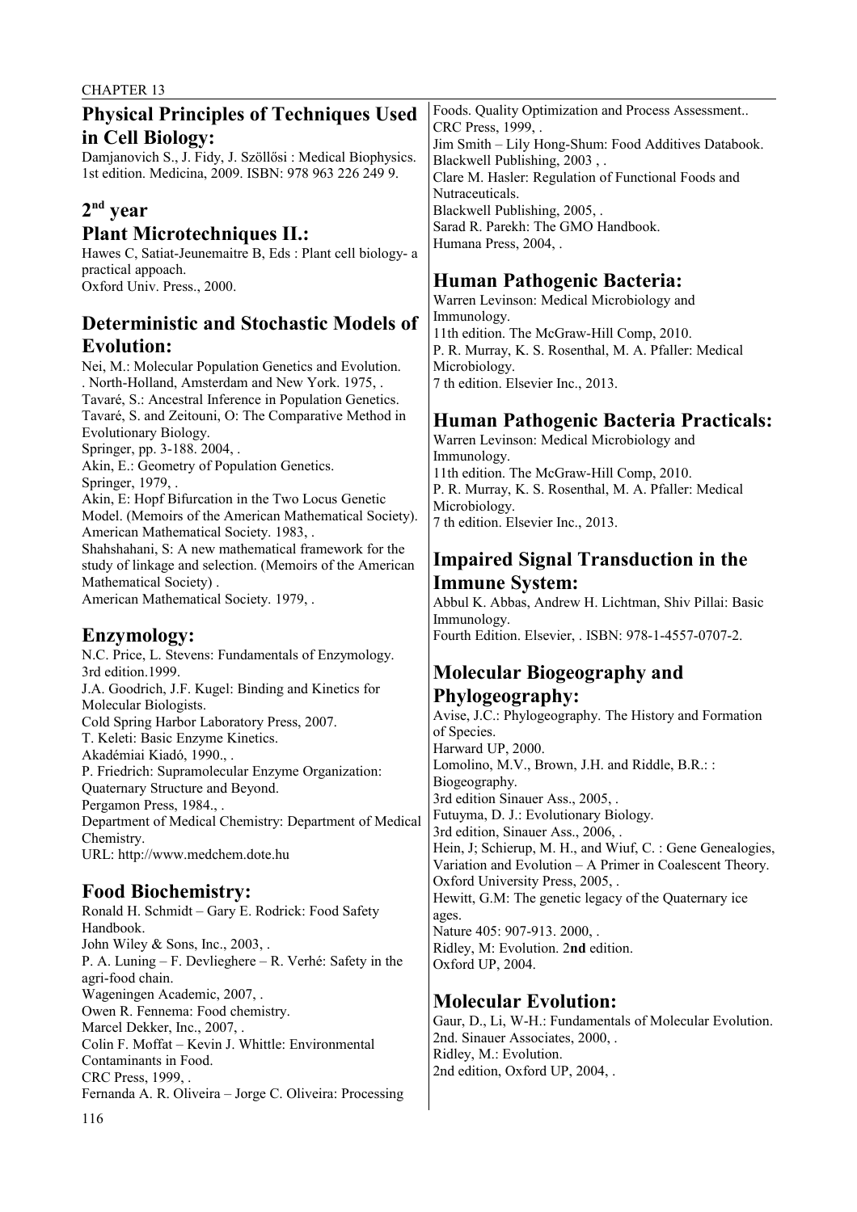## Physical Principles of Techniques Used in Cell Biology:

Damjanovich S., J. Fidy, J. Szöllősi : Medical Biophysics. 1st edition. Medicina, 2009. ISBN: 978 963 226 249 9.

# 2nd year

## Plant Microtechniques II.:

Hawes C, Satiat-Jeunemaitre B, Eds : Plant cell biology- a practical appoach.
Oxford Univ. Press., 2000.

## Deterministic and Stochastic Models of Evolution:

Nei, M.: Molecular Population Genetics and Evolution.
. North-Holland, Amsterdam and New York. 1975, .
Tavaré, S.: Ancestral Inference in Population Genetics.
Tavaré, S. and Zeitouni, O: The Comparative Method in Evolutionary Biology.
Springer, pp. 3-188. 2004, .
Akin, E.: Geometry of Population Genetics.
Springer, 1979, .
Akin, E: Hopf Bifurcation in the Two Locus Genetic Model. (Memoirs of the American Mathematical Society).
American Mathematical Society. 1983, .
Shahshahani, S: A new mathematical framework for the study of linkage and selection. (Memoirs of the American Mathematical Society) .
American Mathematical Society. 1979, .

## Enzymology:

N.C. Price, L. Stevens: Fundamentals of Enzymology.
3rd edition.1999.
J.A. Goodrich, J.F. Kugel: Binding and Kinetics for Molecular Biologists.
Cold Spring Harbor Laboratory Press, 2007.
T. Keleti: Basic Enzyme Kinetics.
Akadémiai Kiadó, 1990., .
P. Friedrich: Supramolecular Enzyme Organization: Quaternary Structure and Beyond.
Pergamon Press, 1984., .
Department of Medical Chemistry: Department of Medical Chemistry.
URL: http://www.medchem.dote.hu

## Food Biochemistry:

Ronald H. Schmidt – Gary E. Rodrick: Food Safety Handbook.
John Wiley & Sons, Inc., 2003, .
P. A. Luning – F. Devlieghere – R. Verhé: Safety in the agri-food chain.
Wageningen Academic, 2007, .
Owen R. Fennema: Food chemistry.
Marcel Dekker, Inc., 2007, .
Colin F. Moffat – Kevin J. Whittle: Environmental Contaminants in Food.
CRC Press, 1999, .
Fernanda A. R. Oliveira – Jorge C. Oliveira: Processing Foods. Quality Optimization and Process Assessment..
CRC Press, 1999, .
Jim Smith – Lily Hong-Shum: Food Additives Databook.
Blackwell Publishing, 2003 , .
Clare M. Hasler: Regulation of Functional Foods and Nutraceuticals.
Blackwell Publishing, 2005, .
Sarad R. Parekh: The GMO Handbook.
Humana Press, 2004, .

## Human Pathogenic Bacteria:

Warren Levinson: Medical Microbiology and Immunology.
11th edition. The McGraw-Hill Comp, 2010.
P. R. Murray, K. S. Rosenthal, M. A. Pfaller: Medical Microbiology.
7 th edition. Elsevier Inc., 2013.

## Human Pathogenic Bacteria Practicals:

Warren Levinson: Medical Microbiology and Immunology.
11th edition. The McGraw-Hill Comp, 2010.
P. R. Murray, K. S. Rosenthal, M. A. Pfaller: Medical Microbiology.
7 th edition. Elsevier Inc., 2013.

## Impaired Signal Transduction in the Immune System:

Abbul K. Abbas, Andrew H. Lichtman, Shiv Pillai: Basic Immunology.
Fourth Edition. Elsevier, . ISBN: 978-1-4557-0707-2.

## Molecular Biogeography and Phylogeography:

Avise, J.C.: Phylogeography. The History and Formation of Species.
Harward UP, 2000.
Lomolino, M.V., Brown, J.H. and Riddle, B.R.: : Biogeography.
3rd edition Sinauer Ass., 2005, .
Futuyma, D. J.: Evolutionary Biology.
3rd edition, Sinauer Ass., 2006, .
Hein, J; Schierup, M. H., and Wiuf, C. : Gene Genealogies, Variation and Evolution – A Primer in Coalescent Theory.
Oxford University Press, 2005, .
Hewitt, G.M: The genetic legacy of the Quaternary ice ages.
Nature 405: 907-913. 2000, .
Ridley, M: Evolution. 2**nd** edition.
Oxford UP, 2004.

## Molecular Evolution:

Gaur, D., Li, W-H.: Fundamentals of Molecular Evolution.
2nd. Sinauer Associates, 2000, .
Ridley, M.: Evolution.
2nd edition, Oxford UP, 2004, .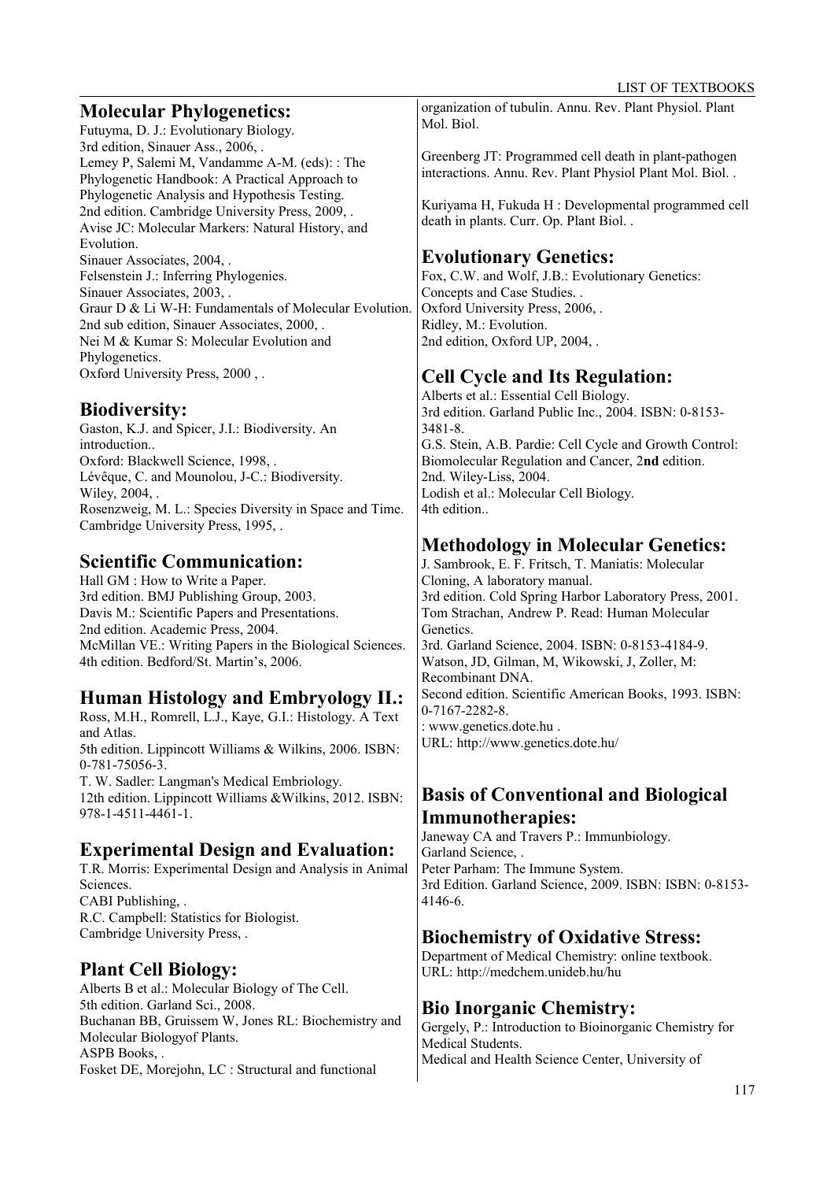## Molecular Phylogenetics:

Futuyma, D. J.: Evolutionary Biology.
3rd edition, Sinauer Ass., 2006, .
Lemey P, Salemi M, Vandamme A-M. (eds): : The Phylogenetic Handbook: A Practical Approach to Phylogenetic Analysis and Hypothesis Testing.
2nd edition. Cambridge University Press, 2009, .
Avise JC: Molecular Markers: Natural History, and Evolution.
Sinauer Associates, 2004, .
Felsenstein J.: Inferring Phylogenies.
Sinauer Associates, 2003, .
Graur D & Li W-H: Fundamentals of Molecular Evolution.
2nd sub edition, Sinauer Associates, 2000, .
Nei M & Kumar S: Molecular Evolution and Phylogenetics.
Oxford University Press, 2000 , .

## Biodiversity:

Gaston, K.J. and Spicer, J.I.: Biodiversity. An introduction..
Oxford: Blackwell Science, 1998, .
Lévêque, C. and Mounolou, J-C.: Biodiversity.
Wiley, 2004, .
Rosenzweig, M. L.: Species Diversity in Space and Time.
Cambridge University Press, 1995, .

## Scientific Communication:

Hall GM : How to Write a Paper.
3rd edition. BMJ Publishing Group, 2003.
Davis M.: Scientific Papers and Presentations.
2nd edition. Academic Press, 2004.
McMillan VE.: Writing Papers in the Biological Sciences.
4th edition. Bedford/St. Martin's, 2006.

## Human Histology and Embryology II.:

Ross, M.H., Romrell, L.J., Kaye, G.I.: Histology. A Text and Atlas.
5th edition. Lippincott Williams & Wilkins, 2006. ISBN: 0-781-75056-3.
T. W. Sadler: Langman's Medical Embriology.
12th edition. Lippincott Williams &Wilkins, 2012. ISBN: 978-1-4511-4461-1.

## Experimental Design and Evaluation:

T.R. Morris: Experimental Design and Analysis in Animal Sciences.
CABI Publishing, .
R.C. Campbell: Statistics for Biologist.
Cambridge University Press, .

## Plant Cell Biology:

Alberts B et al.: Molecular Biology of The Cell.
5th edition. Garland Sci., 2008.
Buchanan BB, Gruissem W, Jones RL: Biochemistry and Molecular Biologyof Plants.
ASPB Books, .
Fosket DE, Morejohn, LC : Structural and functional organization of tubulin. Annu. Rev. Plant Physiol. Plant Mol. Biol.

Greenberg JT: Programmed cell death in plant-pathogen interactions. Annu. Rev. Plant Physiol Plant Mol. Biol. .

Kuriyama H, Fukuda H : Developmental programmed cell death in plants. Curr. Op. Plant Biol. .

## Evolutionary Genetics:

Fox, C.W. and Wolf, J.B.: Evolutionary Genetics: Concepts and Case Studies. .
Oxford University Press, 2006, .
Ridley, M.: Evolution.
2nd edition, Oxford UP, 2004, .

## Cell Cycle and Its Regulation:

Alberts et al.: Essential Cell Biology.
3rd edition. Garland Public Inc., 2004. ISBN: 0-8153-3481-8.
G.S. Stein, A.B. Pardie: Cell Cycle and Growth Control: Biomolecular Regulation and Cancer, 2**nd** edition.
2nd. Wiley-Liss, 2004.
Lodish et al.: Molecular Cell Biology.
4th edition..

## Methodology in Molecular Genetics:

J. Sambrook, E. F. Fritsch, T. Maniatis: Molecular Cloning, A laboratory manual.
3rd edition. Cold Spring Harbor Laboratory Press, 2001.
Tom Strachan, Andrew P. Read: Human Molecular Genetics.
3rd. Garland Science, 2004. ISBN: 0-8153-4184-9.
Watson, JD, Gilman, M, Wikowski, J, Zoller, M: Recombinant DNA.
Second edition. Scientific American Books, 1993. ISBN: 0-7167-2282-8.
: www.genetics.dote.hu .
URL: http://www.genetics.dote.hu/

## Basis of Conventional and Biological Immunotherapies:

Janeway CA and Travers P.: Immunbiology.
Garland Science, .
Peter Parham: The Immune System.
3rd Edition. Garland Science, 2009. ISBN: ISBN: 0-8153-4146-6.

## Biochemistry of Oxidative Stress:

Department of Medical Chemistry: online textbook.
URL: http://medchem.unideb.hu/hu

## Bio Inorganic Chemistry:

Gergely, P.: Introduction to Bioinorganic Chemistry for Medical Students.
Medical and Health Science Center, University of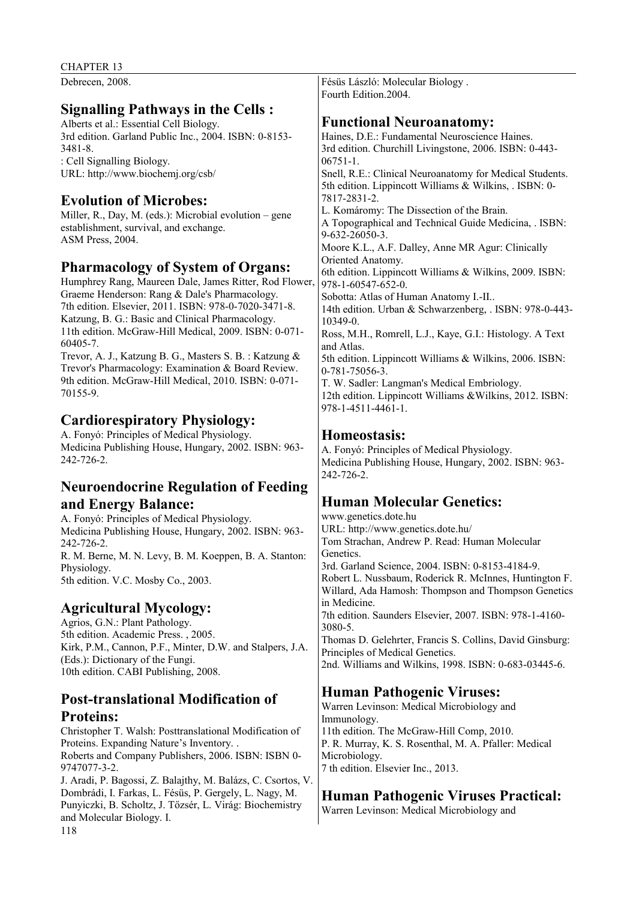Debrecen, 2008.

## Signalling Pathways in the Cells :

Alberts et al.: Essential Cell Biology.
3rd edition. Garland Public Inc., 2004. ISBN: 0-8153-3481-8.
: Cell Signalling Biology.
URL: http://www.biochemj.org/csb/

## Evolution of Microbes:

Miller, R., Day, M. (eds.): Microbial evolution – gene establishment, survival, and exchange.
ASM Press, 2004.

## Pharmacology of System of Organs:

Humphrey Rang, Maureen Dale, James Ritter, Rod Flower, Graeme Henderson: Rang & Dale's Pharmacology.
7th edition. Elsevier, 2011. ISBN: 978-0-7020-3471-8.
Katzung, B. G.: Basic and Clinical Pharmacology.
11th edition. McGraw-Hill Medical, 2009. ISBN: 0-071-60405-7.
Trevor, A. J., Katzung B. G., Masters S. B. : Katzung & Trevor's Pharmacology: Examination & Board Review.
9th edition. McGraw-Hill Medical, 2010. ISBN: 0-071-70155-9.

## Cardiorespiratory Physiology:

A. Fonyó: Principles of Medical Physiology.
Medicina Publishing House, Hungary, 2002. ISBN: 963-242-726-2.

## Neuroendocrine Regulation of Feeding and Energy Balance:

A. Fonyó: Principles of Medical Physiology.
Medicina Publishing House, Hungary, 2002. ISBN: 963-242-726-2.
R. M. Berne, M. N. Levy, B. M. Koeppen, B. A. Stanton: Physiology.
5th edition. V.C. Mosby Co., 2003.

## Agricultural Mycology:

Agrios, G.N.: Plant Pathology.
5th edition. Academic Press. , 2005.
Kirk, P.M., Cannon, P.F., Minter, D.W. and Stalpers, J.A. (Eds.): Dictionary of the Fungi.
10th edition. CABI Publishing, 2008.

## Post-translational Modification of Proteins:

Christopher T. Walsh: Posttranslational Modification of Proteins. Expanding Nature's Inventory. .
Roberts and Company Publishers, 2006. ISBN: ISBN 0-9747077-3-2.
J. Aradi, P. Bagossi, Z. Balajthy, M. Balázs, C. Csortos, V. Dombrádi, I. Farkas, L. Fésüs, P. Gergely, L. Nagy, M. Punyiczki, B. Scholtz, J. Tőzsér, L. Virág: Biochemistry and Molecular Biology. I.
Fésüs László: Molecular Biology .
Fourth Edition.2004.

## Functional Neuroanatomy:

Haines, D.E.: Fundamental Neuroscience Haines.
3rd edition. Churchill Livingstone, 2006. ISBN: 0-443-06751-1.
Snell, R.E.: Clinical Neuroanatomy for Medical Students.
5th edition. Lippincott Williams & Wilkins, . ISBN: 0-7817-2831-2.
L. Komáromy: The Dissection of the Brain.
A Topographical and Technical Guide Medicina, . ISBN: 9-632-26050-3.
Moore K.L., A.F. Dalley, Anne MR Agur: Clinically Oriented Anatomy.
6th edition. Lippincott Williams & Wilkins, 2009. ISBN: 978-1-60547-652-0.
Sobotta: Atlas of Human Anatomy I.-II..
14th edition. Urban & Schwarzenberg, . ISBN: 978-0-443-10349-0.
Ross, M.H., Romrell, L.J., Kaye, G.I.: Histology. A Text and Atlas.
5th edition. Lippincott Williams & Wilkins, 2006. ISBN: 0-781-75056-3.
T. W. Sadler: Langman's Medical Embriology.
12th edition. Lippincott Williams &Wilkins, 2012. ISBN: 978-1-4511-4461-1.

## Homeostasis:

A. Fonyó: Principles of Medical Physiology.
Medicina Publishing House, Hungary, 2002. ISBN: 963-242-726-2.

## Human Molecular Genetics:

www.genetics.dote.hu
URL: http://www.genetics.dote.hu/
Tom Strachan, Andrew P. Read: Human Molecular Genetics.
3rd. Garland Science, 2004. ISBN: 0-8153-4184-9.
Robert L. Nussbaum, Roderick R. McInnes, Huntington F. Willard, Ada Hamosh: Thompson and Thompson Genetics in Medicine.
7th edition. Saunders Elsevier, 2007. ISBN: 978-1-4160-3080-5.
Thomas D. Gelehrter, Francis S. Collins, David Ginsburg: Principles of Medical Genetics.
2nd. Williams and Wilkins, 1998. ISBN: 0-683-03445-6.

## Human Pathogenic Viruses:

Warren Levinson: Medical Microbiology and Immunology.
11th edition. The McGraw-Hill Comp, 2010.
P. R. Murray, K. S. Rosenthal, M. A. Pfaller: Medical Microbiology.
7 th edition. Elsevier Inc., 2013.

## Human Pathogenic Viruses Practical:

Warren Levinson: Medical Microbiology and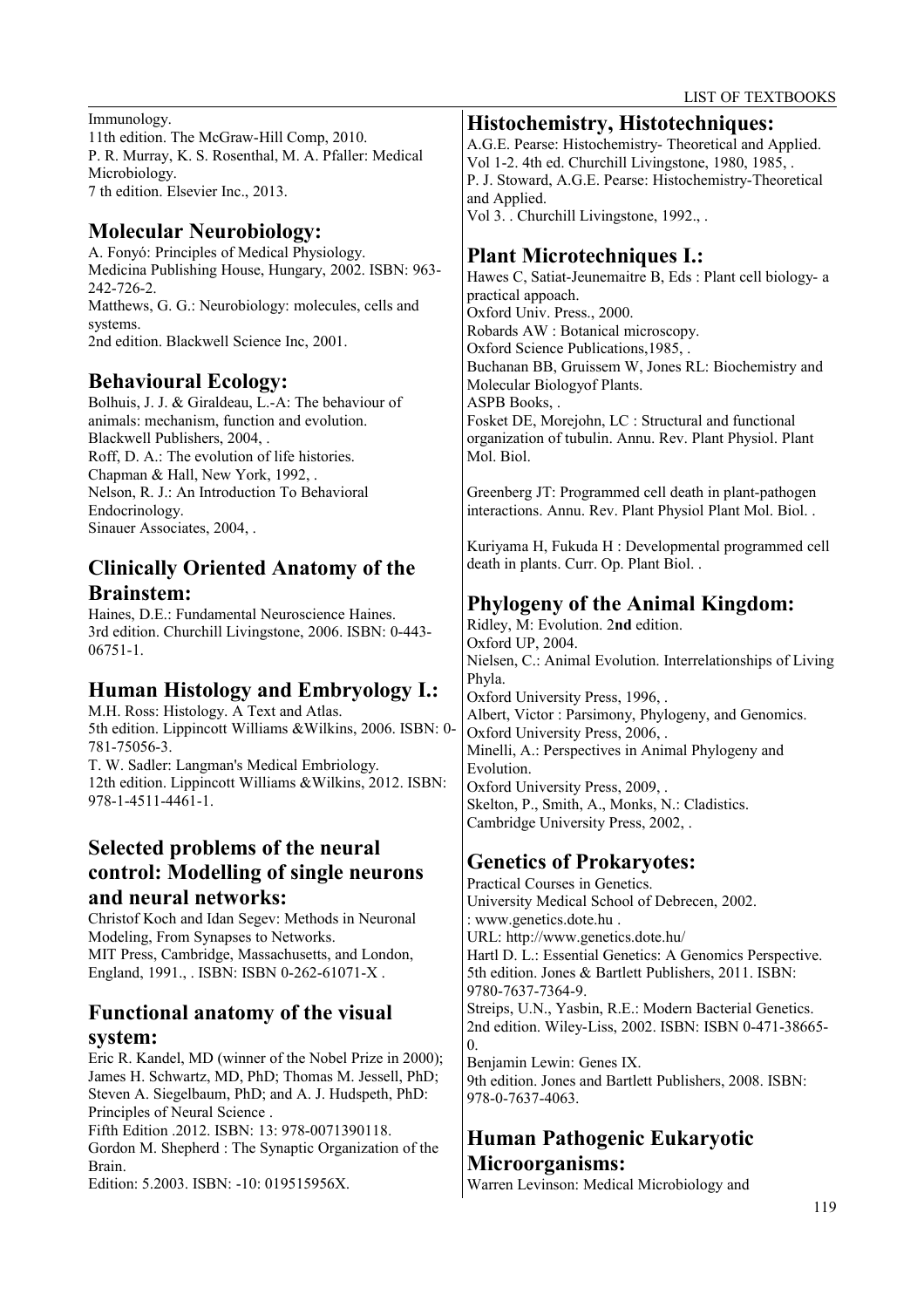Immunology.
11th edition. The McGraw-Hill Comp, 2010.
P. R. Murray, K. S. Rosenthal, M. A. Pfaller: Medical Microbiology.
7 th edition. Elsevier Inc., 2013.

## Molecular Neurobiology:

A. Fonyó: Principles of Medical Physiology.
Medicina Publishing House, Hungary, 2002. ISBN: 963-242-726-2.
Matthews, G. G.: Neurobiology: molecules, cells and systems.
2nd edition. Blackwell Science Inc, 2001.

## Behavioural Ecology:

Bolhuis, J. J. & Giraldeau, L.-A: The behaviour of animals: mechanism, function and evolution.
Blackwell Publishers, 2004, .
Roff, D. A.: The evolution of life histories.
Chapman & Hall, New York, 1992, .
Nelson, R. J.: An Introduction To Behavioral Endocrinology.
Sinauer Associates, 2004, .

## Clinically Oriented Anatomy of the Brainstem:

Haines, D.E.: Fundamental Neuroscience Haines.
3rd edition. Churchill Livingstone, 2006. ISBN: 0-443-06751-1.

## Human Histology and Embryology I.:

M.H. Ross: Histology. A Text and Atlas.
5th edition. Lippincott Williams &Wilkins, 2006. ISBN: 0-781-75056-3.
T. W. Sadler: Langman's Medical Embriology.
12th edition. Lippincott Williams &Wilkins, 2012. ISBN: 978-1-4511-4461-1.

## Selected problems of the neural control: Modelling of single neurons and neural networks:

Christof Koch and Idan Segev: Methods in Neuronal Modeling, From Synapses to Networks.
MIT Press, Cambridge, Massachusetts, and London, England, 1991., . ISBN: ISBN 0-262-61071-X .

## Functional anatomy of the visual system:

Eric R. Kandel, MD (winner of the Nobel Prize in 2000); James H. Schwartz, MD, PhD; Thomas M. Jessell, PhD; Steven A. Siegelbaum, PhD; and A. J. Hudspeth, PhD: Principles of Neural Science .
Fifth Edition .2012. ISBN: 13: 978-0071390118.
Gordon M. Shepherd : The Synaptic Organization of the Brain.
Edition: 5.2003. ISBN: -10: 019515956X.

## Histochemistry, Histotechniques:

A.G.E. Pearse: Histochemistry- Theoretical and Applied.
Vol 1-2. 4th ed. Churchill Livingstone, 1980, 1985, .
P. J. Stoward, A.G.E. Pearse: Histochemistry-Theoretical and Applied.
Vol 3. . Churchill Livingstone, 1992., .

## Plant Microtechniques I.:

Hawes C, Satiat-Jeunemaitre B, Eds : Plant cell biology- a practical appoach.
Oxford Univ. Press., 2000.
Robards AW : Botanical microscopy.
Oxford Science Publications,1985, .
Buchanan BB, Gruissem W, Jones RL: Biochemistry and Molecular Biologyof Plants.
ASPB Books, .
Fosket DE, Morejohn, LC : Structural and functional organization of tubulin. Annu. Rev. Plant Physiol. Plant Mol. Biol.

Greenberg JT: Programmed cell death in plant-pathogen interactions. Annu. Rev. Plant Physiol Plant Mol. Biol. .

Kuriyama H, Fukuda H : Developmental programmed cell death in plants. Curr. Op. Plant Biol. .

## Phylogeny of the Animal Kingdom:

Ridley, M: Evolution. 2**nd** edition.
Oxford UP, 2004.
Nielsen, C.: Animal Evolution. Interrelationships of Living Phyla.
Oxford University Press, 1996, .
Albert, Victor : Parsimony, Phylogeny, and Genomics.
Oxford University Press, 2006, .
Minelli, A.: Perspectives in Animal Phylogeny and Evolution.
Oxford University Press, 2009, .
Skelton, P., Smith, A., Monks, N.: Cladistics.
Cambridge University Press, 2002, .

## Genetics of Prokaryotes:

Practical Courses in Genetics.
University Medical School of Debrecen, 2002.
: www.genetics.dote.hu .
URL: http://www.genetics.dote.hu/
Hartl D. L.: Essential Genetics: A Genomics Perspective.
5th edition. Jones & Bartlett Publishers, 2011. ISBN: 9780-7637-7364-9.
Streips, U.N., Yasbin, R.E.: Modern Bacterial Genetics.
2nd edition. Wiley-Liss, 2002. ISBN: ISBN 0-471-38665-0.
Benjamin Lewin: Genes IX.
9th edition. Jones and Bartlett Publishers, 2008. ISBN: 978-0-7637-4063.

## Human Pathogenic Eukaryotic Microorganisms:

Warren Levinson: Medical Microbiology and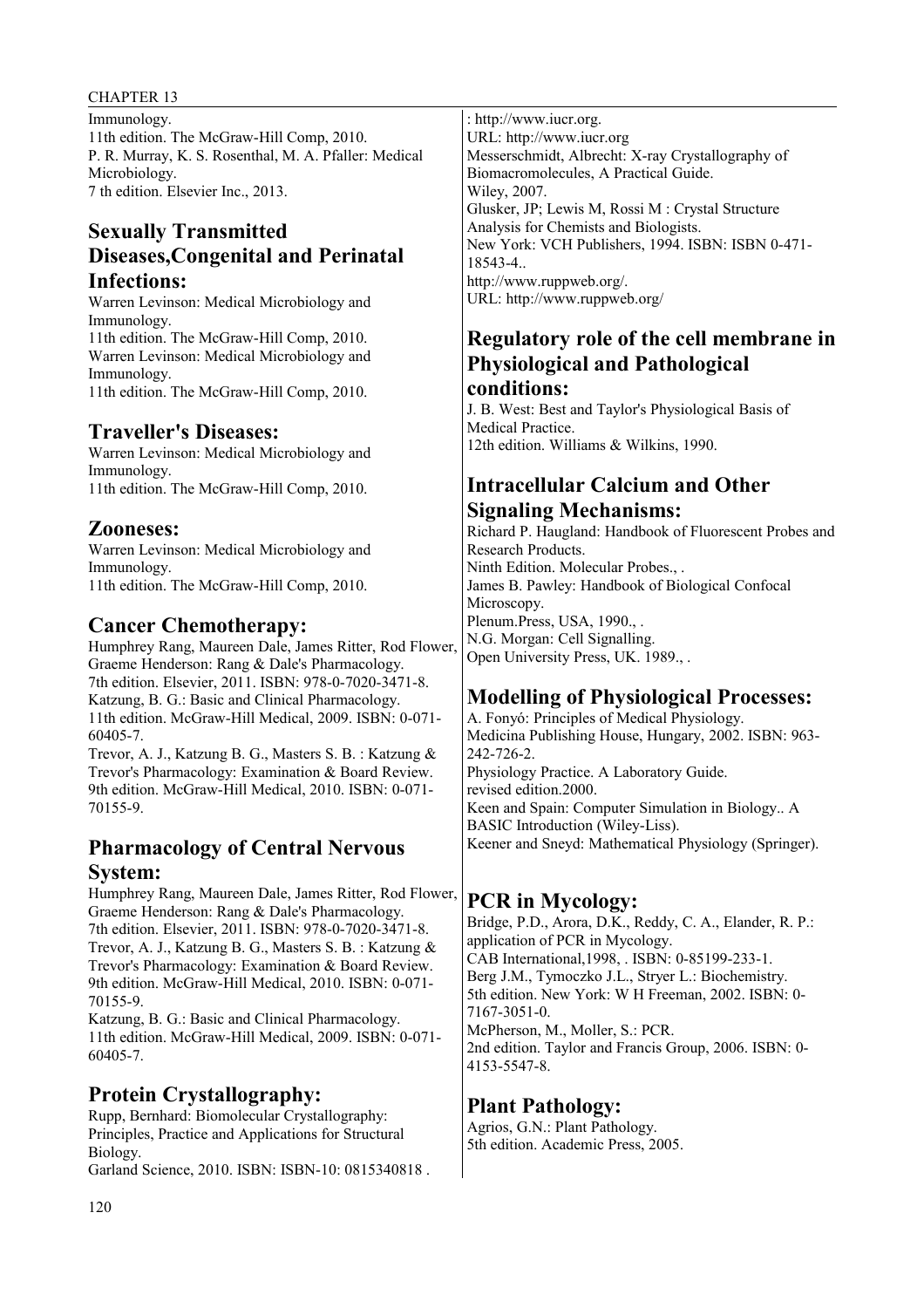Immunology.
11th edition. The McGraw-Hill Comp, 2010.
P. R. Murray, K. S. Rosenthal, M. A. Pfaller: Medical Microbiology.
7 th edition. Elsevier Inc., 2013.

## Sexually Transmitted Diseases,Congenital and Perinatal Infections:

Warren Levinson: Medical Microbiology and Immunology.
11th edition. The McGraw-Hill Comp, 2010.
Warren Levinson: Medical Microbiology and Immunology.
11th edition. The McGraw-Hill Comp, 2010.

## Traveller's Diseases:

Warren Levinson: Medical Microbiology and Immunology.
11th edition. The McGraw-Hill Comp, 2010.

## Zooneses:

Warren Levinson: Medical Microbiology and Immunology.
11th edition. The McGraw-Hill Comp, 2010.

## Cancer Chemotherapy:

Humphrey Rang, Maureen Dale, James Ritter, Rod Flower, Graeme Henderson: Rang & Dale's Pharmacology.
7th edition. Elsevier, 2011. ISBN: 978-0-7020-3471-8.
Katzung, B. G.: Basic and Clinical Pharmacology.
11th edition. McGraw-Hill Medical, 2009. ISBN: 0-071-60405-7.
Trevor, A. J., Katzung B. G., Masters S. B. : Katzung & Trevor's Pharmacology: Examination & Board Review.
9th edition. McGraw-Hill Medical, 2010. ISBN: 0-071-70155-9.

## Pharmacology of Central Nervous System:

Humphrey Rang, Maureen Dale, James Ritter, Rod Flower, Graeme Henderson: Rang & Dale's Pharmacology.
7th edition. Elsevier, 2011. ISBN: 978-0-7020-3471-8.
Trevor, A. J., Katzung B. G., Masters S. B. : Katzung & Trevor's Pharmacology: Examination & Board Review.
9th edition. McGraw-Hill Medical, 2010. ISBN: 0-071-70155-9.
Katzung, B. G.: Basic and Clinical Pharmacology.
11th edition. McGraw-Hill Medical, 2009. ISBN: 0-071-60405-7.

## Protein Crystallography:

Rupp, Bernhard: Biomolecular Crystallography: Principles, Practice and Applications for Structural Biology.
Garland Science, 2010. ISBN: ISBN-10: 0815340818 .
: http://www.iucr.org.
URL: http://www.iucr.org
Messerschmidt, Albrecht: X-ray Crystallography of Biomacromolecules, A Practical Guide.
Wiley, 2007.
Glusker, JP; Lewis M, Rossi M : Crystal Structure Analysis for Chemists and Biologists.
New York: VCH Publishers, 1994. ISBN: ISBN 0-471-18543-4..
http://www.ruppweb.org/.
URL: http://www.ruppweb.org/

## Regulatory role of the cell membrane in Physiological and Pathological conditions:

J. B. West: Best and Taylor's Physiological Basis of Medical Practice.
12th edition. Williams & Wilkins, 1990.

## Intracellular Calcium and Other Signaling Mechanisms:

Richard P. Haugland: Handbook of Fluorescent Probes and Research Products.
Ninth Edition. Molecular Probes., .
James B. Pawley: Handbook of Biological Confocal Microscopy.
Plenum.Press, USA, 1990., .
N.G. Morgan: Cell Signalling.
Open University Press, UK. 1989., .

## Modelling of Physiological Processes:

A. Fonyó: Principles of Medical Physiology.
Medicina Publishing House, Hungary, 2002. ISBN: 963-242-726-2.
Physiology Practice. A Laboratory Guide.
revised edition.2000.
Keen and Spain: Computer Simulation in Biology.. A BASIC Introduction (Wiley-Liss).
Keener and Sneyd: Mathematical Physiology (Springer).

## PCR in Mycology:

Bridge, P.D., Arora, D.K., Reddy, C. A., Elander, R. P.: application of PCR in Mycology.
CAB International,1998, . ISBN: 0-85199-233-1.
Berg J.M., Tymoczko J.L., Stryer L.: Biochemistry.
5th edition. New York: W H Freeman, 2002. ISBN: 0-7167-3051-0.
McPherson, M., Moller, S.: PCR.
2nd edition. Taylor and Francis Group, 2006. ISBN: 0-4153-5547-8.

## Plant Pathology:

Agrios, G.N.: Plant Pathology.
5th edition. Academic Press, 2005.